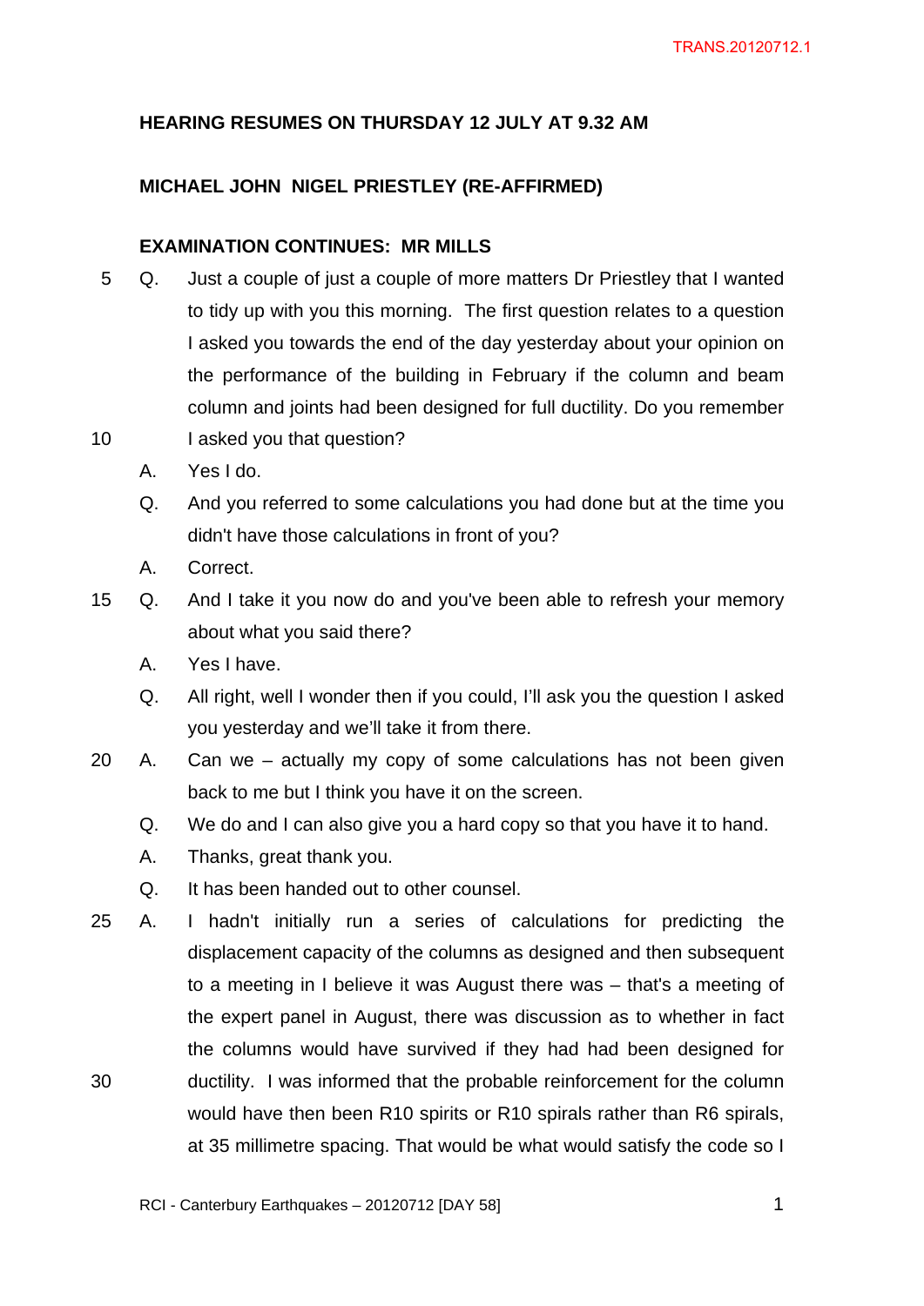**HEARING RESUMES ON THURSDAY 12 JULY AT 9.32 AM**

**MICHAEL JOHN NIGEL PRIESTLEY (RE-AFFIRMED)**

**EXAMINATION CONTINUES: MR MILLS**

Q. Just a couple of just a couple of more matters Dr Priestley that I wanted to tidy up with you this morning. The first question relates to a question I asked you towards the end of the day yesterday about your opinion on the performance of the building in February if the column and beam column and joints had been designed for full ductility. Do you remember I asked you that question?

A. Yes I do.

Q. And you referred to some calculations you had done but at the time you didn't have those calculations in front of you?

A. Correct.

Q. And I take it you now do and you've been able to refresh your memory about what you said there?

A. Yes I have.

Q. All right, well I wonder then if you could, I'll ask you the question I asked you yesterday and we'll take it from there.

A. Can we – actually my copy of some calculations has not been given back to me but I think you have it on the screen.

Q. We do and I can also give you a hard copy so that you have it to hand.

A. Thanks, great thank you.

Q. It has been handed out to other counsel.

A. I hadn't initially run a series of calculations for predicting the displacement capacity of the columns as designed and then subsequent to a meeting in I believe it was August there was – that's a meeting of the expert panel in August, there was discussion as to whether in fact the columns would have survived if they had had been designed for ductility. I was informed that the probable reinforcement for the column would have then been R10 spirits or R10 spirals rather than R6 spirals, at 35 millimetre spacing. That would be what would satisfy the code so I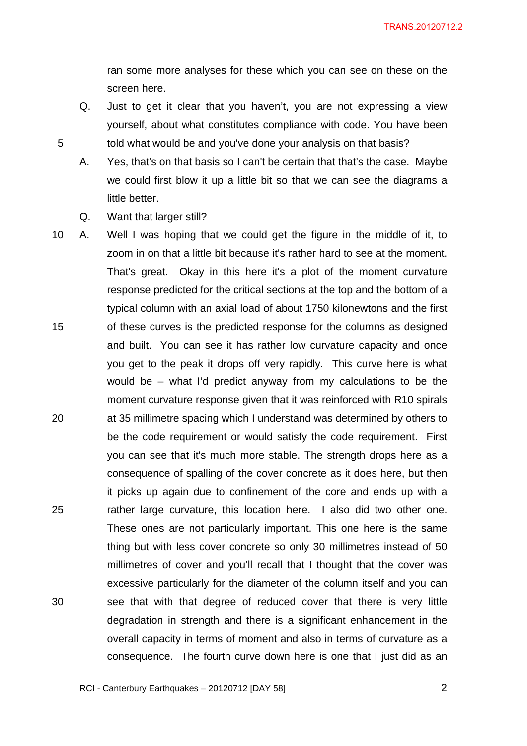ran some more analyses for these which you can see on these on the screen here.

Q. Just to get it clear that you haven't, you are not expressing a view yourself, about what constitutes compliance with code. You have been told what would be and you've done your analysis on that basis?

A. Yes, that's on that basis so I can't be certain that that's the case. Maybe we could first blow it up a little bit so that we can see the diagrams a little better.

Q. Want that larger still?

A. Well I was hoping that we could get the figure in the middle of it, to zoom in on that a little bit because it's rather hard to see at the moment. That's great. Okay in this here it's a plot of the moment curvature response predicted for the critical sections at the top and the bottom of a typical column with an axial load of about 1750 kilonewtons and the first of these curves is the predicted response for the columns as designed and built. You can see it has rather low curvature capacity and once you get to the peak it drops off very rapidly. This curve here is what would be – what I'd predict anyway from my calculations to be the moment curvature response given that it was reinforced with R10 spirals at 35 millimetre spacing which I understand was determined by others to be the code requirement or would satisfy the code requirement. First you can see that it's much more stable. The strength drops here as a consequence of spalling of the cover concrete as it does here, but then it picks up again due to confinement of the core and ends up with a rather large curvature, this location here. I also did two other one. These ones are not particularly important. This one here is the same thing but with less cover concrete so only 30 millimetres instead of 50 millimetres of cover and you'll recall that I thought that the cover was excessive particularly for the diameter of the column itself and you can see that with that degree of reduced cover that there is very little degradation in strength and there is a significant enhancement in the overall capacity in terms of moment and also in terms of curvature as a consequence. The fourth curve down here is one that I just did as an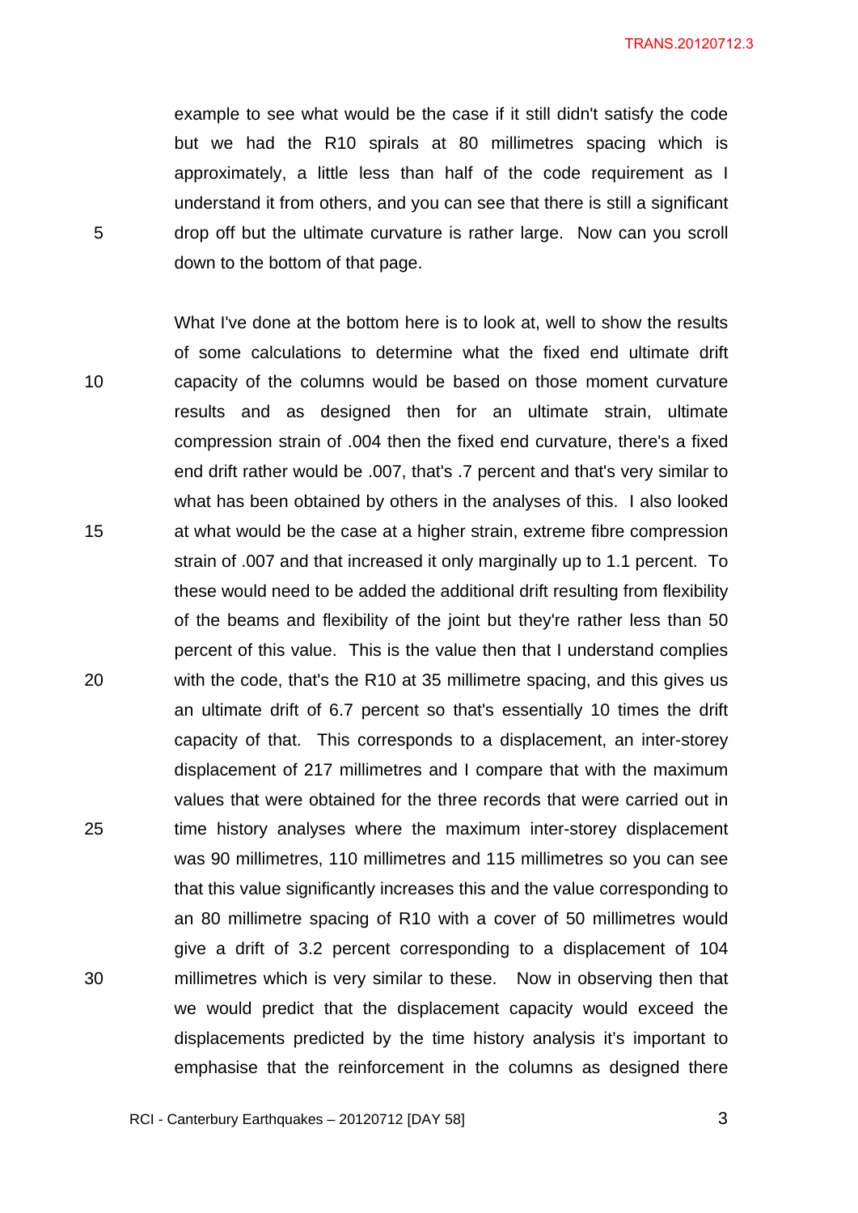example to see what would be the case if it still didn't satisfy the code but we had the R10 spirals at 80 millimetres spacing which is approximately, a little less than half of the code requirement as I understand it from others, and you can see that there is still a significant drop off but the ultimate curvature is rather large. Now can you scroll down to the bottom of that page.

What I've done at the bottom here is to look at, well to show the results of some calculations to determine what the fixed end ultimate drift capacity of the columns would be based on those moment curvature results and as designed then for an ultimate strain, ultimate compression strain of .004 then the fixed end curvature, there's a fixed end drift rather would be .007, that's .7 percent and that's very similar to what has been obtained by others in the analyses of this. I also looked at what would be the case at a higher strain, extreme fibre compression strain of .007 and that increased it only marginally up to 1.1 percent. To these would need to be added the additional drift resulting from flexibility of the beams and flexibility of the joint but they're rather less than 50 percent of this value. This is the value then that I understand complies with the code, that's the R10 at 35 millimetre spacing, and this gives us an ultimate drift of 6.7 percent so that's essentially 10 times the drift capacity of that. This corresponds to a displacement, an inter-storey displacement of 217 millimetres and I compare that with the maximum values that were obtained for the three records that were carried out in time history analyses where the maximum inter-storey displacement was 90 millimetres, 110 millimetres and 115 millimetres so you can see that this value significantly increases this and the value corresponding to an 80 millimetre spacing of R10 with a cover of 50 millimetres would give a drift of 3.2 percent corresponding to a displacement of 104 millimetres which is very similar to these. Now in observing then that we would predict that the displacement capacity would exceed the displacements predicted by the time history analysis it's important to emphasise that the reinforcement in the columns as designed there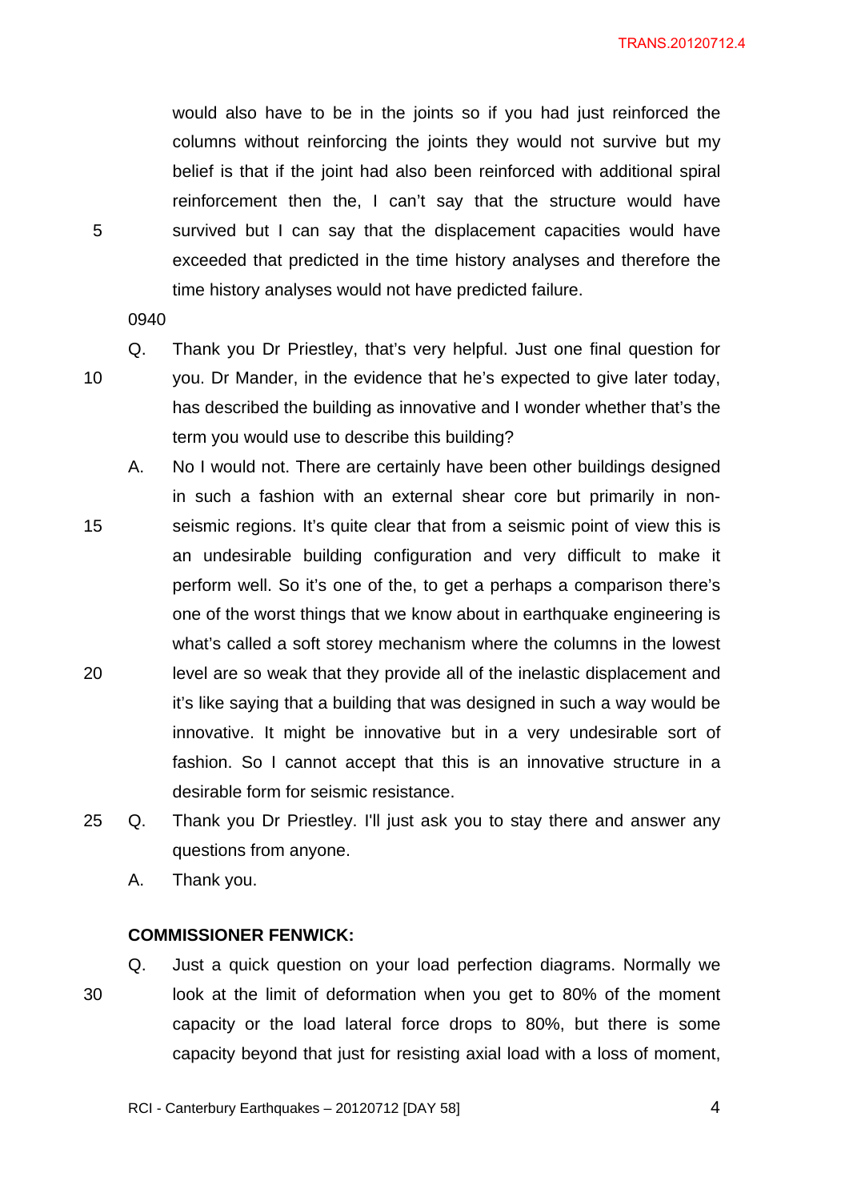would also have to be in the joints so if you had just reinforced the columns without reinforcing the joints they would not survive but my belief is that if the joint had also been reinforced with additional spiral reinforcement then the, I can't say that the structure would have survived but I can say that the displacement capacities would have exceeded that predicted in the time history analyses and therefore the time history analyses would not have predicted failure.

0940

Q. Thank you Dr Priestley, that's very helpful. Just one final question for you. Dr Mander, in the evidence that he's expected to give later today, has described the building as innovative and I wonder whether that's the term you would use to describe this building?

A. No I would not. There are certainly have been other buildings designed in such a fashion with an external shear core but primarily in non-seismic regions. It's quite clear that from a seismic point of view this is an undesirable building configuration and very difficult to make it perform well. So it's one of the, to get a perhaps a comparison there's one of the worst things that we know about in earthquake engineering is what's called a soft storey mechanism where the columns in the lowest level are so weak that they provide all of the inelastic displacement and it's like saying that a building that was designed in such a way would be innovative. It might be innovative but in a very undesirable sort of fashion. So I cannot accept that this is an innovative structure in a desirable form for seismic resistance.

Q. Thank you Dr Priestley. I'll just ask you to stay there and answer any questions from anyone.

A. Thank you.

**COMMISSIONER FENWICK:**

Q. Just a quick question on your load perfection diagrams. Normally we look at the limit of deformation when you get to 80% of the moment capacity or the load lateral force drops to 80%, but there is some capacity beyond that just for resisting axial load with a loss of moment,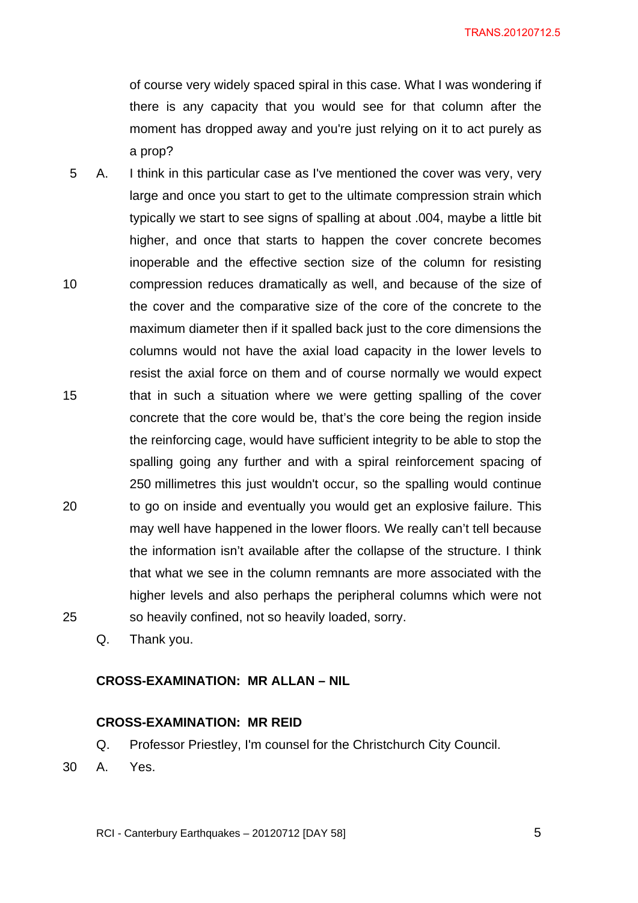of course very widely spaced spiral in this case. What I was wondering if there is any capacity that you would see for that column after the moment has dropped away and you're just relying on it to act purely as a prop?

A. I think in this particular case as I've mentioned the cover was very, very large and once you start to get to the ultimate compression strain which typically we start to see signs of spalling at about .004, maybe a little bit higher, and once that starts to happen the cover concrete becomes inoperable and the effective section size of the column for resisting compression reduces dramatically as well, and because of the size of the cover and the comparative size of the core of the concrete to the maximum diameter then if it spalled back just to the core dimensions the columns would not have the axial load capacity in the lower levels to resist the axial force on them and of course normally we would expect that in such a situation where we were getting spalling of the cover concrete that the core would be, that's the core being the region inside the reinforcing cage, would have sufficient integrity to be able to stop the spalling going any further and with a spiral reinforcement spacing of 250 millimetres this just wouldn't occur, so the spalling would continue to go on inside and eventually you would get an explosive failure. This may well have happened in the lower floors. We really can't tell because the information isn't available after the collapse of the structure. I think that what we see in the column remnants are more associated with the higher levels and also perhaps the peripheral columns which were not so heavily confined, not so heavily loaded, sorry.

Q. Thank you.

**CROSS-EXAMINATION: MR ALLAN – NIL**

**CROSS-EXAMINATION: MR REID**

Q. Professor Priestley, I'm counsel for the Christchurch City Council.

A. Yes.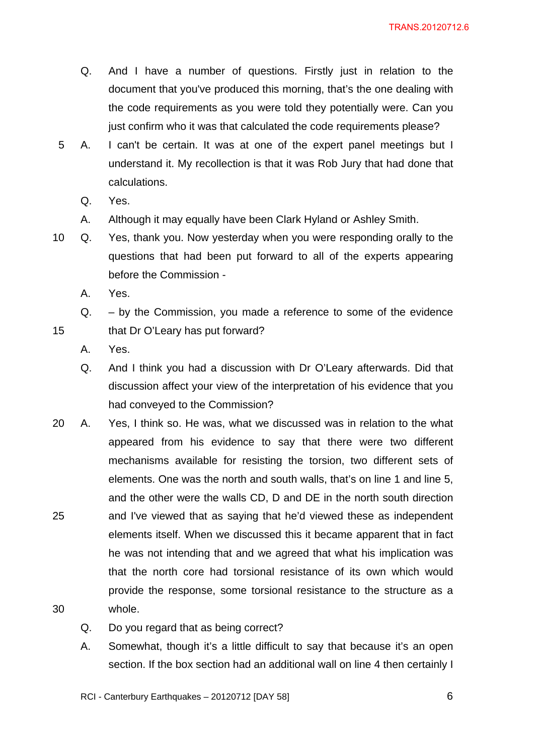Q. And I have a number of questions. Firstly just in relation to the document that you've produced this morning, that's the one dealing with the code requirements as you were told they potentially were. Can you just confirm who it was that calculated the code requirements please?

A. I can't be certain. It was at one of the expert panel meetings but I understand it. My recollection is that it was Rob Jury that had done that calculations.

Q. Yes.

A. Although it may equally have been Clark Hyland or Ashley Smith.

Q. Yes, thank you. Now yesterday when you were responding orally to the questions that had been put forward to all of the experts appearing before the Commission -

A. Yes.

Q. – by the Commission, you made a reference to some of the evidence that Dr O'Leary has put forward?

A. Yes.

Q. And I think you had a discussion with Dr O'Leary afterwards. Did that discussion affect your view of the interpretation of his evidence that you had conveyed to the Commission?

A. Yes, I think so. He was, what we discussed was in relation to the what appeared from his evidence to say that there were two different mechanisms available for resisting the torsion, two different sets of elements. One was the north and south walls, that's on line 1 and line 5, and the other were the walls CD, D and DE in the north south direction and I've viewed that as saying that he'd viewed these as independent elements itself. When we discussed this it became apparent that in fact he was not intending that and we agreed that what his implication was that the north core had torsional resistance of its own which would provide the response, some torsional resistance to the structure as a whole.

Q. Do you regard that as being correct?

A. Somewhat, though it's a little difficult to say that because it's an open section. If the box section had an additional wall on line 4 then certainly I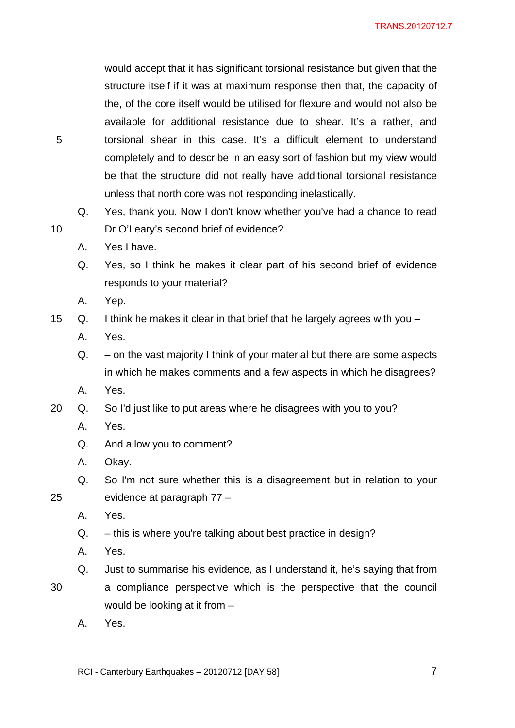would accept that it has significant torsional resistance but given that the structure itself if it was at maximum response then that, the capacity of the, of the core itself would be utilised for flexure and would not also be available for additional resistance due to shear. It's a rather, and torsional shear in this case. It's a difficult element to understand completely and to describe in an easy sort of fashion but my view would be that the structure did not really have additional torsional resistance unless that north core was not responding inelastically.

Q. Yes, thank you. Now I don't know whether you've had a chance to read Dr O'Leary's second brief of evidence?

A. Yes I have.

Q. Yes, so I think he makes it clear part of his second brief of evidence responds to your material?

A. Yep.

Q. I think he makes it clear in that brief that he largely agrees with you –

A. Yes.

Q. – on the vast majority I think of your material but there are some aspects in which he makes comments and a few aspects in which he disagrees?

A. Yes.

Q. So I'd just like to put areas where he disagrees with you to you?

A. Yes.

Q. And allow you to comment?

A. Okay.

Q. So I'm not sure whether this is a disagreement but in relation to your evidence at paragraph 77 –

A. Yes.

Q. – this is where you're talking about best practice in design?

A. Yes.

Q. Just to summarise his evidence, as I understand it, he's saying that from a compliance perspective which is the perspective that the council would be looking at it from –

A. Yes.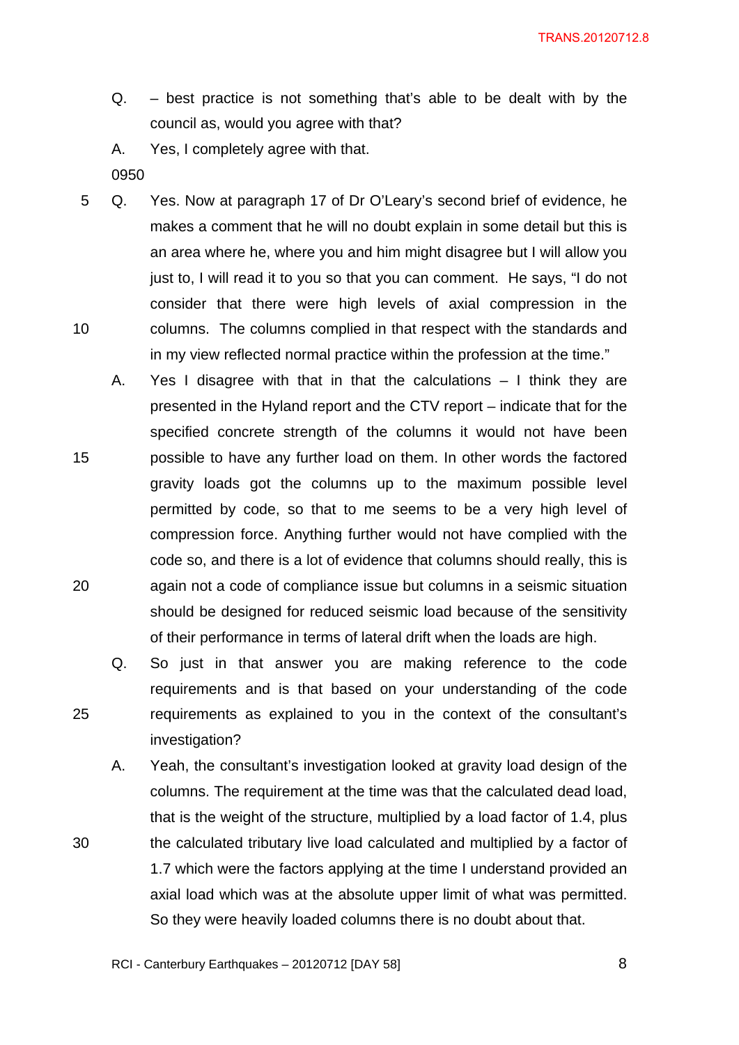Q. – best practice is not something that's able to be dealt with by the council as, would you agree with that?

A. Yes, I completely agree with that.

0950

Q. Yes. Now at paragraph 17 of Dr O'Leary's second brief of evidence, he makes a comment that he will no doubt explain in some detail but this is an area where he, where you and him might disagree but I will allow you just to, I will read it to you so that you can comment. He says, "I do not consider that there were high levels of axial compression in the columns. The columns complied in that respect with the standards and in my view reflected normal practice within the profession at the time."

A. Yes I disagree with that in that the calculations – I think they are presented in the Hyland report and the CTV report – indicate that for the specified concrete strength of the columns it would not have been possible to have any further load on them. In other words the factored gravity loads got the columns up to the maximum possible level permitted by code, so that to me seems to be a very high level of compression force. Anything further would not have complied with the code so, and there is a lot of evidence that columns should really, this is again not a code of compliance issue but columns in a seismic situation should be designed for reduced seismic load because of the sensitivity of their performance in terms of lateral drift when the loads are high.

Q. So just in that answer you are making reference to the code requirements and is that based on your understanding of the code requirements as explained to you in the context of the consultant's investigation?

A. Yeah, the consultant's investigation looked at gravity load design of the columns. The requirement at the time was that the calculated dead load, that is the weight of the structure, multiplied by a load factor of 1.4, plus the calculated tributary live load calculated and multiplied by a factor of 1.7 which were the factors applying at the time I understand provided an axial load which was at the absolute upper limit of what was permitted. So they were heavily loaded columns there is no doubt about that.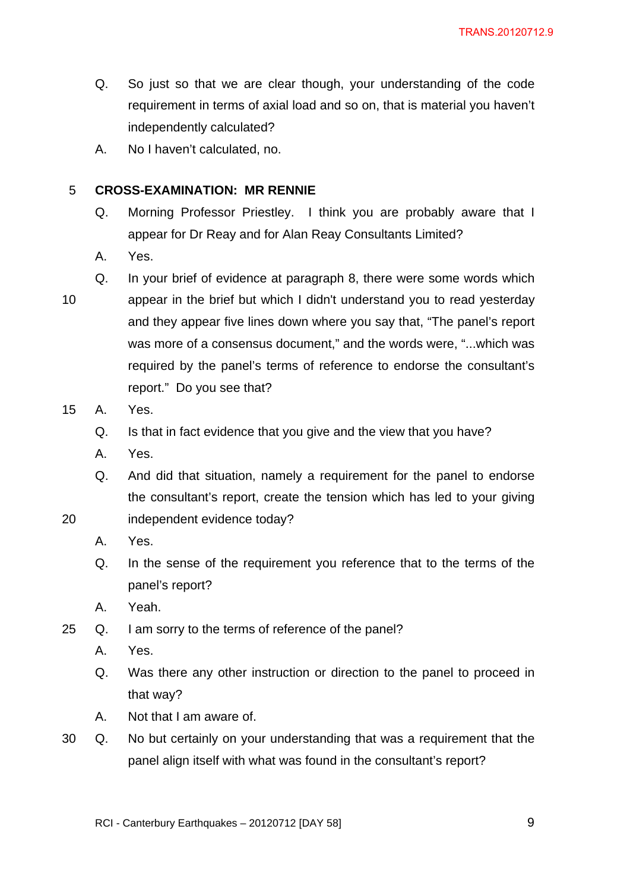Q. So just so that we are clear though, your understanding of the code requirement in terms of axial load and so on, that is material you haven't independently calculated?

A. No I haven't calculated, no.

5 **CROSS-EXAMINATION: MR RENNIE**

Q. Morning Professor Priestley. I think you are probably aware that I appear for Dr Reay and for Alan Reay Consultants Limited?

A. Yes.

Q. In your brief of evidence at paragraph 8, there were some words which

10 appear in the brief but which I didn't understand you to read yesterday and they appear five lines down where you say that, "The panel's report was more of a consensus document," and the words were, "...which was required by the panel's terms of reference to endorse the consultant's report." Do you see that?

15 A. Yes.

Q. Is that in fact evidence that you give and the view that you have?

A. Yes.

Q. And did that situation, namely a requirement for the panel to endorse the consultant's report, create the tension which has led to your giving

20 independent evidence today?

A. Yes.

Q. In the sense of the requirement you reference that to the terms of the panel's report?

A. Yeah.

25 Q. I am sorry to the terms of reference of the panel?

A. Yes.

Q. Was there any other instruction or direction to the panel to proceed in that way?

A. Not that I am aware of.

30 Q. No but certainly on your understanding that was a requirement that the panel align itself with what was found in the consultant's report?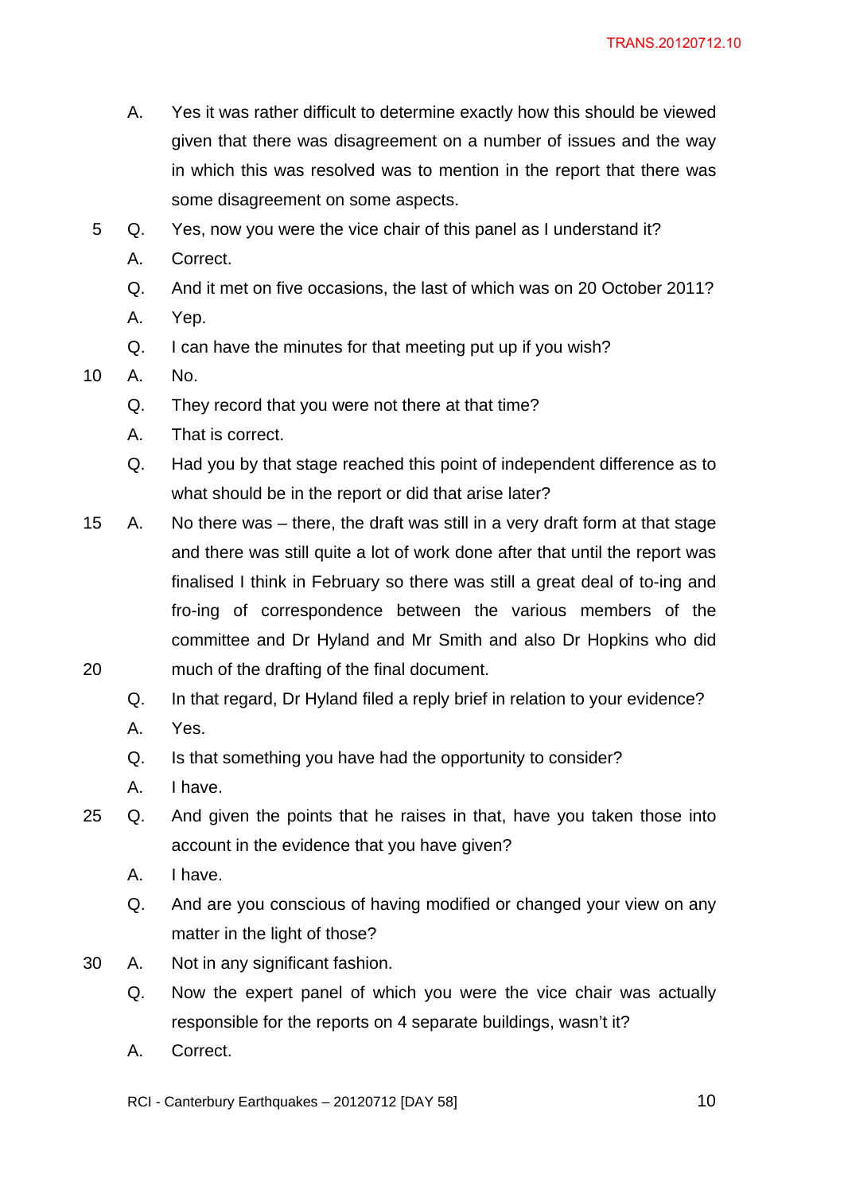A. Yes it was rather difficult to determine exactly how this should be viewed given that there was disagreement on a number of issues and the way in which this was resolved was to mention in the report that there was some disagreement on some aspects.

Q. Yes, now you were the vice chair of this panel as I understand it?

A. Correct.

Q. And it met on five occasions, the last of which was on 20 October 2011?

A. Yep.

Q. I can have the minutes for that meeting put up if you wish?

A. No.

Q. They record that you were not there at that time?

A. That is correct.

Q. Had you by that stage reached this point of independent difference as to what should be in the report or did that arise later?

A. No there was – there, the draft was still in a very draft form at that stage and there was still quite a lot of work done after that until the report was finalised I think in February so there was still a great deal of to-ing and fro-ing of correspondence between the various members of the committee and Dr Hyland and Mr Smith and also Dr Hopkins who did much of the drafting of the final document.

Q. In that regard, Dr Hyland filed a reply brief in relation to your evidence?

A. Yes.

Q. Is that something you have had the opportunity to consider?

A. I have.

Q. And given the points that he raises in that, have you taken those into account in the evidence that you have given?

A. I have.

Q. And are you conscious of having modified or changed your view on any matter in the light of those?

A. Not in any significant fashion.

Q. Now the expert panel of which you were the vice chair was actually responsible for the reports on 4 separate buildings, wasn't it?

A. Correct.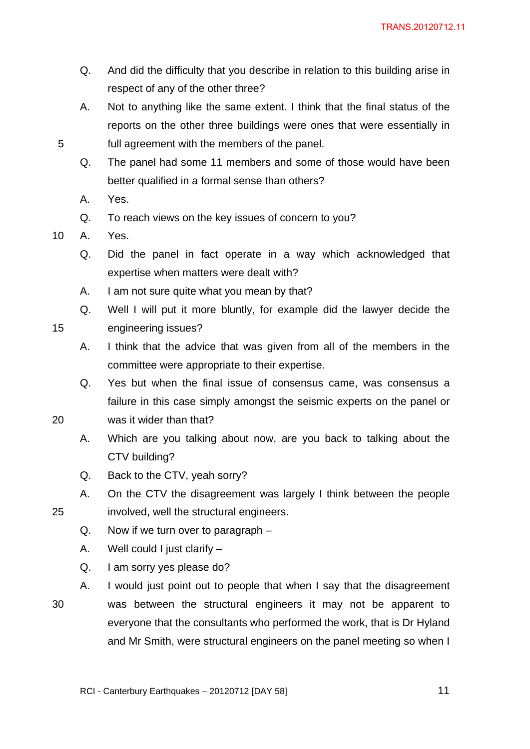Q. And did the difficulty that you describe in relation to this building arise in respect of any of the other three?

A. Not to anything like the same extent. I think that the final status of the reports on the other three buildings were ones that were essentially in full agreement with the members of the panel.

Q. The panel had some 11 members and some of those would have been better qualified in a formal sense than others?

A. Yes.

Q. To reach views on the key issues of concern to you?

A. Yes.

Q. Did the panel in fact operate in a way which acknowledged that expertise when matters were dealt with?

A. I am not sure quite what you mean by that?

Q. Well I will put it more bluntly, for example did the lawyer decide the engineering issues?

A. I think that the advice that was given from all of the members in the committee were appropriate to their expertise.

Q. Yes but when the final issue of consensus came, was consensus a failure in this case simply amongst the seismic experts on the panel or was it wider than that?

A. Which are you talking about now, are you back to talking about the CTV building?

Q. Back to the CTV, yeah sorry?

A. On the CTV the disagreement was largely I think between the people involved, well the structural engineers.

Q. Now if we turn over to paragraph –

A. Well could I just clarify –

Q. I am sorry yes please do?

A. I would just point out to people that when I say that the disagreement was between the structural engineers it may not be apparent to everyone that the consultants who performed the work, that is Dr Hyland and Mr Smith, were structural engineers on the panel meeting so when I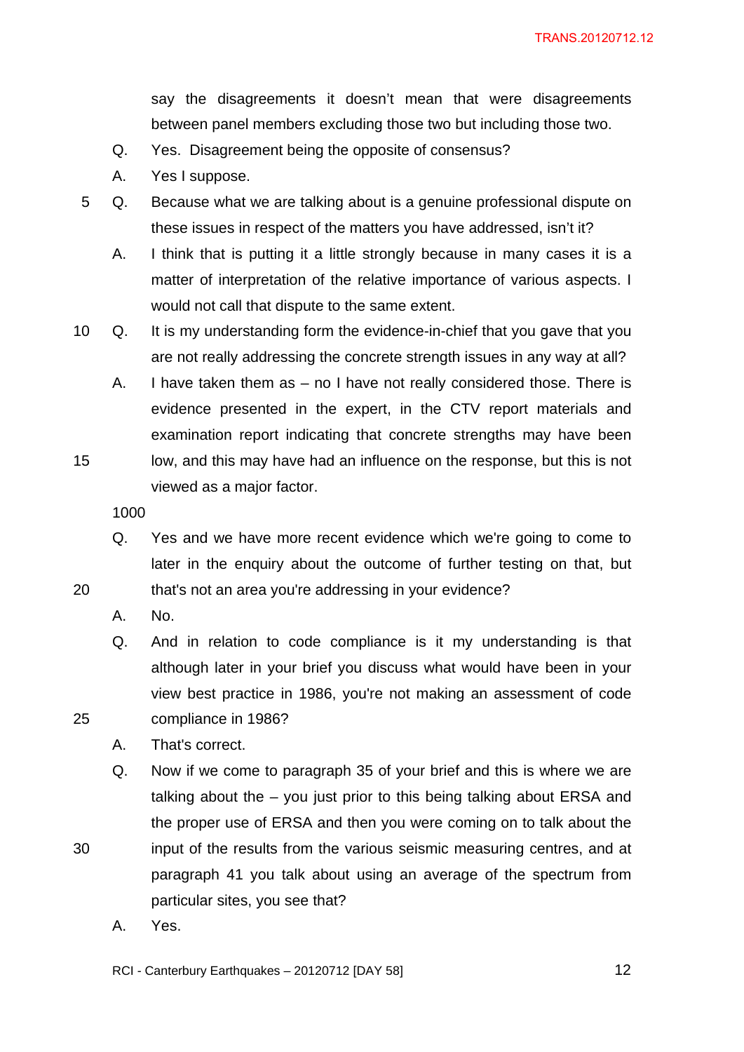say the disagreements it doesn't mean that were disagreements between panel members excluding those two but including those two.

Q. Yes. Disagreement being the opposite of consensus?

A. Yes I suppose.

Q. Because what we are talking about is a genuine professional dispute on these issues in respect of the matters you have addressed, isn't it?

A. I think that is putting it a little strongly because in many cases it is a matter of interpretation of the relative importance of various aspects. I would not call that dispute to the same extent.

Q. It is my understanding form the evidence-in-chief that you gave that you are not really addressing the concrete strength issues in any way at all?

A. I have taken them as – no I have not really considered those. There is evidence presented in the expert, in the CTV report materials and examination report indicating that concrete strengths may have been low, and this may have had an influence on the response, but this is not viewed as a major factor.

1000

Q. Yes and we have more recent evidence which we're going to come to later in the enquiry about the outcome of further testing on that, but that's not an area you're addressing in your evidence?

A. No.

Q. And in relation to code compliance is it my understanding is that although later in your brief you discuss what would have been in your view best practice in 1986, you're not making an assessment of code compliance in 1986?

A. That's correct.

Q. Now if we come to paragraph 35 of your brief and this is where we are talking about the – you just prior to this being talking about ERSA and the proper use of ERSA and then you were coming on to talk about the input of the results from the various seismic measuring centres, and at paragraph 41 you talk about using an average of the spectrum from particular sites, you see that?

A. Yes.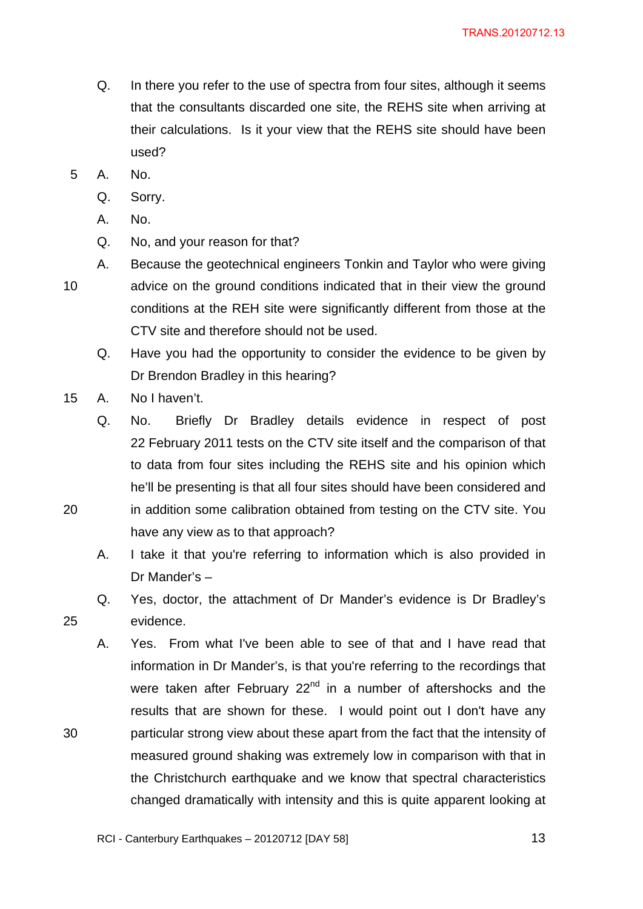Q. In there you refer to the use of spectra from four sites, although it seems that the consultants discarded one site, the REHS site when arriving at their calculations. Is it your view that the REHS site should have been used?

A. No.

Q. Sorry.

A. No.

Q. No, and your reason for that?

A. Because the geotechnical engineers Tonkin and Taylor who were giving advice on the ground conditions indicated that in their view the ground conditions at the REH site were significantly different from those at the CTV site and therefore should not be used.

Q. Have you had the opportunity to consider the evidence to be given by Dr Brendon Bradley in this hearing?

A. No I haven't.

Q. No. Briefly Dr Bradley details evidence in respect of post 22 February 2011 tests on the CTV site itself and the comparison of that to data from four sites including the REHS site and his opinion which he'll be presenting is that all four sites should have been considered and in addition some calibration obtained from testing on the CTV site. You have any view as to that approach?

A. I take it that you're referring to information which is also provided in Dr Mander's –

Q. Yes, doctor, the attachment of Dr Mander's evidence is Dr Bradley's evidence.

A. Yes. From what I've been able to see of that and I have read that information in Dr Mander's, is that you're referring to the recordings that were taken after February 22nd in a number of aftershocks and the results that are shown for these. I would point out I don't have any particular strong view about these apart from the fact that the intensity of measured ground shaking was extremely low in comparison with that in the Christchurch earthquake and we know that spectral characteristics changed dramatically with intensity and this is quite apparent looking at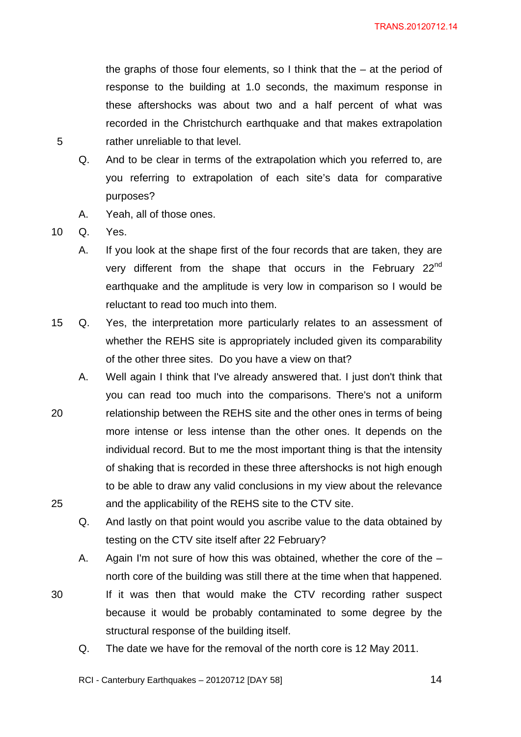the graphs of those four elements, so I think that the – at the period of response to the building at 1.0 seconds, the maximum response in these aftershocks was about two and a half percent of what was recorded in the Christchurch earthquake and that makes extrapolation rather unreliable to that level.

Q. And to be clear in terms of the extrapolation which you referred to, are you referring to extrapolation of each site's data for comparative purposes?

A. Yeah, all of those ones.

Q. Yes.

A. If you look at the shape first of the four records that are taken, they are very different from the shape that occurs in the February 22nd earthquake and the amplitude is very low in comparison so I would be reluctant to read too much into them.

Q. Yes, the interpretation more particularly relates to an assessment of whether the REHS site is appropriately included given its comparability of the other three sites. Do you have a view on that?

A. Well again I think that I've already answered that. I just don't think that you can read too much into the comparisons. There's not a uniform relationship between the REHS site and the other ones in terms of being more intense or less intense than the other ones. It depends on the individual record. But to me the most important thing is that the intensity of shaking that is recorded in these three aftershocks is not high enough to be able to draw any valid conclusions in my view about the relevance and the applicability of the REHS site to the CTV site.

Q. And lastly on that point would you ascribe value to the data obtained by testing on the CTV site itself after 22 February?

A. Again I'm not sure of how this was obtained, whether the core of the – north core of the building was still there at the time when that happened. If it was then that would make the CTV recording rather suspect because it would be probably contaminated to some degree by the structural response of the building itself.

Q. The date we have for the removal of the north core is 12 May 2011.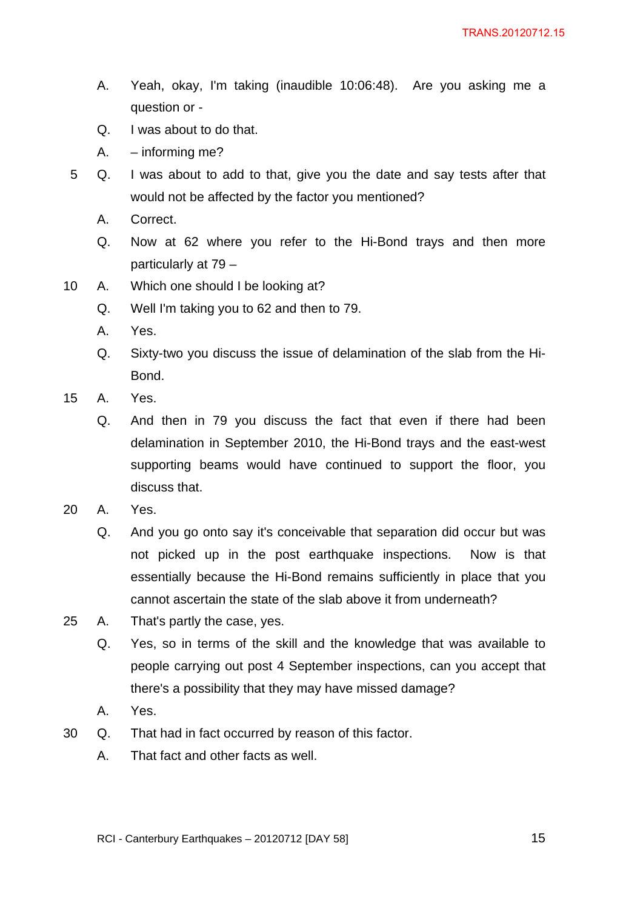A. Yeah, okay, I'm taking (inaudible 10:06:48). Are you asking me a question or -

Q. I was about to do that.

A. – informing me?

5 Q. I was about to add to that, give you the date and say tests after that would not be affected by the factor you mentioned?

A. Correct.

Q. Now at 62 where you refer to the Hi-Bond trays and then more particularly at 79 –

10 A. Which one should I be looking at?

Q. Well I'm taking you to 62 and then to 79.

A. Yes.

Q. Sixty-two you discuss the issue of delamination of the slab from the Hi-Bond.

15 A. Yes.

Q. And then in 79 you discuss the fact that even if there had been delamination in September 2010, the Hi-Bond trays and the east-west supporting beams would have continued to support the floor, you discuss that.

20 A. Yes.

Q. And you go onto say it's conceivable that separation did occur but was not picked up in the post earthquake inspections. Now is that essentially because the Hi-Bond remains sufficiently in place that you cannot ascertain the state of the slab above it from underneath?

25 A. That's partly the case, yes.

Q. Yes, so in terms of the skill and the knowledge that was available to people carrying out post 4 September inspections, can you accept that there's a possibility that they may have missed damage?

A. Yes.

30 Q. That had in fact occurred by reason of this factor.

A. That fact and other facts as well.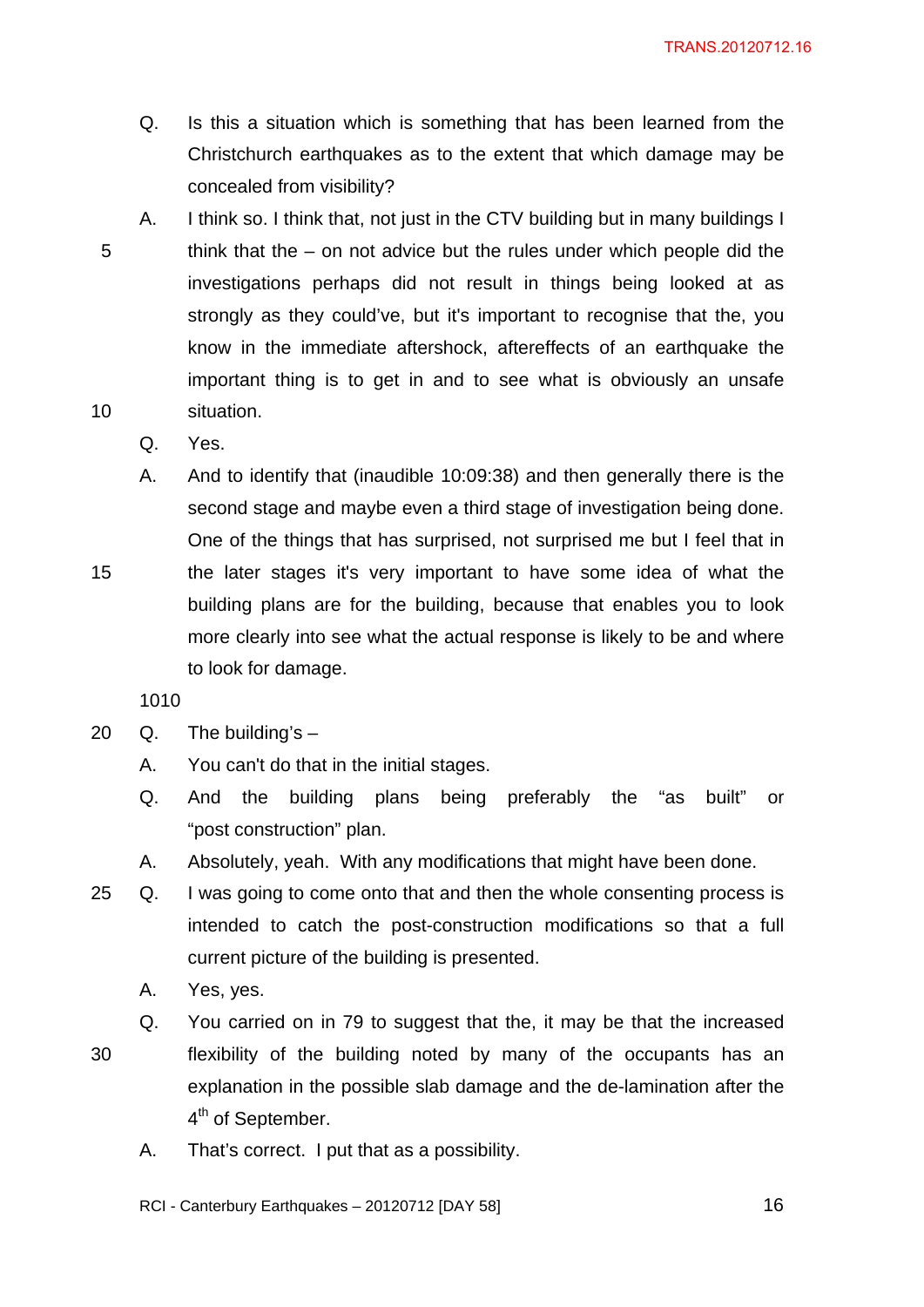Q. Is this a situation which is something that has been learned from the Christchurch earthquakes as to the extent that which damage may be concealed from visibility?

A. I think so. I think that, not just in the CTV building but in many buildings I think that the – on not advice but the rules under which people did the investigations perhaps did not result in things being looked at as strongly as they could've, but it's important to recognise that the, you know in the immediate aftershock, aftereffects of an earthquake the important thing is to get in and to see what is obviously an unsafe situation.

Q. Yes.

A. And to identify that (inaudible 10:09:38) and then generally there is the second stage and maybe even a third stage of investigation being done. One of the things that has surprised, not surprised me but I feel that in the later stages it's very important to have some idea of what the building plans are for the building, because that enables you to look more clearly into see what the actual response is likely to be and where to look for damage.

1010

Q. The building's –

A. You can't do that in the initial stages.

Q. And the building plans being preferably the "as built" or "post construction" plan.

A. Absolutely, yeah. With any modifications that might have been done.

Q. I was going to come onto that and then the whole consenting process is intended to catch the post-construction modifications so that a full current picture of the building is presented.

A. Yes, yes.

Q. You carried on in 79 to suggest that the, it may be that the increased flexibility of the building noted by many of the occupants has an explanation in the possible slab damage and the de-lamination after the 4th of September.

A. That's correct. I put that as a possibility.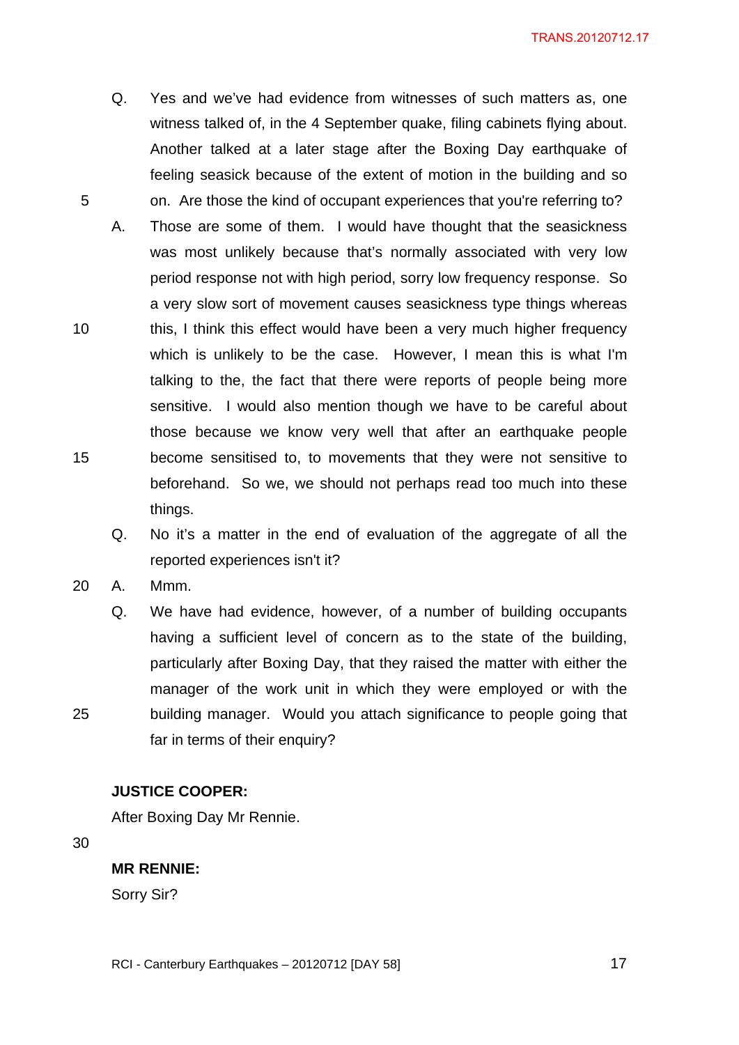Q. Yes and we've had evidence from witnesses of such matters as, one witness talked of, in the 4 September quake, filing cabinets flying about. Another talked at a later stage after the Boxing Day earthquake of feeling seasick because of the extent of motion in the building and so on. Are those the kind of occupant experiences that you're referring to?

A. Those are some of them. I would have thought that the seasickness was most unlikely because that's normally associated with very low period response not with high period, sorry low frequency response. So a very slow sort of movement causes seasickness type things whereas this, I think this effect would have been a very much higher frequency which is unlikely to be the case. However, I mean this is what I'm talking to the, the fact that there were reports of people being more sensitive. I would also mention though we have to be careful about those because we know very well that after an earthquake people become sensitised to, to movements that they were not sensitive to beforehand. So we, we should not perhaps read too much into these things.

Q. No it's a matter in the end of evaluation of the aggregate of all the reported experiences isn't it?

A. Mmm.

Q. We have had evidence, however, of a number of building occupants having a sufficient level of concern as to the state of the building, particularly after Boxing Day, that they raised the matter with either the manager of the work unit in which they were employed or with the building manager. Would you attach significance to people going that far in terms of their enquiry?

**JUSTICE COOPER:**

After Boxing Day Mr Rennie.

**MR RENNIE:**

Sorry Sir?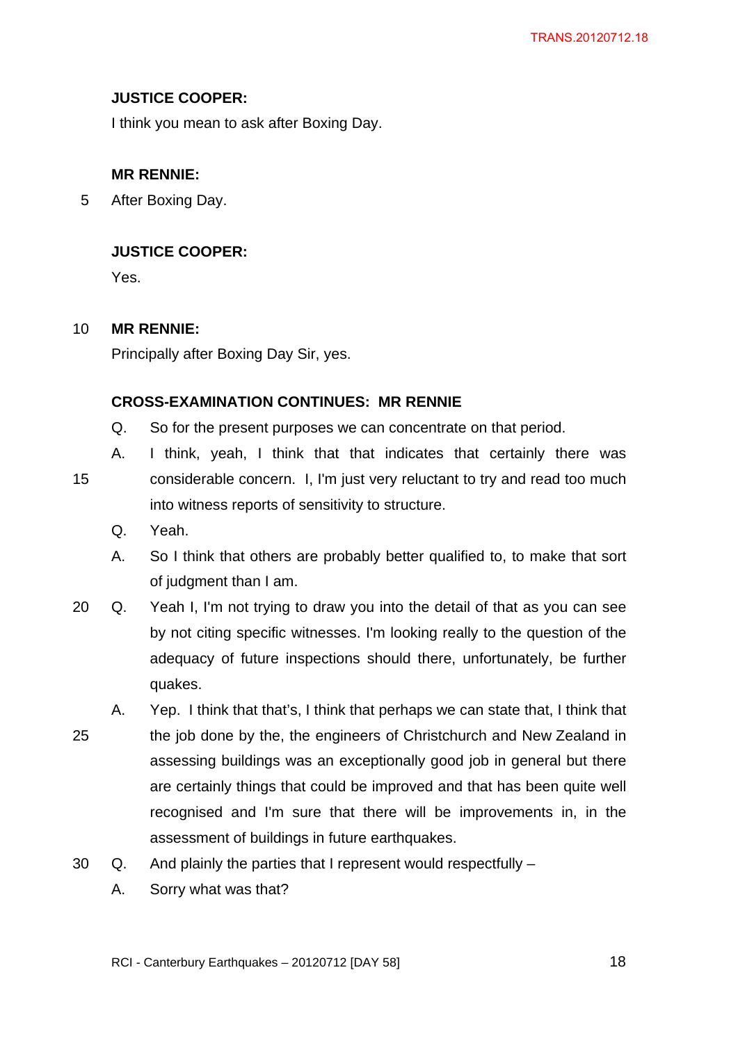**JUSTICE COOPER:**

I think you mean to ask after Boxing Day.

**MR RENNIE:**

After Boxing Day.

**JUSTICE COOPER:**

Yes.

**MR RENNIE:**

Principally after Boxing Day Sir, yes.

**CROSS-EXAMINATION CONTINUES: MR RENNIE**

Q. So for the present purposes we can concentrate on that period.

A. I think, yeah, I think that that indicates that certainly there was considerable concern. I, I'm just very reluctant to try and read too much into witness reports of sensitivity to structure.

Q. Yeah.

A. So I think that others are probably better qualified to, to make that sort of judgment than I am.

Q. Yeah I, I'm not trying to draw you into the detail of that as you can see by not citing specific witnesses. I'm looking really to the question of the adequacy of future inspections should there, unfortunately, be further quakes.

A. Yep. I think that that's, I think that perhaps we can state that, I think that the job done by the, the engineers of Christchurch and New Zealand in assessing buildings was an exceptionally good job in general but there are certainly things that could be improved and that has been quite well recognised and I'm sure that there will be improvements in, in the assessment of buildings in future earthquakes.

Q. And plainly the parties that I represent would respectfully –

A. Sorry what was that?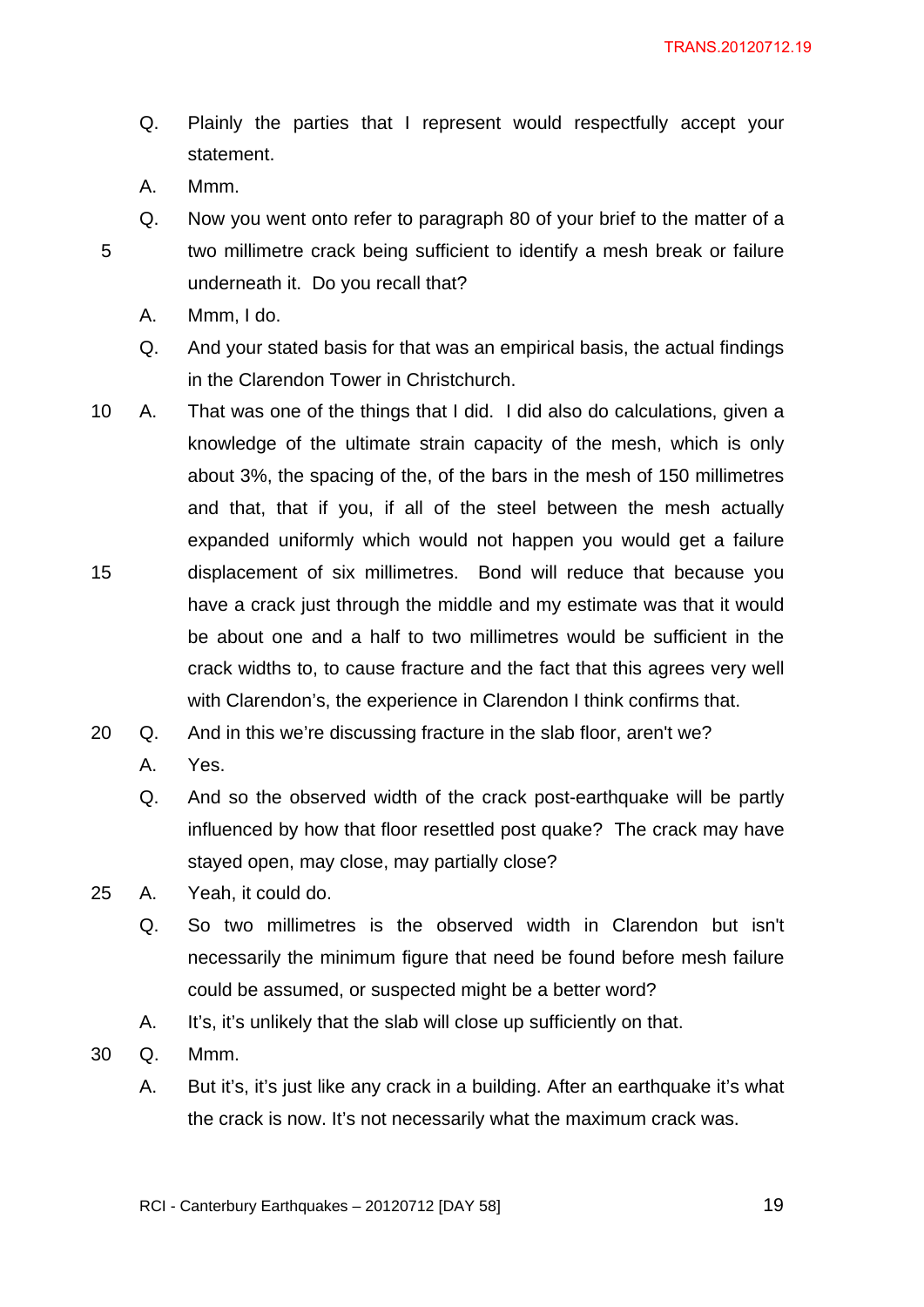Q. Plainly the parties that I represent would respectfully accept your statement.

A. Mmm.

Q. Now you went onto refer to paragraph 80 of your brief to the matter of a two millimetre crack being sufficient to identify a mesh break or failure underneath it. Do you recall that?

A. Mmm, I do.

Q. And your stated basis for that was an empirical basis, the actual findings in the Clarendon Tower in Christchurch.

A. That was one of the things that I did. I did also do calculations, given a knowledge of the ultimate strain capacity of the mesh, which is only about 3%, the spacing of the, of the bars in the mesh of 150 millimetres and that, that if you, if all of the steel between the mesh actually expanded uniformly which would not happen you would get a failure displacement of six millimetres. Bond will reduce that because you have a crack just through the middle and my estimate was that it would be about one and a half to two millimetres would be sufficient in the crack widths to, to cause fracture and the fact that this agrees very well with Clarendon's, the experience in Clarendon I think confirms that.

Q. And in this we're discussing fracture in the slab floor, aren't we?

A. Yes.

Q. And so the observed width of the crack post-earthquake will be partly influenced by how that floor resettled post quake? The crack may have stayed open, may close, may partially close?

A. Yeah, it could do.

Q. So two millimetres is the observed width in Clarendon but isn't necessarily the minimum figure that need be found before mesh failure could be assumed, or suspected might be a better word?

A. It's, it's unlikely that the slab will close up sufficiently on that.

Q. Mmm.

A. But it's, it's just like any crack in a building. After an earthquake it's what the crack is now. It's not necessarily what the maximum crack was.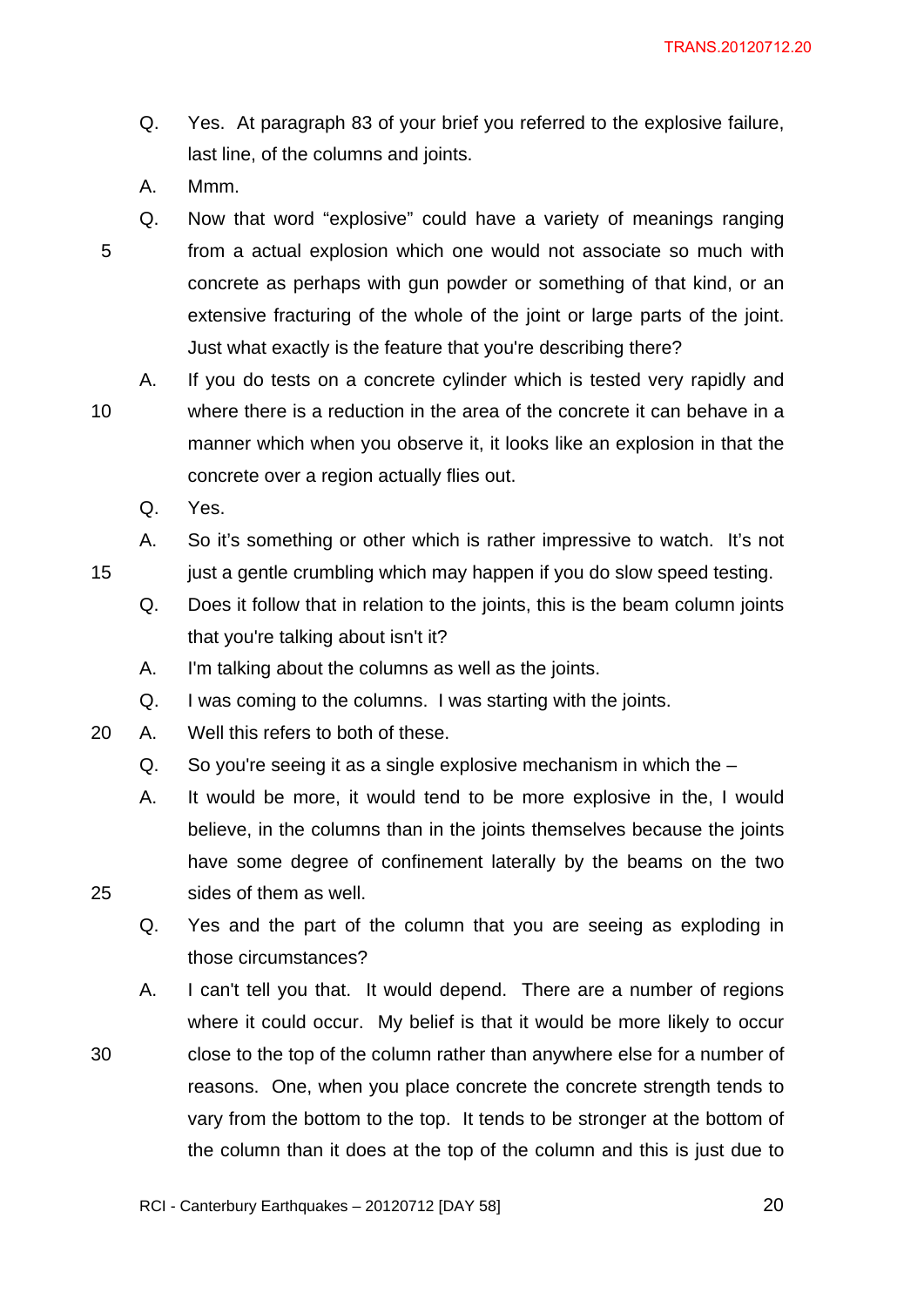Q. Yes. At paragraph 83 of your brief you referred to the explosive failure, last line, of the columns and joints.

A. Mmm.

Q. Now that word "explosive" could have a variety of meanings ranging from a actual explosion which one would not associate so much with concrete as perhaps with gun powder or something of that kind, or an extensive fracturing of the whole of the joint or large parts of the joint. Just what exactly is the feature that you're describing there?

A. If you do tests on a concrete cylinder which is tested very rapidly and where there is a reduction in the area of the concrete it can behave in a manner which when you observe it, it looks like an explosion in that the concrete over a region actually flies out.

Q. Yes.

A. So it's something or other which is rather impressive to watch. It's not just a gentle crumbling which may happen if you do slow speed testing.

Q. Does it follow that in relation to the joints, this is the beam column joints that you're talking about isn't it?

A. I'm talking about the columns as well as the joints.

Q. I was coming to the columns. I was starting with the joints.

A. Well this refers to both of these.

Q. So you're seeing it as a single explosive mechanism in which the –

A. It would be more, it would tend to be more explosive in the, I would believe, in the columns than in the joints themselves because the joints have some degree of confinement laterally by the beams on the two sides of them as well.

Q. Yes and the part of the column that you are seeing as exploding in those circumstances?

A. I can't tell you that. It would depend. There are a number of regions where it could occur. My belief is that it would be more likely to occur close to the top of the column rather than anywhere else for a number of reasons. One, when you place concrete the concrete strength tends to vary from the bottom to the top. It tends to be stronger at the bottom of the column than it does at the top of the column and this is just due to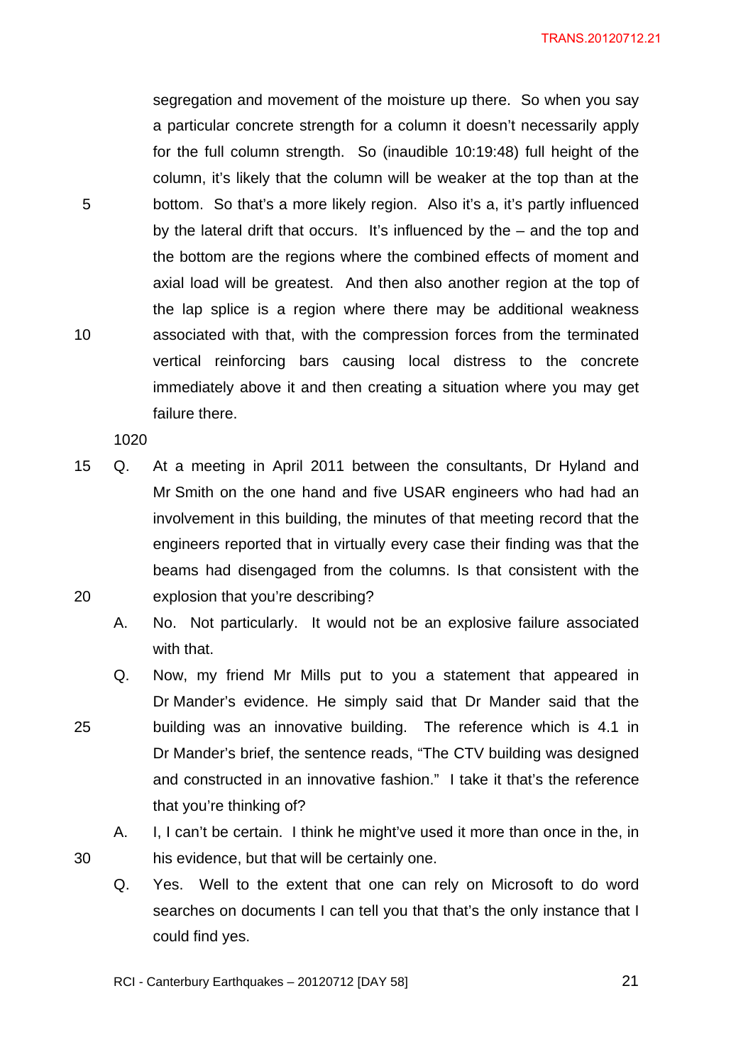segregation and movement of the moisture up there. So when you say a particular concrete strength for a column it doesn't necessarily apply for the full column strength. So (inaudible 10:19:48) full height of the column, it's likely that the column will be weaker at the top than at the bottom. So that's a more likely region. Also it's a, it's partly influenced by the lateral drift that occurs. It's influenced by the – and the top and the bottom are the regions where the combined effects of moment and axial load will be greatest. And then also another region at the top of the lap splice is a region where there may be additional weakness associated with that, with the compression forces from the terminated vertical reinforcing bars causing local distress to the concrete immediately above it and then creating a situation where you may get failure there.

1020

Q. At a meeting in April 2011 between the consultants, Dr Hyland and Mr Smith on the one hand and five USAR engineers who had had an involvement in this building, the minutes of that meeting record that the engineers reported that in virtually every case their finding was that the beams had disengaged from the columns. Is that consistent with the explosion that you're describing?

A. No. Not particularly. It would not be an explosive failure associated with that.

Q. Now, my friend Mr Mills put to you a statement that appeared in Dr Mander's evidence. He simply said that Dr Mander said that the building was an innovative building. The reference which is 4.1 in Dr Mander's brief, the sentence reads, "The CTV building was designed and constructed in an innovative fashion." I take it that's the reference that you're thinking of?

A. I, I can't be certain. I think he might've used it more than once in the, in his evidence, but that will be certainly one.

Q. Yes. Well to the extent that one can rely on Microsoft to do word searches on documents I can tell you that that's the only instance that I could find yes.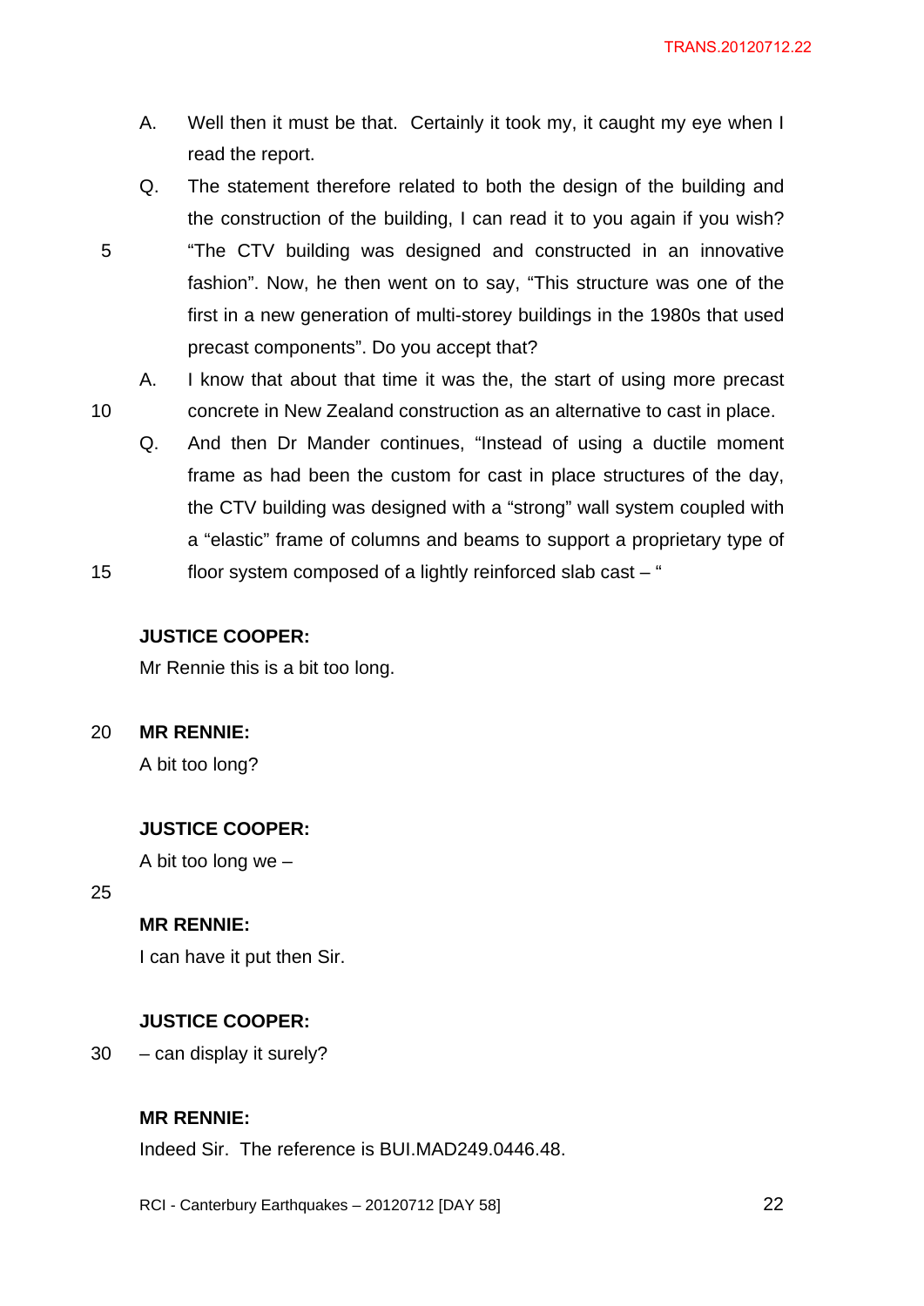A. Well then it must be that. Certainly it took my, it caught my eye when I read the report.

Q. The statement therefore related to both the design of the building and the construction of the building, I can read it to you again if you wish? "The CTV building was designed and constructed in an innovative fashion". Now, he then went on to say, "This structure was one of the first in a new generation of multi-storey buildings in the 1980s that used precast components". Do you accept that?

A. I know that about that time it was the, the start of using more precast concrete in New Zealand construction as an alternative to cast in place.

Q. And then Dr Mander continues, "Instead of using a ductile moment frame as had been the custom for cast in place structures of the day, the CTV building was designed with a "strong" wall system coupled with a "elastic" frame of columns and beams to support a proprietary type of floor system composed of a lightly reinforced slab cast – "

**JUSTICE COOPER:**

Mr Rennie this is a bit too long.

**MR RENNIE:**

A bit too long?

**JUSTICE COOPER:**

A bit too long we –

**MR RENNIE:**

I can have it put then Sir.

**JUSTICE COOPER:**

– can display it surely?

**MR RENNIE:**

Indeed Sir. The reference is BUI.MAD249.0446.48.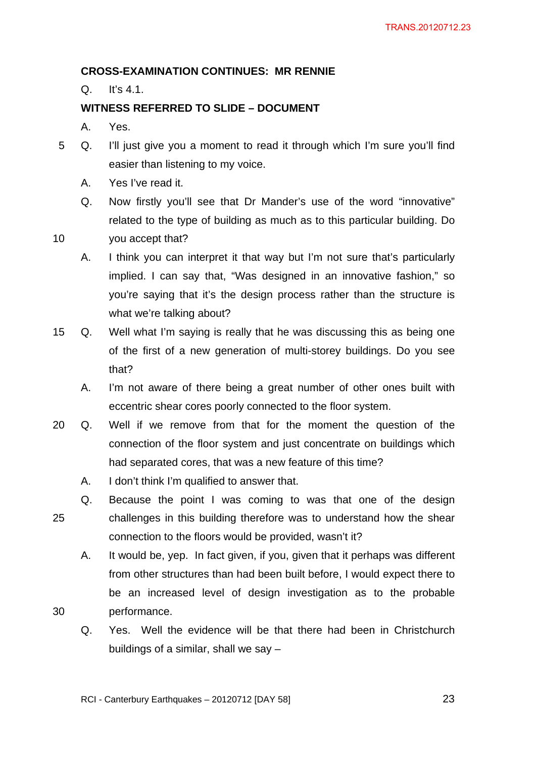**CROSS-EXAMINATION CONTINUES: MR RENNIE**

Q. It's 4.1.

**WITNESS REFERRED TO SLIDE – DOCUMENT**

A. Yes.

Q. I'll just give you a moment to read it through which I'm sure you'll find easier than listening to my voice.

A. Yes I've read it.

Q. Now firstly you'll see that Dr Mander's use of the word "innovative" related to the type of building as much as to this particular building. Do you accept that?

A. I think you can interpret it that way but I'm not sure that's particularly implied. I can say that, "Was designed in an innovative fashion," so you're saying that it's the design process rather than the structure is what we're talking about?

Q. Well what I'm saying is really that he was discussing this as being one of the first of a new generation of multi-storey buildings. Do you see that?

A. I'm not aware of there being a great number of other ones built with eccentric shear cores poorly connected to the floor system.

Q. Well if we remove from that for the moment the question of the connection of the floor system and just concentrate on buildings which had separated cores, that was a new feature of this time?

A. I don't think I'm qualified to answer that.

Q. Because the point I was coming to was that one of the design challenges in this building therefore was to understand how the shear connection to the floors would be provided, wasn't it?

A. It would be, yep. In fact given, if you, given that it perhaps was different from other structures than had been built before, I would expect there to be an increased level of design investigation as to the probable performance.

Q. Yes. Well the evidence will be that there had been in Christchurch buildings of a similar, shall we say –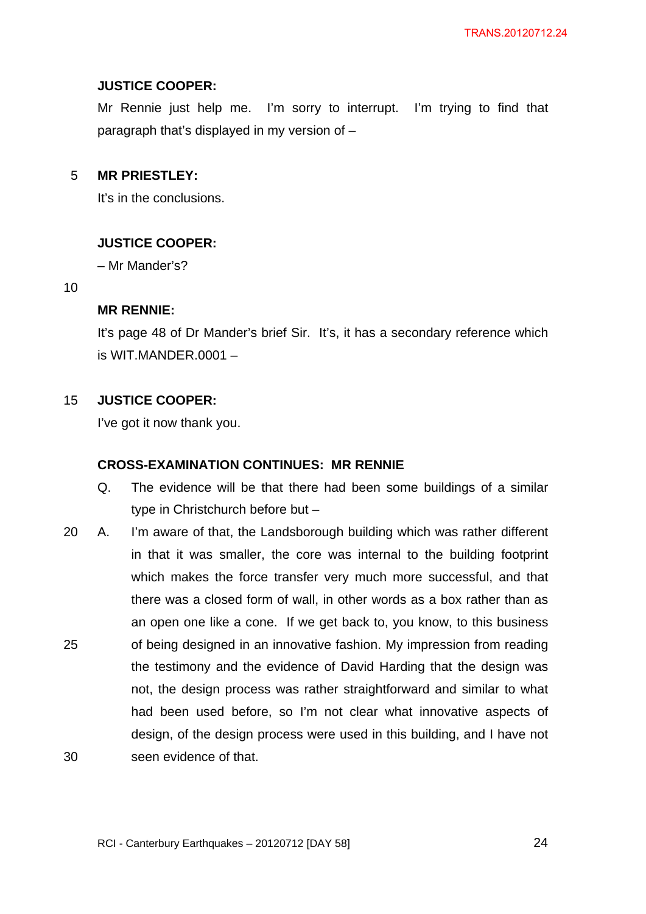**JUSTICE COOPER:**

Mr Rennie just help me. I'm sorry to interrupt. I'm trying to find that paragraph that's displayed in my version of –

**MR PRIESTLEY:**

It's in the conclusions.

**JUSTICE COOPER:**

– Mr Mander's?

**MR RENNIE:**

It's page 48 of Dr Mander's brief Sir. It's, it has a secondary reference which is WIT.MANDER.0001 –

**JUSTICE COOPER:**

I've got it now thank you.

**CROSS-EXAMINATION CONTINUES: MR RENNIE**

Q. The evidence will be that there had been some buildings of a similar type in Christchurch before but –

A. I'm aware of that, the Landsborough building which was rather different in that it was smaller, the core was internal to the building footprint which makes the force transfer very much more successful, and that there was a closed form of wall, in other words as a box rather than as an open one like a cone. If we get back to, you know, to this business of being designed in an innovative fashion. My impression from reading the testimony and the evidence of David Harding that the design was not, the design process was rather straightforward and similar to what had been used before, so I'm not clear what innovative aspects of design, of the design process were used in this building, and I have not seen evidence of that.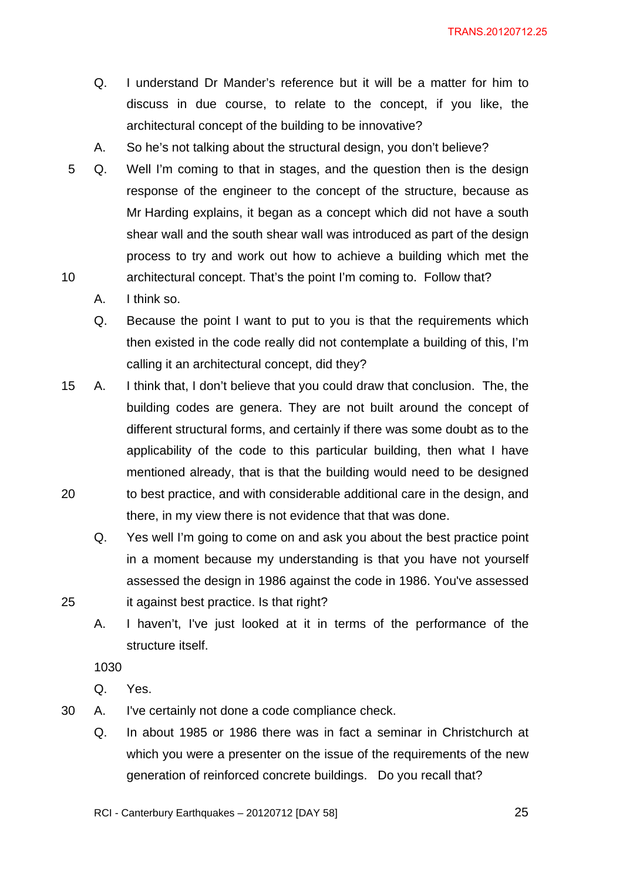Q. I understand Dr Mander's reference but it will be a matter for him to discuss in due course, to relate to the concept, if you like, the architectural concept of the building to be innovative?

A. So he's not talking about the structural design, you don't believe?

Q. Well I'm coming to that in stages, and the question then is the design response of the engineer to the concept of the structure, because as Mr Harding explains, it began as a concept which did not have a south shear wall and the south shear wall was introduced as part of the design process to try and work out how to achieve a building which met the architectural concept. That's the point I'm coming to. Follow that?

A. I think so.

Q. Because the point I want to put to you is that the requirements which then existed in the code really did not contemplate a building of this, I'm calling it an architectural concept, did they?

A. I think that, I don't believe that you could draw that conclusion. The, the building codes are genera. They are not built around the concept of different structural forms, and certainly if there was some doubt as to the applicability of the code to this particular building, then what I have mentioned already, that is that the building would need to be designed to best practice, and with considerable additional care in the design, and there, in my view there is not evidence that that was done.

Q. Yes well I'm going to come on and ask you about the best practice point in a moment because my understanding is that you have not yourself assessed the design in 1986 against the code in 1986. You've assessed it against best practice. Is that right?

A. I haven't, I've just looked at it in terms of the performance of the structure itself.

1030

Q. Yes.

A. I've certainly not done a code compliance check.

Q. In about 1985 or 1986 there was in fact a seminar in Christchurch at which you were a presenter on the issue of the requirements of the new generation of reinforced concrete buildings. Do you recall that?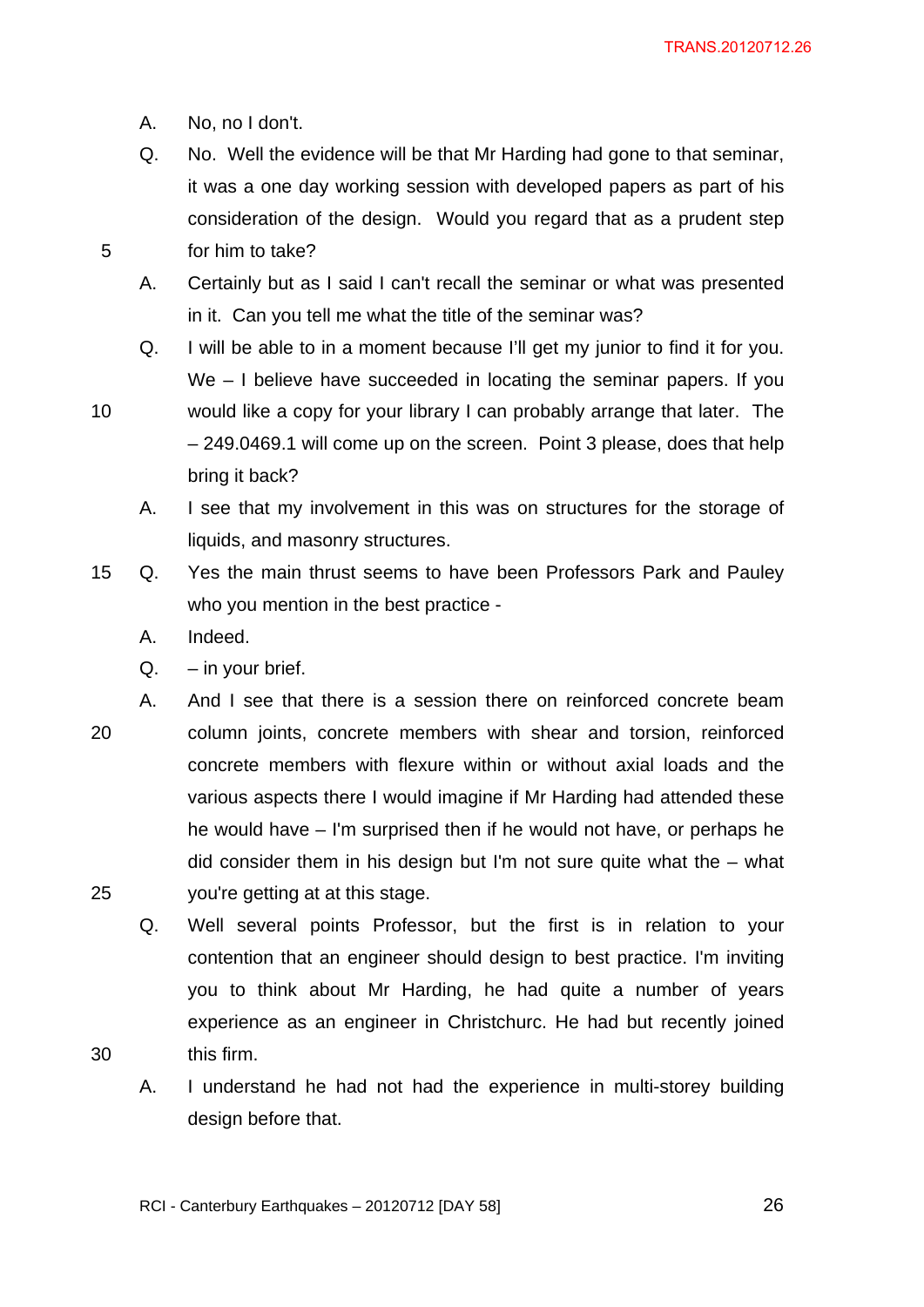A. No, no I don't.

Q. No. Well the evidence will be that Mr Harding had gone to that seminar, it was a one day working session with developed papers as part of his consideration of the design. Would you regard that as a prudent step for him to take?

A. Certainly but as I said I can't recall the seminar or what was presented in it. Can you tell me what the title of the seminar was?

Q. I will be able to in a moment because I'll get my junior to find it for you. We – I believe have succeeded in locating the seminar papers. If you would like a copy for your library I can probably arrange that later. The – 249.0469.1 will come up on the screen. Point 3 please, does that help bring it back?

A. I see that my involvement in this was on structures for the storage of liquids, and masonry structures.

Q. Yes the main thrust seems to have been Professors Park and Pauley who you mention in the best practice -

A. Indeed.

Q. – in your brief.

A. And I see that there is a session there on reinforced concrete beam column joints, concrete members with shear and torsion, reinforced concrete members with flexure within or without axial loads and the various aspects there I would imagine if Mr Harding had attended these he would have – I'm surprised then if he would not have, or perhaps he did consider them in his design but I'm not sure quite what the – what you're getting at at this stage.

Q. Well several points Professor, but the first is in relation to your contention that an engineer should design to best practice. I'm inviting you to think about Mr Harding, he had quite a number of years experience as an engineer in Christchurc. He had but recently joined this firm.

A. I understand he had not had the experience in multi-storey building design before that.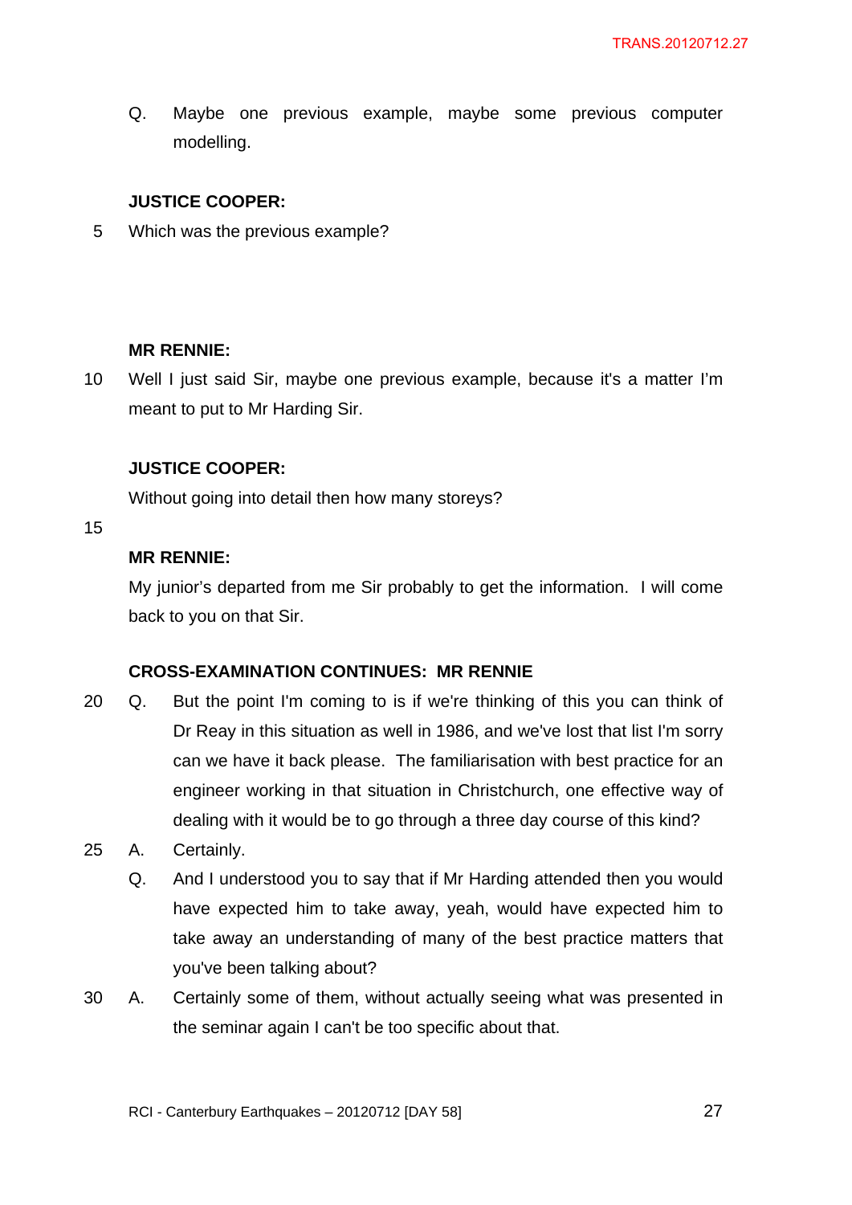Q. Maybe one previous example, maybe some previous computer modelling.

**JUSTICE COOPER:**

Which was the previous example?

**MR RENNIE:**

Well I just said Sir, maybe one previous example, because it's a matter I'm meant to put to Mr Harding Sir.

**JUSTICE COOPER:**

Without going into detail then how many storeys?

**MR RENNIE:**

My junior's departed from me Sir probably to get the information. I will come back to you on that Sir.

**CROSS-EXAMINATION CONTINUES: MR RENNIE**

Q. But the point I'm coming to is if we're thinking of this you can think of Dr Reay in this situation as well in 1986, and we've lost that list I'm sorry can we have it back please. The familiarisation with best practice for an engineer working in that situation in Christchurch, one effective way of dealing with it would be to go through a three day course of this kind?

A. Certainly.

Q. And I understood you to say that if Mr Harding attended then you would have expected him to take away, yeah, would have expected him to take away an understanding of many of the best practice matters that you've been talking about?

A. Certainly some of them, without actually seeing what was presented in the seminar again I can't be too specific about that.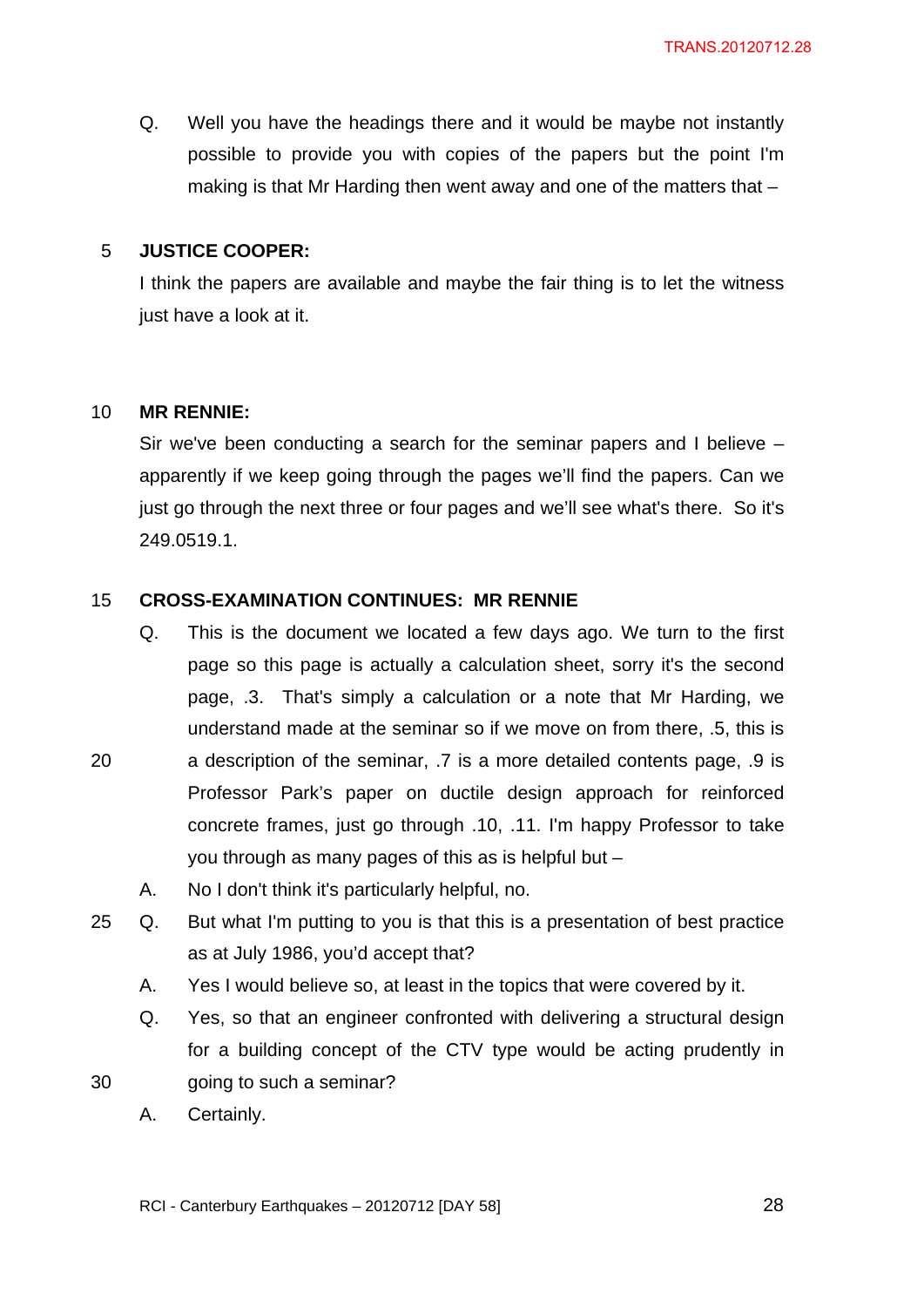Q. Well you have the headings there and it would be maybe not instantly possible to provide you with copies of the papers but the point I'm making is that Mr Harding then went away and one of the matters that –

**JUSTICE COOPER:**

I think the papers are available and maybe the fair thing is to let the witness just have a look at it.

**MR RENNIE:**

Sir we've been conducting a search for the seminar papers and I believe – apparently if we keep going through the pages we'll find the papers. Can we just go through the next three or four pages and we'll see what's there. So it's 249.0519.1.

**CROSS-EXAMINATION CONTINUES: MR RENNIE**

Q. This is the document we located a few days ago. We turn to the first page so this page is actually a calculation sheet, sorry it's the second page, .3. That's simply a calculation or a note that Mr Harding, we understand made at the seminar so if we move on from there, .5, this is a description of the seminar, .7 is a more detailed contents page, .9 is Professor Park's paper on ductile design approach for reinforced concrete frames, just go through .10, .11. I'm happy Professor to take you through as many pages of this as is helpful but –

A. No I don't think it's particularly helpful, no.

Q. But what I'm putting to you is that this is a presentation of best practice as at July 1986, you'd accept that?

A. Yes I would believe so, at least in the topics that were covered by it.

Q. Yes, so that an engineer confronted with delivering a structural design for a building concept of the CTV type would be acting prudently in going to such a seminar?

A. Certainly.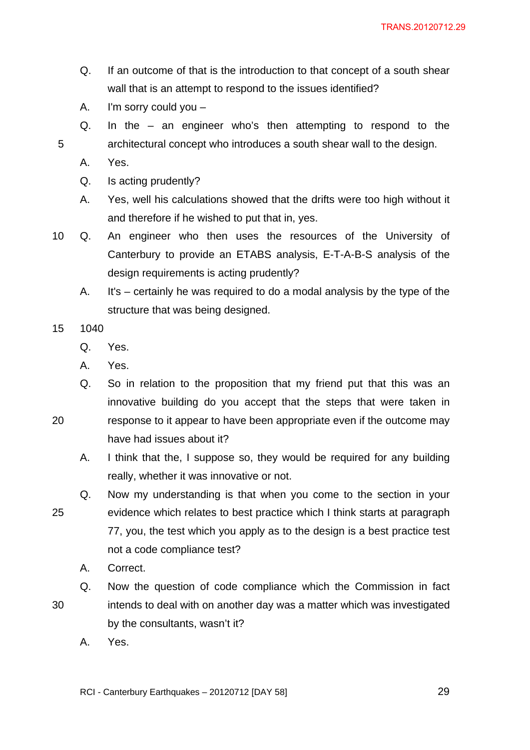Q. If an outcome of that is the introduction to that concept of a south shear wall that is an attempt to respond to the issues identified?

A. I'm sorry could you –

Q. In the – an engineer who's then attempting to respond to the architectural concept who introduces a south shear wall to the design.

A. Yes.

Q. Is acting prudently?

A. Yes, well his calculations showed that the drifts were too high without it and therefore if he wished to put that in, yes.

Q. An engineer who then uses the resources of the University of Canterbury to provide an ETABS analysis, E-T-A-B-S analysis of the design requirements is acting prudently?

A. It's – certainly he was required to do a modal analysis by the type of the structure that was being designed.

1040

Q. Yes.

A. Yes.

Q. So in relation to the proposition that my friend put that this was an innovative building do you accept that the steps that were taken in response to it appear to have been appropriate even if the outcome may have had issues about it?

A. I think that the, I suppose so, they would be required for any building really, whether it was innovative or not.

Q. Now my understanding is that when you come to the section in your evidence which relates to best practice which I think starts at paragraph 77, you, the test which you apply as to the design is a best practice test not a code compliance test?

A. Correct.

Q. Now the question of code compliance which the Commission in fact intends to deal with on another day was a matter which was investigated by the consultants, wasn't it?

A. Yes.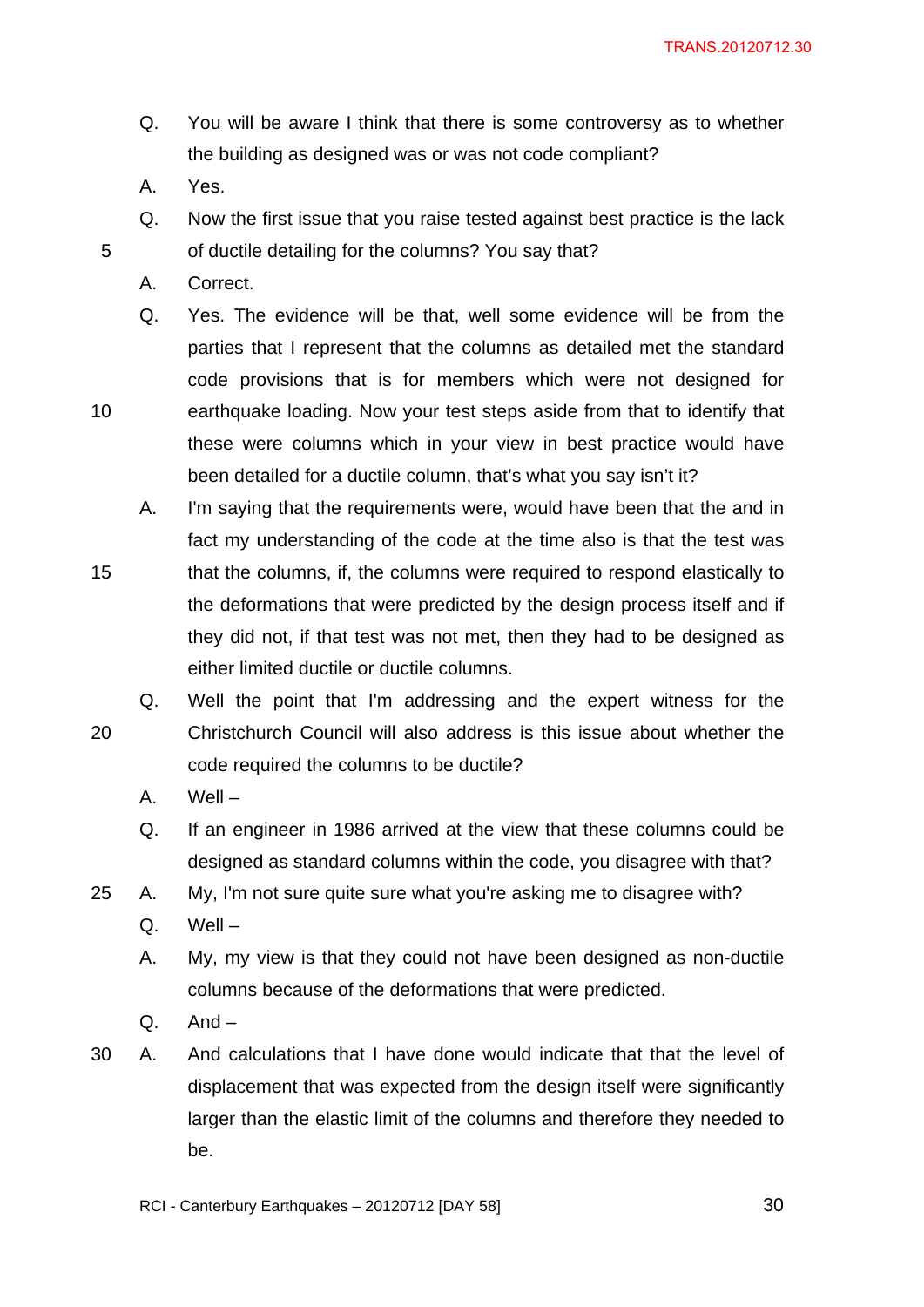Q. You will be aware I think that there is some controversy as to whether the building as designed was or was not code compliant?

A. Yes.

Q. Now the first issue that you raise tested against best practice is the lack of ductile detailing for the columns? You say that?

A. Correct.

Q. Yes. The evidence will be that, well some evidence will be from the parties that I represent that the columns as detailed met the standard code provisions that is for members which were not designed for earthquake loading. Now your test steps aside from that to identify that these were columns which in your view in best practice would have been detailed for a ductile column, that's what you say isn't it?

A. I'm saying that the requirements were, would have been that the and in fact my understanding of the code at the time also is that the test was that the columns, if, the columns were required to respond elastically to the deformations that were predicted by the design process itself and if they did not, if that test was not met, then they had to be designed as either limited ductile or ductile columns.

Q. Well the point that I'm addressing and the expert witness for the Christchurch Council will also address is this issue about whether the code required the columns to be ductile?

A. Well –

Q. If an engineer in 1986 arrived at the view that these columns could be designed as standard columns within the code, you disagree with that?

A. My, I'm not sure quite sure what you're asking me to disagree with?

Q. Well –

A. My, my view is that they could not have been designed as non-ductile columns because of the deformations that were predicted.

Q. And –

A. And calculations that I have done would indicate that that the level of displacement that was expected from the design itself were significantly larger than the elastic limit of the columns and therefore they needed to be.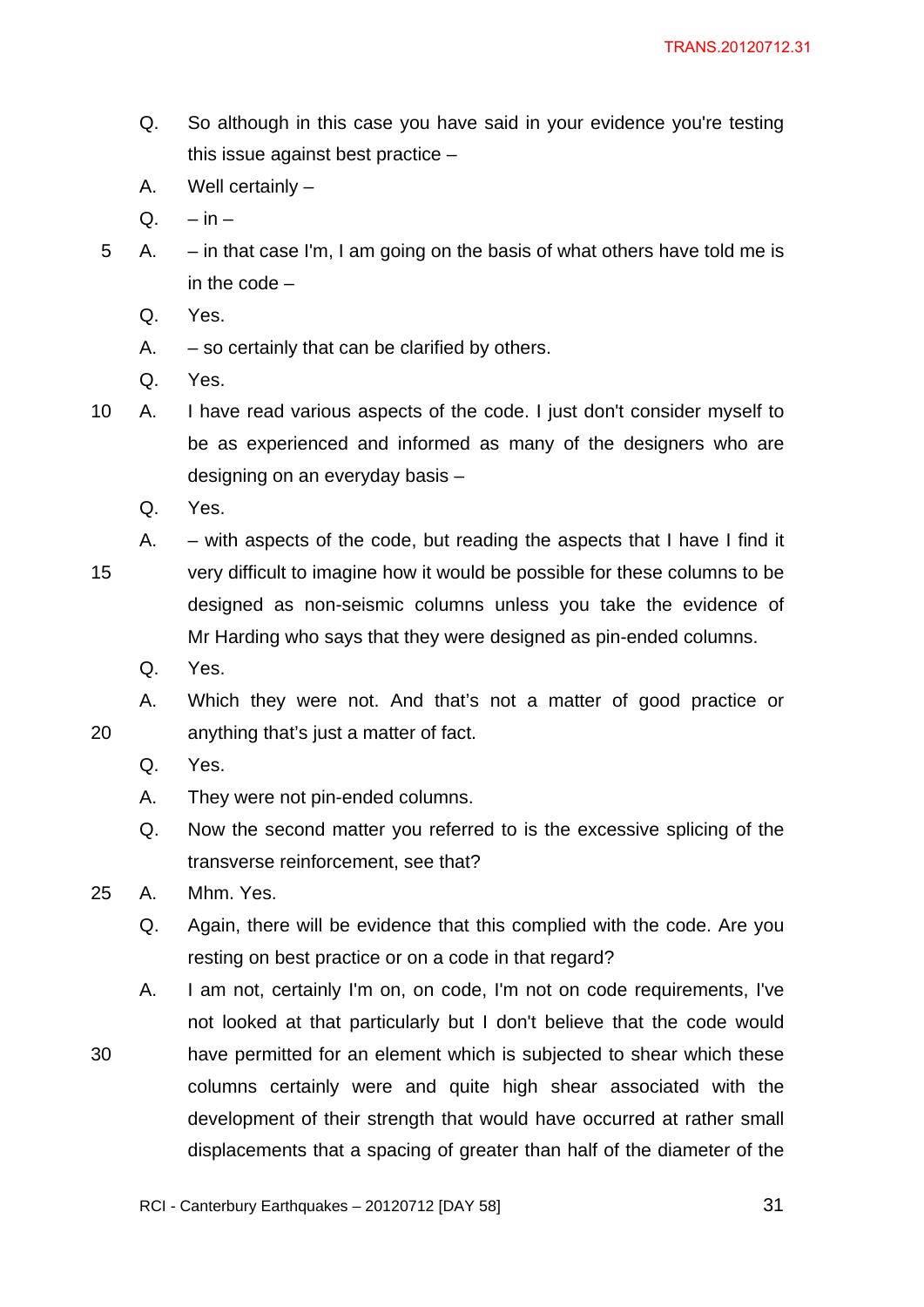Q. So although in this case you have said in your evidence you're testing this issue against best practice –

A. Well certainly –

Q. – in –

A. – in that case I'm, I am going on the basis of what others have told me is in the code –

Q. Yes.

A. – so certainly that can be clarified by others.

Q. Yes.

A. I have read various aspects of the code. I just don't consider myself to be as experienced and informed as many of the designers who are designing on an everyday basis –

Q. Yes.

A. – with aspects of the code, but reading the aspects that I have I find it very difficult to imagine how it would be possible for these columns to be designed as non-seismic columns unless you take the evidence of Mr Harding who says that they were designed as pin-ended columns.

Q. Yes.

A. Which they were not. And that's not a matter of good practice or anything that's just a matter of fact.

Q. Yes.

A. They were not pin-ended columns.

Q. Now the second matter you referred to is the excessive splicing of the transverse reinforcement, see that?

A. Mhm. Yes.

Q. Again, there will be evidence that this complied with the code. Are you resting on best practice or on a code in that regard?

A. I am not, certainly I'm on, on code, I'm not on code requirements, I've not looked at that particularly but I don't believe that the code would have permitted for an element which is subjected to shear which these columns certainly were and quite high shear associated with the development of their strength that would have occurred at rather small displacements that a spacing of greater than half of the diameter of the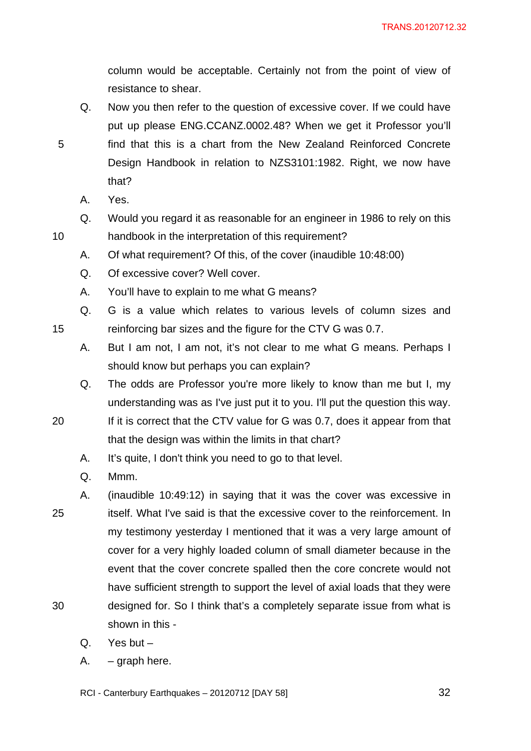column would be acceptable. Certainly not from the point of view of resistance to shear.

Q. Now you then refer to the question of excessive cover. If we could have put up please ENG.CCANZ.0002.48? When we get it Professor you'll find that this is a chart from the New Zealand Reinforced Concrete Design Handbook in relation to NZS3101:1982. Right, we now have that?

A. Yes.

Q. Would you regard it as reasonable for an engineer in 1986 to rely on this handbook in the interpretation of this requirement?

A. Of what requirement? Of this, of the cover (inaudible 10:48:00)

Q. Of excessive cover? Well cover.

A. You'll have to explain to me what G means?

Q. G is a value which relates to various levels of column sizes and reinforcing bar sizes and the figure for the CTV G was 0.7.

A. But I am not, I am not, it's not clear to me what G means. Perhaps I should know but perhaps you can explain?

Q. The odds are Professor you're more likely to know than me but I, my understanding was as I've just put it to you. I'll put the question this way. If it is correct that the CTV value for G was 0.7, does it appear from that that the design was within the limits in that chart?

A. It's quite, I don't think you need to go to that level.

Q. Mmm.

A. (inaudible 10:49:12) in saying that it was the cover was excessive in itself. What I've said is that the excessive cover to the reinforcement. In my testimony yesterday I mentioned that it was a very large amount of cover for a very highly loaded column of small diameter because in the event that the cover concrete spalled then the core concrete would not have sufficient strength to support the level of axial loads that they were designed for. So I think that's a completely separate issue from what is shown in this -

Q. Yes but –

A. – graph here.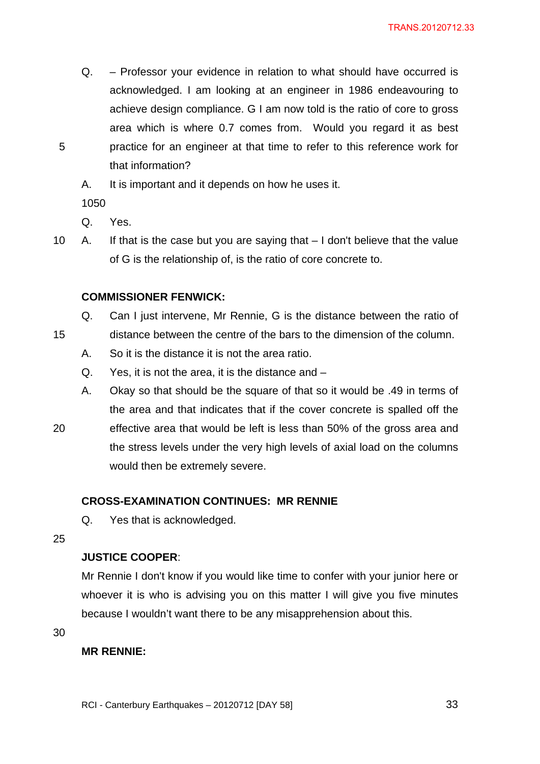Q. – Professor your evidence in relation to what should have occurred is acknowledged. I am looking at an engineer in 1986 endeavouring to achieve design compliance. G I am now told is the ratio of core to gross area which is where 0.7 comes from. Would you regard it as best practice for an engineer at that time to refer to this reference work for that information?

A. It is important and it depends on how he uses it.

1050

Q. Yes.

A. If that is the case but you are saying that – I don't believe that the value of G is the relationship of, is the ratio of core concrete to.

**COMMISSIONER FENWICK:**

Q. Can I just intervene, Mr Rennie, G is the distance between the ratio of distance between the centre of the bars to the dimension of the column.

A. So it is the distance it is not the area ratio.

Q. Yes, it is not the area, it is the distance and –

A. Okay so that should be the square of that so it would be .49 in terms of the area and that indicates that if the cover concrete is spalled off the effective area that would be left is less than 50% of the gross area and the stress levels under the very high levels of axial load on the columns would then be extremely severe.

**CROSS-EXAMINATION CONTINUES: MR RENNIE**

Q. Yes that is acknowledged.

**JUSTICE COOPER**:

Mr Rennie I don't know if you would like time to confer with your junior here or whoever it is who is advising you on this matter I will give you five minutes because I wouldn't want there to be any misapprehension about this.

**MR RENNIE:**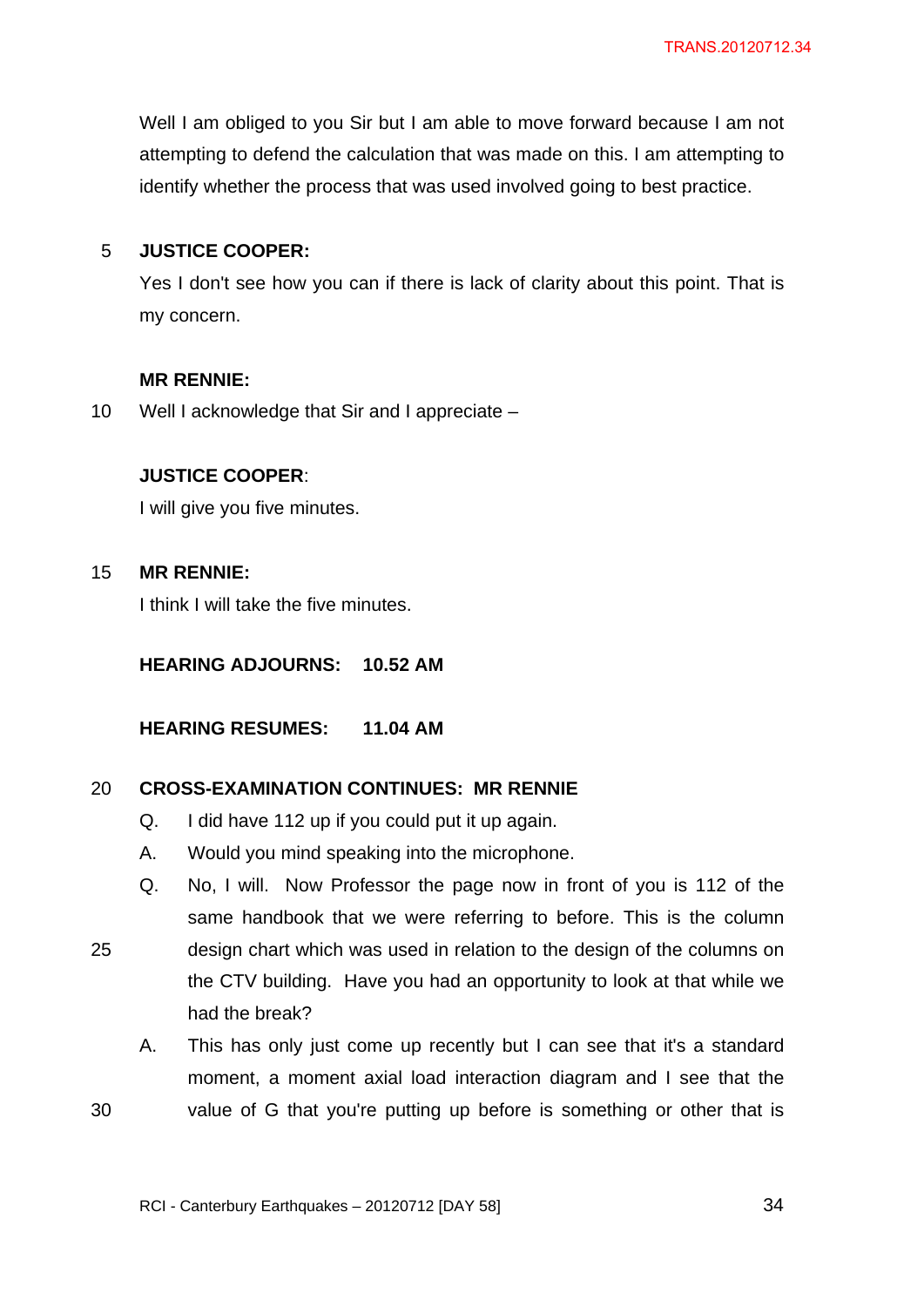Well I am obliged to you Sir but I am able to move forward because I am not attempting to defend the calculation that was made on this. I am attempting to identify whether the process that was used involved going to best practice.

**JUSTICE COOPER:**

Yes I don't see how you can if there is lack of clarity about this point. That is my concern.

**MR RENNIE:**

Well I acknowledge that Sir and I appreciate –

**JUSTICE COOPER**:

I will give you five minutes.

**MR RENNIE:**

I think I will take the five minutes.

**HEARING ADJOURNS: 10.52 AM**

**HEARING RESUMES: 11.04 AM**

**CROSS-EXAMINATION CONTINUES: MR RENNIE**

Q. I did have 112 up if you could put it up again.

A. Would you mind speaking into the microphone.

Q. No, I will. Now Professor the page now in front of you is 112 of the same handbook that we were referring to before. This is the column design chart which was used in relation to the design of the columns on the CTV building. Have you had an opportunity to look at that while we had the break?

A. This has only just come up recently but I can see that it's a standard moment, a moment axial load interaction diagram and I see that the value of G that you're putting up before is something or other that is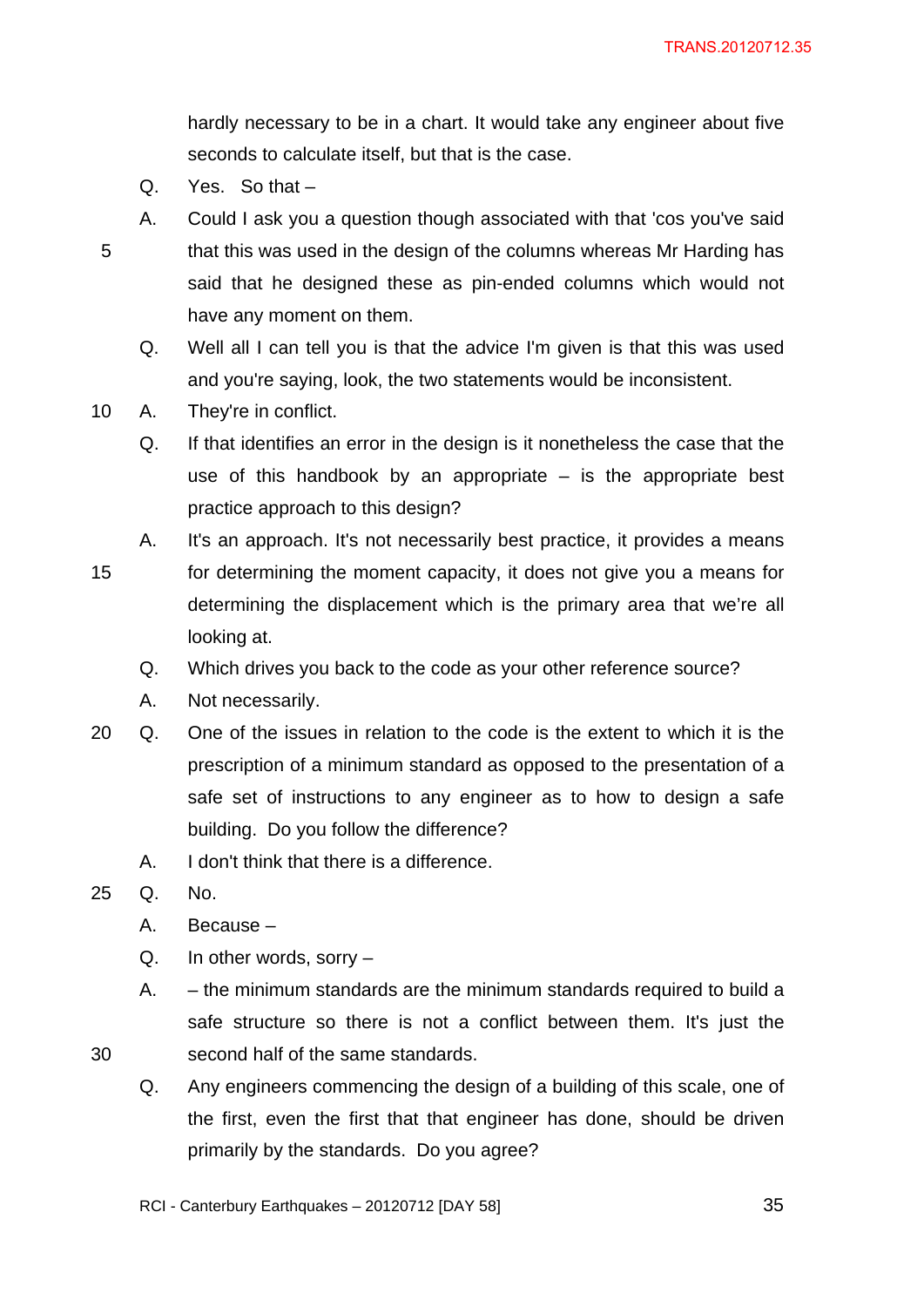hardly necessary to be in a chart. It would take any engineer about five seconds to calculate itself, but that is the case.

Q. Yes. So that –

A. Could I ask you a question though associated with that 'cos you've said that this was used in the design of the columns whereas Mr Harding has said that he designed these as pin-ended columns which would not have any moment on them.

Q. Well all I can tell you is that the advice I'm given is that this was used and you're saying, look, the two statements would be inconsistent.

A. They're in conflict.

Q. If that identifies an error in the design is it nonetheless the case that the use of this handbook by an appropriate – is the appropriate best practice approach to this design?

A. It's an approach. It's not necessarily best practice, it provides a means for determining the moment capacity, it does not give you a means for determining the displacement which is the primary area that we're all looking at.

Q. Which drives you back to the code as your other reference source?

A. Not necessarily.

Q. One of the issues in relation to the code is the extent to which it is the prescription of a minimum standard as opposed to the presentation of a safe set of instructions to any engineer as to how to design a safe building. Do you follow the difference?

A. I don't think that there is a difference.

Q. No.

A. Because –

Q. In other words, sorry –

A. – the minimum standards are the minimum standards required to build a safe structure so there is not a conflict between them. It's just the second half of the same standards.

Q. Any engineers commencing the design of a building of this scale, one of the first, even the first that that engineer has done, should be driven primarily by the standards. Do you agree?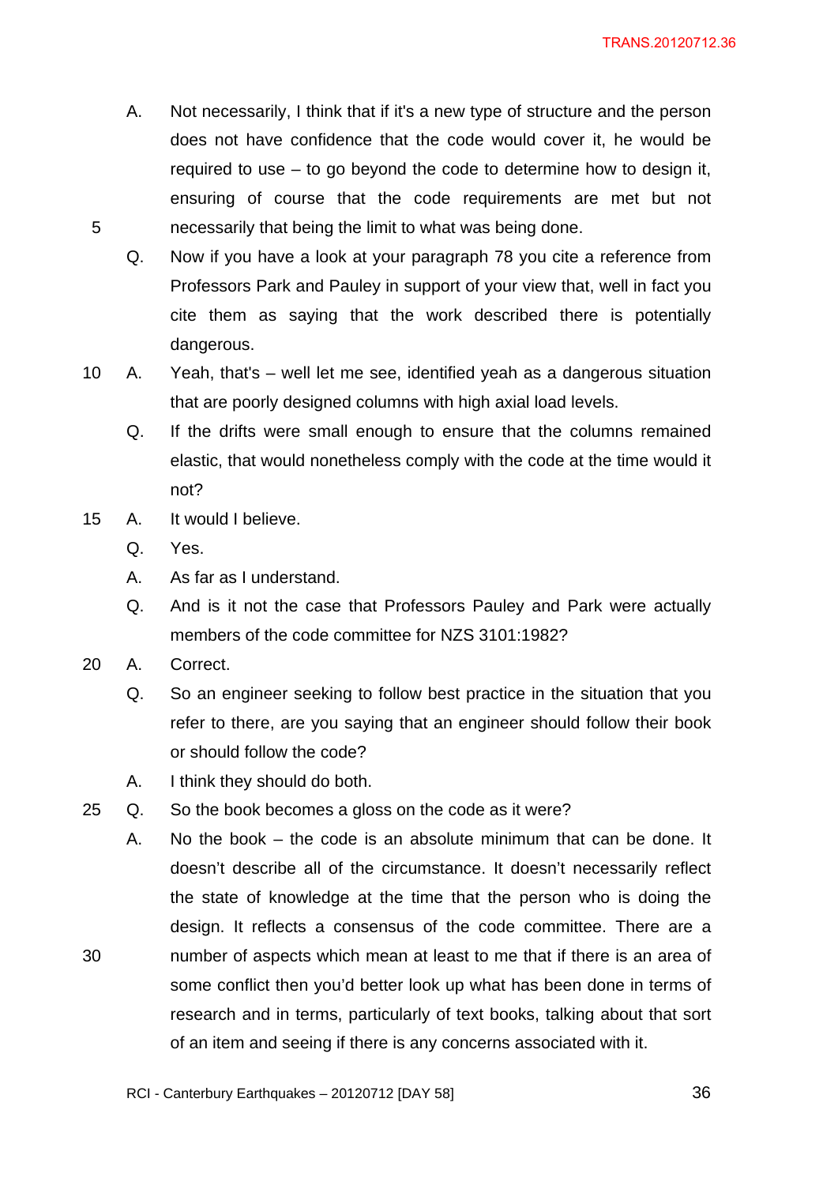A. Not necessarily, I think that if it's a new type of structure and the person does not have confidence that the code would cover it, he would be required to use – to go beyond the code to determine how to design it, ensuring of course that the code requirements are met but not necessarily that being the limit to what was being done.

Q. Now if you have a look at your paragraph 78 you cite a reference from Professors Park and Pauley in support of your view that, well in fact you cite them as saying that the work described there is potentially dangerous.

A. Yeah, that's – well let me see, identified yeah as a dangerous situation that are poorly designed columns with high axial load levels.

Q. If the drifts were small enough to ensure that the columns remained elastic, that would nonetheless comply with the code at the time would it not?

A. It would I believe.

Q. Yes.

A. As far as I understand.

Q. And is it not the case that Professors Pauley and Park were actually members of the code committee for NZS 3101:1982?

A. Correct.

Q. So an engineer seeking to follow best practice in the situation that you refer to there, are you saying that an engineer should follow their book or should follow the code?

A. I think they should do both.

Q. So the book becomes a gloss on the code as it were?

A. No the book – the code is an absolute minimum that can be done. It doesn't describe all of the circumstance. It doesn't necessarily reflect the state of knowledge at the time that the person who is doing the design. It reflects a consensus of the code committee. There are a number of aspects which mean at least to me that if there is an area of some conflict then you'd better look up what has been done in terms of research and in terms, particularly of text books, talking about that sort of an item and seeing if there is any concerns associated with it.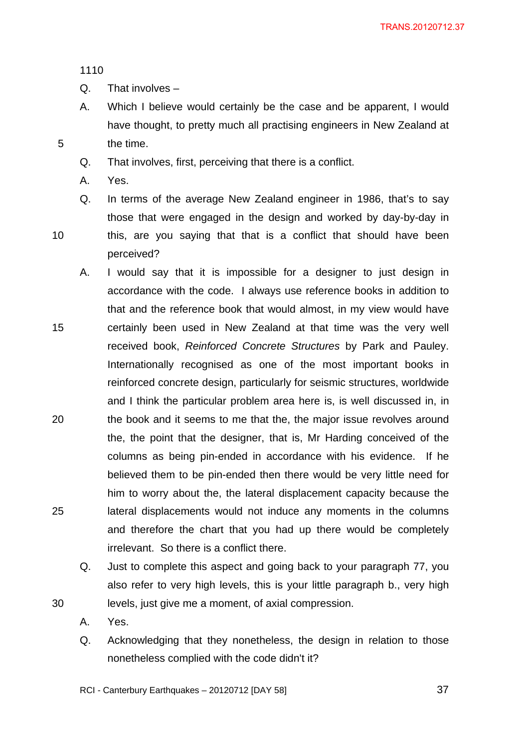1110

Q. That involves –

A. Which I believe would certainly be the case and be apparent, I would have thought, to pretty much all practising engineers in New Zealand at the time.

Q. That involves, first, perceiving that there is a conflict.

A. Yes.

Q. In terms of the average New Zealand engineer in 1986, that's to say those that were engaged in the design and worked by day-by-day in this, are you saying that that is a conflict that should have been perceived?

A. I would say that it is impossible for a designer to just design in accordance with the code. I always use reference books in addition to that and the reference book that would almost, in my view would have certainly been used in New Zealand at that time was the very well received book, *Reinforced Concrete Structures* by Park and Pauley. Internationally recognised as one of the most important books in reinforced concrete design, particularly for seismic structures, worldwide and I think the particular problem area here is, is well discussed in, in the book and it seems to me that the, the major issue revolves around the, the point that the designer, that is, Mr Harding conceived of the columns as being pin-ended in accordance with his evidence. If he believed them to be pin-ended then there would be very little need for him to worry about the, the lateral displacement capacity because the lateral displacements would not induce any moments in the columns and therefore the chart that you had up there would be completely irrelevant. So there is a conflict there.

Q. Just to complete this aspect and going back to your paragraph 77, you also refer to very high levels, this is your little paragraph b., very high levels, just give me a moment, of axial compression.

A. Yes.

Q. Acknowledging that they nonetheless, the design in relation to those nonetheless complied with the code didn't it?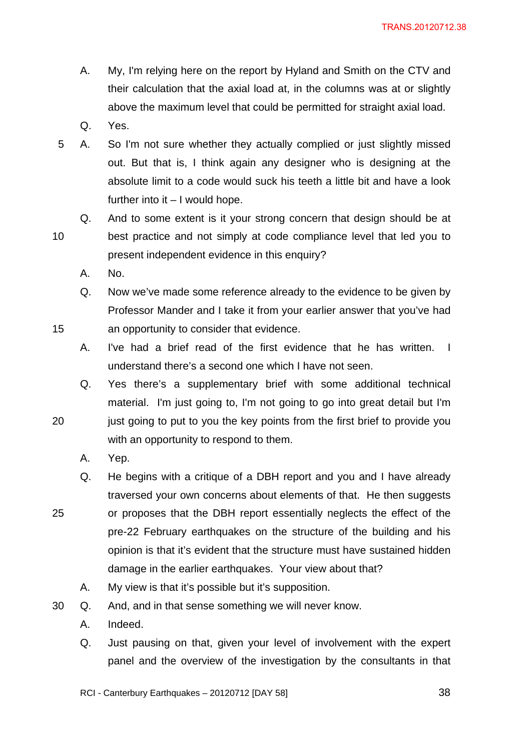A. My, I'm relying here on the report by Hyland and Smith on the CTV and their calculation that the axial load at, in the columns was at or slightly above the maximum level that could be permitted for straight axial load.

Q. Yes.

A. So I'm not sure whether they actually complied or just slightly missed out. But that is, I think again any designer who is designing at the absolute limit to a code would suck his teeth a little bit and have a look further into it – I would hope.

Q. And to some extent is it your strong concern that design should be at best practice and not simply at code compliance level that led you to present independent evidence in this enquiry?

A. No.

Q. Now we've made some reference already to the evidence to be given by Professor Mander and I take it from your earlier answer that you've had an opportunity to consider that evidence.

A. I've had a brief read of the first evidence that he has written. I understand there's a second one which I have not seen.

Q. Yes there's a supplementary brief with some additional technical material. I'm just going to, I'm not going to go into great detail but I'm just going to put to you the key points from the first brief to provide you with an opportunity to respond to them.

A. Yep.

Q. He begins with a critique of a DBH report and you and I have already traversed your own concerns about elements of that. He then suggests or proposes that the DBH report essentially neglects the effect of the pre-22 February earthquakes on the structure of the building and his opinion is that it's evident that the structure must have sustained hidden damage in the earlier earthquakes. Your view about that?

A. My view is that it's possible but it's supposition.

Q. And, and in that sense something we will never know.

A. Indeed.

Q. Just pausing on that, given your level of involvement with the expert panel and the overview of the investigation by the consultants in that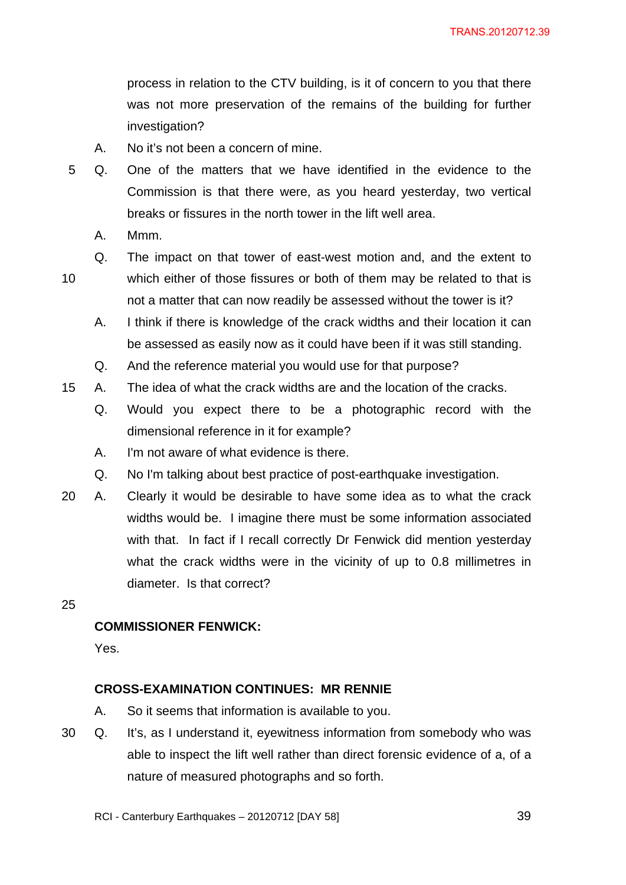process in relation to the CTV building, is it of concern to you that there was not more preservation of the remains of the building for further investigation?

A. No it's not been a concern of mine.

Q. One of the matters that we have identified in the evidence to the Commission is that there were, as you heard yesterday, two vertical breaks or fissures in the north tower in the lift well area.

A. Mmm.

Q. The impact on that tower of east-west motion and, and the extent to which either of those fissures or both of them may be related to that is not a matter that can now readily be assessed without the tower is it?

A. I think if there is knowledge of the crack widths and their location it can be assessed as easily now as it could have been if it was still standing.

Q. And the reference material you would use for that purpose?

A. The idea of what the crack widths are and the location of the cracks.

Q. Would you expect there to be a photographic record with the dimensional reference in it for example?

A. I'm not aware of what evidence is there.

Q. No I'm talking about best practice of post-earthquake investigation.

A. Clearly it would be desirable to have some idea as to what the crack widths would be. I imagine there must be some information associated with that. In fact if I recall correctly Dr Fenwick did mention yesterday what the crack widths were in the vicinity of up to 0.8 millimetres in diameter. Is that correct?

**COMMISSIONER FENWICK:**

Yes.

**CROSS-EXAMINATION CONTINUES: MR RENNIE**

A. So it seems that information is available to you.

Q. It's, as I understand it, eyewitness information from somebody who was able to inspect the lift well rather than direct forensic evidence of a, of a nature of measured photographs and so forth.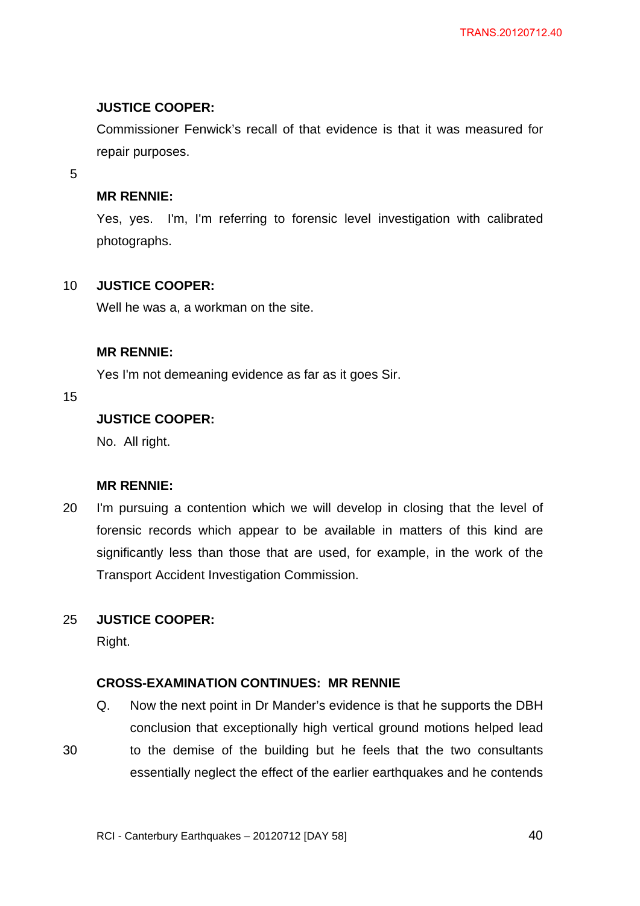**JUSTICE COOPER:**

Commissioner Fenwick's recall of that evidence is that it was measured for repair purposes.

**MR RENNIE:**

Yes, yes. I'm, I'm referring to forensic level investigation with calibrated photographs.

**JUSTICE COOPER:**

Well he was a, a workman on the site.

**MR RENNIE:**

Yes I'm not demeaning evidence as far as it goes Sir.

**JUSTICE COOPER:**

No. All right.

**MR RENNIE:**

I'm pursuing a contention which we will develop in closing that the level of forensic records which appear to be available in matters of this kind are significantly less than those that are used, for example, in the work of the Transport Accident Investigation Commission.

**JUSTICE COOPER:**

Right.

**CROSS-EXAMINATION CONTINUES: MR RENNIE**

Q. Now the next point in Dr Mander's evidence is that he supports the DBH conclusion that exceptionally high vertical ground motions helped lead to the demise of the building but he feels that the two consultants essentially neglect the effect of the earlier earthquakes and he contends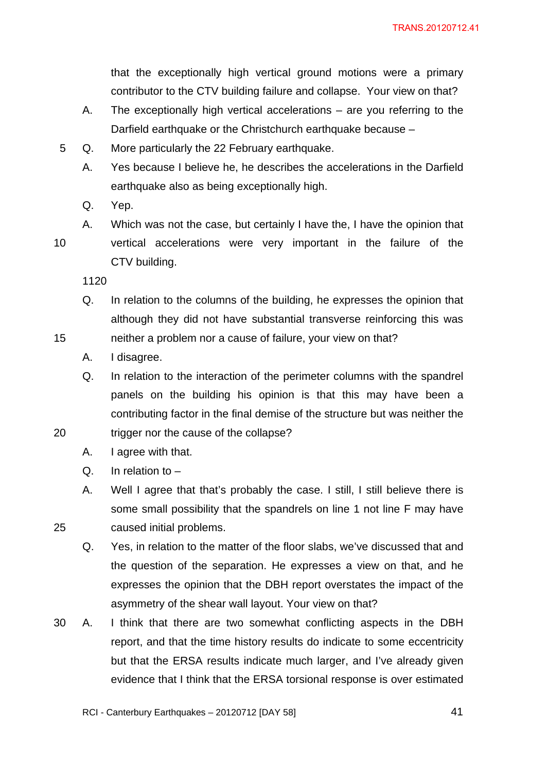that the exceptionally high vertical ground motions were a primary contributor to the CTV building failure and collapse. Your view on that?

A. The exceptionally high vertical accelerations – are you referring to the Darfield earthquake or the Christchurch earthquake because –

Q. More particularly the 22 February earthquake.

A. Yes because I believe he, he describes the accelerations in the Darfield earthquake also as being exceptionally high.

Q. Yep.

A. Which was not the case, but certainly I have the, I have the opinion that vertical accelerations were very important in the failure of the CTV building.

1120

Q. In relation to the columns of the building, he expresses the opinion that although they did not have substantial transverse reinforcing this was neither a problem nor a cause of failure, your view on that?

A. I disagree.

Q. In relation to the interaction of the perimeter columns with the spandrel panels on the building his opinion is that this may have been a contributing factor in the final demise of the structure but was neither the trigger nor the cause of the collapse?

A. I agree with that.

Q. In relation to –

A. Well I agree that that's probably the case. I still, I still believe there is some small possibility that the spandrels on line 1 not line F may have caused initial problems.

Q. Yes, in relation to the matter of the floor slabs, we've discussed that and the question of the separation. He expresses a view on that, and he expresses the opinion that the DBH report overstates the impact of the asymmetry of the shear wall layout. Your view on that?

A. I think that there are two somewhat conflicting aspects in the DBH report, and that the time history results do indicate to some eccentricity but that the ERSA results indicate much larger, and I've already given evidence that I think that the ERSA torsional response is over estimated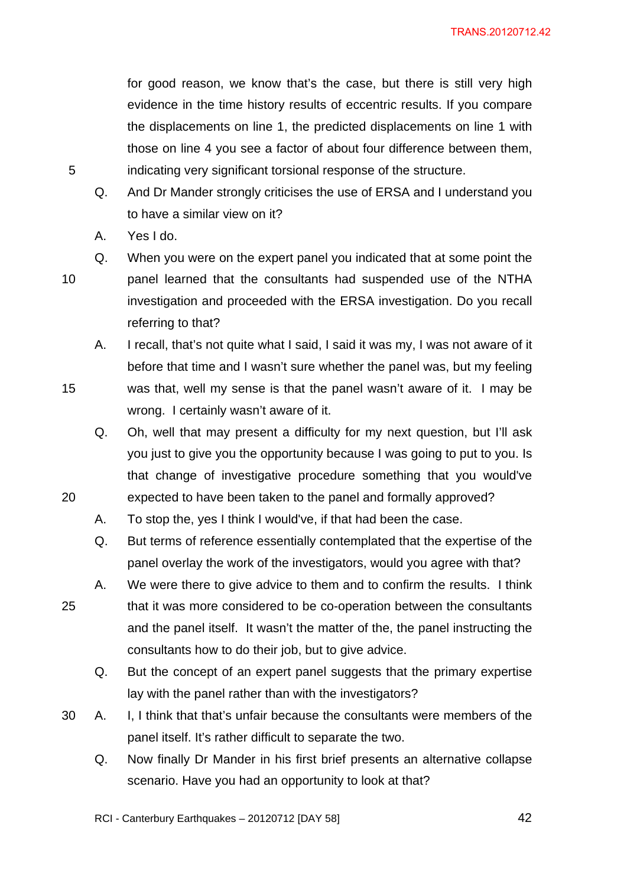for good reason, we know that's the case, but there is still very high evidence in the time history results of eccentric results. If you compare the displacements on line 1, the predicted displacements on line 1 with those on line 4 you see a factor of about four difference between them, indicating very significant torsional response of the structure.

Q. And Dr Mander strongly criticises the use of ERSA and I understand you to have a similar view on it?

A. Yes I do.

Q. When you were on the expert panel you indicated that at some point the panel learned that the consultants had suspended use of the NTHA investigation and proceeded with the ERSA investigation. Do you recall referring to that?

A. I recall, that's not quite what I said, I said it was my, I was not aware of it before that time and I wasn't sure whether the panel was, but my feeling was that, well my sense is that the panel wasn't aware of it. I may be wrong. I certainly wasn't aware of it.

Q. Oh, well that may present a difficulty for my next question, but I'll ask you just to give you the opportunity because I was going to put to you. Is that change of investigative procedure something that you would've expected to have been taken to the panel and formally approved?

A. To stop the, yes I think I would've, if that had been the case.

Q. But terms of reference essentially contemplated that the expertise of the panel overlay the work of the investigators, would you agree with that?

A. We were there to give advice to them and to confirm the results. I think that it was more considered to be co-operation between the consultants and the panel itself. It wasn't the matter of the, the panel instructing the consultants how to do their job, but to give advice.

Q. But the concept of an expert panel suggests that the primary expertise lay with the panel rather than with the investigators?

A. I, I think that that's unfair because the consultants were members of the panel itself. It's rather difficult to separate the two.

Q. Now finally Dr Mander in his first brief presents an alternative collapse scenario. Have you had an opportunity to look at that?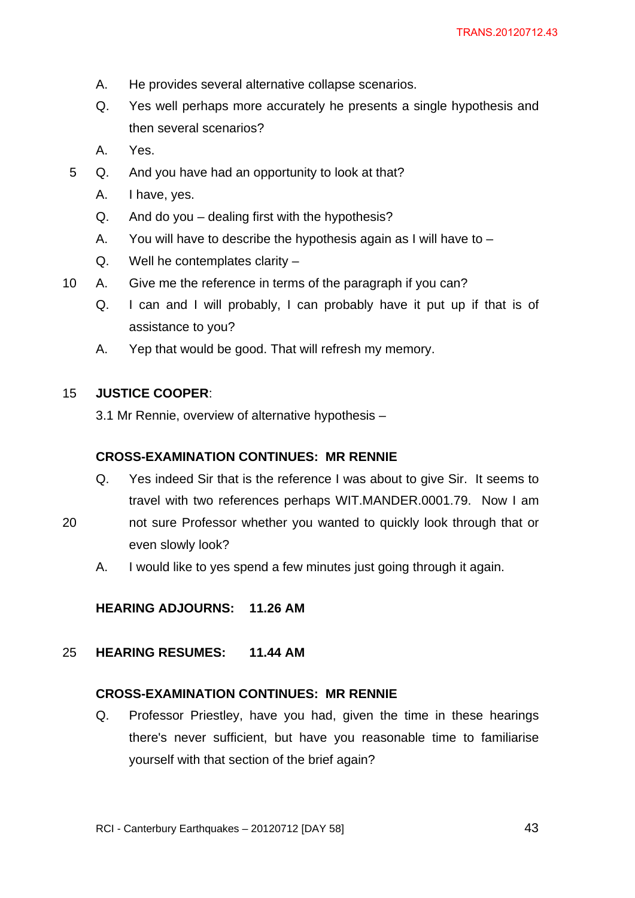A. He provides several alternative collapse scenarios.

Q. Yes well perhaps more accurately he presents a single hypothesis and then several scenarios?

A. Yes.

Q. And you have had an opportunity to look at that?

A. I have, yes.

Q. And do you – dealing first with the hypothesis?

A. You will have to describe the hypothesis again as I will have to –

Q. Well he contemplates clarity –

A. Give me the reference in terms of the paragraph if you can?

Q. I can and I will probably, I can probably have it put up if that is of assistance to you?

A. Yep that would be good. That will refresh my memory.

**JUSTICE COOPER**:

3.1 Mr Rennie, overview of alternative hypothesis –

**CROSS-EXAMINATION CONTINUES: MR RENNIE**

Q. Yes indeed Sir that is the reference I was about to give Sir. It seems to travel with two references perhaps WIT.MANDER.0001.79. Now I am not sure Professor whether you wanted to quickly look through that or even slowly look?

A. I would like to yes spend a few minutes just going through it again.

**HEARING ADJOURNS: 11.26 AM**

**HEARING RESUMES: 11.44 AM**

**CROSS-EXAMINATION CONTINUES: MR RENNIE**

Q. Professor Priestley, have you had, given the time in these hearings there's never sufficient, but have you reasonable time to familiarise yourself with that section of the brief again?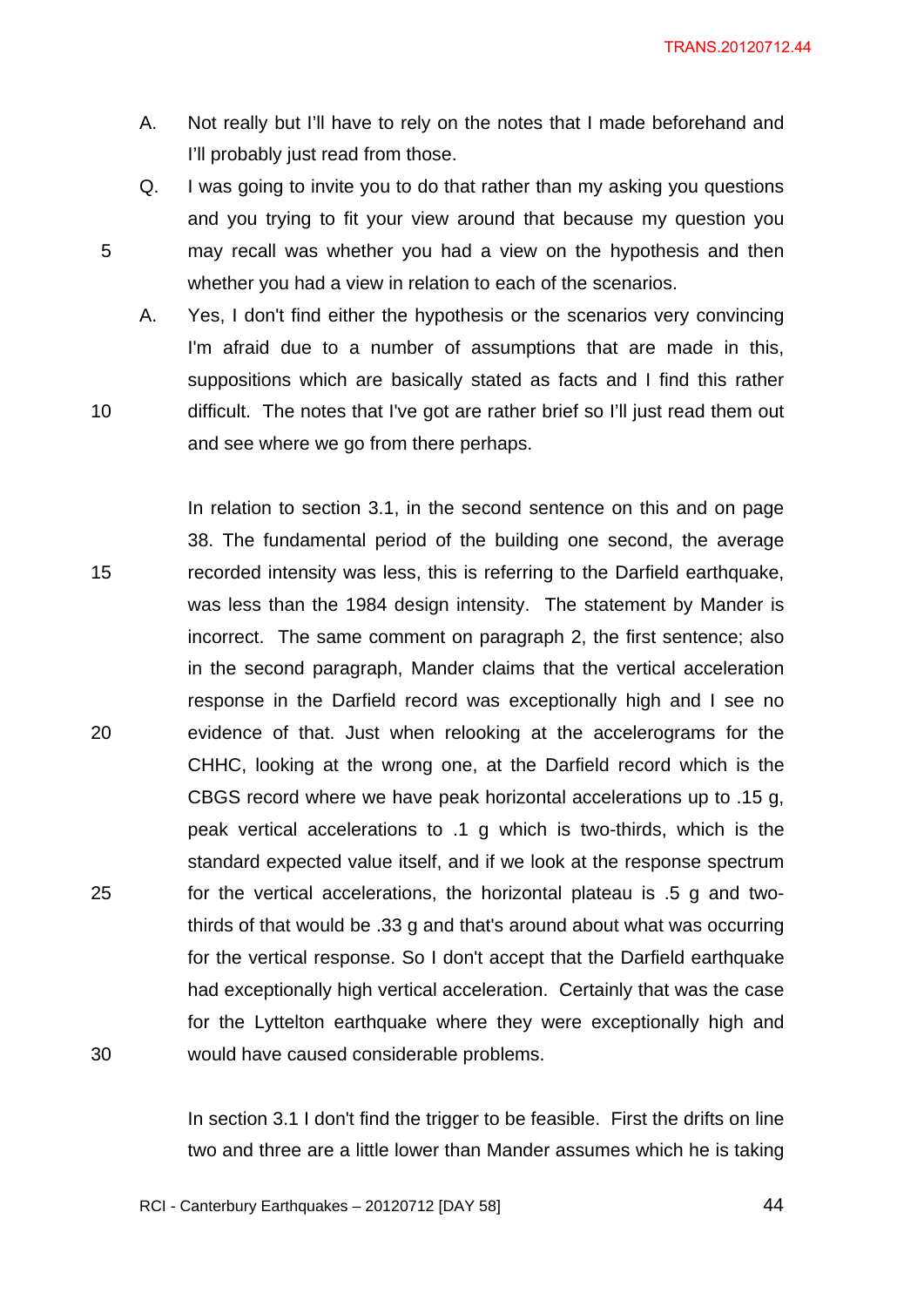A. Not really but I'll have to rely on the notes that I made beforehand and I'll probably just read from those.

Q. I was going to invite you to do that rather than my asking you questions and you trying to fit your view around that because my question you may recall was whether you had a view on the hypothesis and then whether you had a view in relation to each of the scenarios.

A. Yes, I don't find either the hypothesis or the scenarios very convincing I'm afraid due to a number of assumptions that are made in this, suppositions which are basically stated as facts and I find this rather difficult. The notes that I've got are rather brief so I'll just read them out and see where we go from there perhaps.

In relation to section 3.1, in the second sentence on this and on page 38. The fundamental period of the building one second, the average recorded intensity was less, this is referring to the Darfield earthquake, was less than the 1984 design intensity. The statement by Mander is incorrect. The same comment on paragraph 2, the first sentence; also in the second paragraph, Mander claims that the vertical acceleration response in the Darfield record was exceptionally high and I see no evidence of that. Just when relooking at the accelerograms for the CHHC, looking at the wrong one, at the Darfield record which is the CBGS record where we have peak horizontal accelerations up to .15 g, peak vertical accelerations to .1 g which is two-thirds, which is the standard expected value itself, and if we look at the response spectrum for the vertical accelerations, the horizontal plateau is .5 g and two-thirds of that would be .33 g and that's around about what was occurring for the vertical response. So I don't accept that the Darfield earthquake had exceptionally high vertical acceleration. Certainly that was the case for the Lyttelton earthquake where they were exceptionally high and would have caused considerable problems.

In section 3.1 I don't find the trigger to be feasible. First the drifts on line two and three are a little lower than Mander assumes which he is taking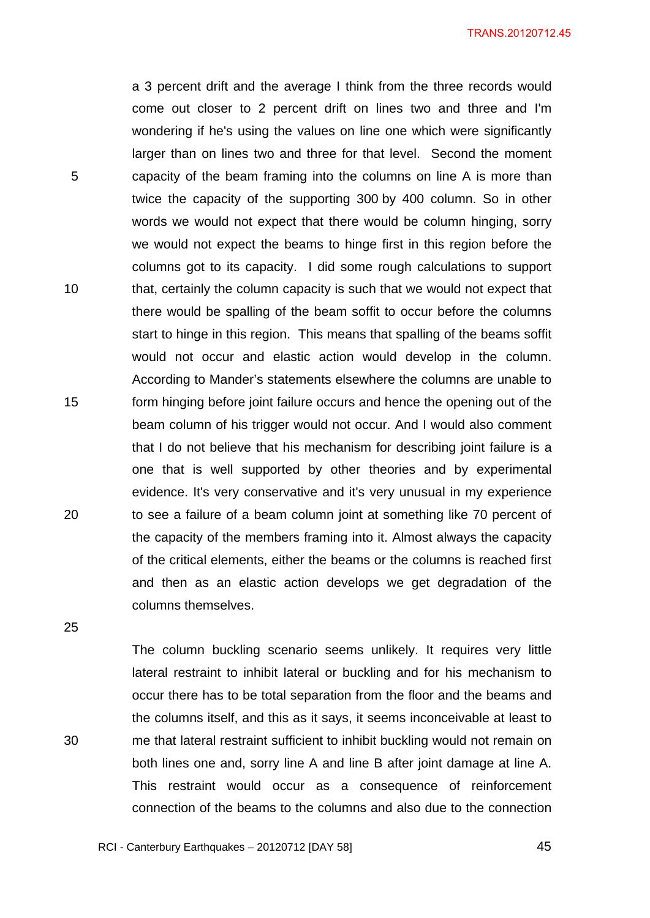a 3 percent drift and the average I think from the three records would come out closer to 2 percent drift on lines two and three and I'm wondering if he's using the values on line one which were significantly larger than on lines two and three for that level. Second the moment capacity of the beam framing into the columns on line A is more than twice the capacity of the supporting 300 by 400 column. So in other words we would not expect that there would be column hinging, sorry we would not expect the beams to hinge first in this region before the columns got to its capacity. I did some rough calculations to support that, certainly the column capacity is such that we would not expect that there would be spalling of the beam soffit to occur before the columns start to hinge in this region. This means that spalling of the beams soffit would not occur and elastic action would develop in the column. According to Mander's statements elsewhere the columns are unable to form hinging before joint failure occurs and hence the opening out of the beam column of his trigger would not occur. And I would also comment that I do not believe that his mechanism for describing joint failure is a one that is well supported by other theories and by experimental evidence. It's very conservative and it's very unusual in my experience to see a failure of a beam column joint at something like 70 percent of the capacity of the members framing into it. Almost always the capacity of the critical elements, either the beams or the columns is reached first and then as an elastic action develops we get degradation of the columns themselves.

The column buckling scenario seems unlikely. It requires very little lateral restraint to inhibit lateral or buckling and for his mechanism to occur there has to be total separation from the floor and the beams and the columns itself, and this as it says, it seems inconceivable at least to me that lateral restraint sufficient to inhibit buckling would not remain on both lines one and, sorry line A and line B after joint damage at line A. This restraint would occur as a consequence of reinforcement connection of the beams to the columns and also due to the connection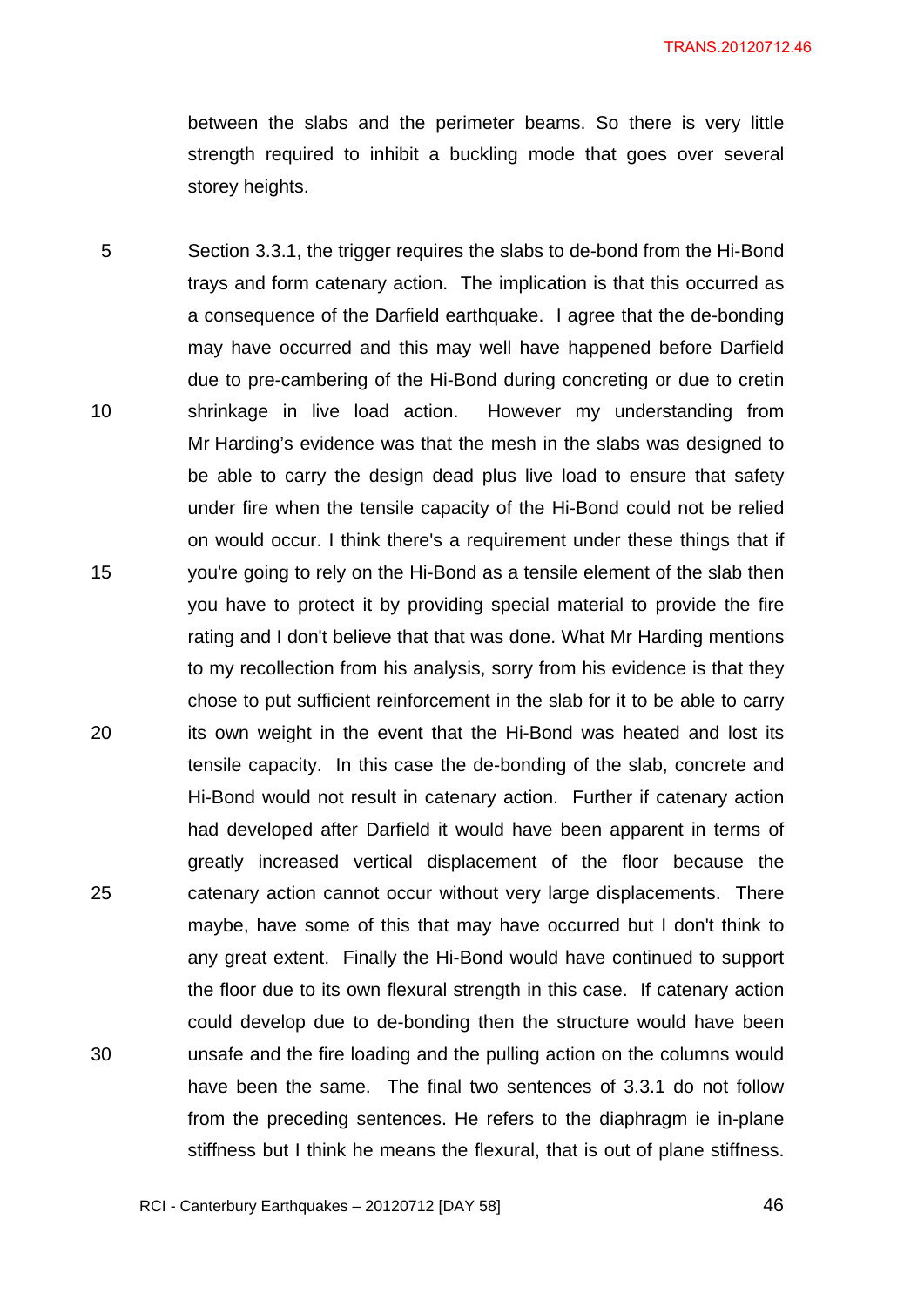between the slabs and the perimeter beams. So there is very little strength required to inhibit a buckling mode that goes over several storey heights.

Section 3.3.1, the trigger requires the slabs to de-bond from the Hi-Bond trays and form catenary action. The implication is that this occurred as a consequence of the Darfield earthquake. I agree that the de-bonding may have occurred and this may well have happened before Darfield due to pre-cambering of the Hi-Bond during concreting or due to cretin shrinkage in live load action. However my understanding from Mr Harding's evidence was that the mesh in the slabs was designed to be able to carry the design dead plus live load to ensure that safety under fire when the tensile capacity of the Hi-Bond could not be relied on would occur. I think there's a requirement under these things that if you're going to rely on the Hi-Bond as a tensile element of the slab then you have to protect it by providing special material to provide the fire rating and I don't believe that that was done. What Mr Harding mentions to my recollection from his analysis, sorry from his evidence is that they chose to put sufficient reinforcement in the slab for it to be able to carry its own weight in the event that the Hi-Bond was heated and lost its tensile capacity. In this case the de-bonding of the slab, concrete and Hi-Bond would not result in catenary action. Further if catenary action had developed after Darfield it would have been apparent in terms of greatly increased vertical displacement of the floor because the catenary action cannot occur without very large displacements. There maybe, have some of this that may have occurred but I don't think to any great extent. Finally the Hi-Bond would have continued to support the floor due to its own flexural strength in this case. If catenary action could develop due to de-bonding then the structure would have been unsafe and the fire loading and the pulling action on the columns would have been the same. The final two sentences of 3.3.1 do not follow from the preceding sentences. He refers to the diaphragm ie in-plane stiffness but I think he means the flexural, that is out of plane stiffness.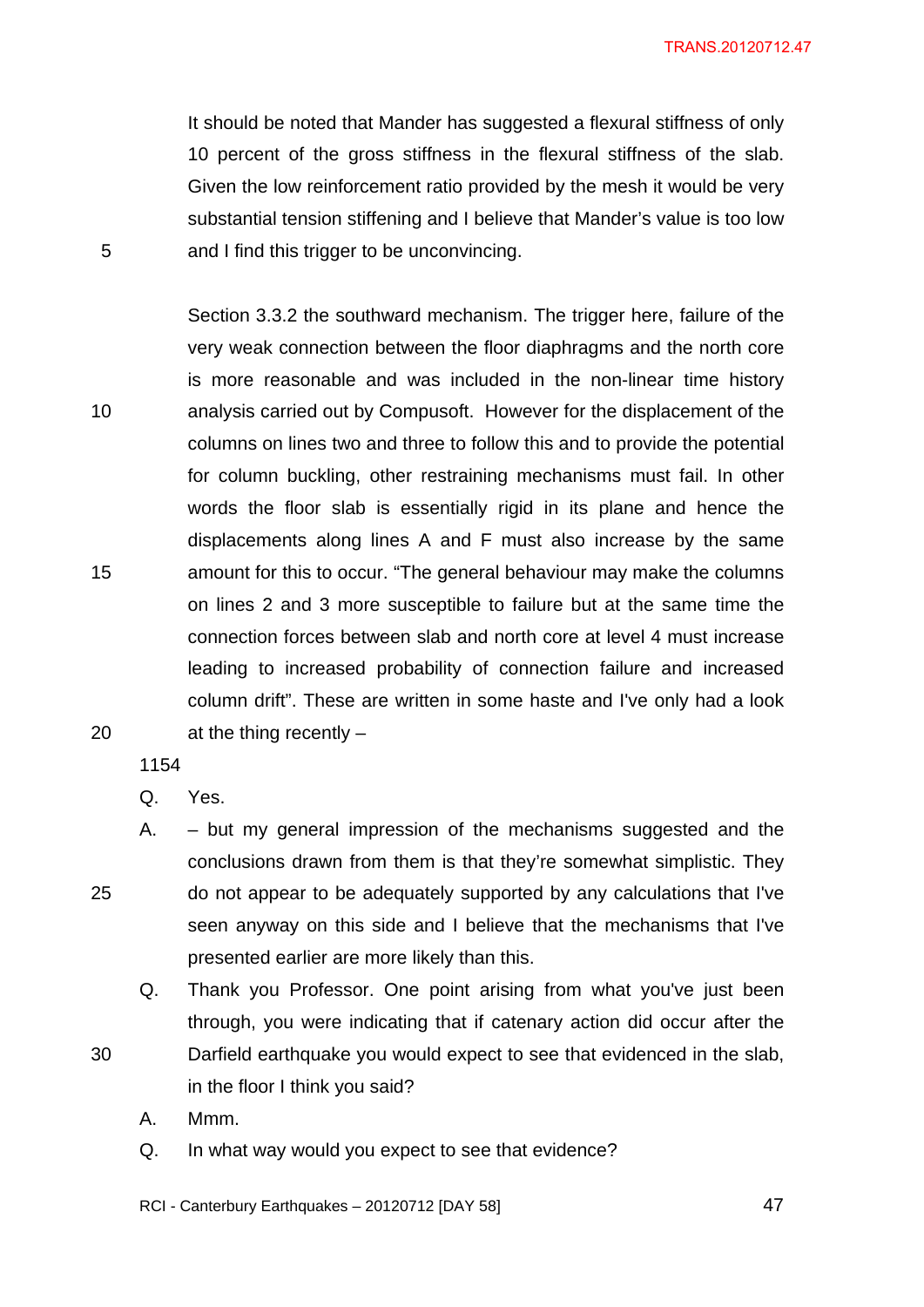It should be noted that Mander has suggested a flexural stiffness of only 10 percent of the gross stiffness in the flexural stiffness of the slab. Given the low reinforcement ratio provided by the mesh it would be very substantial tension stiffening and I believe that Mander's value is too low and I find this trigger to be unconvincing.

Section 3.3.2 the southward mechanism. The trigger here, failure of the very weak connection between the floor diaphragms and the north core is more reasonable and was included in the non-linear time history analysis carried out by Compusoft. However for the displacement of the columns on lines two and three to follow this and to provide the potential for column buckling, other restraining mechanisms must fail. In other words the floor slab is essentially rigid in its plane and hence the displacements along lines A and F must also increase by the same amount for this to occur. "The general behaviour may make the columns on lines 2 and 3 more susceptible to failure but at the same time the connection forces between slab and north core at level 4 must increase leading to increased probability of connection failure and increased column drift". These are written in some haste and I've only had a look at the thing recently –

1154

Q. Yes.

A. – but my general impression of the mechanisms suggested and the conclusions drawn from them is that they're somewhat simplistic. They do not appear to be adequately supported by any calculations that I've seen anyway on this side and I believe that the mechanisms that I've presented earlier are more likely than this.

Q. Thank you Professor. One point arising from what you've just been through, you were indicating that if catenary action did occur after the Darfield earthquake you would expect to see that evidenced in the slab, in the floor I think you said?

A. Mmm.

Q. In what way would you expect to see that evidence?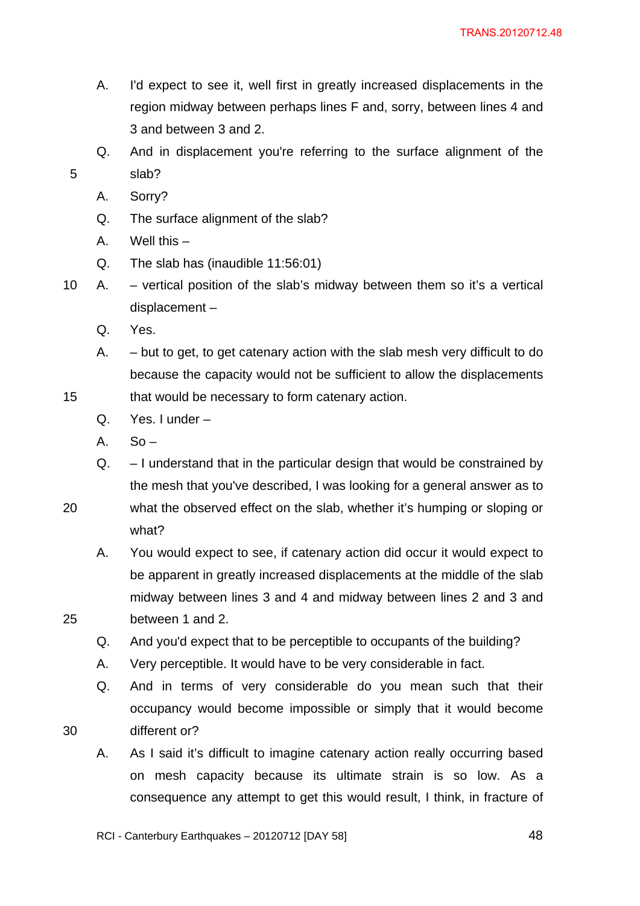A. I'd expect to see it, well first in greatly increased displacements in the region midway between perhaps lines F and, sorry, between lines 4 and 3 and between 3 and 2.

Q. And in displacement you're referring to the surface alignment of the slab?

A. Sorry?

Q. The surface alignment of the slab?

A. Well this –

Q. The slab has (inaudible 11:56:01)

A. – vertical position of the slab's midway between them so it's a vertical displacement –

Q. Yes.

A. – but to get, to get catenary action with the slab mesh very difficult to do because the capacity would not be sufficient to allow the displacements that would be necessary to form catenary action.

Q. Yes. I under –

A. So –

Q. – I understand that in the particular design that would be constrained by the mesh that you've described, I was looking for a general answer as to what the observed effect on the slab, whether it's humping or sloping or what?

A. You would expect to see, if catenary action did occur it would expect to be apparent in greatly increased displacements at the middle of the slab midway between lines 3 and 4 and midway between lines 2 and 3 and between 1 and 2.

Q. And you'd expect that to be perceptible to occupants of the building?

A. Very perceptible. It would have to be very considerable in fact.

Q. And in terms of very considerable do you mean such that their occupancy would become impossible or simply that it would become different or?

A. As I said it's difficult to imagine catenary action really occurring based on mesh capacity because its ultimate strain is so low. As a consequence any attempt to get this would result, I think, in fracture of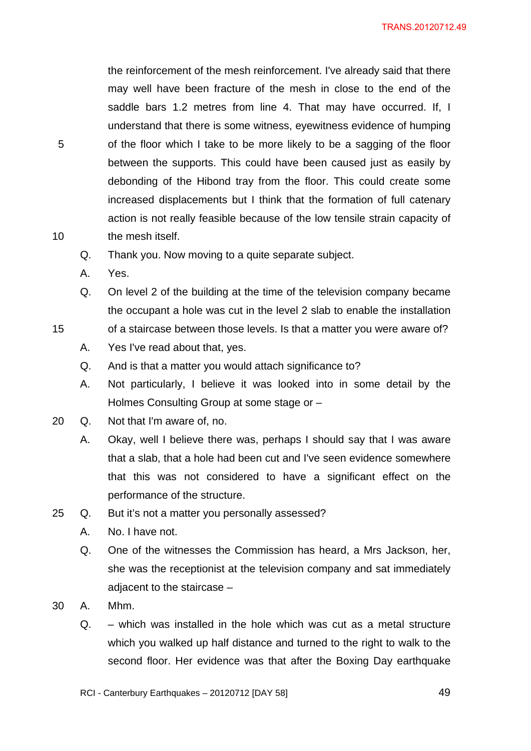the reinforcement of the mesh reinforcement. I've already said that there may well have been fracture of the mesh in close to the end of the saddle bars 1.2 metres from line 4. That may have occurred. If, I understand that there is some witness, eyewitness evidence of humping of the floor which I take to be more likely to be a sagging of the floor between the supports. This could have been caused just as easily by debonding of the Hibond tray from the floor. This could create some increased displacements but I think that the formation of full catenary action is not really feasible because of the low tensile strain capacity of the mesh itself.

Q. Thank you. Now moving to a quite separate subject.

A. Yes.

Q. On level 2 of the building at the time of the television company became the occupant a hole was cut in the level 2 slab to enable the installation of a staircase between those levels. Is that a matter you were aware of?

A. Yes I've read about that, yes.

Q. And is that a matter you would attach significance to?

A. Not particularly, I believe it was looked into in some detail by the Holmes Consulting Group at some stage or –

Q. Not that I'm aware of, no.

A. Okay, well I believe there was, perhaps I should say that I was aware that a slab, that a hole had been cut and I've seen evidence somewhere that this was not considered to have a significant effect on the performance of the structure.

Q. But it's not a matter you personally assessed?

A. No. I have not.

Q. One of the witnesses the Commission has heard, a Mrs Jackson, her, she was the receptionist at the television company and sat immediately adjacent to the staircase –

A. Mhm.

Q. – which was installed in the hole which was cut as a metal structure which you walked up half distance and turned to the right to walk to the second floor. Her evidence was that after the Boxing Day earthquake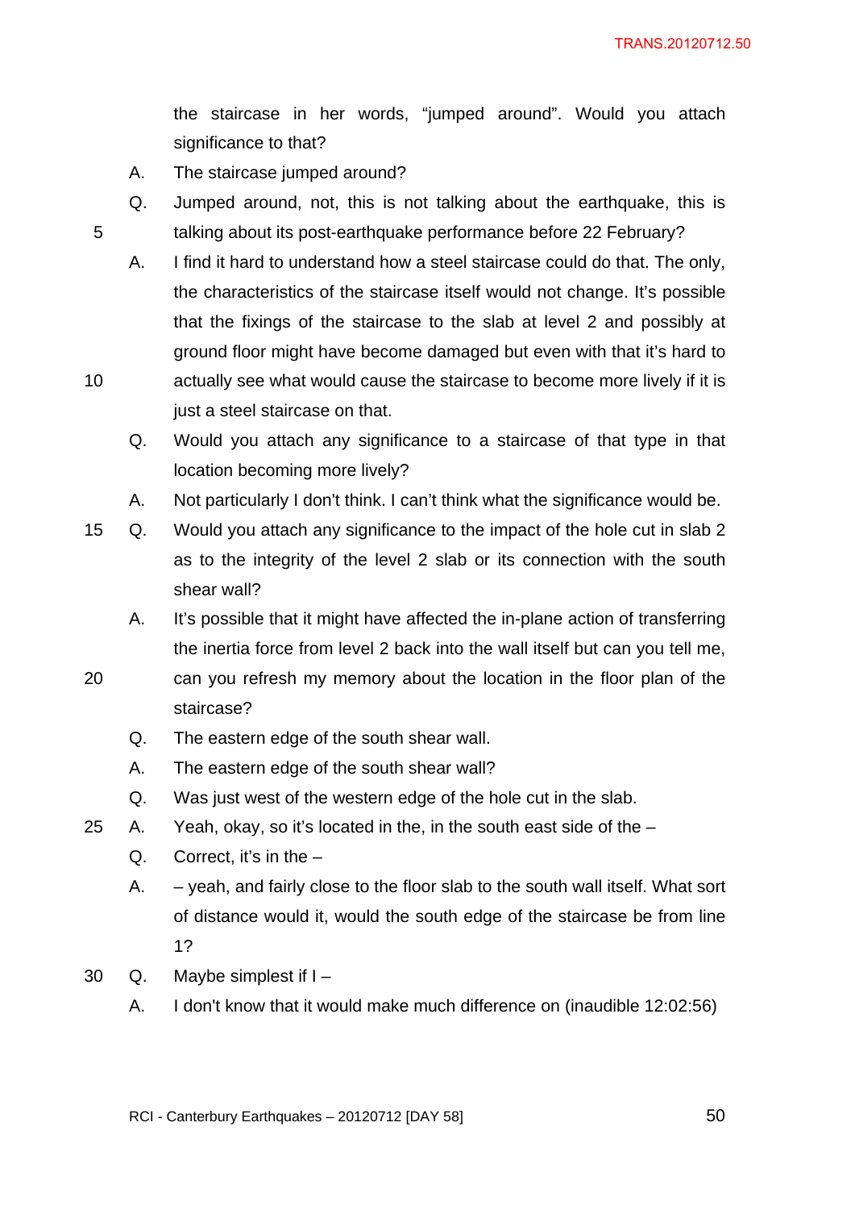the staircase in her words, "jumped around". Would you attach significance to that?

A. The staircase jumped around?

Q. Jumped around, not, this is not talking about the earthquake, this is talking about its post-earthquake performance before 22 February?

A. I find it hard to understand how a steel staircase could do that. The only, the characteristics of the staircase itself would not change. It's possible that the fixings of the staircase to the slab at level 2 and possibly at ground floor might have become damaged but even with that it's hard to actually see what would cause the staircase to become more lively if it is just a steel staircase on that.

Q. Would you attach any significance to a staircase of that type in that location becoming more lively?

A. Not particularly I don't think. I can't think what the significance would be.

Q. Would you attach any significance to the impact of the hole cut in slab 2 as to the integrity of the level 2 slab or its connection with the south shear wall?

A. It's possible that it might have affected the in-plane action of transferring the inertia force from level 2 back into the wall itself but can you tell me, can you refresh my memory about the location in the floor plan of the staircase?

Q. The eastern edge of the south shear wall.

A. The eastern edge of the south shear wall?

Q. Was just west of the western edge of the hole cut in the slab.

A. Yeah, okay, so it's located in the, in the south east side of the –

Q. Correct, it's in the –

A. – yeah, and fairly close to the floor slab to the south wall itself. What sort of distance would it, would the south edge of the staircase be from line 1?

Q. Maybe simplest if I –

A. I don't know that it would make much difference on (inaudible 12:02:56)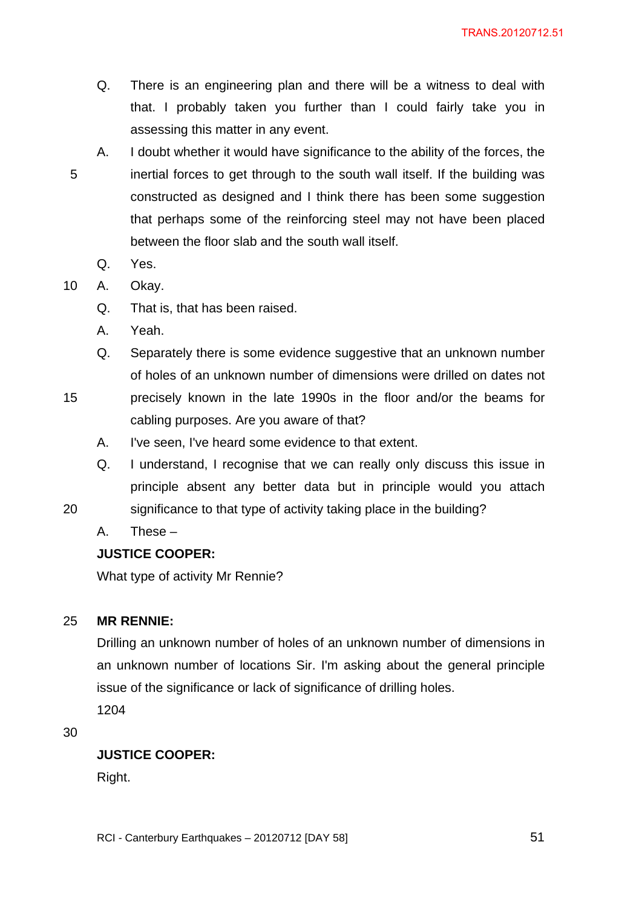Q. There is an engineering plan and there will be a witness to deal with that. I probably taken you further than I could fairly take you in assessing this matter in any event.

A. I doubt whether it would have significance to the ability of the forces, the inertial forces to get through to the south wall itself. If the building was constructed as designed and I think there has been some suggestion that perhaps some of the reinforcing steel may not have been placed between the floor slab and the south wall itself.

Q. Yes.

A. Okay.

Q. That is, that has been raised.

A. Yeah.

Q. Separately there is some evidence suggestive that an unknown number of holes of an unknown number of dimensions were drilled on dates not precisely known in the late 1990s in the floor and/or the beams for cabling purposes. Are you aware of that?

A. I've seen, I've heard some evidence to that extent.

Q. I understand, I recognise that we can really only discuss this issue in principle absent any better data but in principle would you attach significance to that type of activity taking place in the building?

A. These –

**JUSTICE COOPER:**

What type of activity Mr Rennie?

**MR RENNIE:**

Drilling an unknown number of holes of an unknown number of dimensions in an unknown number of locations Sir. I'm asking about the general principle issue of the significance or lack of significance of drilling holes.

1204

**JUSTICE COOPER:**

Right.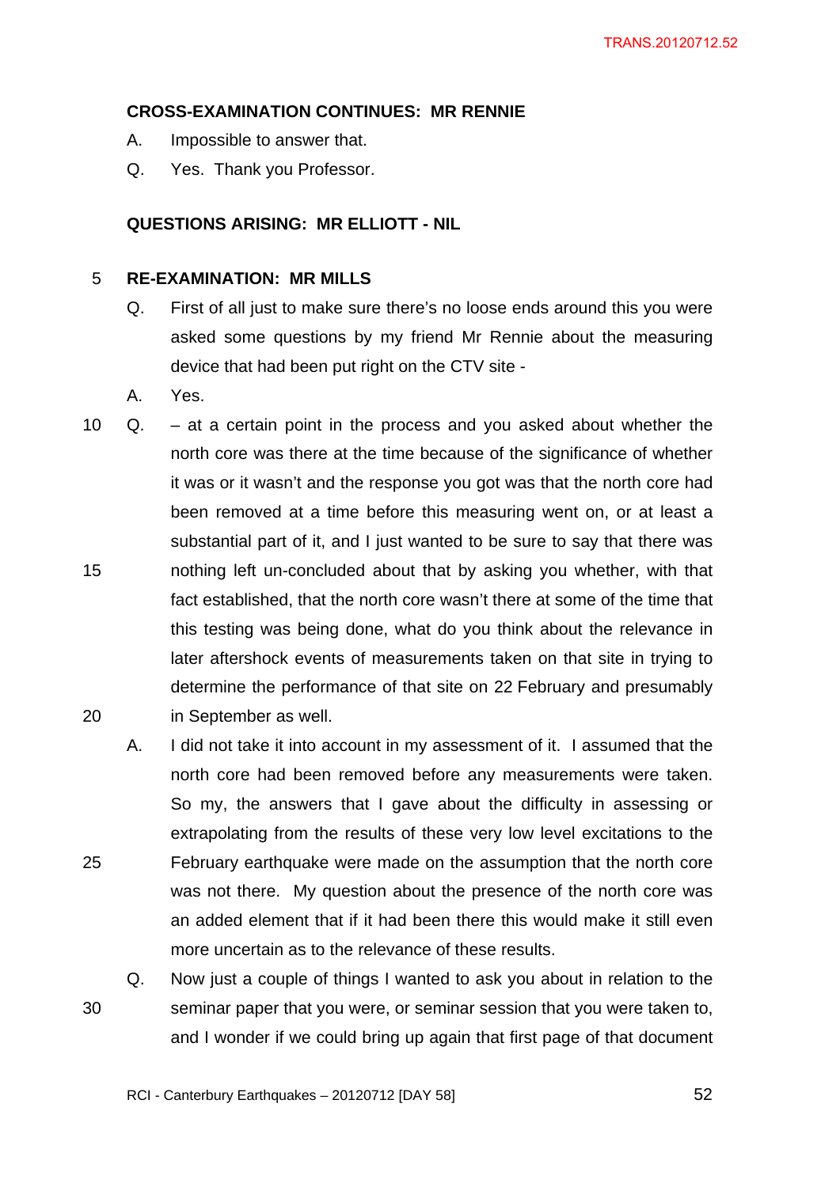**CROSS-EXAMINATION CONTINUES: MR RENNIE**

A. Impossible to answer that.

Q. Yes. Thank you Professor.

**QUESTIONS ARISING: MR ELLIOTT - NIL**

**RE-EXAMINATION: MR MILLS**

Q. First of all just to make sure there's no loose ends around this you were asked some questions by my friend Mr Rennie about the measuring device that had been put right on the CTV site -

A. Yes.

Q. – at a certain point in the process and you asked about whether the north core was there at the time because of the significance of whether it was or it wasn't and the response you got was that the north core had been removed at a time before this measuring went on, or at least a substantial part of it, and I just wanted to be sure to say that there was nothing left un-concluded about that by asking you whether, with that fact established, that the north core wasn't there at some of the time that this testing was being done, what do you think about the relevance in later aftershock events of measurements taken on that site in trying to determine the performance of that site on 22 February and presumably in September as well.

A. I did not take it into account in my assessment of it. I assumed that the north core had been removed before any measurements were taken. So my, the answers that I gave about the difficulty in assessing or extrapolating from the results of these very low level excitations to the February earthquake were made on the assumption that the north core was not there. My question about the presence of the north core was an added element that if it had been there this would make it still even more uncertain as to the relevance of these results.

Q. Now just a couple of things I wanted to ask you about in relation to the seminar paper that you were, or seminar session that you were taken to, and I wonder if we could bring up again that first page of that document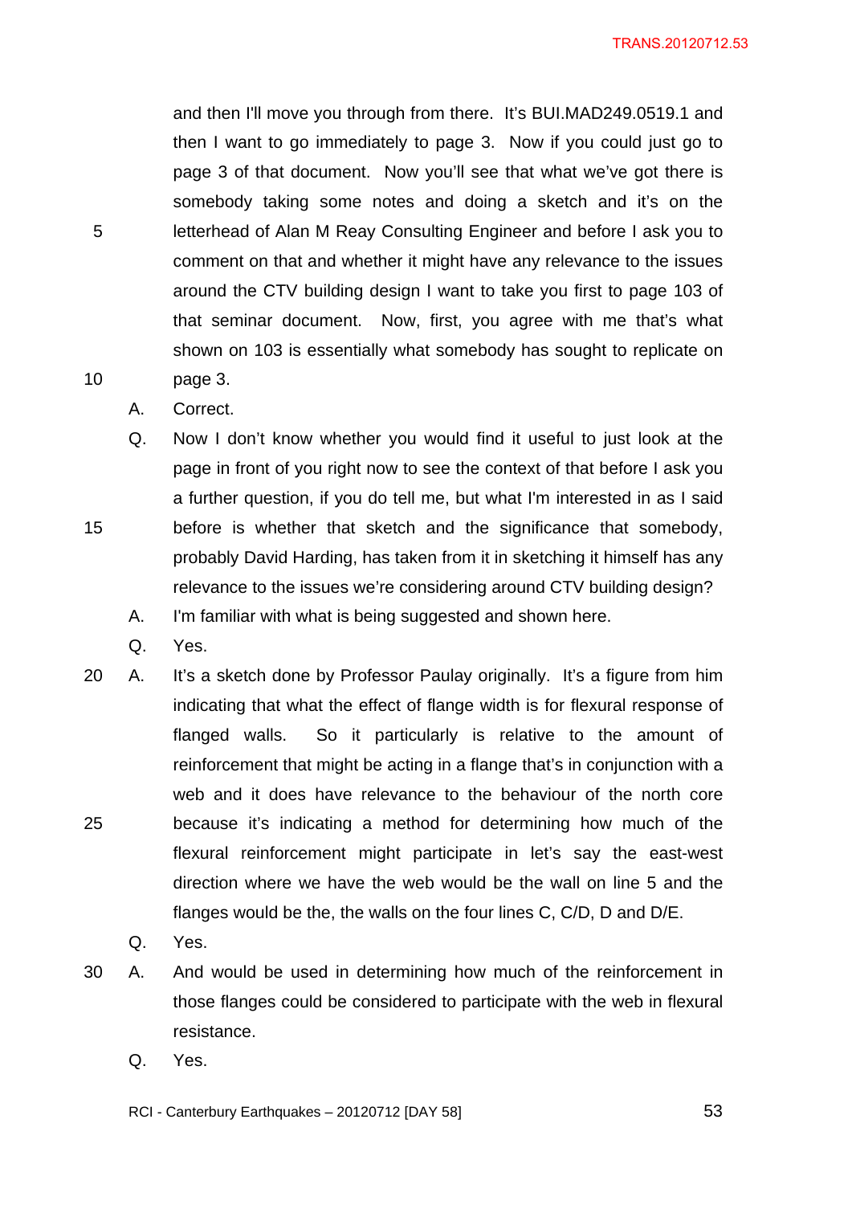and then I'll move you through from there. It's BUI.MAD249.0519.1 and then I want to go immediately to page 3. Now if you could just go to page 3 of that document. Now you'll see that what we've got there is somebody taking some notes and doing a sketch and it's on the letterhead of Alan M Reay Consulting Engineer and before I ask you to comment on that and whether it might have any relevance to the issues around the CTV building design I want to take you first to page 103 of that seminar document. Now, first, you agree with me that's what shown on 103 is essentially what somebody has sought to replicate on page 3.

A. Correct.

Q. Now I don't know whether you would find it useful to just look at the page in front of you right now to see the context of that before I ask you a further question, if you do tell me, but what I'm interested in as I said before is whether that sketch and the significance that somebody, probably David Harding, has taken from it in sketching it himself has any relevance to the issues we're considering around CTV building design?

A. I'm familiar with what is being suggested and shown here.

Q. Yes.

A. It's a sketch done by Professor Paulay originally. It's a figure from him indicating that what the effect of flange width is for flexural response of flanged walls. So it particularly is relative to the amount of reinforcement that might be acting in a flange that's in conjunction with a web and it does have relevance to the behaviour of the north core because it's indicating a method for determining how much of the flexural reinforcement might participate in let's say the east-west direction where we have the web would be the wall on line 5 and the flanges would be the, the walls on the four lines C, C/D, D and D/E.

Q. Yes.

A. And would be used in determining how much of the reinforcement in those flanges could be considered to participate with the web in flexural resistance.

Q. Yes.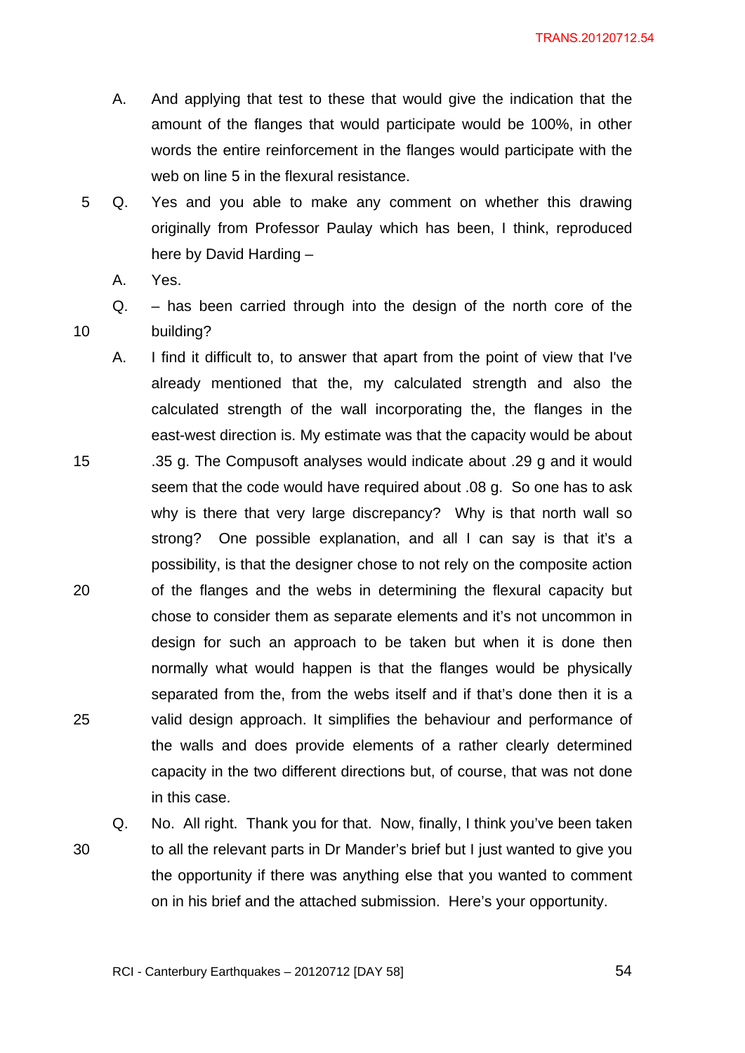A. And applying that test to these that would give the indication that the amount of the flanges that would participate would be 100%, in other words the entire reinforcement in the flanges would participate with the web on line 5 in the flexural resistance.

Q. Yes and you able to make any comment on whether this drawing originally from Professor Paulay which has been, I think, reproduced here by David Harding –

A. Yes.

Q. – has been carried through into the design of the north core of the building?

A. I find it difficult to, to answer that apart from the point of view that I've already mentioned that the, my calculated strength and also the calculated strength of the wall incorporating the, the flanges in the east-west direction is. My estimate was that the capacity would be about .35 g. The Compusoft analyses would indicate about .29 g and it would seem that the code would have required about .08 g. So one has to ask why is there that very large discrepancy? Why is that north wall so strong? One possible explanation, and all I can say is that it's a possibility, is that the designer chose to not rely on the composite action of the flanges and the webs in determining the flexural capacity but chose to consider them as separate elements and it's not uncommon in design for such an approach to be taken but when it is done then normally what would happen is that the flanges would be physically separated from the, from the webs itself and if that's done then it is a valid design approach. It simplifies the behaviour and performance of the walls and does provide elements of a rather clearly determined capacity in the two different directions but, of course, that was not done in this case.

Q. No. All right. Thank you for that. Now, finally, I think you've been taken to all the relevant parts in Dr Mander's brief but I just wanted to give you the opportunity if there was anything else that you wanted to comment on in his brief and the attached submission. Here's your opportunity.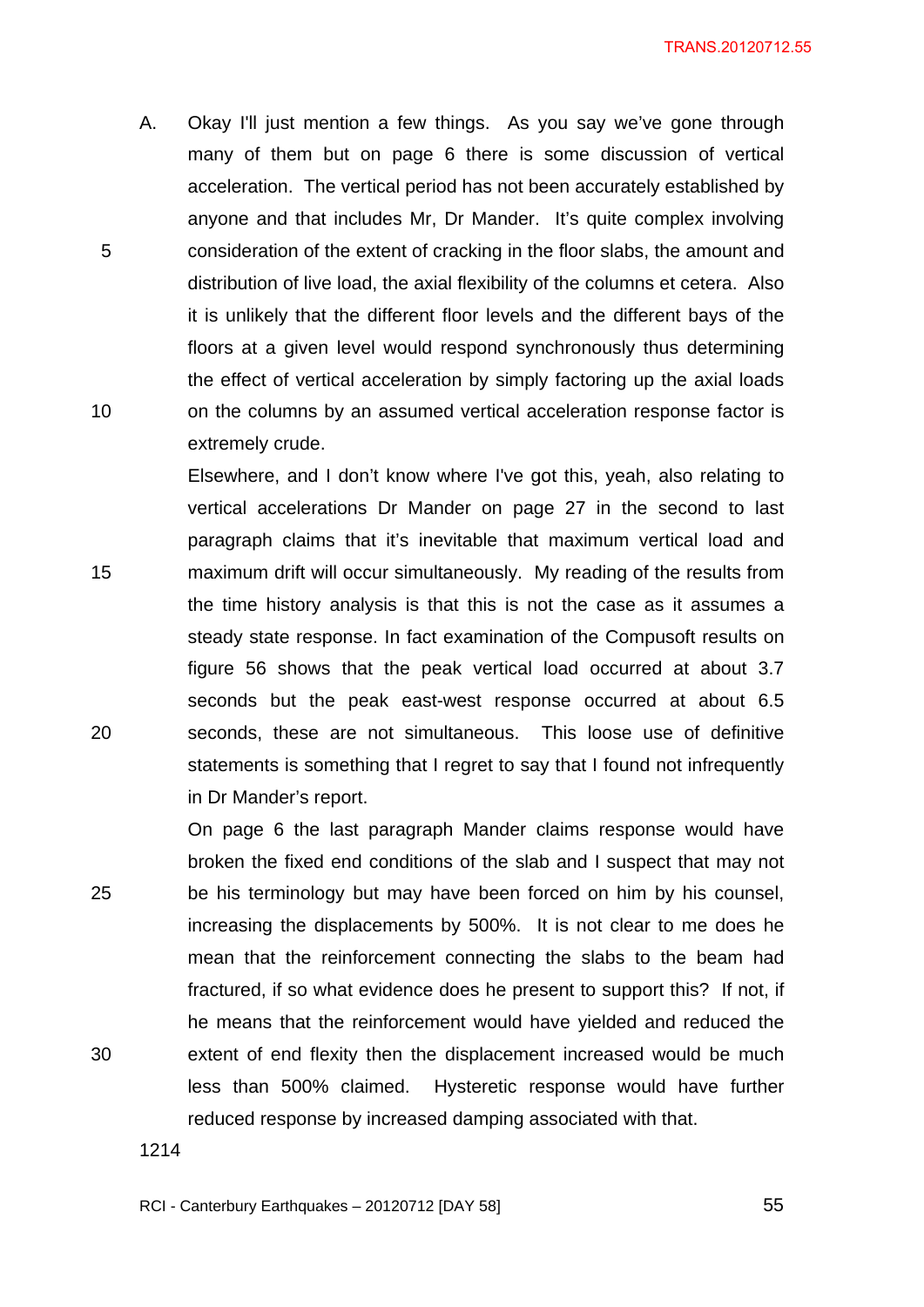A. Okay I'll just mention a few things. As you say we've gone through many of them but on page 6 there is some discussion of vertical acceleration. The vertical period has not been accurately established by anyone and that includes Mr, Dr Mander. It's quite complex involving consideration of the extent of cracking in the floor slabs, the amount and distribution of live load, the axial flexibility of the columns et cetera. Also it is unlikely that the different floor levels and the different bays of the floors at a given level would respond synchronously thus determining the effect of vertical acceleration by simply factoring up the axial loads on the columns by an assumed vertical acceleration response factor is extremely crude.

Elsewhere, and I don't know where I've got this, yeah, also relating to vertical accelerations Dr Mander on page 27 in the second to last paragraph claims that it's inevitable that maximum vertical load and maximum drift will occur simultaneously. My reading of the results from the time history analysis is that this is not the case as it assumes a steady state response. In fact examination of the Compusoft results on figure 56 shows that the peak vertical load occurred at about 3.7 seconds but the peak east-west response occurred at about 6.5 seconds, these are not simultaneous. This loose use of definitive statements is something that I regret to say that I found not infrequently in Dr Mander's report.

On page 6 the last paragraph Mander claims response would have broken the fixed end conditions of the slab and I suspect that may not be his terminology but may have been forced on him by his counsel, increasing the displacements by 500%. It is not clear to me does he mean that the reinforcement connecting the slabs to the beam had fractured, if so what evidence does he present to support this? If not, if he means that the reinforcement would have yielded and reduced the extent of end flexity then the displacement increased would be much less than 500% claimed. Hysteretic response would have further reduced response by increased damping associated with that.

1214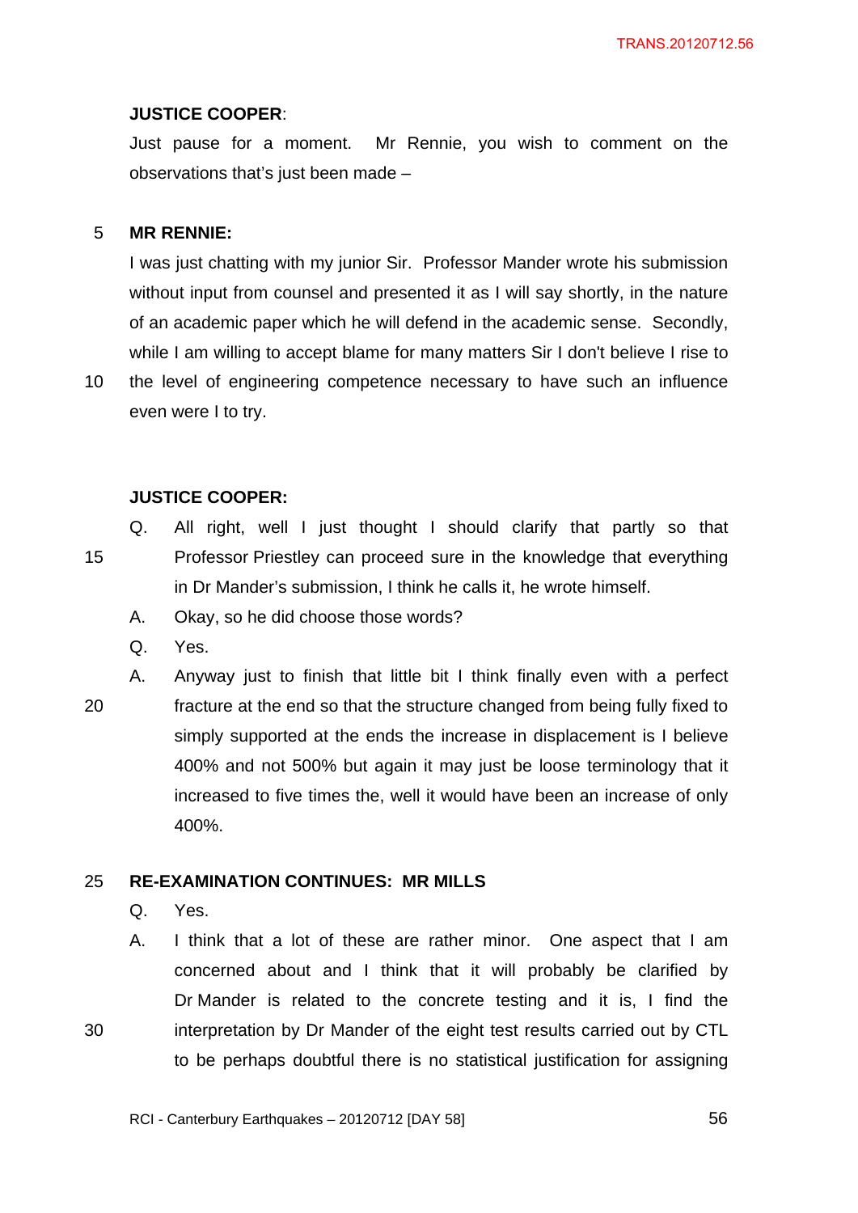**JUSTICE COOPER**:

Just pause for a moment. Mr Rennie, you wish to comment on the observations that's just been made –

**MR RENNIE:**

I was just chatting with my junior Sir. Professor Mander wrote his submission without input from counsel and presented it as I will say shortly, in the nature of an academic paper which he will defend in the academic sense. Secondly, while I am willing to accept blame for many matters Sir I don't believe I rise to the level of engineering competence necessary to have such an influence even were I to try.

**JUSTICE COOPER:**

Q. All right, well I just thought I should clarify that partly so that Professor Priestley can proceed sure in the knowledge that everything in Dr Mander's submission, I think he calls it, he wrote himself.

A. Okay, so he did choose those words?

Q. Yes.

A. Anyway just to finish that little bit I think finally even with a perfect fracture at the end so that the structure changed from being fully fixed to simply supported at the ends the increase in displacement is I believe 400% and not 500% but again it may just be loose terminology that it increased to five times the, well it would have been an increase of only 400%.

**RE-EXAMINATION CONTINUES: MR MILLS**

Q. Yes.

A. I think that a lot of these are rather minor. One aspect that I am concerned about and I think that it will probably be clarified by Dr Mander is related to the concrete testing and it is, I find the interpretation by Dr Mander of the eight test results carried out by CTL to be perhaps doubtful there is no statistical justification for assigning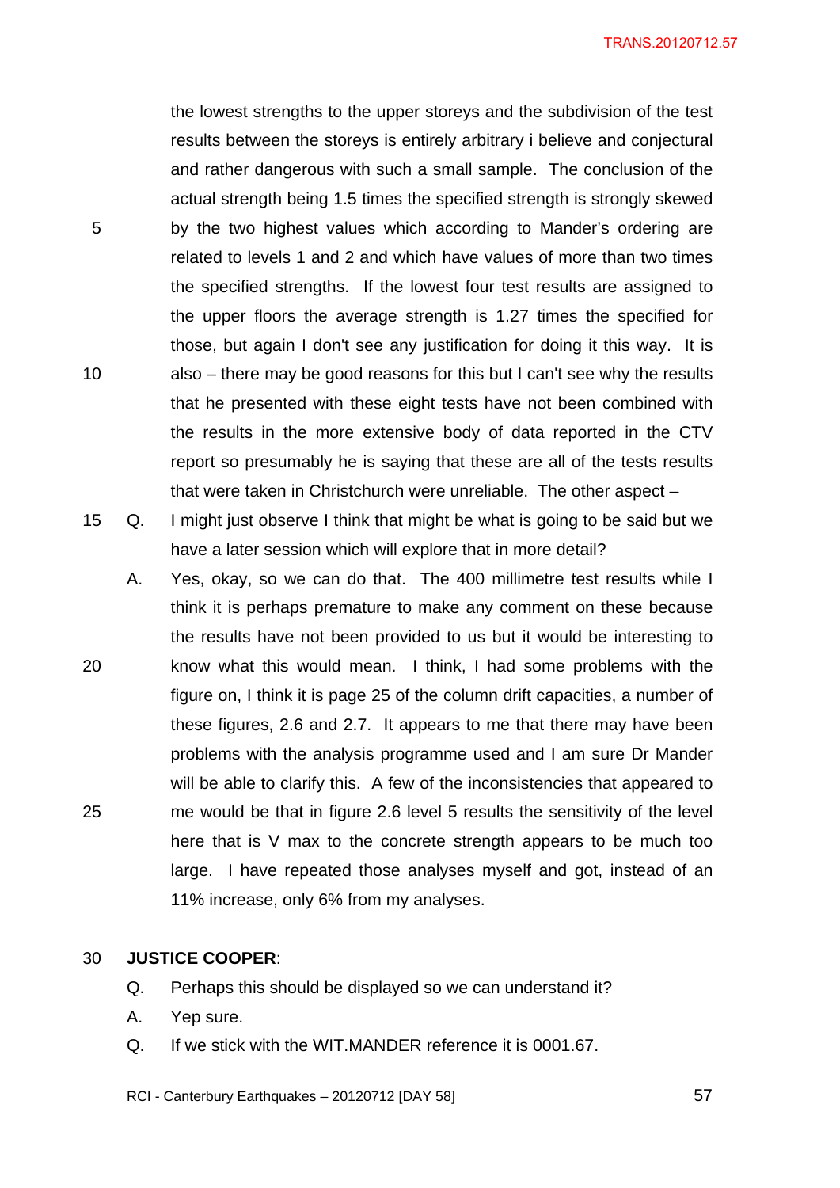the lowest strengths to the upper storeys and the subdivision of the test results between the storeys is entirely arbitrary i believe and conjectural and rather dangerous with such a small sample. The conclusion of the actual strength being 1.5 times the specified strength is strongly skewed by the two highest values which according to Mander's ordering are related to levels 1 and 2 and which have values of more than two times the specified strengths. If the lowest four test results are assigned to the upper floors the average strength is 1.27 times the specified for those, but again I don't see any justification for doing it this way. It is also – there may be good reasons for this but I can't see why the results that he presented with these eight tests have not been combined with the results in the more extensive body of data reported in the CTV report so presumably he is saying that these are all of the tests results that were taken in Christchurch were unreliable. The other aspect –

Q. I might just observe I think that might be what is going to be said but we have a later session which will explore that in more detail?

A. Yes, okay, so we can do that. The 400 millimetre test results while I think it is perhaps premature to make any comment on these because the results have not been provided to us but it would be interesting to know what this would mean. I think, I had some problems with the figure on, I think it is page 25 of the column drift capacities, a number of these figures, 2.6 and 2.7. It appears to me that there may have been problems with the analysis programme used and I am sure Dr Mander will be able to clarify this. A few of the inconsistencies that appeared to me would be that in figure 2.6 level 5 results the sensitivity of the level here that is V max to the concrete strength appears to be much too large. I have repeated those analyses myself and got, instead of an 11% increase, only 6% from my analyses.

**JUSTICE COOPER**:

Q. Perhaps this should be displayed so we can understand it?

A. Yep sure.

Q. If we stick with the WIT.MANDER reference it is 0001.67.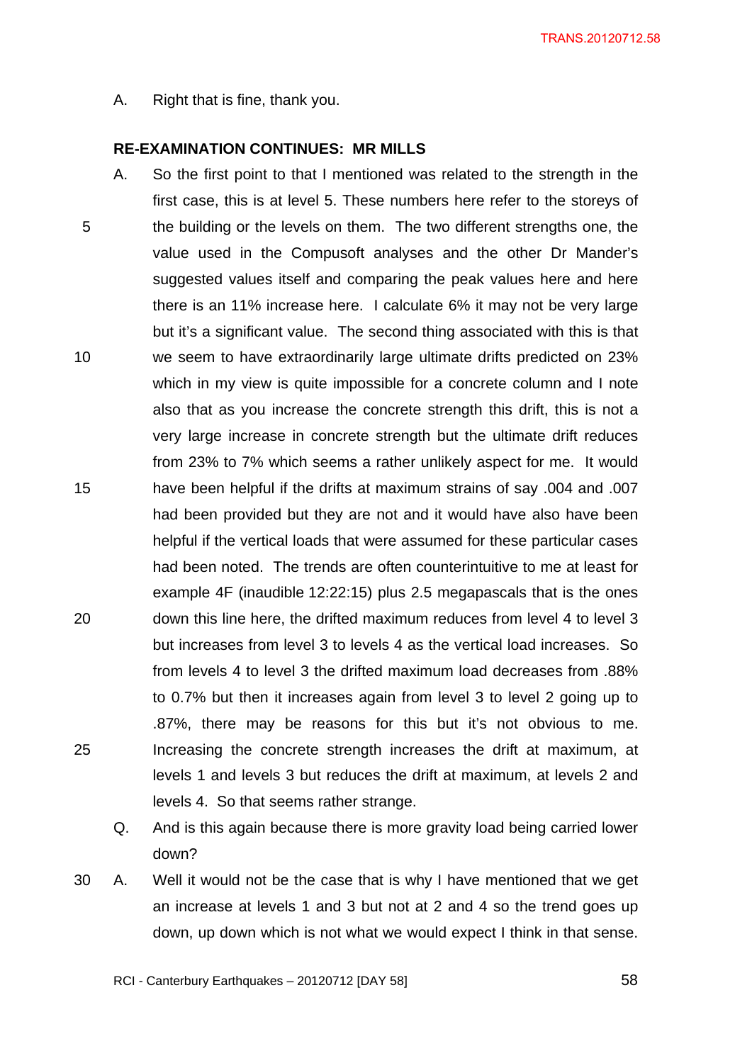A. Right that is fine, thank you.

**RE-EXAMINATION CONTINUES: MR MILLS**

A. So the first point to that I mentioned was related to the strength in the first case, this is at level 5. These numbers here refer to the storeys of the building or the levels on them. The two different strengths one, the value used in the Compusoft analyses and the other Dr Mander's suggested values itself and comparing the peak values here and here there is an 11% increase here. I calculate 6% it may not be very large but it's a significant value. The second thing associated with this is that we seem to have extraordinarily large ultimate drifts predicted on 23% which in my view is quite impossible for a concrete column and I note also that as you increase the concrete strength this drift, this is not a very large increase in concrete strength but the ultimate drift reduces from 23% to 7% which seems a rather unlikely aspect for me. It would have been helpful if the drifts at maximum strains of say .004 and .007 had been provided but they are not and it would have also have been helpful if the vertical loads that were assumed for these particular cases had been noted. The trends are often counterintuitive to me at least for example 4F (inaudible 12:22:15) plus 2.5 megapascals that is the ones down this line here, the drifted maximum reduces from level 4 to level 3 but increases from level 3 to levels 4 as the vertical load increases. So from levels 4 to level 3 the drifted maximum load decreases from .88% to 0.7% but then it increases again from level 3 to level 2 going up to .87%, there may be reasons for this but it's not obvious to me. Increasing the concrete strength increases the drift at maximum, at levels 1 and levels 3 but reduces the drift at maximum, at levels 2 and levels 4. So that seems rather strange.

Q. And is this again because there is more gravity load being carried lower down?

A. Well it would not be the case that is why I have mentioned that we get an increase at levels 1 and 3 but not at 2 and 4 so the trend goes up down, up down which is not what we would expect I think in that sense.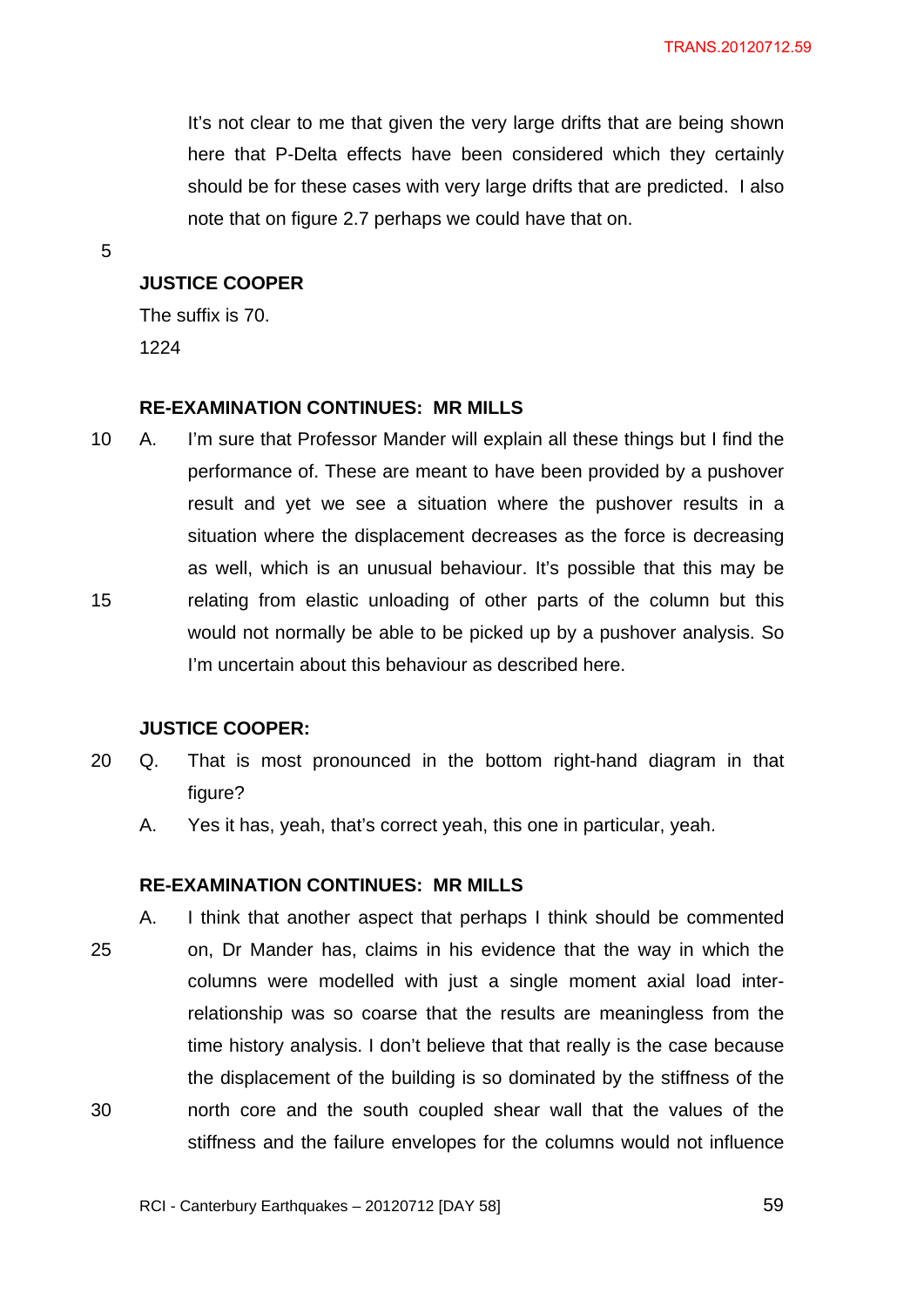It's not clear to me that given the very large drifts that are being shown here that P-Delta effects have been considered which they certainly should be for these cases with very large drifts that are predicted. I also note that on figure 2.7 perhaps we could have that on.

**JUSTICE COOPER**

The suffix is 70.

1224

**RE-EXAMINATION CONTINUES: MR MILLS**

A. I'm sure that Professor Mander will explain all these things but I find the performance of. These are meant to have been provided by a pushover result and yet we see a situation where the pushover results in a situation where the displacement decreases as the force is decreasing as well, which is an unusual behaviour. It's possible that this may be relating from elastic unloading of other parts of the column but this would not normally be able to be picked up by a pushover analysis. So I'm uncertain about this behaviour as described here.

**JUSTICE COOPER:**

Q. That is most pronounced in the bottom right-hand diagram in that figure?

A. Yes it has, yeah, that's correct yeah, this one in particular, yeah.

**RE-EXAMINATION CONTINUES: MR MILLS**

A. I think that another aspect that perhaps I think should be commented on, Dr Mander has, claims in his evidence that the way in which the columns were modelled with just a single moment axial load inter-relationship was so coarse that the results are meaningless from the time history analysis. I don't believe that that really is the case because the displacement of the building is so dominated by the stiffness of the north core and the south coupled shear wall that the values of the stiffness and the failure envelopes for the columns would not influence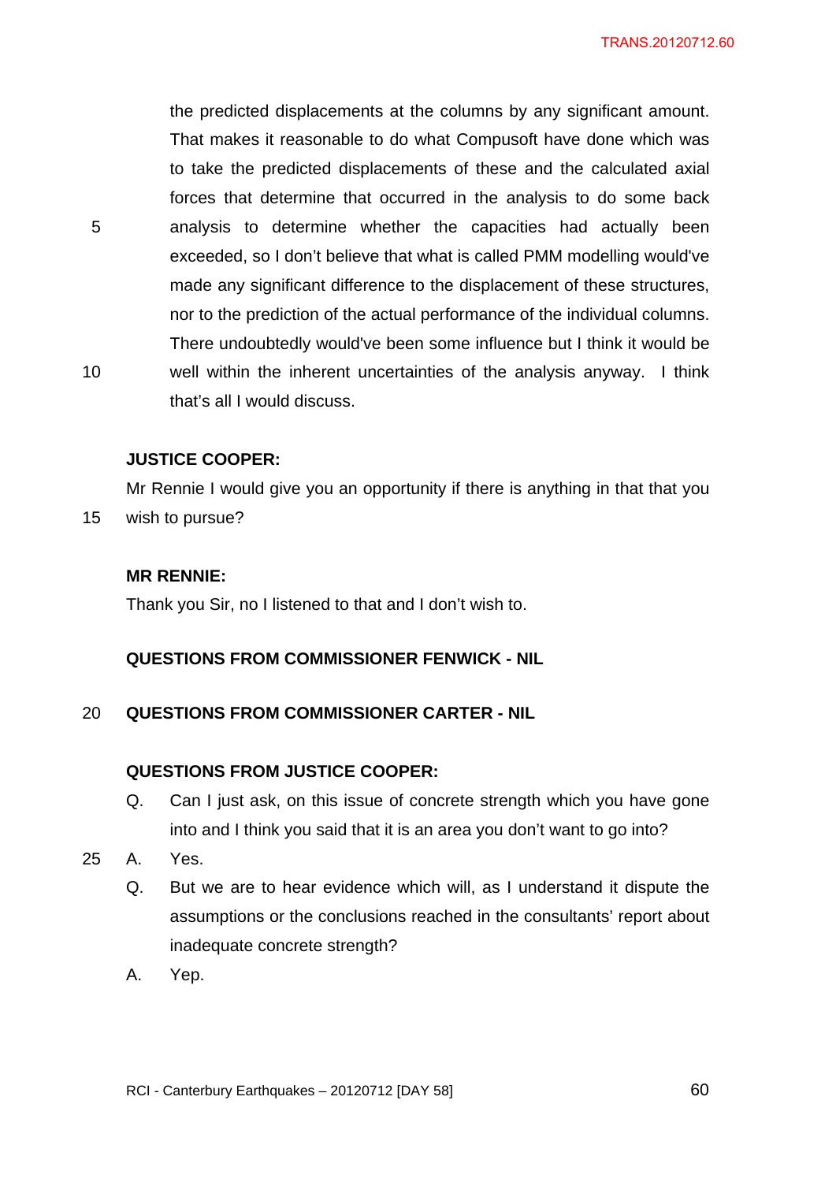the predicted displacements at the columns by any significant amount. That makes it reasonable to do what Compusoft have done which was to take the predicted displacements of these and the calculated axial forces that determine that occurred in the analysis to do some back analysis to determine whether the capacities had actually been exceeded, so I don't believe that what is called PMM modelling would've made any significant difference to the displacement of these structures, nor to the prediction of the actual performance of the individual columns. There undoubtedly would've been some influence but I think it would be well within the inherent uncertainties of the analysis anyway. I think that's all I would discuss.

**JUSTICE COOPER:**

Mr Rennie I would give you an opportunity if there is anything in that that you wish to pursue?

**MR RENNIE:**

Thank you Sir, no I listened to that and I don't wish to.

**QUESTIONS FROM COMMISSIONER FENWICK - NIL**

**QUESTIONS FROM COMMISSIONER CARTER - NIL**

**QUESTIONS FROM JUSTICE COOPER:**

Q. Can I just ask, on this issue of concrete strength which you have gone into and I think you said that it is an area you don't want to go into?

A. Yes.

Q. But we are to hear evidence which will, as I understand it dispute the assumptions or the conclusions reached in the consultants' report about inadequate concrete strength?

A. Yep.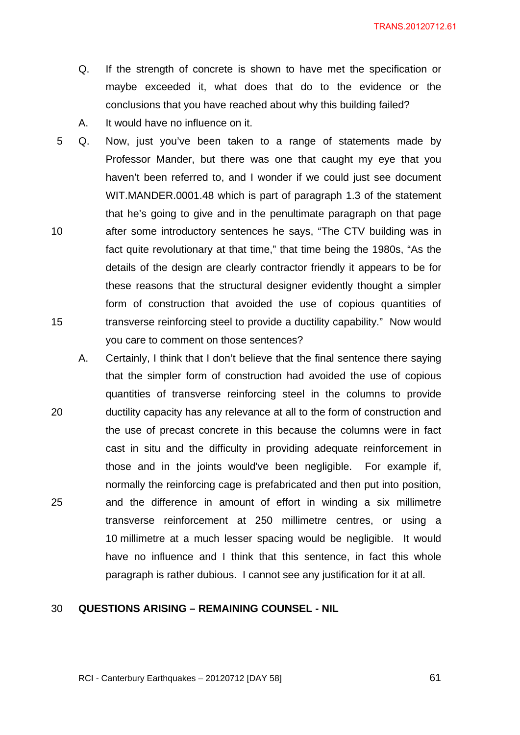Q. If the strength of concrete is shown to have met the specification or maybe exceeded it, what does that do to the evidence or the conclusions that you have reached about why this building failed?

A. It would have no influence on it.

Q. Now, just you've been taken to a range of statements made by Professor Mander, but there was one that caught my eye that you haven't been referred to, and I wonder if we could just see document WIT.MANDER.0001.48 which is part of paragraph 1.3 of the statement that he's going to give and in the penultimate paragraph on that page after some introductory sentences he says, "The CTV building was in fact quite revolutionary at that time," that time being the 1980s, "As the details of the design are clearly contractor friendly it appears to be for these reasons that the structural designer evidently thought a simpler form of construction that avoided the use of copious quantities of transverse reinforcing steel to provide a ductility capability." Now would you care to comment on those sentences?

A. Certainly, I think that I don't believe that the final sentence there saying that the simpler form of construction had avoided the use of copious quantities of transverse reinforcing steel in the columns to provide ductility capacity has any relevance at all to the form of construction and the use of precast concrete in this because the columns were in fact cast in situ and the difficulty in providing adequate reinforcement in those and in the joints would've been negligible. For example if, normally the reinforcing cage is prefabricated and then put into position, and the difference in amount of effort in winding a six millimetre transverse reinforcement at 250 millimetre centres, or using a 10 millimetre at a much lesser spacing would be negligible. It would have no influence and I think that this sentence, in fact this whole paragraph is rather dubious. I cannot see any justification for it at all.

**QUESTIONS ARISING – REMAINING COUNSEL - NIL**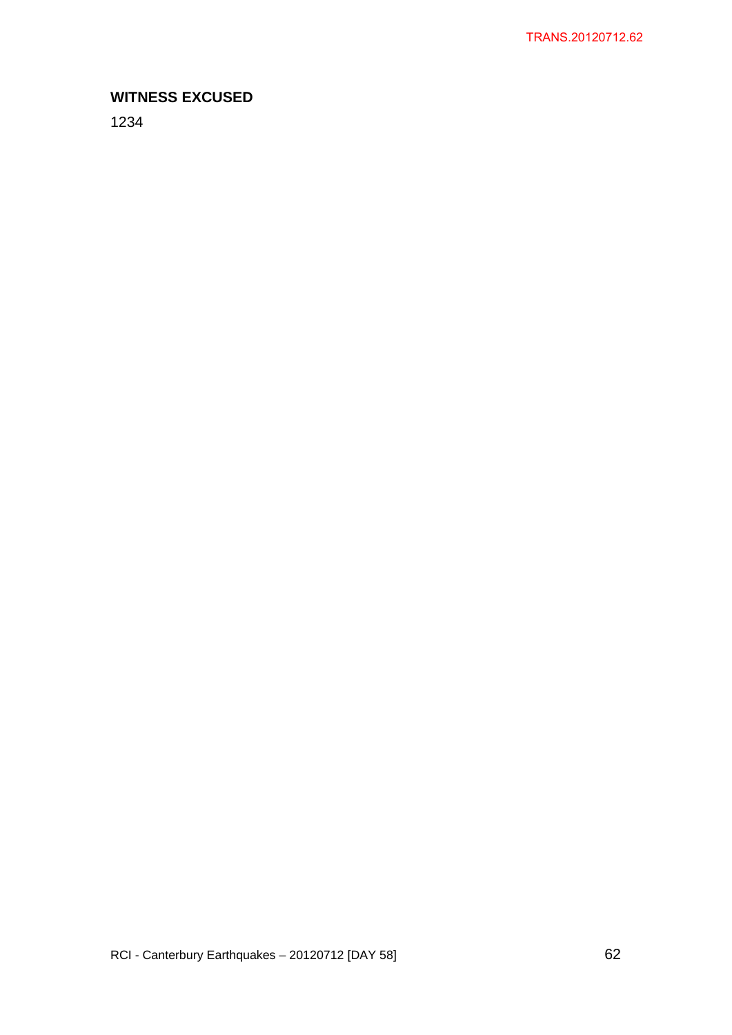**WITNESS EXCUSED**

1234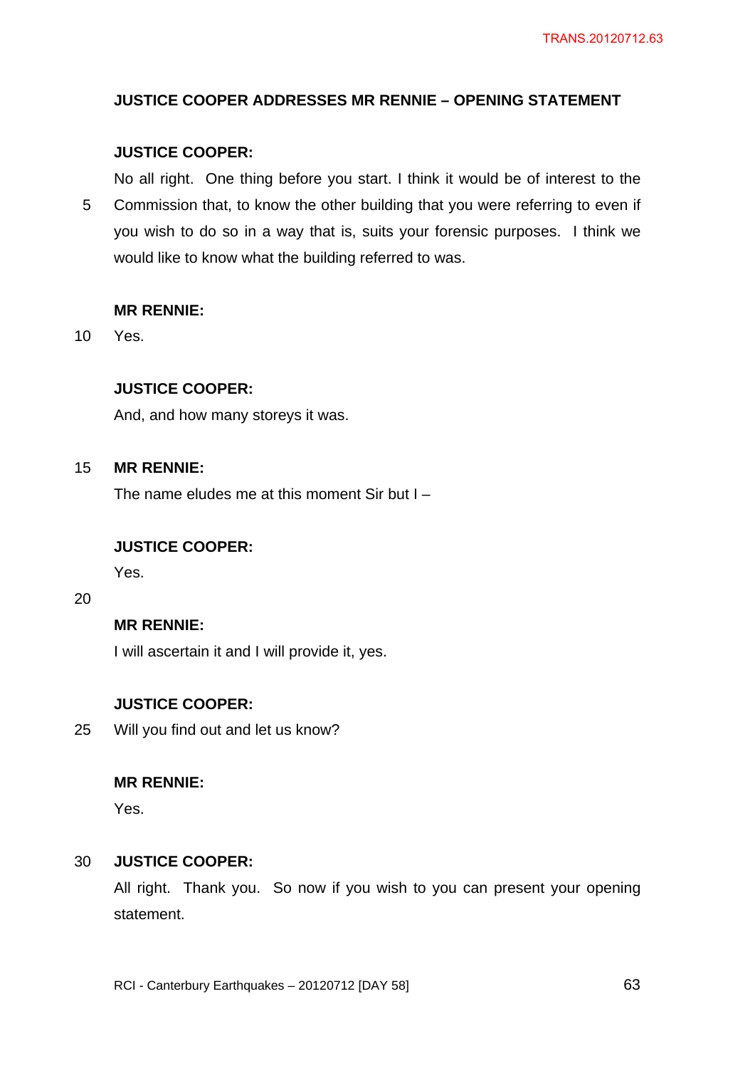**JUSTICE COOPER ADDRESSES MR RENNIE – OPENING STATEMENT**

**JUSTICE COOPER:**

No all right. One thing before you start. I think it would be of interest to the Commission that, to know the other building that you were referring to even if you wish to do so in a way that is, suits your forensic purposes. I think we would like to know what the building referred to was.

**MR RENNIE:**

Yes.

**JUSTICE COOPER:**

And, and how many storeys it was.

**MR RENNIE:**

The name eludes me at this moment Sir but I –

**JUSTICE COOPER:**

Yes.

**MR RENNIE:**

I will ascertain it and I will provide it, yes.

**JUSTICE COOPER:**

Will you find out and let us know?

**MR RENNIE:**

Yes.

**JUSTICE COOPER:**

All right. Thank you. So now if you wish to you can present your opening statement.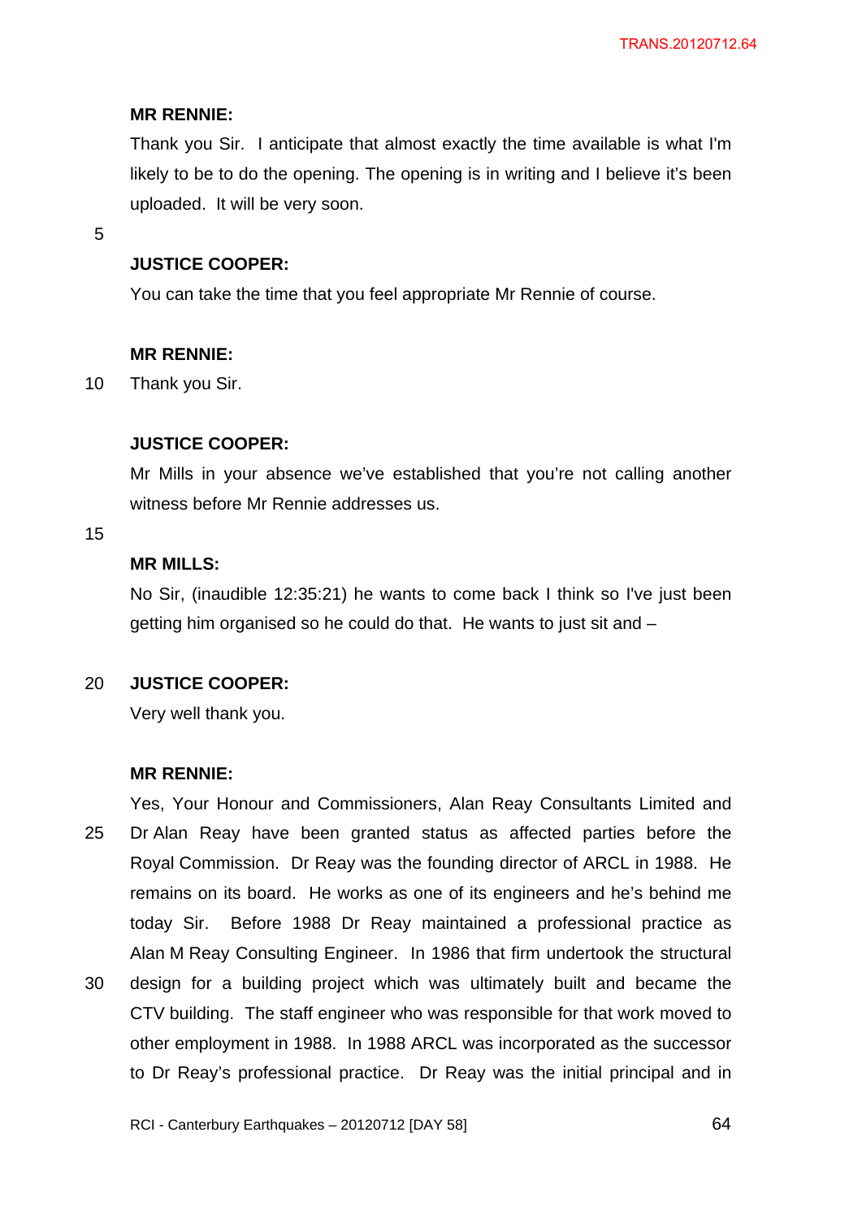**MR RENNIE:**

Thank you Sir. I anticipate that almost exactly the time available is what I'm likely to be to do the opening. The opening is in writing and I believe it's been uploaded. It will be very soon.

**JUSTICE COOPER:**

You can take the time that you feel appropriate Mr Rennie of course.

**MR RENNIE:**

Thank you Sir.

**JUSTICE COOPER:**

Mr Mills in your absence we've established that you're not calling another witness before Mr Rennie addresses us.

**MR MILLS:**

No Sir, (inaudible 12:35:21) he wants to come back I think so I've just been getting him organised so he could do that. He wants to just sit and –

**JUSTICE COOPER:**

Very well thank you.

**MR RENNIE:**

Yes, Your Honour and Commissioners, Alan Reay Consultants Limited and Dr Alan Reay have been granted status as affected parties before the Royal Commission. Dr Reay was the founding director of ARCL in 1988. He remains on its board. He works as one of its engineers and he's behind me today Sir. Before 1988 Dr Reay maintained a professional practice as Alan M Reay Consulting Engineer. In 1986 that firm undertook the structural design for a building project which was ultimately built and became the CTV building. The staff engineer who was responsible for that work moved to other employment in 1988. In 1988 ARCL was incorporated as the successor to Dr Reay's professional practice. Dr Reay was the initial principal and in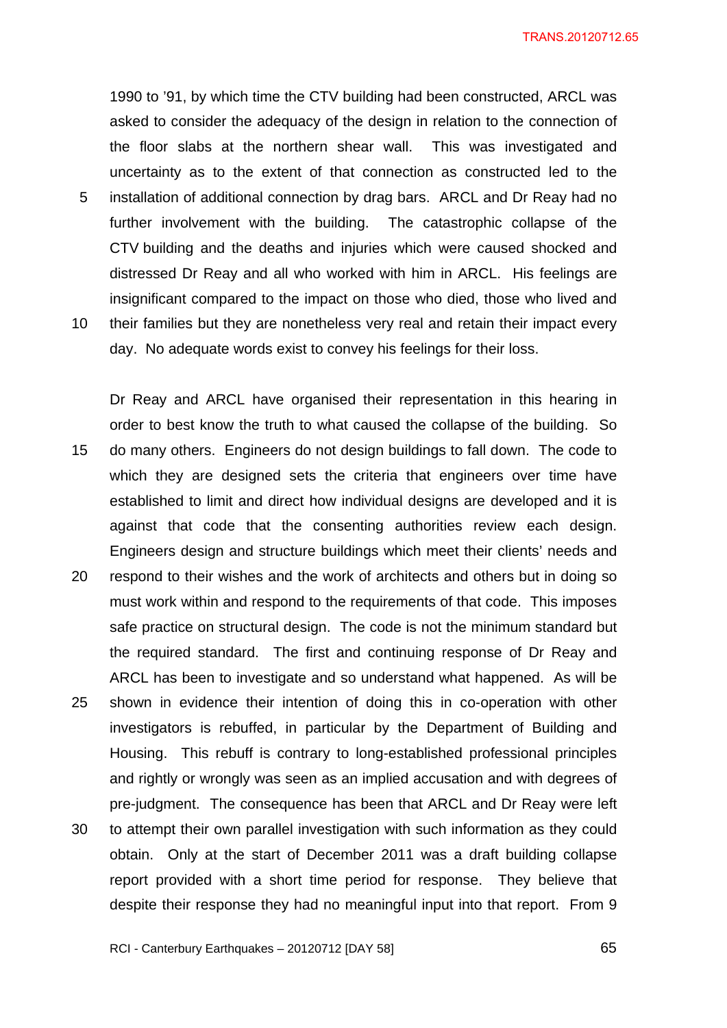1990 to '91, by which time the CTV building had been constructed, ARCL was asked to consider the adequacy of the design in relation to the connection of the floor slabs at the northern shear wall. This was investigated and uncertainty as to the extent of that connection as constructed led to the installation of additional connection by drag bars. ARCL and Dr Reay had no further involvement with the building. The catastrophic collapse of the CTV building and the deaths and injuries which were caused shocked and distressed Dr Reay and all who worked with him in ARCL. His feelings are insignificant compared to the impact on those who died, those who lived and their families but they are nonetheless very real and retain their impact every day. No adequate words exist to convey his feelings for their loss.

Dr Reay and ARCL have organised their representation in this hearing in order to best know the truth to what caused the collapse of the building. So do many others. Engineers do not design buildings to fall down. The code to which they are designed sets the criteria that engineers over time have established to limit and direct how individual designs are developed and it is against that code that the consenting authorities review each design. Engineers design and structure buildings which meet their clients' needs and respond to their wishes and the work of architects and others but in doing so must work within and respond to the requirements of that code. This imposes safe practice on structural design. The code is not the minimum standard but the required standard. The first and continuing response of Dr Reay and ARCL has been to investigate and so understand what happened. As will be shown in evidence their intention of doing this in co-operation with other investigators is rebuffed, in particular by the Department of Building and Housing. This rebuff is contrary to long-established professional principles and rightly or wrongly was seen as an implied accusation and with degrees of pre-judgment. The consequence has been that ARCL and Dr Reay were left to attempt their own parallel investigation with such information as they could obtain. Only at the start of December 2011 was a draft building collapse report provided with a short time period for response. They believe that despite their response they had no meaningful input into that report. From 9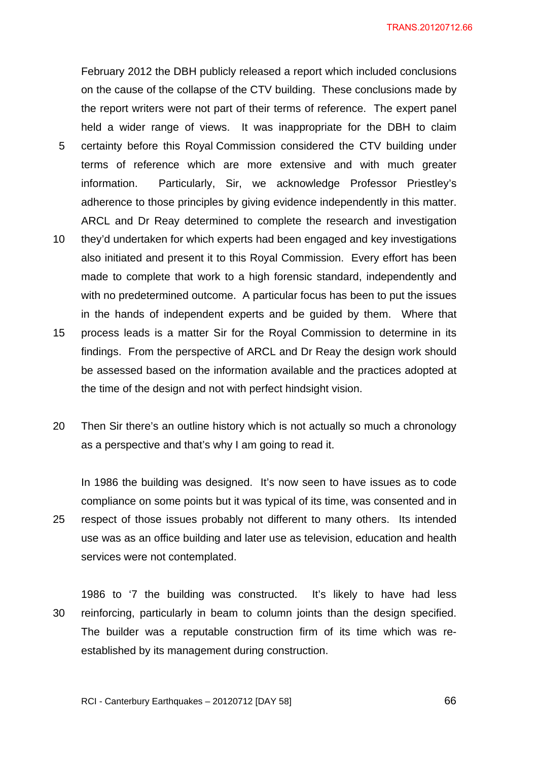February 2012 the DBH publicly released a report which included conclusions on the cause of the collapse of the CTV building. These conclusions made by the report writers were not part of their terms of reference. The expert panel held a wider range of views. It was inappropriate for the DBH to claim certainty before this Royal Commission considered the CTV building under terms of reference which are more extensive and with much greater information. Particularly, Sir, we acknowledge Professor Priestley's adherence to those principles by giving evidence independently in this matter. ARCL and Dr Reay determined to complete the research and investigation they'd undertaken for which experts had been engaged and key investigations also initiated and present it to this Royal Commission. Every effort has been made to complete that work to a high forensic standard, independently and with no predetermined outcome. A particular focus has been to put the issues in the hands of independent experts and be guided by them. Where that process leads is a matter Sir for the Royal Commission to determine in its findings. From the perspective of ARCL and Dr Reay the design work should be assessed based on the information available and the practices adopted at the time of the design and not with perfect hindsight vision.

Then Sir there's an outline history which is not actually so much a chronology as a perspective and that's why I am going to read it.

In 1986 the building was designed. It's now seen to have issues as to code compliance on some points but it was typical of its time, was consented and in respect of those issues probably not different to many others. Its intended use was as an office building and later use as television, education and health services were not contemplated.

1986 to '7 the building was constructed. It's likely to have had less reinforcing, particularly in beam to column joints than the design specified. The builder was a reputable construction firm of its time which was re-established by its management during construction.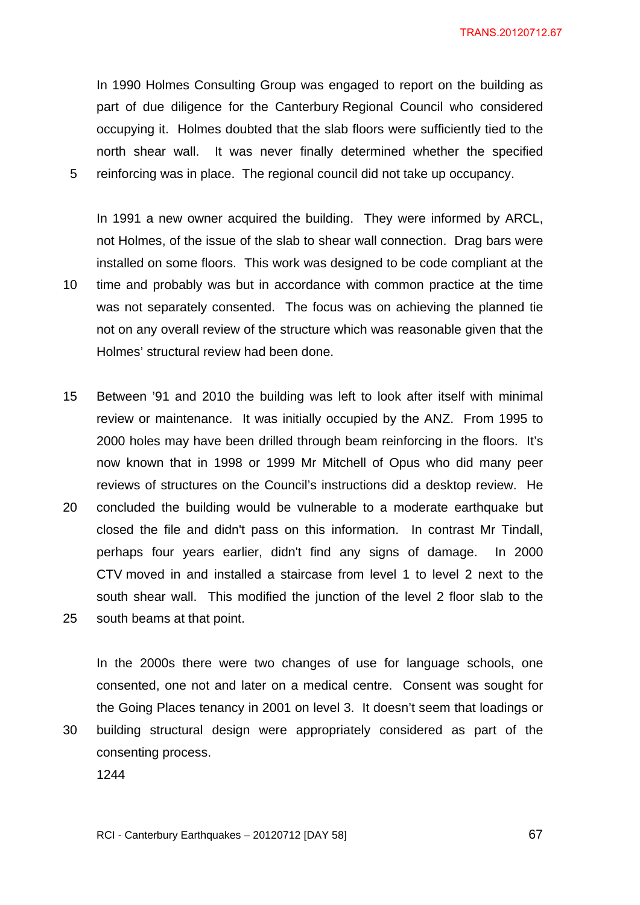In 1990 Holmes Consulting Group was engaged to report on the building as part of due diligence for the Canterbury Regional Council who considered occupying it. Holmes doubted that the slab floors were sufficiently tied to the north shear wall. It was never finally determined whether the specified reinforcing was in place. The regional council did not take up occupancy.

In 1991 a new owner acquired the building. They were informed by ARCL, not Holmes, of the issue of the slab to shear wall connection. Drag bars were installed on some floors. This work was designed to be code compliant at the time and probably was but in accordance with common practice at the time was not separately consented. The focus was on achieving the planned tie not on any overall review of the structure which was reasonable given that the Holmes' structural review had been done.

Between '91 and 2010 the building was left to look after itself with minimal review or maintenance. It was initially occupied by the ANZ. From 1995 to 2000 holes may have been drilled through beam reinforcing in the floors. It's now known that in 1998 or 1999 Mr Mitchell of Opus who did many peer reviews of structures on the Council's instructions did a desktop review. He concluded the building would be vulnerable to a moderate earthquake but closed the file and didn't pass on this information. In contrast Mr Tindall, perhaps four years earlier, didn't find any signs of damage. In 2000 CTV moved in and installed a staircase from level 1 to level 2 next to the south shear wall. This modified the junction of the level 2 floor slab to the south beams at that point.

In the 2000s there were two changes of use for language schools, one consented, one not and later on a medical centre. Consent was sought for the Going Places tenancy in 2001 on level 3. It doesn't seem that loadings or building structural design were appropriately considered as part of the consenting process.

1244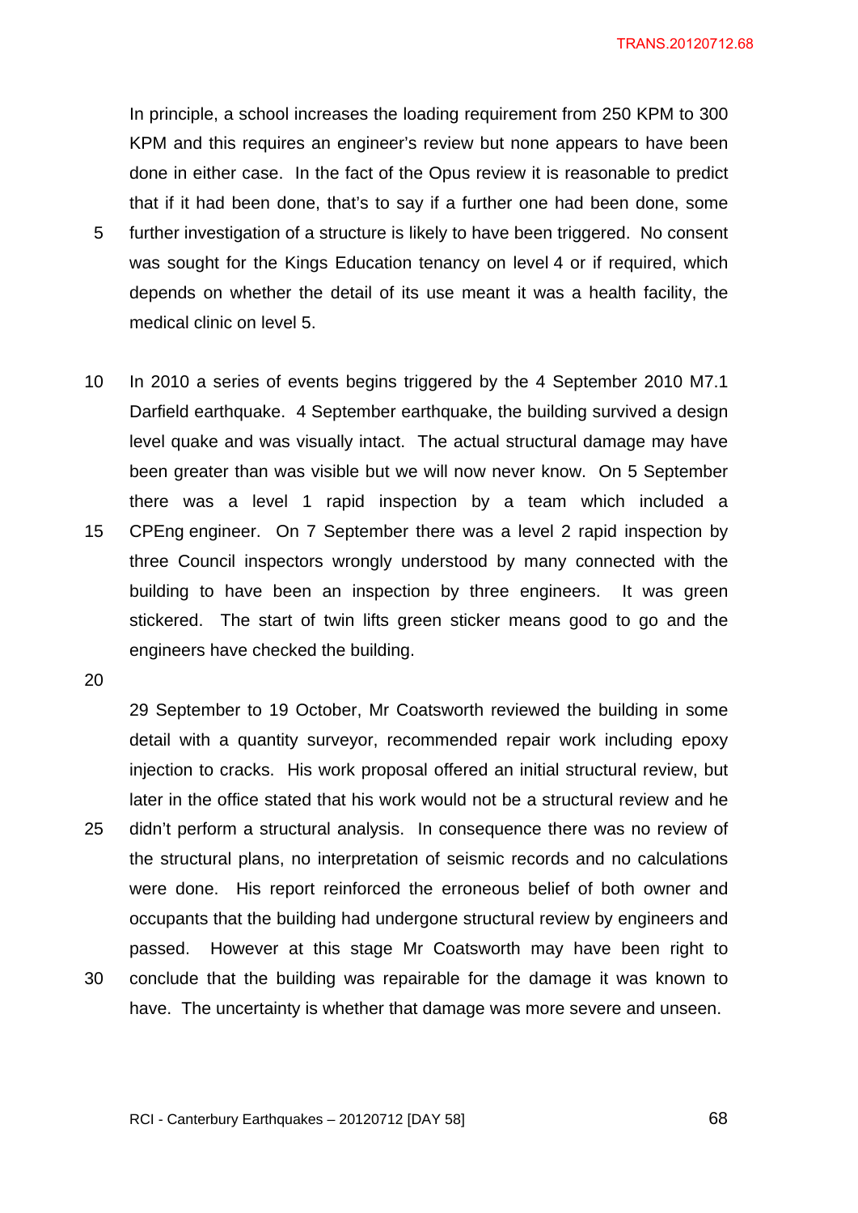In principle, a school increases the loading requirement from 250 KPM to 300 KPM and this requires an engineer's review but none appears to have been done in either case. In the fact of the Opus review it is reasonable to predict that if it had been done, that's to say if a further one had been done, some further investigation of a structure is likely to have been triggered. No consent was sought for the Kings Education tenancy on level 4 or if required, which depends on whether the detail of its use meant it was a health facility, the medical clinic on level 5.

In 2010 a series of events begins triggered by the 4 September 2010 M7.1 Darfield earthquake. 4 September earthquake, the building survived a design level quake and was visually intact. The actual structural damage may have been greater than was visible but we will now never know. On 5 September there was a level 1 rapid inspection by a team which included a CPEng engineer. On 7 September there was a level 2 rapid inspection by three Council inspectors wrongly understood by many connected with the building to have been an inspection by three engineers. It was green stickered. The start of twin lifts green sticker means good to go and the engineers have checked the building.

29 September to 19 October, Mr Coatsworth reviewed the building in some detail with a quantity surveyor, recommended repair work including epoxy injection to cracks. His work proposal offered an initial structural review, but later in the office stated that his work would not be a structural review and he didn't perform a structural analysis. In consequence there was no review of the structural plans, no interpretation of seismic records and no calculations were done. His report reinforced the erroneous belief of both owner and occupants that the building had undergone structural review by engineers and passed. However at this stage Mr Coatsworth may have been right to conclude that the building was repairable for the damage it was known to have. The uncertainty is whether that damage was more severe and unseen.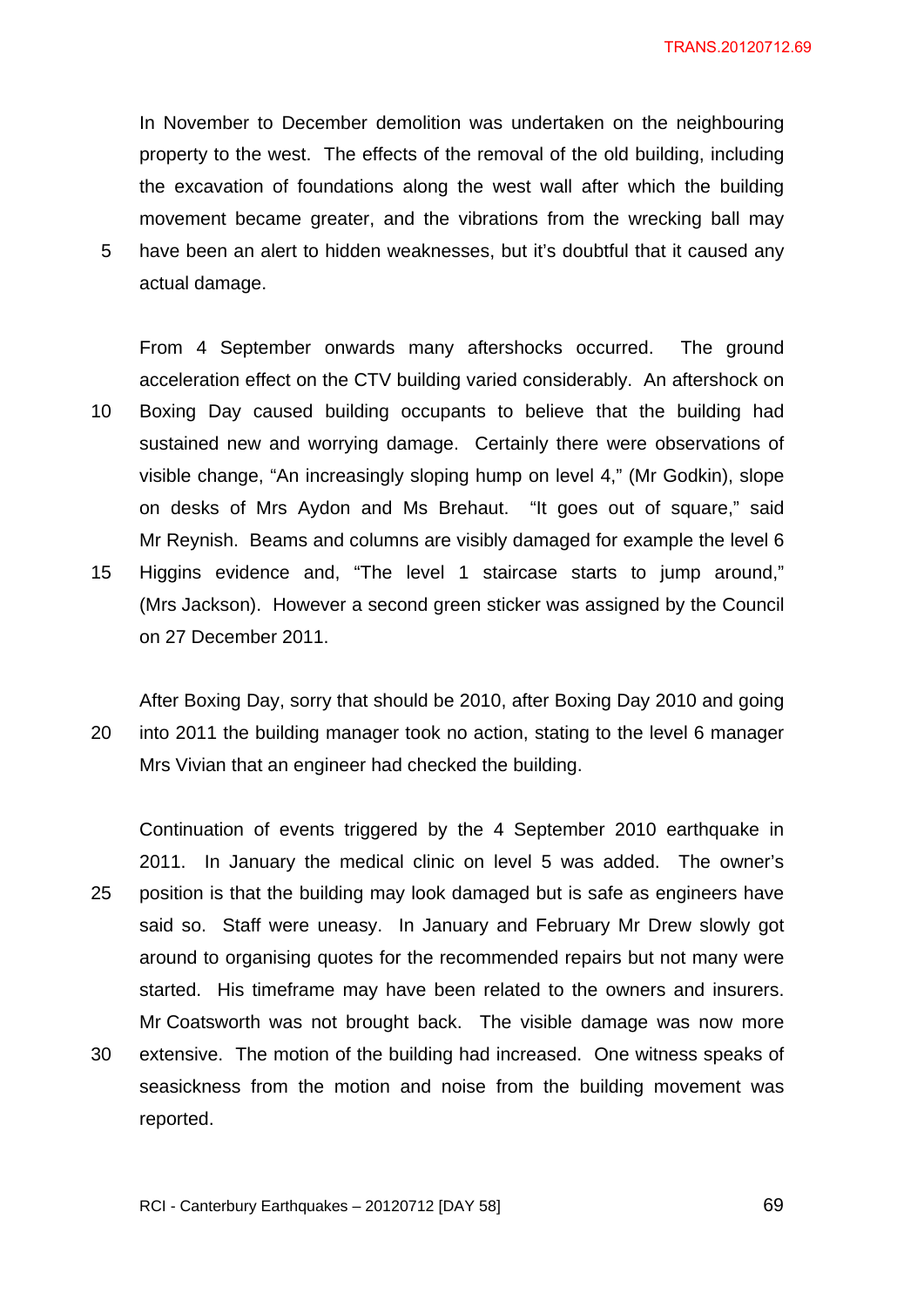In November to December demolition was undertaken on the neighbouring property to the west. The effects of the removal of the old building, including the excavation of foundations along the west wall after which the building movement became greater, and the vibrations from the wrecking ball may have been an alert to hidden weaknesses, but it's doubtful that it caused any actual damage.

From 4 September onwards many aftershocks occurred. The ground acceleration effect on the CTV building varied considerably. An aftershock on Boxing Day caused building occupants to believe that the building had sustained new and worrying damage. Certainly there were observations of visible change, "An increasingly sloping hump on level 4," (Mr Godkin), slope on desks of Mrs Aydon and Ms Brehaut. "It goes out of square," said Mr Reynish. Beams and columns are visibly damaged for example the level 6 Higgins evidence and, "The level 1 staircase starts to jump around," (Mrs Jackson). However a second green sticker was assigned by the Council on 27 December 2011.

After Boxing Day, sorry that should be 2010, after Boxing Day 2010 and going into 2011 the building manager took no action, stating to the level 6 manager Mrs Vivian that an engineer had checked the building.

Continuation of events triggered by the 4 September 2010 earthquake in 2011. In January the medical clinic on level 5 was added. The owner's position is that the building may look damaged but is safe as engineers have said so. Staff were uneasy. In January and February Mr Drew slowly got around to organising quotes for the recommended repairs but not many were started. His timeframe may have been related to the owners and insurers. Mr Coatsworth was not brought back. The visible damage was now more extensive. The motion of the building had increased. One witness speaks of seasickness from the motion and noise from the building movement was reported.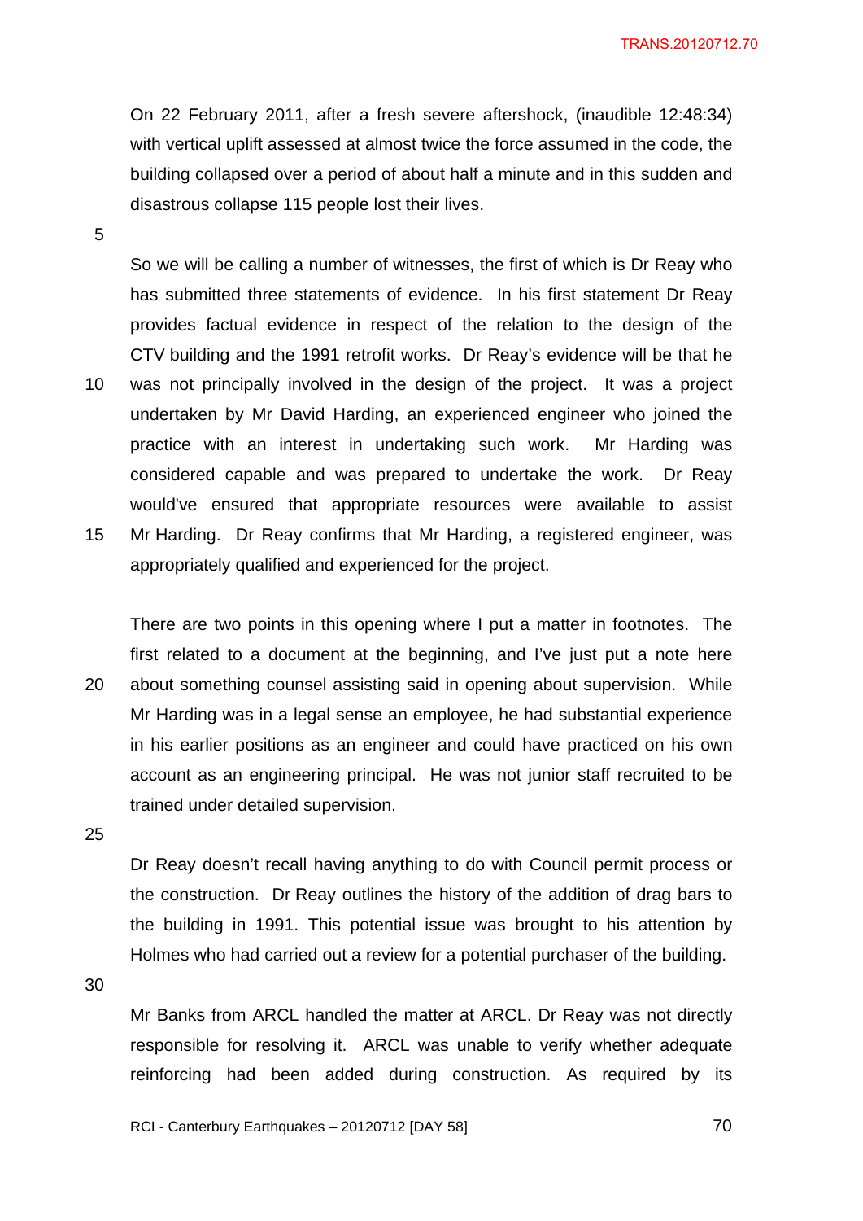On 22 February 2011, after a fresh severe aftershock, (inaudible 12:48:34) with vertical uplift assessed at almost twice the force assumed in the code, the building collapsed over a period of about half a minute and in this sudden and disastrous collapse 115 people lost their lives.

So we will be calling a number of witnesses, the first of which is Dr Reay who has submitted three statements of evidence. In his first statement Dr Reay provides factual evidence in respect of the relation to the design of the CTV building and the 1991 retrofit works. Dr Reay's evidence will be that he was not principally involved in the design of the project. It was a project undertaken by Mr David Harding, an experienced engineer who joined the practice with an interest in undertaking such work. Mr Harding was considered capable and was prepared to undertake the work. Dr Reay would've ensured that appropriate resources were available to assist Mr Harding. Dr Reay confirms that Mr Harding, a registered engineer, was appropriately qualified and experienced for the project.

There are two points in this opening where I put a matter in footnotes. The first related to a document at the beginning, and I've just put a note here about something counsel assisting said in opening about supervision. While Mr Harding was in a legal sense an employee, he had substantial experience in his earlier positions as an engineer and could have practiced on his own account as an engineering principal. He was not junior staff recruited to be trained under detailed supervision.

Dr Reay doesn't recall having anything to do with Council permit process or the construction. Dr Reay outlines the history of the addition of drag bars to the building in 1991. This potential issue was brought to his attention by Holmes who had carried out a review for a potential purchaser of the building.

Mr Banks from ARCL handled the matter at ARCL. Dr Reay was not directly responsible for resolving it. ARCL was unable to verify whether adequate reinforcing had been added during construction. As required by its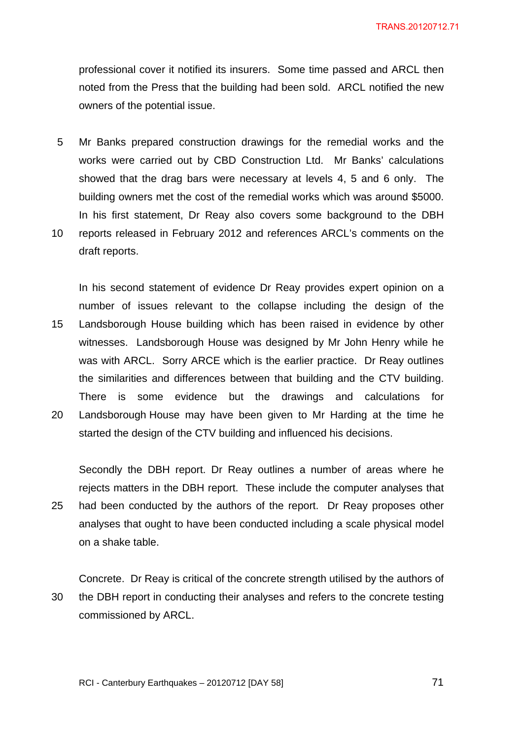professional cover it notified its insurers. Some time passed and ARCL then noted from the Press that the building had been sold. ARCL notified the new owners of the potential issue.

Mr Banks prepared construction drawings for the remedial works and the works were carried out by CBD Construction Ltd. Mr Banks' calculations showed that the drag bars were necessary at levels 4, 5 and 6 only. The building owners met the cost of the remedial works which was around $5000. In his first statement, Dr Reay also covers some background to the DBH reports released in February 2012 and references ARCL's comments on the draft reports.

In his second statement of evidence Dr Reay provides expert opinion on a number of issues relevant to the collapse including the design of the Landsborough House building which has been raised in evidence by other witnesses. Landsborough House was designed by Mr John Henry while he was with ARCL. Sorry ARCE which is the earlier practice. Dr Reay outlines the similarities and differences between that building and the CTV building. There is some evidence but the drawings and calculations for Landsborough House may have been given to Mr Harding at the time he started the design of the CTV building and influenced his decisions.

Secondly the DBH report. Dr Reay outlines a number of areas where he rejects matters in the DBH report. These include the computer analyses that had been conducted by the authors of the report. Dr Reay proposes other analyses that ought to have been conducted including a scale physical model on a shake table.

Concrete. Dr Reay is critical of the concrete strength utilised by the authors of the DBH report in conducting their analyses and refers to the concrete testing commissioned by ARCL.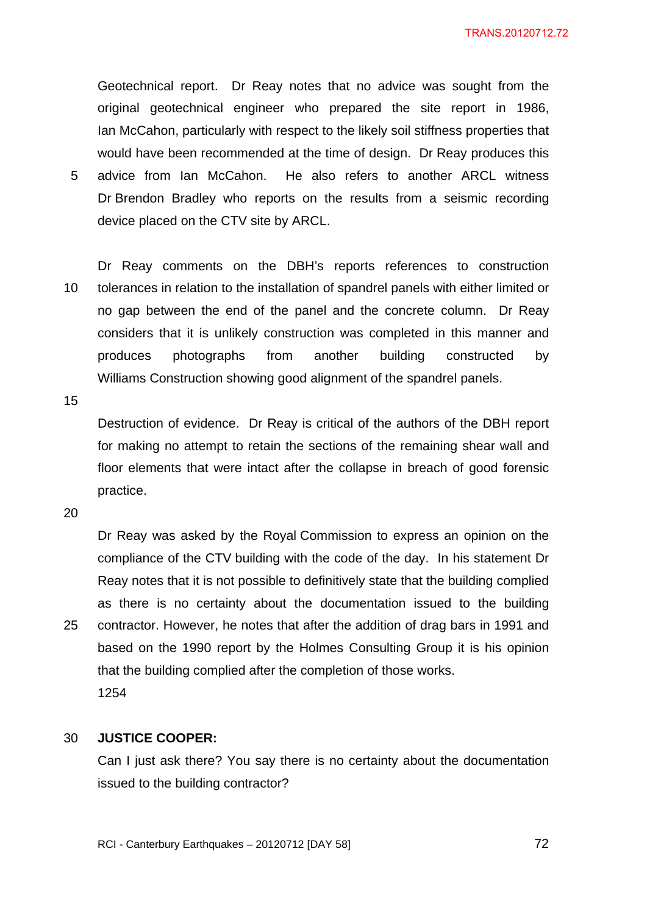Geotechnical report. Dr Reay notes that no advice was sought from the original geotechnical engineer who prepared the site report in 1986, Ian McCahon, particularly with respect to the likely soil stiffness properties that would have been recommended at the time of design. Dr Reay produces this advice from Ian McCahon. He also refers to another ARCL witness Dr Brendon Bradley who reports on the results from a seismic recording device placed on the CTV site by ARCL.

Dr Reay comments on the DBH's reports references to construction tolerances in relation to the installation of spandrel panels with either limited or no gap between the end of the panel and the concrete column. Dr Reay considers that it is unlikely construction was completed in this manner and produces photographs from another building constructed by Williams Construction showing good alignment of the spandrel panels.

Destruction of evidence. Dr Reay is critical of the authors of the DBH report for making no attempt to retain the sections of the remaining shear wall and floor elements that were intact after the collapse in breach of good forensic practice.

Dr Reay was asked by the Royal Commission to express an opinion on the compliance of the CTV building with the code of the day. In his statement Dr Reay notes that it is not possible to definitively state that the building complied as there is no certainty about the documentation issued to the building contractor. However, he notes that after the addition of drag bars in 1991 and based on the 1990 report by the Holmes Consulting Group it is his opinion that the building complied after the completion of those works.

1254

**JUSTICE COOPER:**

Can I just ask there? You say there is no certainty about the documentation issued to the building contractor?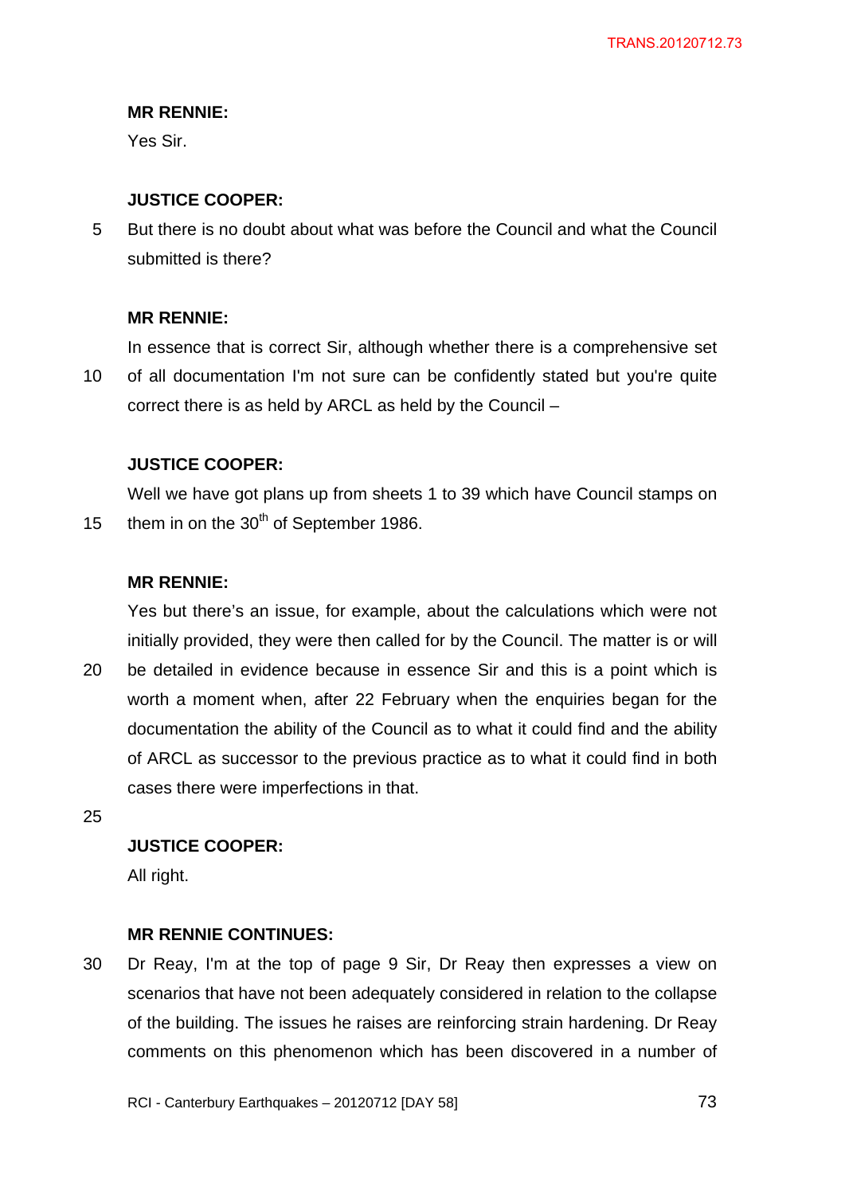**MR RENNIE:**

Yes Sir.

**JUSTICE COOPER:**

But there is no doubt about what was before the Council and what the Council submitted is there?

**MR RENNIE:**

In essence that is correct Sir, although whether there is a comprehensive set of all documentation I'm not sure can be confidently stated but you're quite correct there is as held by ARCL as held by the Council –

**JUSTICE COOPER:**

Well we have got plans up from sheets 1 to 39 which have Council stamps on them in on the 30th of September 1986.

**MR RENNIE:**

Yes but there's an issue, for example, about the calculations which were not initially provided, they were then called for by the Council. The matter is or will be detailed in evidence because in essence Sir and this is a point which is worth a moment when, after 22 February when the enquiries began for the documentation the ability of the Council as to what it could find and the ability of ARCL as successor to the previous practice as to what it could find in both cases there were imperfections in that.

**JUSTICE COOPER:**

All right.

**MR RENNIE CONTINUES:**

Dr Reay, I'm at the top of page 9 Sir, Dr Reay then expresses a view on scenarios that have not been adequately considered in relation to the collapse of the building. The issues he raises are reinforcing strain hardening. Dr Reay comments on this phenomenon which has been discovered in a number of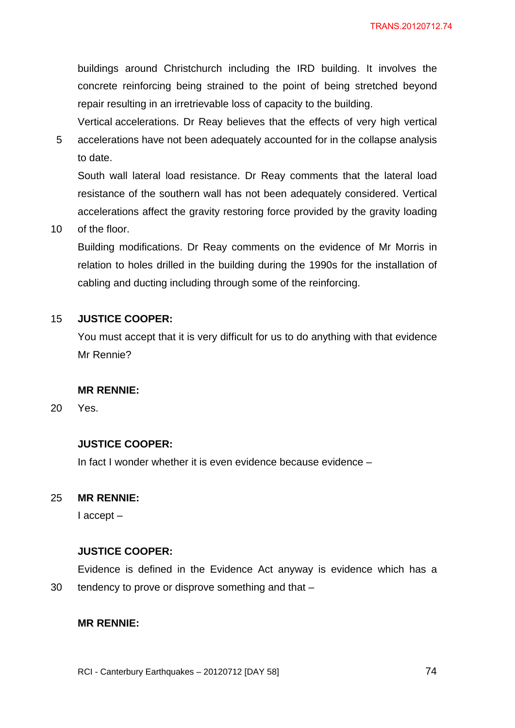buildings around Christchurch including the IRD building. It involves the concrete reinforcing being strained to the point of being stretched beyond repair resulting in an irretrievable loss of capacity to the building.

Vertical accelerations. Dr Reay believes that the effects of very high vertical accelerations have not been adequately accounted for in the collapse analysis to date.

South wall lateral load resistance. Dr Reay comments that the lateral load resistance of the southern wall has not been adequately considered. Vertical accelerations affect the gravity restoring force provided by the gravity loading of the floor.

Building modifications. Dr Reay comments on the evidence of Mr Morris in relation to holes drilled in the building during the 1990s for the installation of cabling and ducting including through some of the reinforcing.

**JUSTICE COOPER:**

You must accept that it is very difficult for us to do anything with that evidence Mr Rennie?

**MR RENNIE:**

Yes.

**JUSTICE COOPER:**

In fact I wonder whether it is even evidence because evidence –

**MR RENNIE:**

I accept –

**JUSTICE COOPER:**

Evidence is defined in the Evidence Act anyway is evidence which has a tendency to prove or disprove something and that –

**MR RENNIE:**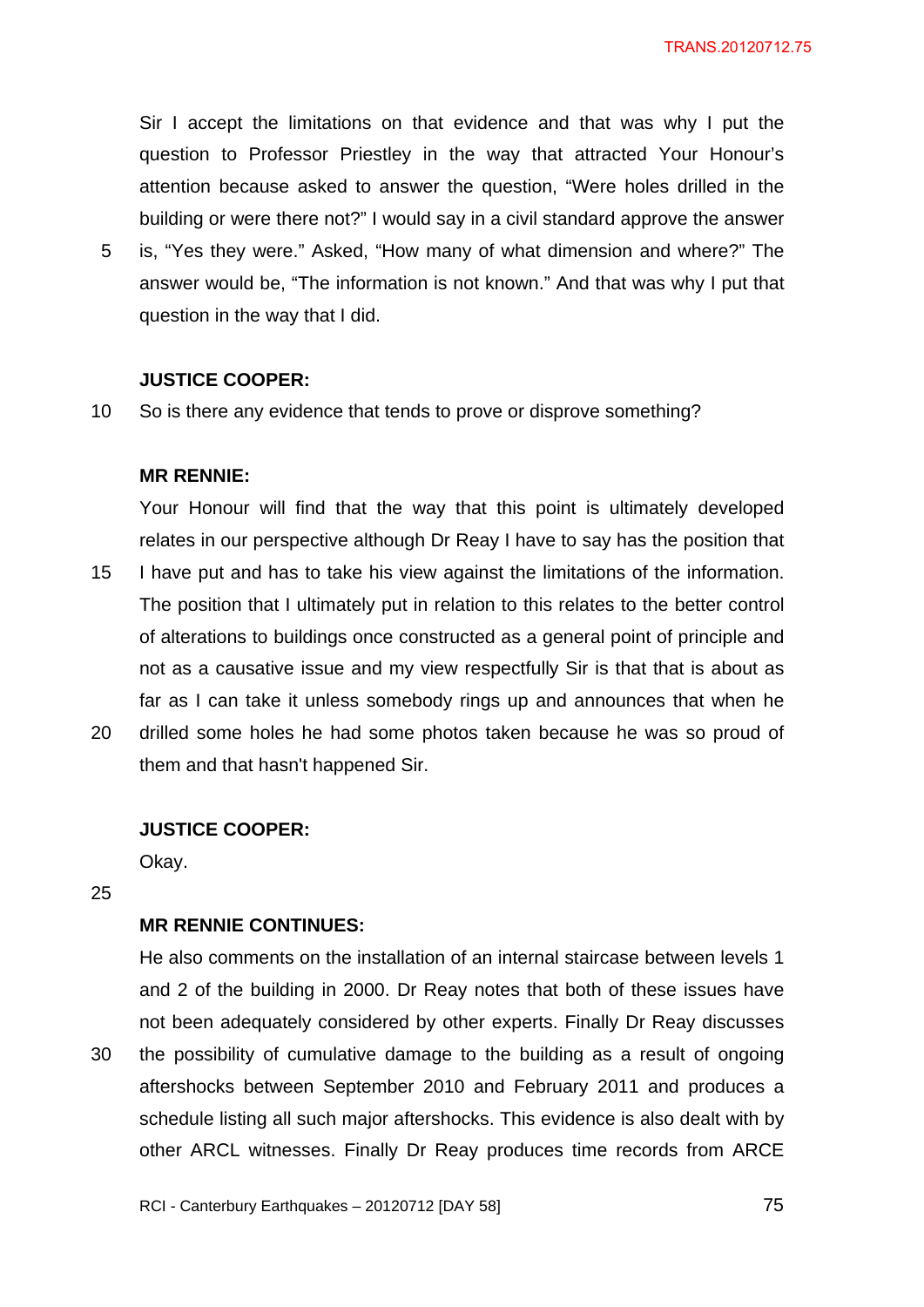Sir I accept the limitations on that evidence and that was why I put the question to Professor Priestley in the way that attracted Your Honour's attention because asked to answer the question, "Were holes drilled in the building or were there not?" I would say in a civil standard approve the answer is, "Yes they were." Asked, "How many of what dimension and where?" The answer would be, "The information is not known." And that was why I put that question in the way that I did.

**JUSTICE COOPER:**

So is there any evidence that tends to prove or disprove something?

**MR RENNIE:**

Your Honour will find that the way that this point is ultimately developed relates in our perspective although Dr Reay I have to say has the position that I have put and has to take his view against the limitations of the information. The position that I ultimately put in relation to this relates to the better control of alterations to buildings once constructed as a general point of principle and not as a causative issue and my view respectfully Sir is that that is about as far as I can take it unless somebody rings up and announces that when he drilled some holes he had some photos taken because he was so proud of them and that hasn't happened Sir.

**JUSTICE COOPER:**

Okay.

**MR RENNIE CONTINUES:**

He also comments on the installation of an internal staircase between levels 1 and 2 of the building in 2000. Dr Reay notes that both of these issues have not been adequately considered by other experts. Finally Dr Reay discusses the possibility of cumulative damage to the building as a result of ongoing aftershocks between September 2010 and February 2011 and produces a schedule listing all such major aftershocks. This evidence is also dealt with by other ARCL witnesses. Finally Dr Reay produces time records from ARCE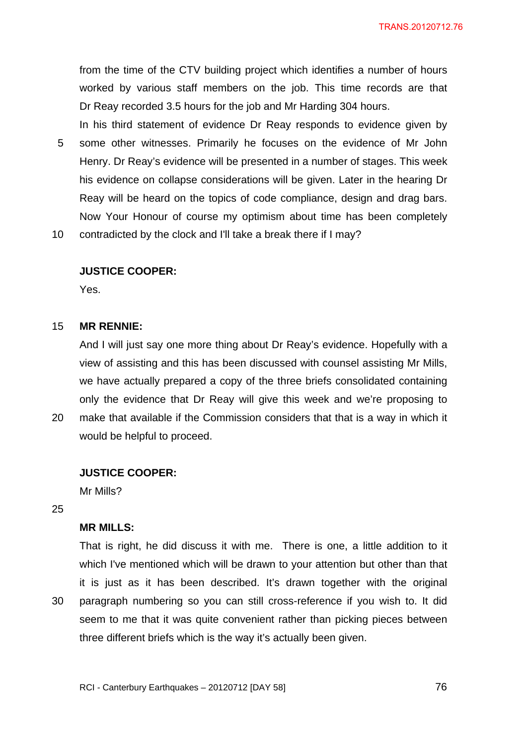from the time of the CTV building project which identifies a number of hours worked by various staff members on the job. This time records are that Dr Reay recorded 3.5 hours for the job and Mr Harding 304 hours.

In his third statement of evidence Dr Reay responds to evidence given by some other witnesses. Primarily he focuses on the evidence of Mr John Henry. Dr Reay's evidence will be presented in a number of stages. This week his evidence on collapse considerations will be given. Later in the hearing Dr Reay will be heard on the topics of code compliance, design and drag bars. Now Your Honour of course my optimism about time has been completely contradicted by the clock and I'll take a break there if I may?

**JUSTICE COOPER:**

Yes.

**MR RENNIE:**

And I will just say one more thing about Dr Reay's evidence. Hopefully with a view of assisting and this has been discussed with counsel assisting Mr Mills, we have actually prepared a copy of the three briefs consolidated containing only the evidence that Dr Reay will give this week and we're proposing to make that available if the Commission considers that that is a way in which it would be helpful to proceed.

**JUSTICE COOPER:**

Mr Mills?

**MR MILLS:**

That is right, he did discuss it with me. There is one, a little addition to it which I've mentioned which will be drawn to your attention but other than that it is just as it has been described. It's drawn together with the original paragraph numbering so you can still cross-reference if you wish to. It did seem to me that it was quite convenient rather than picking pieces between three different briefs which is the way it's actually been given.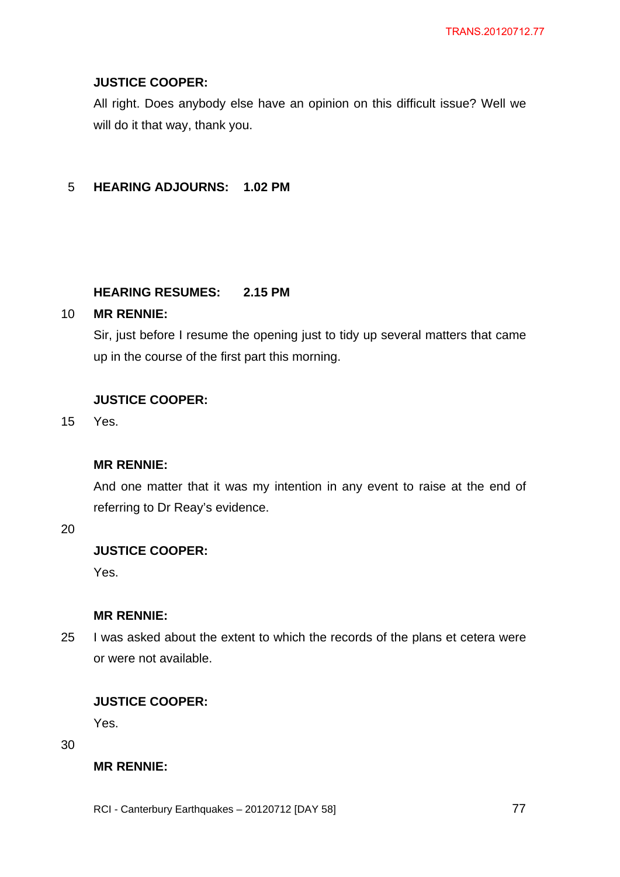**JUSTICE COOPER:**

All right. Does anybody else have an opinion on this difficult issue? Well we will do it that way, thank you.

**HEARING ADJOURNS: 1.02 PM**

**HEARING RESUMES: 2.15 PM**

**MR RENNIE:**

Sir, just before I resume the opening just to tidy up several matters that came up in the course of the first part this morning.

**JUSTICE COOPER:**

Yes.

**MR RENNIE:**

And one matter that it was my intention in any event to raise at the end of referring to Dr Reay's evidence.

**JUSTICE COOPER:**

Yes.

**MR RENNIE:**

I was asked about the extent to which the records of the plans et cetera were or were not available.

**JUSTICE COOPER:**

Yes.

**MR RENNIE:**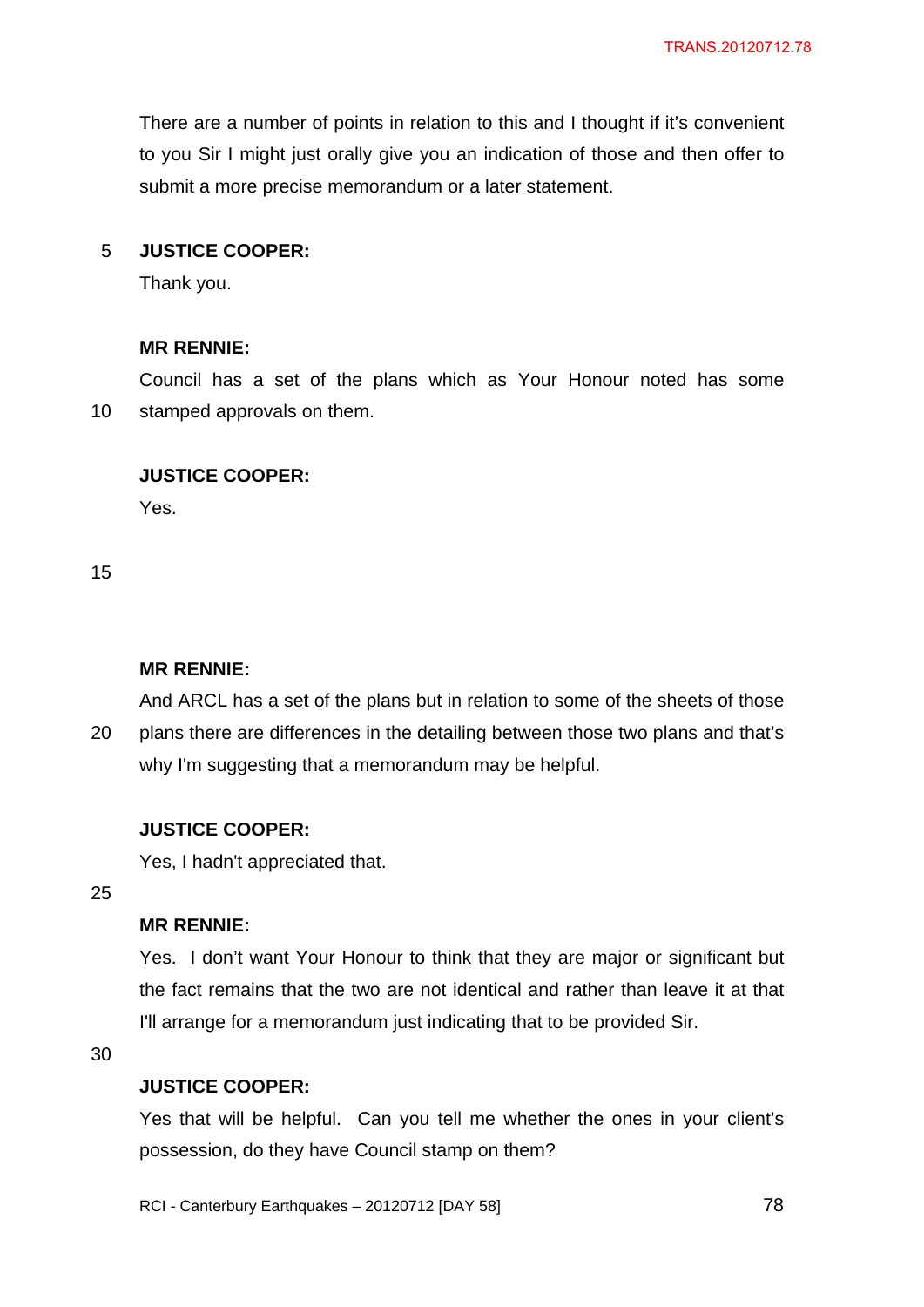There are a number of points in relation to this and I thought if it's convenient to you Sir I might just orally give you an indication of those and then offer to submit a more precise memorandum or a later statement.

**JUSTICE COOPER:**

Thank you.

**MR RENNIE:**

Council has a set of the plans which as Your Honour noted has some stamped approvals on them.

**JUSTICE COOPER:**

Yes.

**MR RENNIE:**

And ARCL has a set of the plans but in relation to some of the sheets of those plans there are differences in the detailing between those two plans and that's why I'm suggesting that a memorandum may be helpful.

**JUSTICE COOPER:**

Yes, I hadn't appreciated that.

**MR RENNIE:**

Yes. I don't want Your Honour to think that they are major or significant but the fact remains that the two are not identical and rather than leave it at that I'll arrange for a memorandum just indicating that to be provided Sir.

**JUSTICE COOPER:**

Yes that will be helpful. Can you tell me whether the ones in your client's possession, do they have Council stamp on them?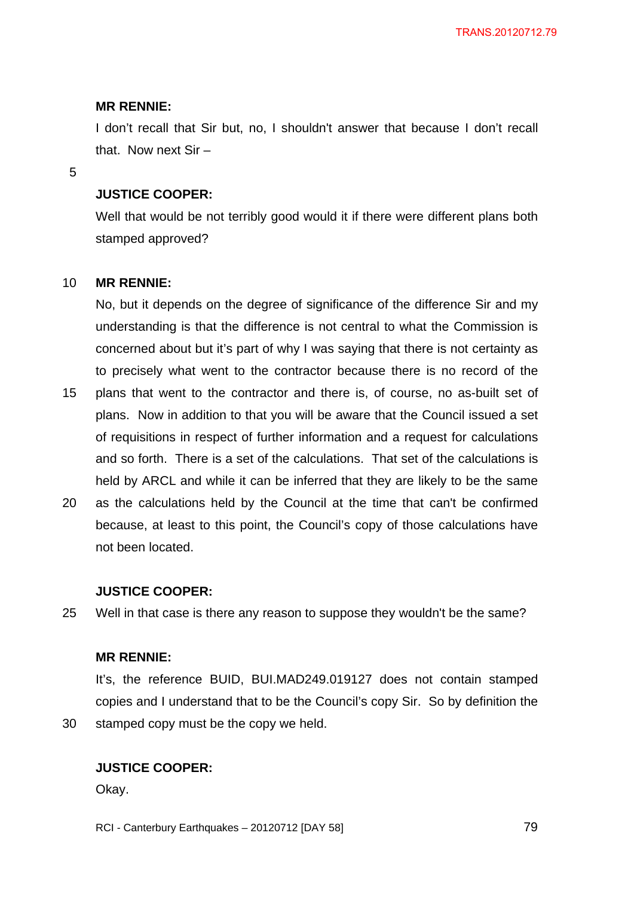**MR RENNIE:**

I don't recall that Sir but, no, I shouldn't answer that because I don't recall that. Now next Sir –

**JUSTICE COOPER:**

Well that would be not terribly good would it if there were different plans both stamped approved?

**MR RENNIE:**

No, but it depends on the degree of significance of the difference Sir and my understanding is that the difference is not central to what the Commission is concerned about but it's part of why I was saying that there is not certainty as to precisely what went to the contractor because there is no record of the plans that went to the contractor and there is, of course, no as-built set of plans. Now in addition to that you will be aware that the Council issued a set of requisitions in respect of further information and a request for calculations and so forth. There is a set of the calculations. That set of the calculations is held by ARCL and while it can be inferred that they are likely to be the same as the calculations held by the Council at the time that can't be confirmed because, at least to this point, the Council's copy of those calculations have not been located.

**JUSTICE COOPER:**

Well in that case is there any reason to suppose they wouldn't be the same?

**MR RENNIE:**

It's, the reference BUID, BUI.MAD249.019127 does not contain stamped copies and I understand that to be the Council's copy Sir. So by definition the stamped copy must be the copy we held.

**JUSTICE COOPER:**

Okay.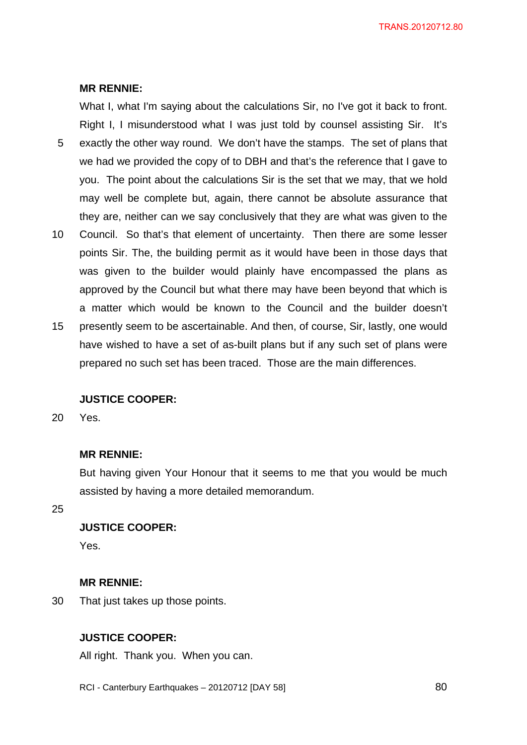**MR RENNIE:**

What I, what I'm saying about the calculations Sir, no I've got it back to front. Right I, I misunderstood what I was just told by counsel assisting Sir. It's exactly the other way round. We don't have the stamps. The set of plans that we had we provided the copy of to DBH and that's the reference that I gave to you. The point about the calculations Sir is the set that we may, that we hold may well be complete but, again, there cannot be absolute assurance that they are, neither can we say conclusively that they are what was given to the Council. So that's that element of uncertainty. Then there are some lesser points Sir. The, the building permit as it would have been in those days that was given to the builder would plainly have encompassed the plans as approved by the Council but what there may have been beyond that which is a matter which would be known to the Council and the builder doesn't presently seem to be ascertainable. And then, of course, Sir, lastly, one would have wished to have a set of as-built plans but if any such set of plans were prepared no such set has been traced. Those are the main differences.

**JUSTICE COOPER:**

Yes.

**MR RENNIE:**

But having given Your Honour that it seems to me that you would be much assisted by having a more detailed memorandum.

**JUSTICE COOPER:**

Yes.

**MR RENNIE:**

That just takes up those points.

**JUSTICE COOPER:**

All right. Thank you. When you can.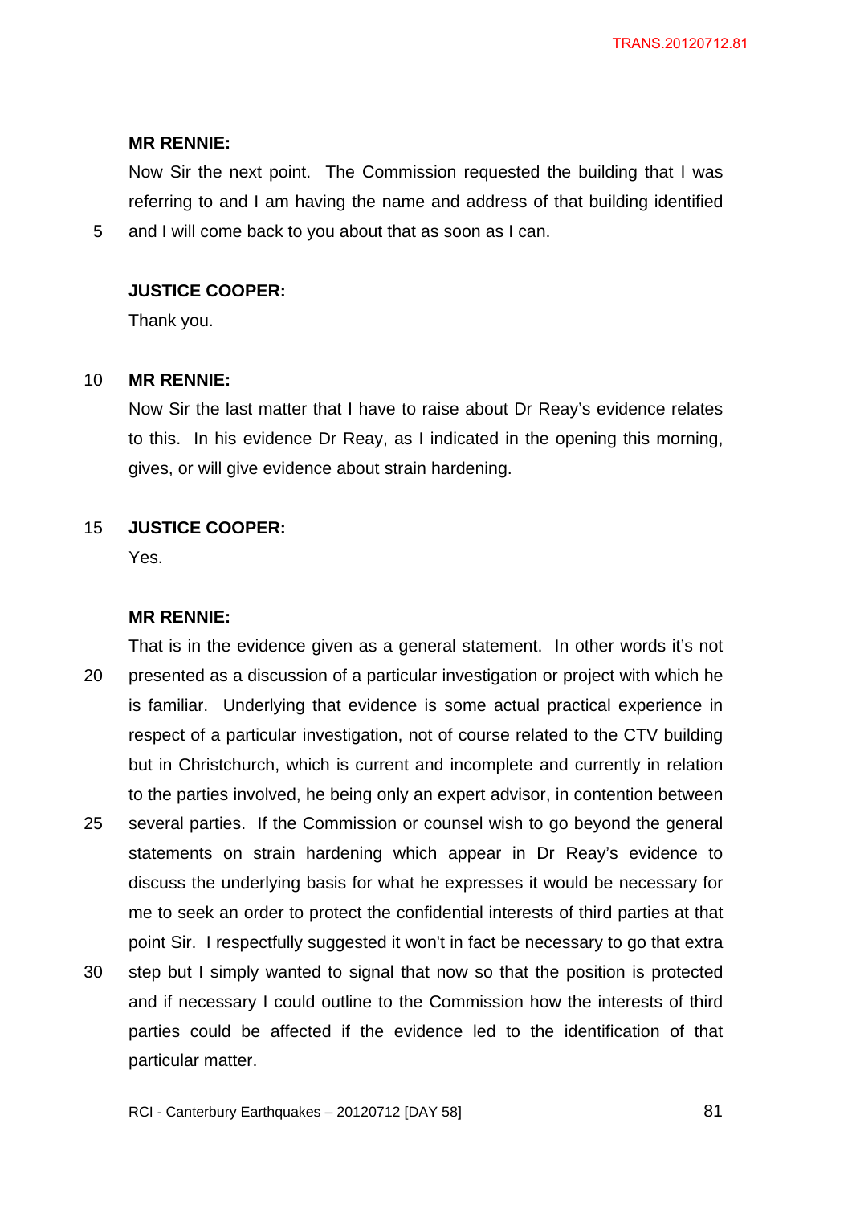**MR RENNIE:**

Now Sir the next point. The Commission requested the building that I was referring to and I am having the name and address of that building identified and I will come back to you about that as soon as I can.

**JUSTICE COOPER:**

Thank you.

**MR RENNIE:**

Now Sir the last matter that I have to raise about Dr Reay's evidence relates to this. In his evidence Dr Reay, as I indicated in the opening this morning, gives, or will give evidence about strain hardening.

**JUSTICE COOPER:**

Yes.

**MR RENNIE:**

That is in the evidence given as a general statement. In other words it's not presented as a discussion of a particular investigation or project with which he is familiar. Underlying that evidence is some actual practical experience in respect of a particular investigation, not of course related to the CTV building but in Christchurch, which is current and incomplete and currently in relation to the parties involved, he being only an expert advisor, in contention between several parties. If the Commission or counsel wish to go beyond the general statements on strain hardening which appear in Dr Reay's evidence to discuss the underlying basis for what he expresses it would be necessary for me to seek an order to protect the confidential interests of third parties at that point Sir. I respectfully suggested it won't in fact be necessary to go that extra step but I simply wanted to signal that now so that the position is protected and if necessary I could outline to the Commission how the interests of third parties could be affected if the evidence led to the identification of that particular matter.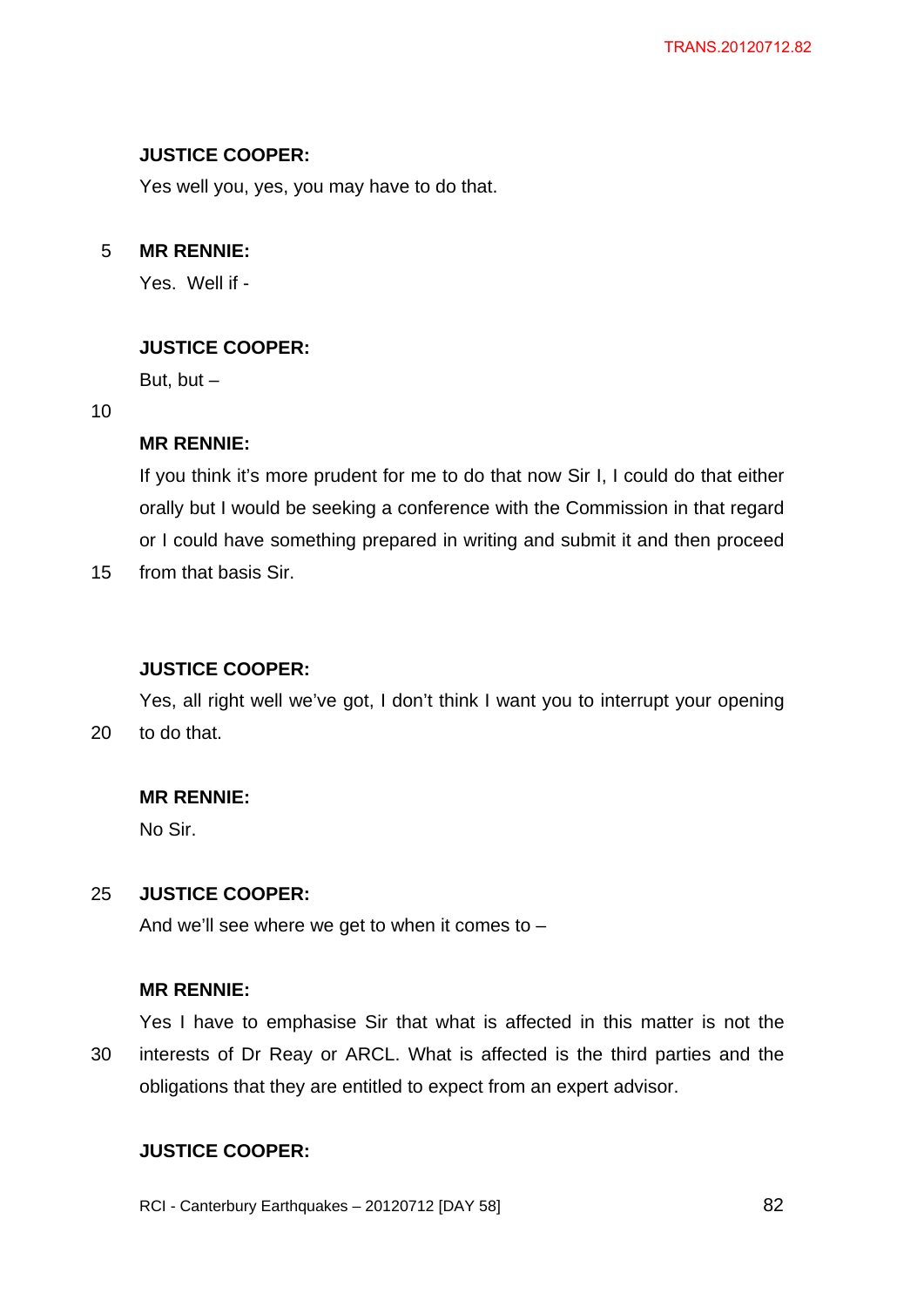**JUSTICE COOPER:**

Yes well you, yes, you may have to do that.

**MR RENNIE:**

Yes. Well if -

**JUSTICE COOPER:**

But, but –

**MR RENNIE:**

If you think it's more prudent for me to do that now Sir I, I could do that either orally but I would be seeking a conference with the Commission in that regard or I could have something prepared in writing and submit it and then proceed from that basis Sir.

**JUSTICE COOPER:**

Yes, all right well we've got, I don't think I want you to interrupt your opening to do that.

**MR RENNIE:**

No Sir.

**JUSTICE COOPER:**

And we'll see where we get to when it comes to –

**MR RENNIE:**

Yes I have to emphasise Sir that what is affected in this matter is not the interests of Dr Reay or ARCL. What is affected is the third parties and the obligations that they are entitled to expect from an expert advisor.

**JUSTICE COOPER:**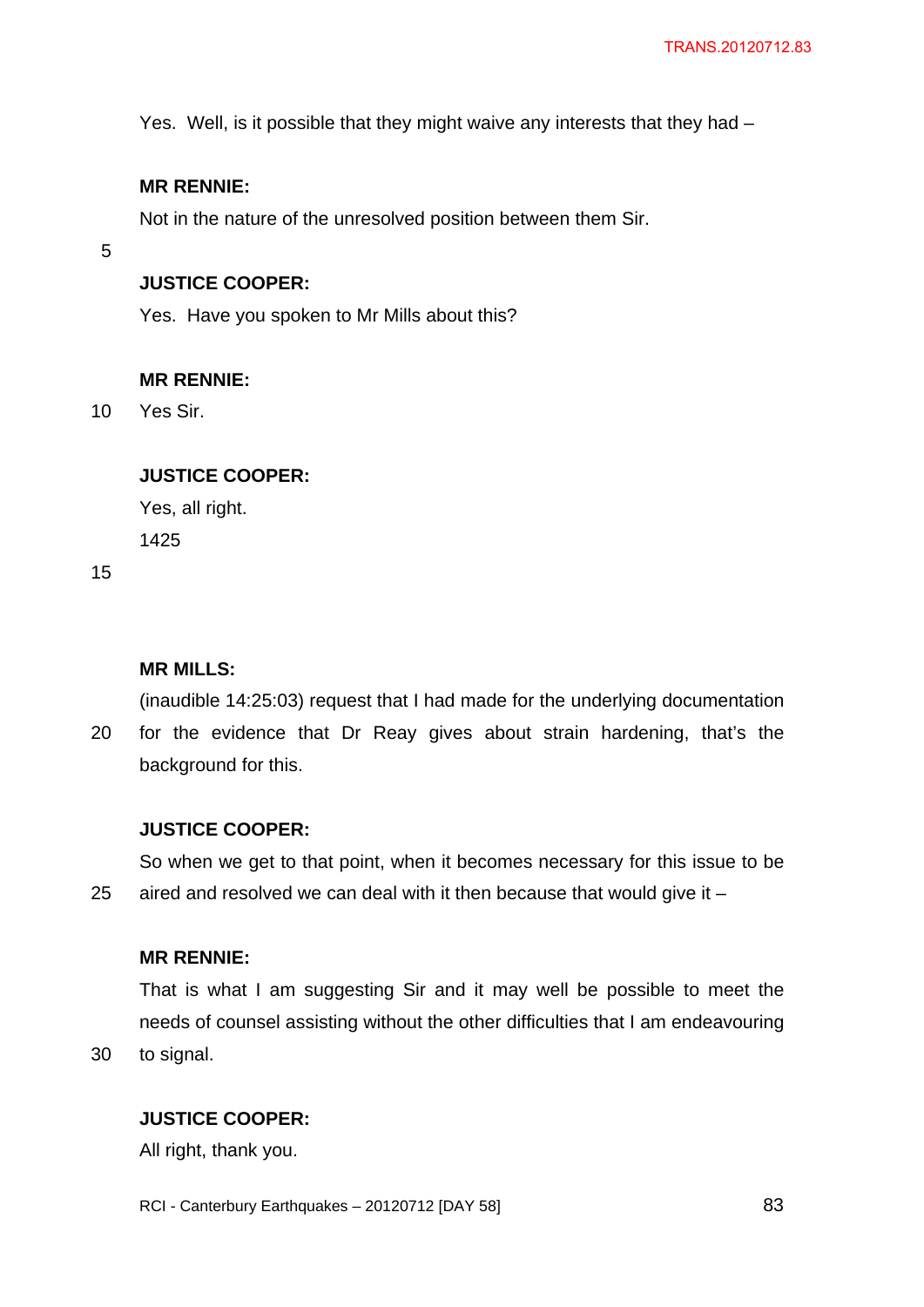Yes. Well, is it possible that they might waive any interests that they had –

**MR RENNIE:**

Not in the nature of the unresolved position between them Sir.

**JUSTICE COOPER:**

Yes. Have you spoken to Mr Mills about this?

**MR RENNIE:**

Yes Sir.

**JUSTICE COOPER:**

Yes, all right.

1425

**MR MILLS:**

(inaudible 14:25:03) request that I had made for the underlying documentation for the evidence that Dr Reay gives about strain hardening, that's the background for this.

**JUSTICE COOPER:**

So when we get to that point, when it becomes necessary for this issue to be aired and resolved we can deal with it then because that would give it –

**MR RENNIE:**

That is what I am suggesting Sir and it may well be possible to meet the needs of counsel assisting without the other difficulties that I am endeavouring to signal.

**JUSTICE COOPER:**

All right, thank you.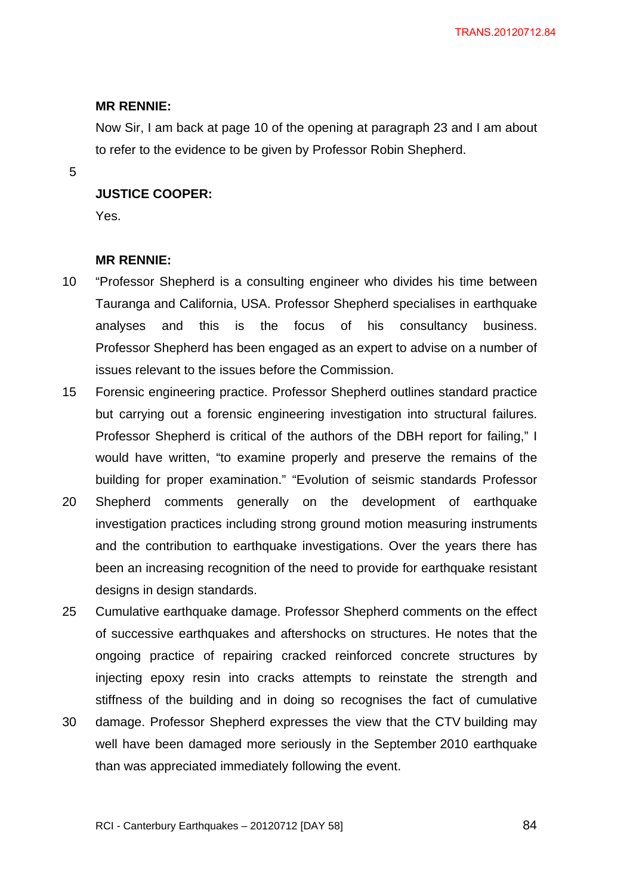**MR RENNIE:**

Now Sir, I am back at page 10 of the opening at paragraph 23 and I am about to refer to the evidence to be given by Professor Robin Shepherd.

**JUSTICE COOPER:**

Yes.

**MR RENNIE:**

"Professor Shepherd is a consulting engineer who divides his time between Tauranga and California, USA. Professor Shepherd specialises in earthquake analyses and this is the focus of his consultancy business. Professor Shepherd has been engaged as an expert to advise on a number of issues relevant to the issues before the Commission.

Forensic engineering practice. Professor Shepherd outlines standard practice but carrying out a forensic engineering investigation into structural failures. Professor Shepherd is critical of the authors of the DBH report for failing," I would have written, "to examine properly and preserve the remains of the building for proper examination." "Evolution of seismic standards Professor Shepherd comments generally on the development of earthquake investigation practices including strong ground motion measuring instruments and the contribution to earthquake investigations. Over the years there has been an increasing recognition of the need to provide for earthquake resistant designs in design standards.

Cumulative earthquake damage. Professor Shepherd comments on the effect of successive earthquakes and aftershocks on structures. He notes that the ongoing practice of repairing cracked reinforced concrete structures by injecting epoxy resin into cracks attempts to reinstate the strength and stiffness of the building and in doing so recognises the fact of cumulative damage. Professor Shepherd expresses the view that the CTV building may well have been damaged more seriously in the September 2010 earthquake than was appreciated immediately following the event.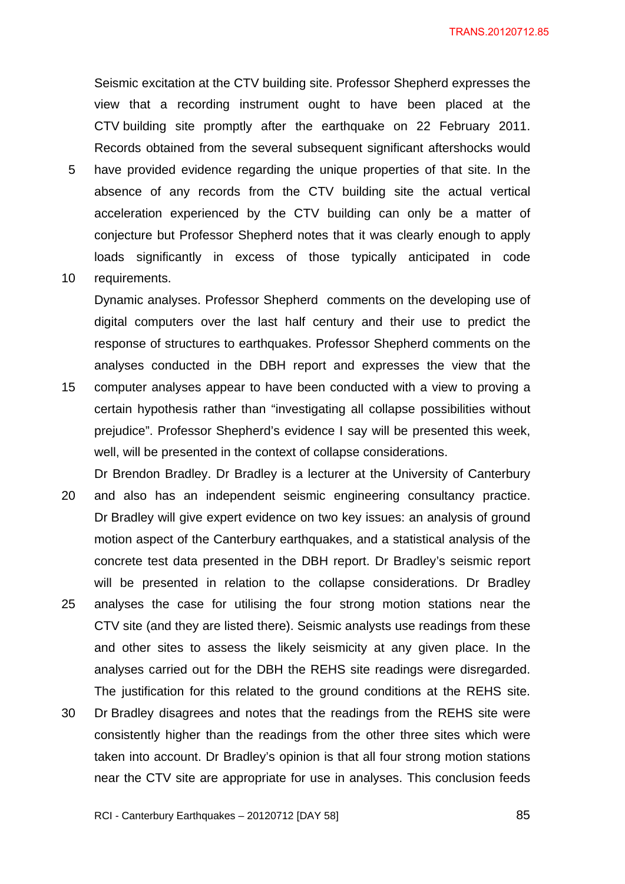Seismic excitation at the CTV building site. Professor Shepherd expresses the view that a recording instrument ought to have been placed at the CTV building site promptly after the earthquake on 22 February 2011. Records obtained from the several subsequent significant aftershocks would have provided evidence regarding the unique properties of that site. In the absence of any records from the CTV building site the actual vertical acceleration experienced by the CTV building can only be a matter of conjecture but Professor Shepherd notes that it was clearly enough to apply loads significantly in excess of those typically anticipated in code requirements.

Dynamic analyses. Professor Shepherd comments on the developing use of digital computers over the last half century and their use to predict the response of structures to earthquakes. Professor Shepherd comments on the analyses conducted in the DBH report and expresses the view that the computer analyses appear to have been conducted with a view to proving a certain hypothesis rather than "investigating all collapse possibilities without prejudice". Professor Shepherd's evidence I say will be presented this week, well, will be presented in the context of collapse considerations.

Dr Brendon Bradley. Dr Bradley is a lecturer at the University of Canterbury and also has an independent seismic engineering consultancy practice. Dr Bradley will give expert evidence on two key issues: an analysis of ground motion aspect of the Canterbury earthquakes, and a statistical analysis of the concrete test data presented in the DBH report. Dr Bradley's seismic report will be presented in relation to the collapse considerations. Dr Bradley analyses the case for utilising the four strong motion stations near the CTV site (and they are listed there). Seismic analysts use readings from these and other sites to assess the likely seismicity at any given place. In the analyses carried out for the DBH the REHS site readings were disregarded. The justification for this related to the ground conditions at the REHS site. Dr Bradley disagrees and notes that the readings from the REHS site were consistently higher than the readings from the other three sites which were taken into account. Dr Bradley's opinion is that all four strong motion stations near the CTV site are appropriate for use in analyses. This conclusion feeds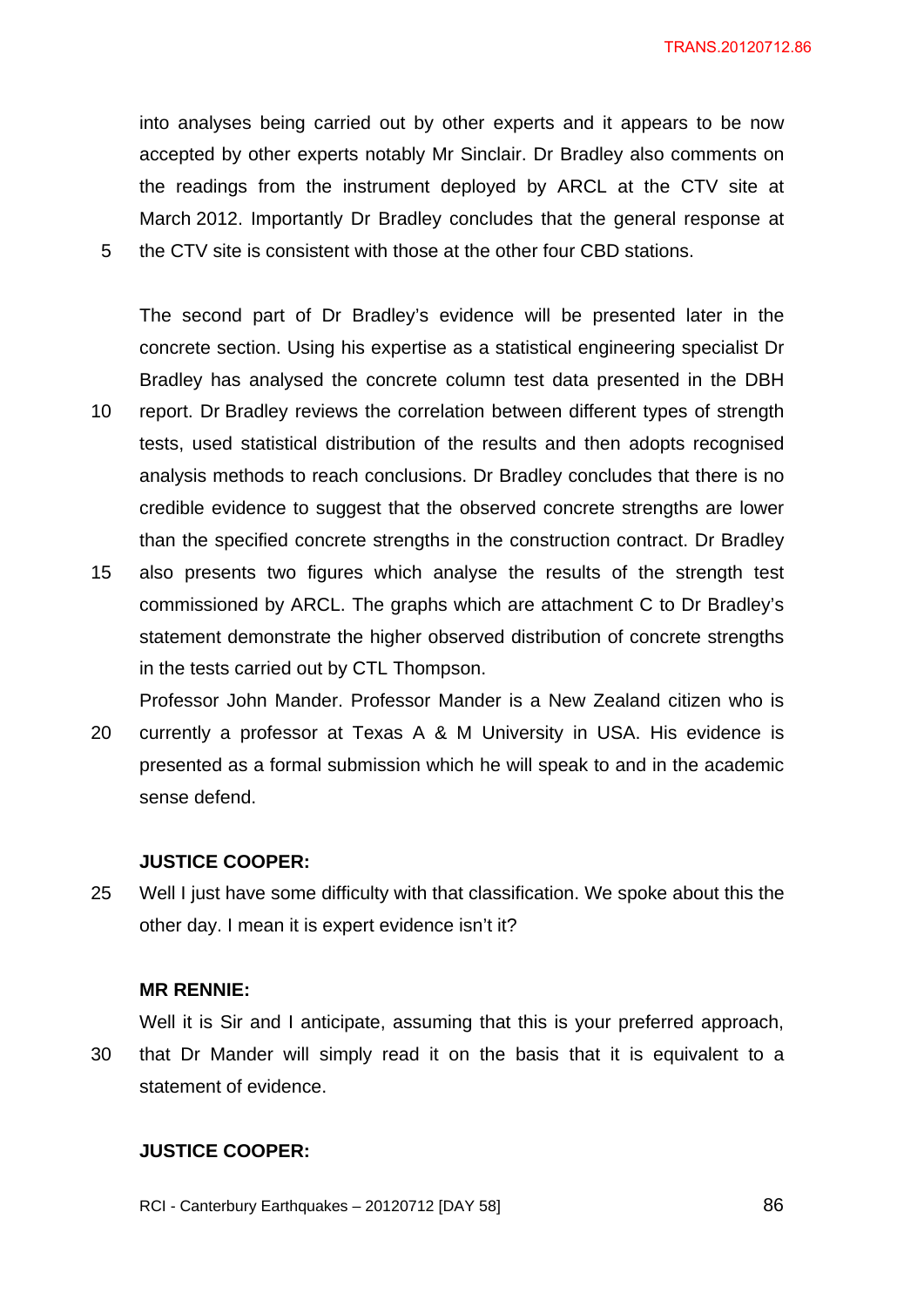into analyses being carried out by other experts and it appears to be now accepted by other experts notably Mr Sinclair. Dr Bradley also comments on the readings from the instrument deployed by ARCL at the CTV site at March 2012. Importantly Dr Bradley concludes that the general response at the CTV site is consistent with those at the other four CBD stations.

The second part of Dr Bradley's evidence will be presented later in the concrete section. Using his expertise as a statistical engineering specialist Dr Bradley has analysed the concrete column test data presented in the DBH report. Dr Bradley reviews the correlation between different types of strength tests, used statistical distribution of the results and then adopts recognised analysis methods to reach conclusions. Dr Bradley concludes that there is no credible evidence to suggest that the observed concrete strengths are lower than the specified concrete strengths in the construction contract. Dr Bradley also presents two figures which analyse the results of the strength test commissioned by ARCL. The graphs which are attachment C to Dr Bradley's statement demonstrate the higher observed distribution of concrete strengths in the tests carried out by CTL Thompson.

Professor John Mander. Professor Mander is a New Zealand citizen who is currently a professor at Texas A & M University in USA. His evidence is presented as a formal submission which he will speak to and in the academic sense defend.

**JUSTICE COOPER:**

Well I just have some difficulty with that classification. We spoke about this the other day. I mean it is expert evidence isn't it?

**MR RENNIE:**

Well it is Sir and I anticipate, assuming that this is your preferred approach, that Dr Mander will simply read it on the basis that it is equivalent to a statement of evidence.

**JUSTICE COOPER:**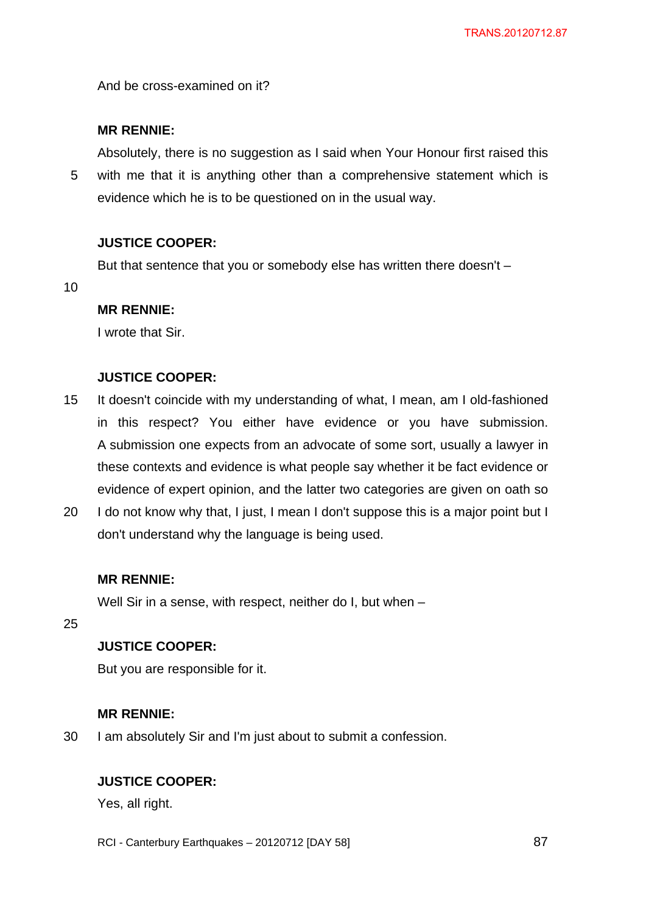And be cross-examined on it?

**MR RENNIE:**

Absolutely, there is no suggestion as I said when Your Honour first raised this with me that it is anything other than a comprehensive statement which is evidence which he is to be questioned on in the usual way.

**JUSTICE COOPER:**

But that sentence that you or somebody else has written there doesn't –

**MR RENNIE:**

I wrote that Sir.

**JUSTICE COOPER:**

It doesn't coincide with my understanding of what, I mean, am I old-fashioned in this respect? You either have evidence or you have submission. A submission one expects from an advocate of some sort, usually a lawyer in these contexts and evidence is what people say whether it be fact evidence or evidence of expert opinion, and the latter two categories are given on oath so I do not know why that, I just, I mean I don't suppose this is a major point but I don't understand why the language is being used.

**MR RENNIE:**

Well Sir in a sense, with respect, neither do I, but when –

**JUSTICE COOPER:**

But you are responsible for it.

**MR RENNIE:**

I am absolutely Sir and I'm just about to submit a confession.

**JUSTICE COOPER:**

Yes, all right.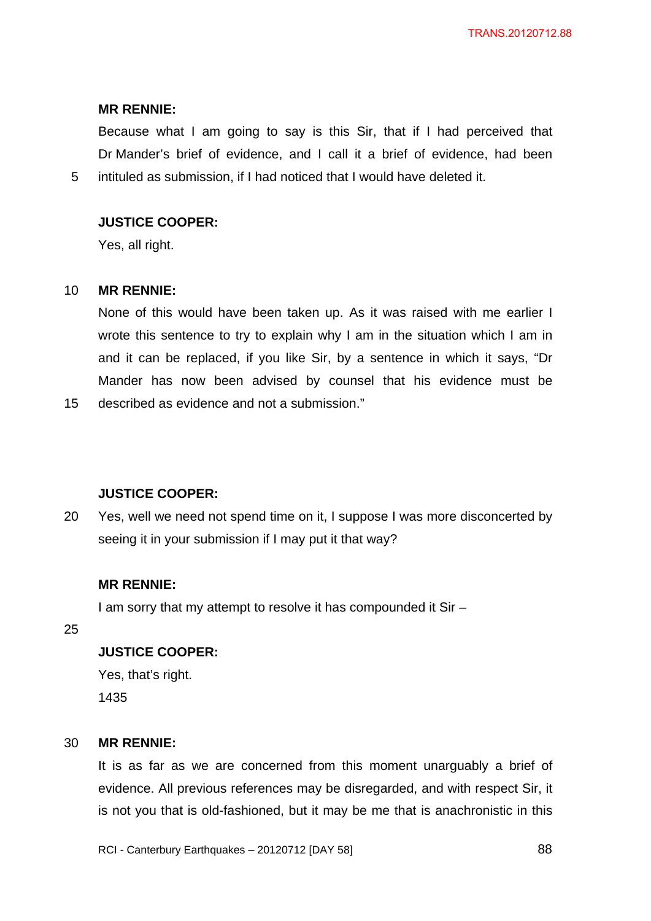**MR RENNIE:**

Because what I am going to say is this Sir, that if I had perceived that Dr Mander's brief of evidence, and I call it a brief of evidence, had been intituled as submission, if I had noticed that I would have deleted it.

**JUSTICE COOPER:**

Yes, all right.

**MR RENNIE:**

None of this would have been taken up. As it was raised with me earlier I wrote this sentence to try to explain why I am in the situation which I am in and it can be replaced, if you like Sir, by a sentence in which it says, "Dr Mander has now been advised by counsel that his evidence must be described as evidence and not a submission."

**JUSTICE COOPER:**

Yes, well we need not spend time on it, I suppose I was more disconcerted by seeing it in your submission if I may put it that way?

**MR RENNIE:**

I am sorry that my attempt to resolve it has compounded it Sir –

**JUSTICE COOPER:**

Yes, that's right.

1435

**MR RENNIE:**

It is as far as we are concerned from this moment unarguably a brief of evidence. All previous references may be disregarded, and with respect Sir, it is not you that is old-fashioned, but it may be me that is anachronistic in this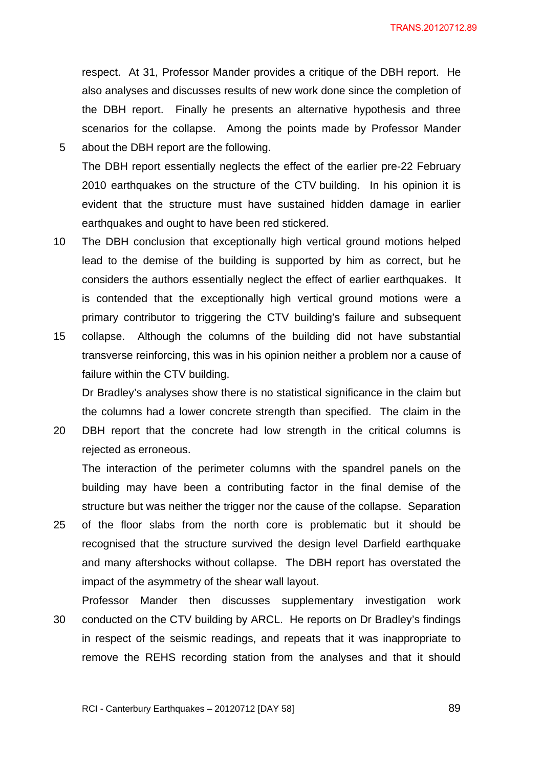respect. At 31, Professor Mander provides a critique of the DBH report. He also analyses and discusses results of new work done since the completion of the DBH report. Finally he presents an alternative hypothesis and three scenarios for the collapse. Among the points made by Professor Mander about the DBH report are the following.

The DBH report essentially neglects the effect of the earlier pre-22 February 2010 earthquakes on the structure of the CTV building. In his opinion it is evident that the structure must have sustained hidden damage in earlier earthquakes and ought to have been red stickered.

The DBH conclusion that exceptionally high vertical ground motions helped lead to the demise of the building is supported by him as correct, but he considers the authors essentially neglect the effect of earlier earthquakes. It is contended that the exceptionally high vertical ground motions were a primary contributor to triggering the CTV building's failure and subsequent collapse. Although the columns of the building did not have substantial transverse reinforcing, this was in his opinion neither a problem nor a cause of failure within the CTV building.

Dr Bradley's analyses show there is no statistical significance in the claim but the columns had a lower concrete strength than specified. The claim in the DBH report that the concrete had low strength in the critical columns is rejected as erroneous.

The interaction of the perimeter columns with the spandrel panels on the building may have been a contributing factor in the final demise of the structure but was neither the trigger nor the cause of the collapse. Separation of the floor slabs from the north core is problematic but it should be recognised that the structure survived the design level Darfield earthquake and many aftershocks without collapse. The DBH report has overstated the impact of the asymmetry of the shear wall layout.

Professor Mander then discusses supplementary investigation work conducted on the CTV building by ARCL. He reports on Dr Bradley's findings in respect of the seismic readings, and repeats that it was inappropriate to remove the REHS recording station from the analyses and that it should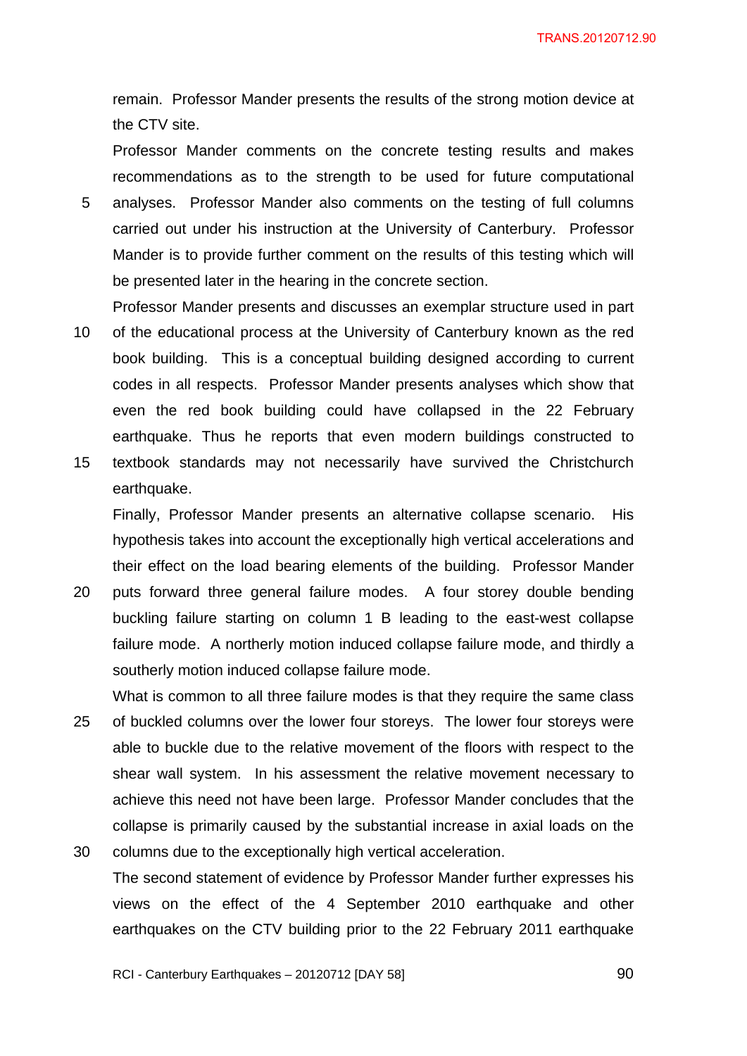remain. Professor Mander presents the results of the strong motion device at the CTV site.

Professor Mander comments on the concrete testing results and makes recommendations as to the strength to be used for future computational analyses. Professor Mander also comments on the testing of full columns carried out under his instruction at the University of Canterbury. Professor Mander is to provide further comment on the results of this testing which will be presented later in the hearing in the concrete section.

Professor Mander presents and discusses an exemplar structure used in part of the educational process at the University of Canterbury known as the red book building. This is a conceptual building designed according to current codes in all respects. Professor Mander presents analyses which show that even the red book building could have collapsed in the 22 February earthquake. Thus he reports that even modern buildings constructed to textbook standards may not necessarily have survived the Christchurch earthquake.

Finally, Professor Mander presents an alternative collapse scenario. His hypothesis takes into account the exceptionally high vertical accelerations and their effect on the load bearing elements of the building. Professor Mander puts forward three general failure modes. A four storey double bending buckling failure starting on column 1 B leading to the east-west collapse failure mode. A northerly motion induced collapse failure mode, and thirdly a southerly motion induced collapse failure mode.

What is common to all three failure modes is that they require the same class of buckled columns over the lower four storeys. The lower four storeys were able to buckle due to the relative movement of the floors with respect to the shear wall system. In his assessment the relative movement necessary to achieve this need not have been large. Professor Mander concludes that the collapse is primarily caused by the substantial increase in axial loads on the columns due to the exceptionally high vertical acceleration.

The second statement of evidence by Professor Mander further expresses his views on the effect of the 4 September 2010 earthquake and other earthquakes on the CTV building prior to the 22 February 2011 earthquake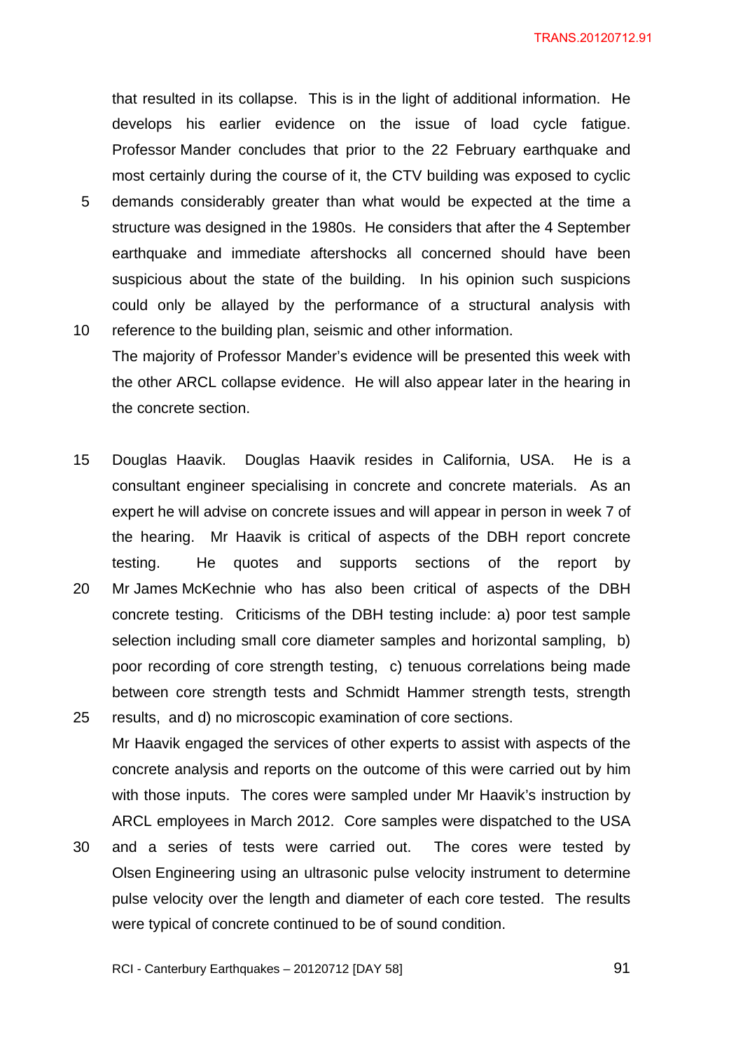that resulted in its collapse. This is in the light of additional information. He develops his earlier evidence on the issue of load cycle fatigue. Professor Mander concludes that prior to the 22 February earthquake and most certainly during the course of it, the CTV building was exposed to cyclic demands considerably greater than what would be expected at the time a structure was designed in the 1980s. He considers that after the 4 September earthquake and immediate aftershocks all concerned should have been suspicious about the state of the building. In his opinion such suspicions could only be allayed by the performance of a structural analysis with reference to the building plan, seismic and other information.

The majority of Professor Mander's evidence will be presented this week with the other ARCL collapse evidence. He will also appear later in the hearing in the concrete section.

Douglas Haavik. Douglas Haavik resides in California, USA. He is a consultant engineer specialising in concrete and concrete materials. As an expert he will advise on concrete issues and will appear in person in week 7 of the hearing. Mr Haavik is critical of aspects of the DBH report concrete testing. He quotes and supports sections of the report by Mr James McKechnie who has also been critical of aspects of the DBH concrete testing. Criticisms of the DBH testing include: a) poor test sample selection including small core diameter samples and horizontal sampling, b) poor recording of core strength testing, c) tenuous correlations being made between core strength tests and Schmidt Hammer strength tests, strength results, and d) no microscopic examination of core sections.

Mr Haavik engaged the services of other experts to assist with aspects of the concrete analysis and reports on the outcome of this were carried out by him with those inputs. The cores were sampled under Mr Haavik's instruction by ARCL employees in March 2012. Core samples were dispatched to the USA and a series of tests were carried out. The cores were tested by Olsen Engineering using an ultrasonic pulse velocity instrument to determine pulse velocity over the length and diameter of each core tested. The results were typical of concrete continued to be of sound condition.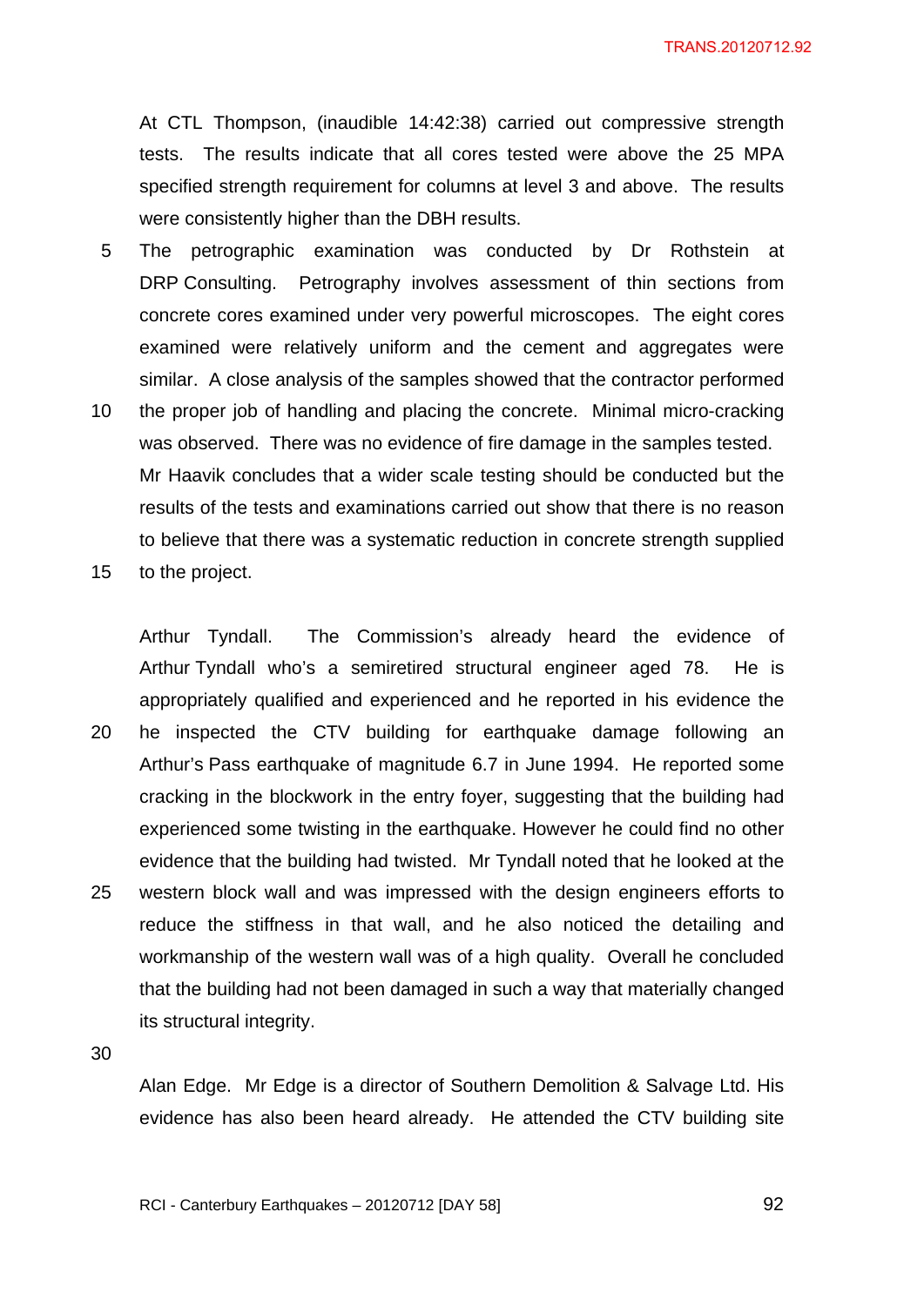At CTL Thompson, (inaudible 14:42:38) carried out compressive strength tests. The results indicate that all cores tested were above the 25 MPA specified strength requirement for columns at level 3 and above. The results were consistently higher than the DBH results.

The petrographic examination was conducted by Dr Rothstein at DRP Consulting. Petrography involves assessment of thin sections from concrete cores examined under very powerful microscopes. The eight cores examined were relatively uniform and the cement and aggregates were similar. A close analysis of the samples showed that the contractor performed the proper job of handling and placing the concrete. Minimal micro-cracking was observed. There was no evidence of fire damage in the samples tested. Mr Haavik concludes that a wider scale testing should be conducted but the results of the tests and examinations carried out show that there is no reason to believe that there was a systematic reduction in concrete strength supplied to the project.

Arthur Tyndall. The Commission's already heard the evidence of Arthur Tyndall who's a semiretired structural engineer aged 78. He is appropriately qualified and experienced and he reported in his evidence the he inspected the CTV building for earthquake damage following an Arthur's Pass earthquake of magnitude 6.7 in June 1994. He reported some cracking in the blockwork in the entry foyer, suggesting that the building had experienced some twisting in the earthquake. However he could find no other evidence that the building had twisted. Mr Tyndall noted that he looked at the western block wall and was impressed with the design engineers efforts to reduce the stiffness in that wall, and he also noticed the detailing and workmanship of the western wall was of a high quality. Overall he concluded that the building had not been damaged in such a way that materially changed its structural integrity.

Alan Edge. Mr Edge is a director of Southern Demolition & Salvage Ltd. His evidence has also been heard already. He attended the CTV building site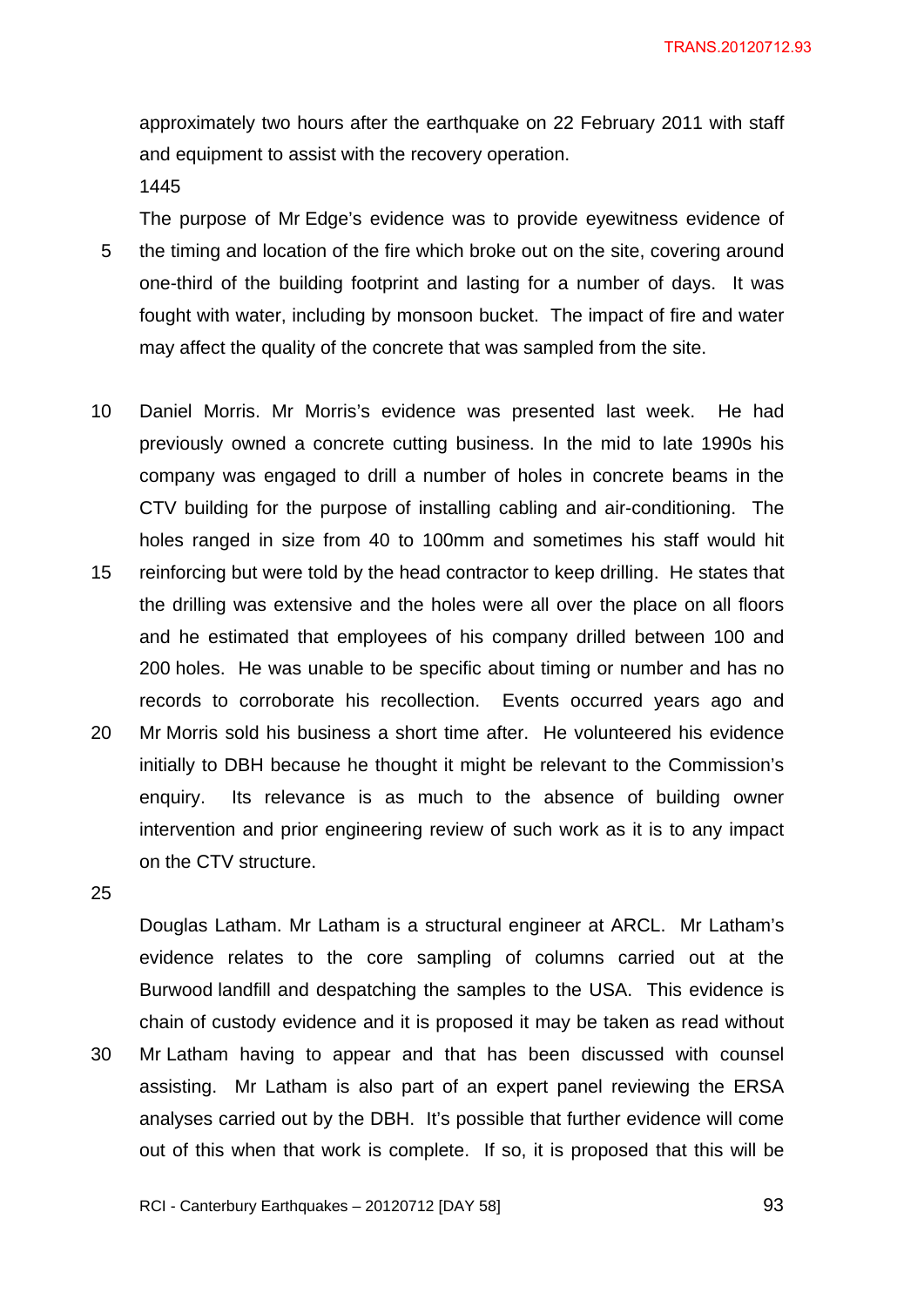approximately two hours after the earthquake on 22 February 2011 with staff and equipment to assist with the recovery operation.

1445

The purpose of Mr Edge's evidence was to provide eyewitness evidence of the timing and location of the fire which broke out on the site, covering around one-third of the building footprint and lasting for a number of days. It was fought with water, including by monsoon bucket. The impact of fire and water may affect the quality of the concrete that was sampled from the site.

Daniel Morris. Mr Morris's evidence was presented last week. He had previously owned a concrete cutting business. In the mid to late 1990s his company was engaged to drill a number of holes in concrete beams in the CTV building for the purpose of installing cabling and air-conditioning. The holes ranged in size from 40 to 100mm and sometimes his staff would hit reinforcing but were told by the head contractor to keep drilling. He states that the drilling was extensive and the holes were all over the place on all floors and he estimated that employees of his company drilled between 100 and 200 holes. He was unable to be specific about timing or number and has no records to corroborate his recollection. Events occurred years ago and Mr Morris sold his business a short time after. He volunteered his evidence initially to DBH because he thought it might be relevant to the Commission's enquiry. Its relevance is as much to the absence of building owner intervention and prior engineering review of such work as it is to any impact on the CTV structure.

Douglas Latham. Mr Latham is a structural engineer at ARCL. Mr Latham's evidence relates to the core sampling of columns carried out at the Burwood landfill and despatching the samples to the USA. This evidence is chain of custody evidence and it is proposed it may be taken as read without Mr Latham having to appear and that has been discussed with counsel assisting. Mr Latham is also part of an expert panel reviewing the ERSA analyses carried out by the DBH. It's possible that further evidence will come out of this when that work is complete. If so, it is proposed that this will be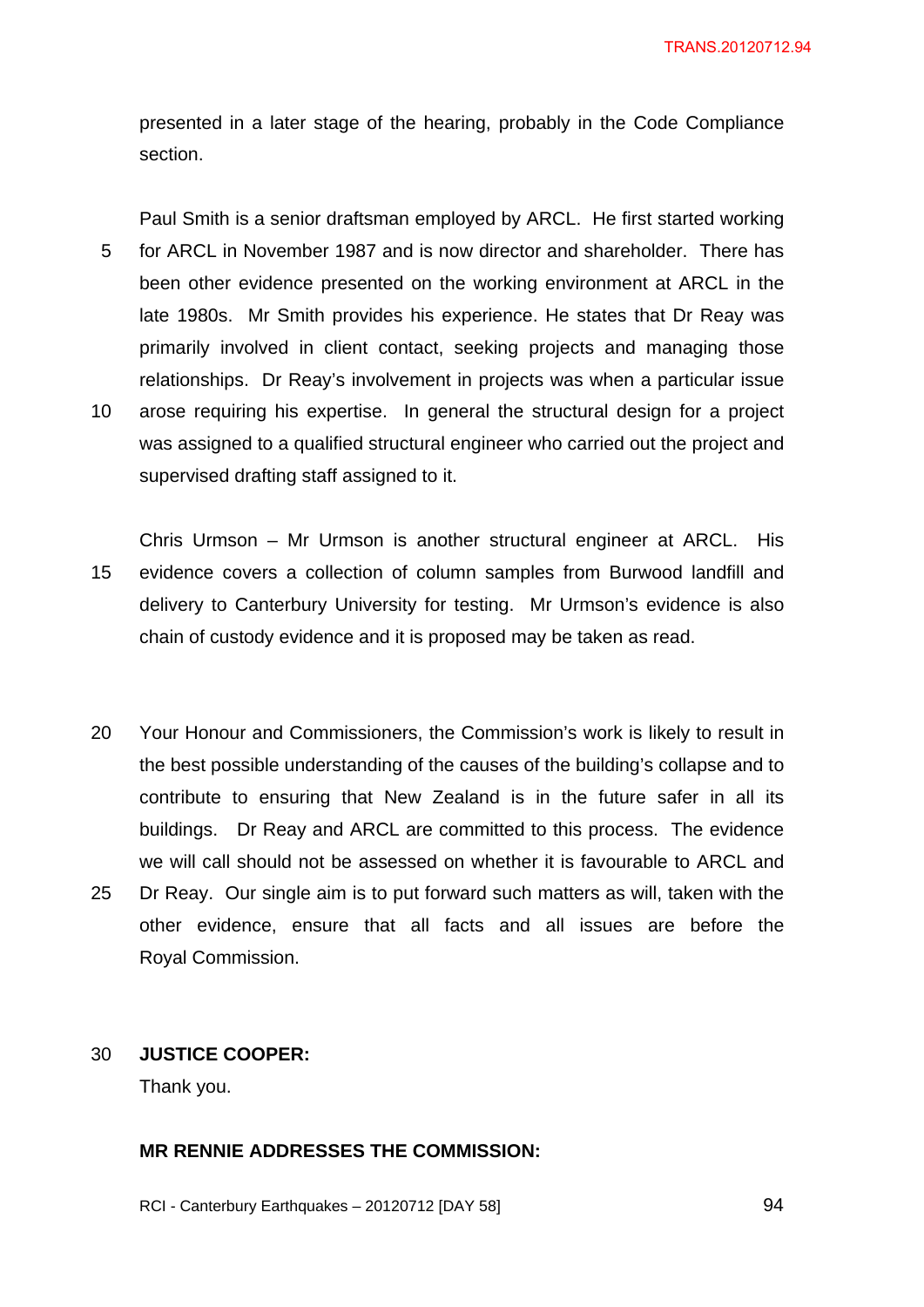presented in a later stage of the hearing, probably in the Code Compliance section.

Paul Smith is a senior draftsman employed by ARCL. He first started working for ARCL in November 1987 and is now director and shareholder. There has been other evidence presented on the working environment at ARCL in the late 1980s. Mr Smith provides his experience. He states that Dr Reay was primarily involved in client contact, seeking projects and managing those relationships. Dr Reay's involvement in projects was when a particular issue arose requiring his expertise. In general the structural design for a project was assigned to a qualified structural engineer who carried out the project and supervised drafting staff assigned to it.

Chris Urmson – Mr Urmson is another structural engineer at ARCL. His evidence covers a collection of column samples from Burwood landfill and delivery to Canterbury University for testing. Mr Urmson's evidence is also chain of custody evidence and it is proposed may be taken as read.

Your Honour and Commissioners, the Commission's work is likely to result in the best possible understanding of the causes of the building's collapse and to contribute to ensuring that New Zealand is in the future safer in all its buildings. Dr Reay and ARCL are committed to this process. The evidence we will call should not be assessed on whether it is favourable to ARCL and Dr Reay. Our single aim is to put forward such matters as will, taken with the other evidence, ensure that all facts and all issues are before the Royal Commission.

**JUSTICE COOPER:**
Thank you.

**MR RENNIE ADDRESSES THE COMMISSION:**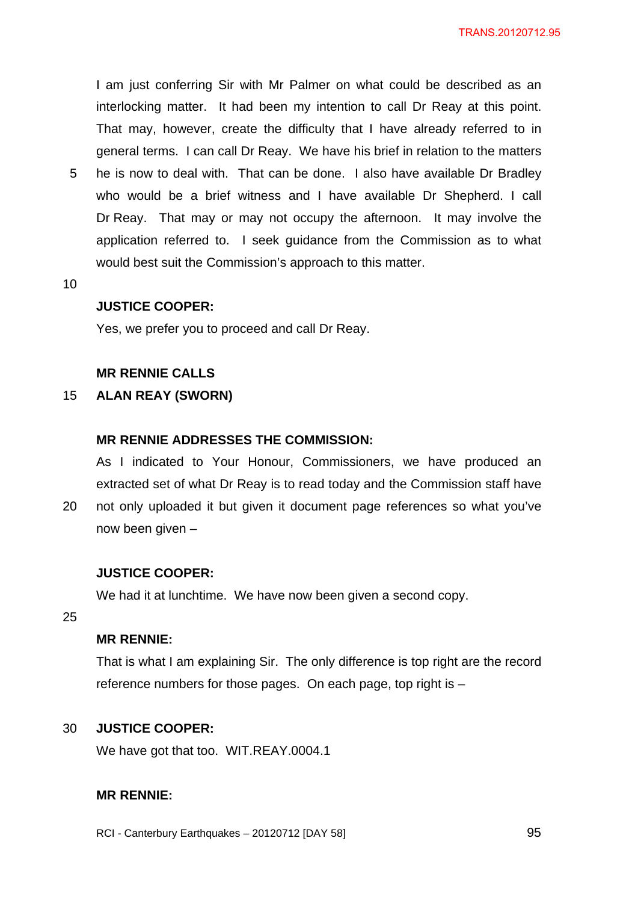I am just conferring Sir with Mr Palmer on what could be described as an interlocking matter. It had been my intention to call Dr Reay at this point. That may, however, create the difficulty that I have already referred to in general terms. I can call Dr Reay. We have his brief in relation to the matters he is now to deal with. That can be done. I also have available Dr Bradley who would be a brief witness and I have available Dr Shepherd. I call Dr Reay. That may or may not occupy the afternoon. It may involve the application referred to. I seek guidance from the Commission as to what would best suit the Commission's approach to this matter.

**JUSTICE COOPER:**

Yes, we prefer you to proceed and call Dr Reay.

**MR RENNIE CALLS**

**ALAN REAY (SWORN)**

**MR RENNIE ADDRESSES THE COMMISSION:**

As I indicated to Your Honour, Commissioners, we have produced an extracted set of what Dr Reay is to read today and the Commission staff have not only uploaded it but given it document page references so what you've now been given –

**JUSTICE COOPER:**

We had it at lunchtime. We have now been given a second copy.

**MR RENNIE:**

That is what I am explaining Sir. The only difference is top right are the record reference numbers for those pages. On each page, top right is –

**JUSTICE COOPER:**

We have got that too. WIT.REAY.0004.1

**MR RENNIE:**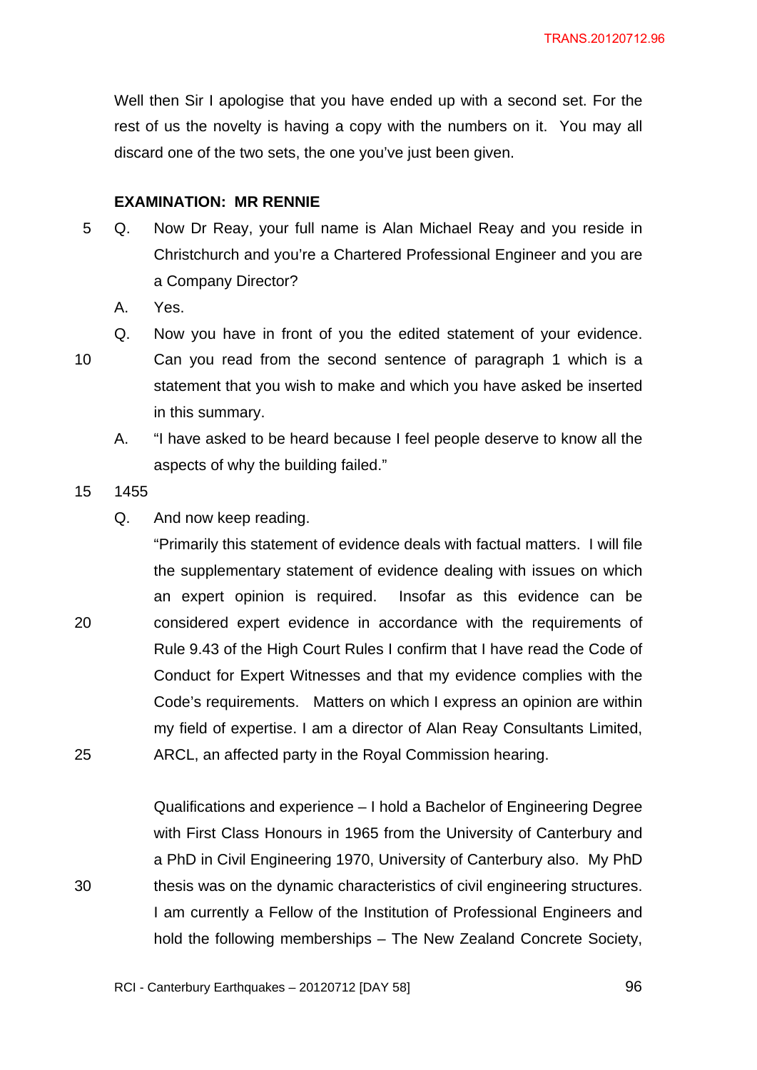Well then Sir I apologise that you have ended up with a second set. For the rest of us the novelty is having a copy with the numbers on it. You may all discard one of the two sets, the one you've just been given.

**EXAMINATION: MR RENNIE**

Q. Now Dr Reay, your full name is Alan Michael Reay and you reside in Christchurch and you're a Chartered Professional Engineer and you are a Company Director?

A. Yes.

Q. Now you have in front of you the edited statement of your evidence. Can you read from the second sentence of paragraph 1 which is a statement that you wish to make and which you have asked be inserted in this summary.

A. "I have asked to be heard because I feel people deserve to know all the aspects of why the building failed."

1455

Q. And now keep reading.

"Primarily this statement of evidence deals with factual matters. I will file the supplementary statement of evidence dealing with issues on which an expert opinion is required. Insofar as this evidence can be considered expert evidence in accordance with the requirements of Rule 9.43 of the High Court Rules I confirm that I have read the Code of Conduct for Expert Witnesses and that my evidence complies with the Code's requirements. Matters on which I express an opinion are within my field of expertise. I am a director of Alan Reay Consultants Limited, ARCL, an affected party in the Royal Commission hearing.

Qualifications and experience – I hold a Bachelor of Engineering Degree with First Class Honours in 1965 from the University of Canterbury and a PhD in Civil Engineering 1970, University of Canterbury also. My PhD thesis was on the dynamic characteristics of civil engineering structures. I am currently a Fellow of the Institution of Professional Engineers and hold the following memberships – The New Zealand Concrete Society,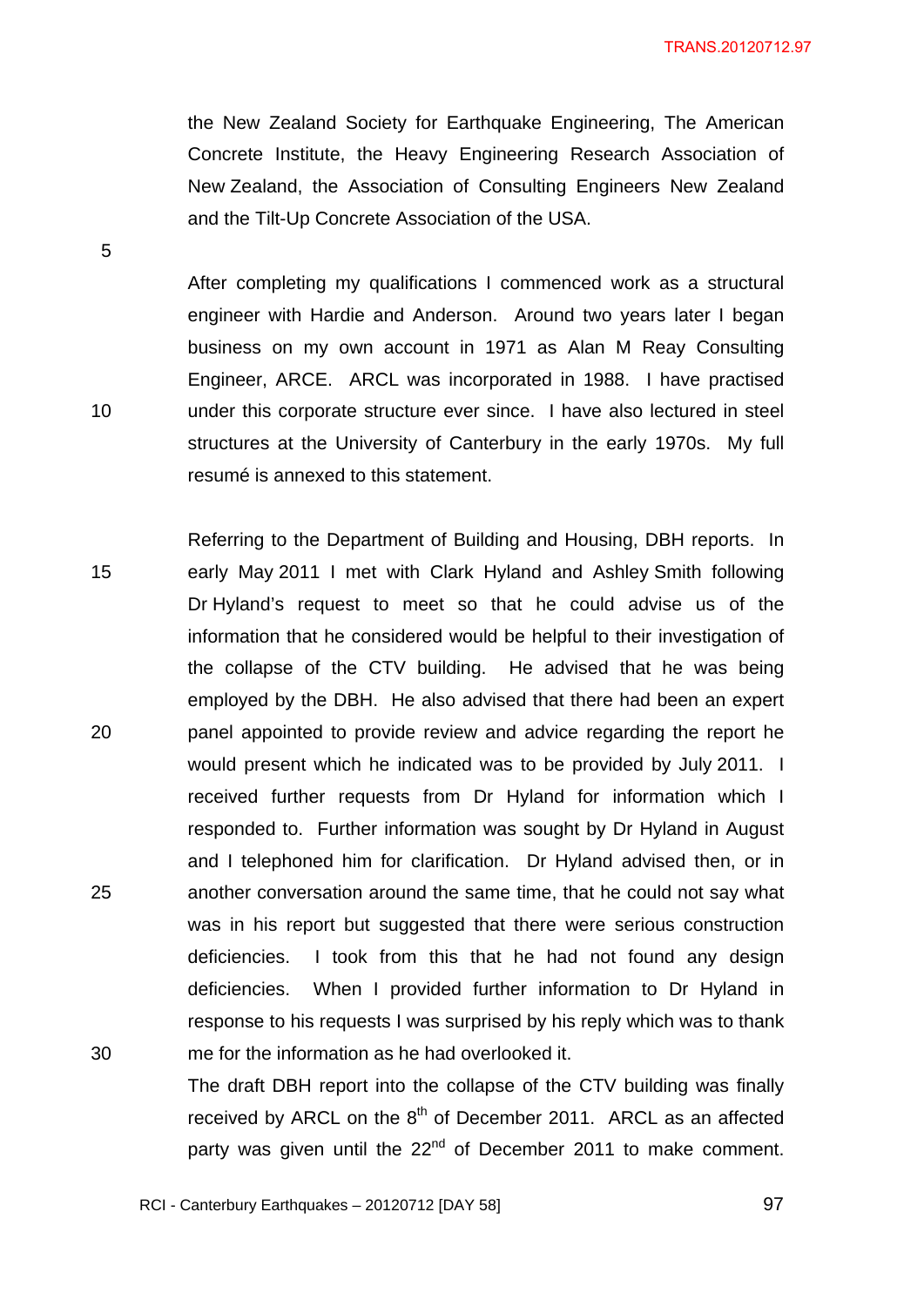the New Zealand Society for Earthquake Engineering, The American Concrete Institute, the Heavy Engineering Research Association of New Zealand, the Association of Consulting Engineers New Zealand and the Tilt-Up Concrete Association of the USA.

After completing my qualifications I commenced work as a structural engineer with Hardie and Anderson. Around two years later I began business on my own account in 1971 as Alan M Reay Consulting Engineer, ARCE. ARCL was incorporated in 1988. I have practised under this corporate structure ever since. I have also lectured in steel structures at the University of Canterbury in the early 1970s. My full resumé is annexed to this statement.

Referring to the Department of Building and Housing, DBH reports. In early May 2011 I met with Clark Hyland and Ashley Smith following Dr Hyland's request to meet so that he could advise us of the information that he considered would be helpful to their investigation of the collapse of the CTV building. He advised that he was being employed by the DBH. He also advised that there had been an expert panel appointed to provide review and advice regarding the report he would present which he indicated was to be provided by July 2011. I received further requests from Dr Hyland for information which I responded to. Further information was sought by Dr Hyland in August and I telephoned him for clarification. Dr Hyland advised then, or in another conversation around the same time, that he could not say what was in his report but suggested that there were serious construction deficiencies. I took from this that he had not found any design deficiencies. When I provided further information to Dr Hyland in response to his requests I was surprised by his reply which was to thank me for the information as he had overlooked it.
The draft DBH report into the collapse of the CTV building was finally received by ARCL on the 8th of December 2011. ARCL as an affected party was given until the 22nd of December 2011 to make comment.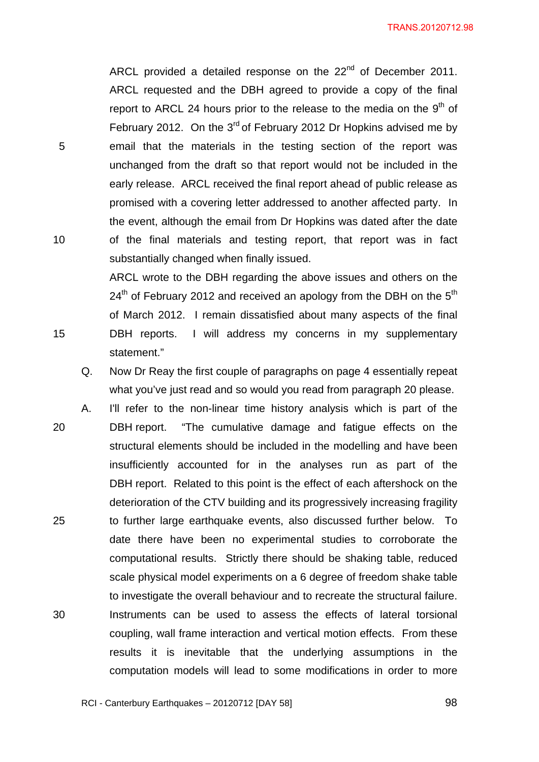ARCL provided a detailed response on the 22nd of December 2011. ARCL requested and the DBH agreed to provide a copy of the final report to ARCL 24 hours prior to the release to the media on the 9th of February 2012. On the 3rd of February 2012 Dr Hopkins advised me by email that the materials in the testing section of the report was unchanged from the draft so that report would not be included in the early release. ARCL received the final report ahead of public release as promised with a covering letter addressed to another affected party. In the event, although the email from Dr Hopkins was dated after the date of the final materials and testing report, that report was in fact substantially changed when finally issued.

ARCL wrote to the DBH regarding the above issues and others on the 24th of February 2012 and received an apology from the DBH on the 5th of March 2012. I remain dissatisfied about many aspects of the final DBH reports. I will address my concerns in my supplementary statement."

Q. Now Dr Reay the first couple of paragraphs on page 4 essentially repeat what you've just read and so would you read from paragraph 20 please.

A. I'll refer to the non-linear time history analysis which is part of the DBH report. "The cumulative damage and fatigue effects on the structural elements should be included in the modelling and have been insufficiently accounted for in the analyses run as part of the DBH report. Related to this point is the effect of each aftershock on the deterioration of the CTV building and its progressively increasing fragility to further large earthquake events, also discussed further below. To date there have been no experimental studies to corroborate the computational results. Strictly there should be shaking table, reduced scale physical model experiments on a 6 degree of freedom shake table to investigate the overall behaviour and to recreate the structural failure. Instruments can be used to assess the effects of lateral torsional coupling, wall frame interaction and vertical motion effects. From these results it is inevitable that the underlying assumptions in the computation models will lead to some modifications in order to more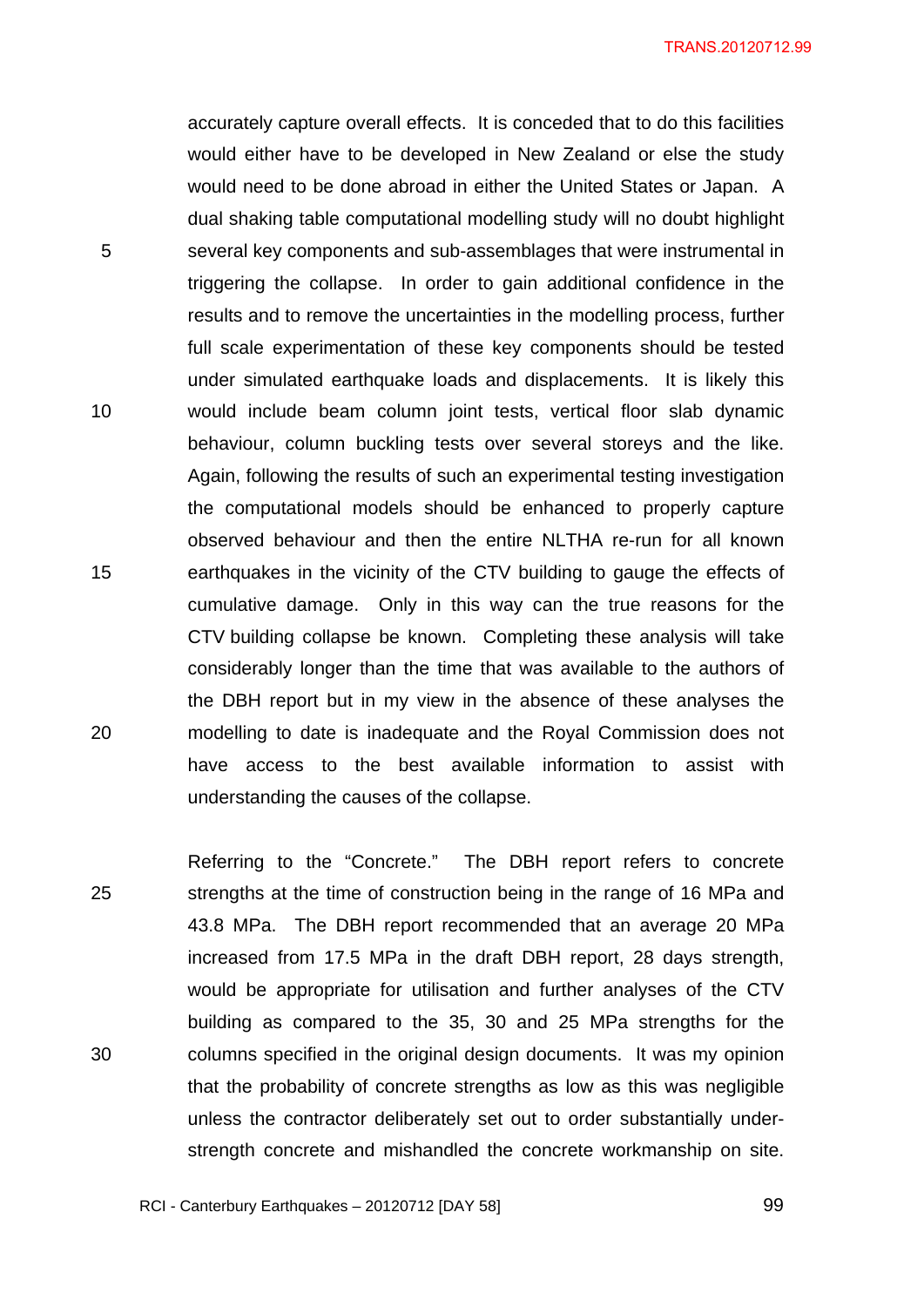accurately capture overall effects. It is conceded that to do this facilities would either have to be developed in New Zealand or else the study would need to be done abroad in either the United States or Japan. A dual shaking table computational modelling study will no doubt highlight several key components and sub-assemblages that were instrumental in triggering the collapse. In order to gain additional confidence in the results and to remove the uncertainties in the modelling process, further full scale experimentation of these key components should be tested under simulated earthquake loads and displacements. It is likely this would include beam column joint tests, vertical floor slab dynamic behaviour, column buckling tests over several storeys and the like. Again, following the results of such an experimental testing investigation the computational models should be enhanced to properly capture observed behaviour and then the entire NLTHA re-run for all known earthquakes in the vicinity of the CTV building to gauge the effects of cumulative damage. Only in this way can the true reasons for the CTV building collapse be known. Completing these analysis will take considerably longer than the time that was available to the authors of the DBH report but in my view in the absence of these analyses the modelling to date is inadequate and the Royal Commission does not have access to the best available information to assist with understanding the causes of the collapse.

Referring to the "Concrete." The DBH report refers to concrete strengths at the time of construction being in the range of 16 MPa and 43.8 MPa. The DBH report recommended that an average 20 MPa increased from 17.5 MPa in the draft DBH report, 28 days strength, would be appropriate for utilisation and further analyses of the CTV building as compared to the 35, 30 and 25 MPa strengths for the columns specified in the original design documents. It was my opinion that the probability of concrete strengths as low as this was negligible unless the contractor deliberately set out to order substantially under-strength concrete and mishandled the concrete workmanship on site.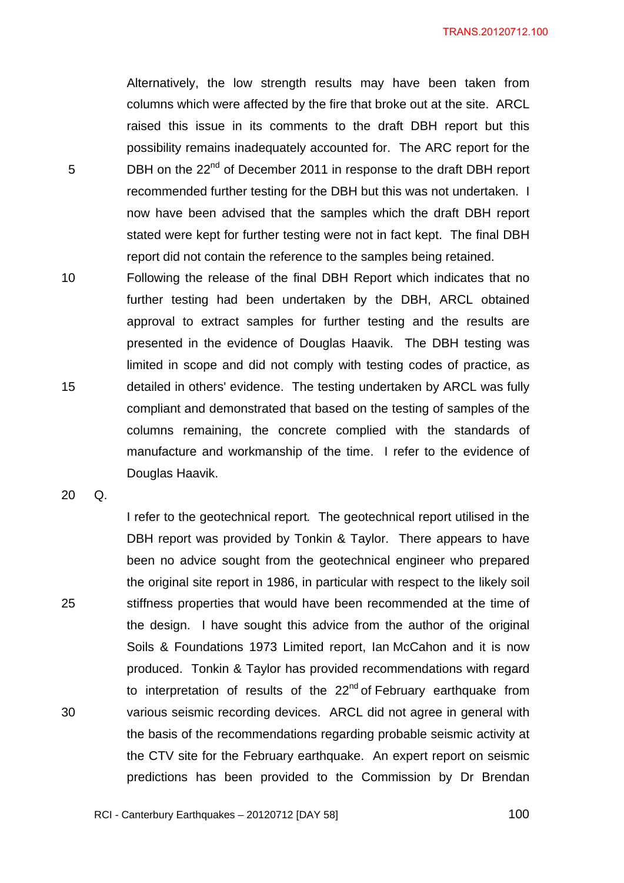Alternatively, the low strength results may have been taken from columns which were affected by the fire that broke out at the site. ARCL raised this issue in its comments to the draft DBH report but this possibility remains inadequately accounted for. The ARC report for the DBH on the 22nd of December 2011 in response to the draft DBH report recommended further testing for the DBH but this was not undertaken. I now have been advised that the samples which the draft DBH report stated were kept for further testing were not in fact kept. The final DBH report did not contain the reference to the samples being retained. Following the release of the final DBH Report which indicates that no further testing had been undertaken by the DBH, ARCL obtained approval to extract samples for further testing and the results are presented in the evidence of Douglas Haavik. The DBH testing was limited in scope and did not comply with testing codes of practice, as detailed in others' evidence. The testing undertaken by ARCL was fully compliant and demonstrated that based on the testing of samples of the columns remaining, the concrete complied with the standards of manufacture and workmanship of the time. I refer to the evidence of Douglas Haavik.

Q.

I refer to the geotechnical report. The geotechnical report utilised in the DBH report was provided by Tonkin & Taylor. There appears to have been no advice sought from the geotechnical engineer who prepared the original site report in 1986, in particular with respect to the likely soil stiffness properties that would have been recommended at the time of the design. I have sought this advice from the author of the original Soils & Foundations 1973 Limited report, Ian McCahon and it is now produced. Tonkin & Taylor has provided recommendations with regard to interpretation of results of the 22nd of February earthquake from various seismic recording devices. ARCL did not agree in general with the basis of the recommendations regarding probable seismic activity at the CTV site for the February earthquake. An expert report on seismic predictions has been provided to the Commission by Dr Brendan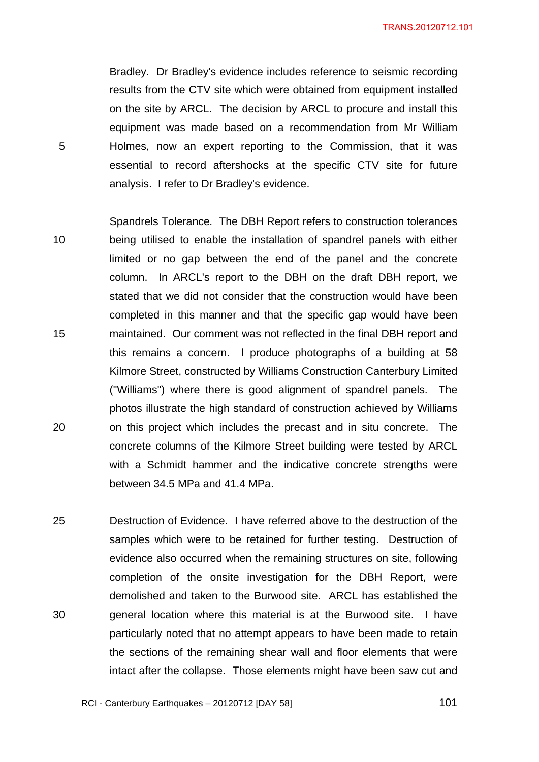Bradley. Dr Bradley's evidence includes reference to seismic recording results from the CTV site which were obtained from equipment installed on the site by ARCL. The decision by ARCL to procure and install this equipment was made based on a recommendation from Mr William Holmes, now an expert reporting to the Commission, that it was essential to record aftershocks at the specific CTV site for future analysis. I refer to Dr Bradley's evidence.

Spandrels Tolerance. The DBH Report refers to construction tolerances being utilised to enable the installation of spandrel panels with either limited or no gap between the end of the panel and the concrete column. In ARCL's report to the DBH on the draft DBH report, we stated that we did not consider that the construction would have been completed in this manner and that the specific gap would have been maintained. Our comment was not reflected in the final DBH report and this remains a concern. I produce photographs of a building at 58 Kilmore Street, constructed by Williams Construction Canterbury Limited ("Williams") where there is good alignment of spandrel panels. The photos illustrate the high standard of construction achieved by Williams on this project which includes the precast and in situ concrete. The concrete columns of the Kilmore Street building were tested by ARCL with a Schmidt hammer and the indicative concrete strengths were between 34.5 MPa and 41.4 MPa.

Destruction of Evidence. I have referred above to the destruction of the samples which were to be retained for further testing. Destruction of evidence also occurred when the remaining structures on site, following completion of the onsite investigation for the DBH Report, were demolished and taken to the Burwood site. ARCL has established the general location where this material is at the Burwood site. I have particularly noted that no attempt appears to have been made to retain the sections of the remaining shear wall and floor elements that were intact after the collapse. Those elements might have been saw cut and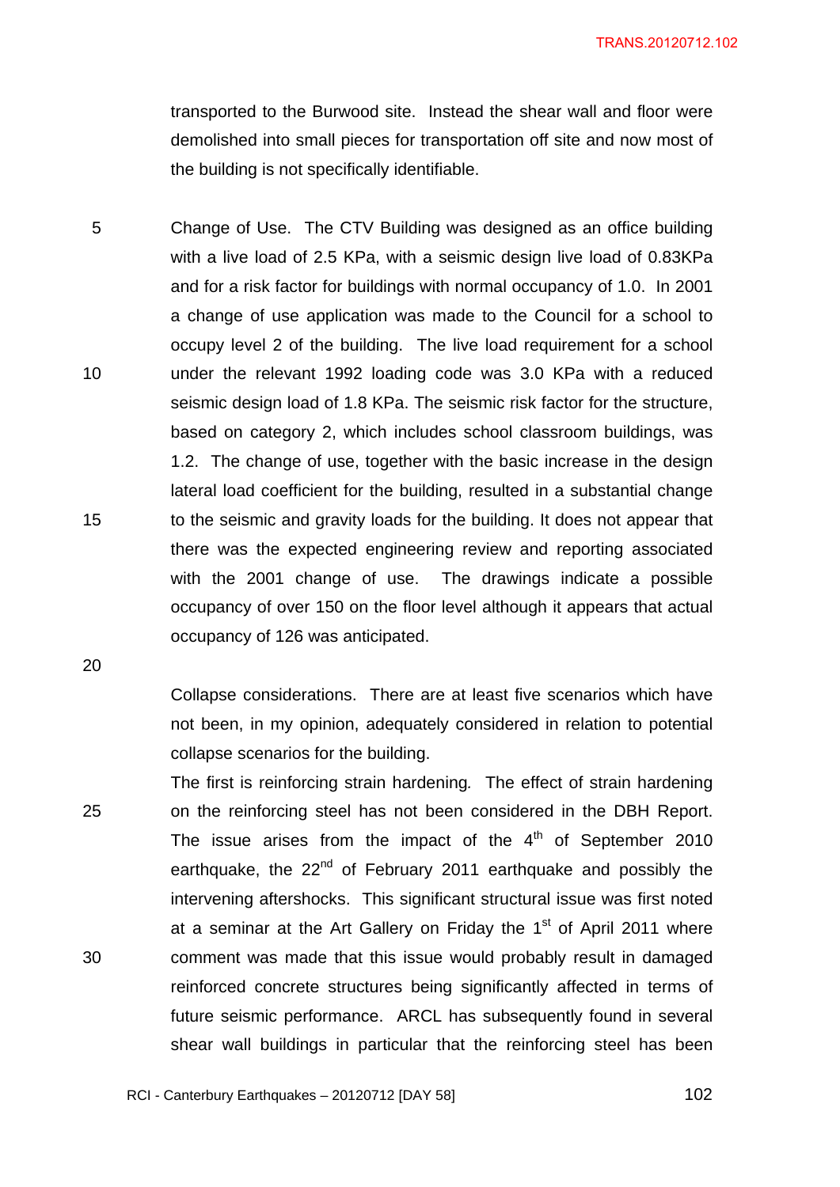transported to the Burwood site. Instead the shear wall and floor were demolished into small pieces for transportation off site and now most of the building is not specifically identifiable.

Change of Use. The CTV Building was designed as an office building with a live load of 2.5 KPa, with a seismic design live load of 0.83KPa and for a risk factor for buildings with normal occupancy of 1.0. In 2001 a change of use application was made to the Council for a school to occupy level 2 of the building. The live load requirement for a school under the relevant 1992 loading code was 3.0 KPa with a reduced seismic design load of 1.8 KPa. The seismic risk factor for the structure, based on category 2, which includes school classroom buildings, was 1.2. The change of use, together with the basic increase in the design lateral load coefficient for the building, resulted in a substantial change to the seismic and gravity loads for the building. It does not appear that there was the expected engineering review and reporting associated with the 2001 change of use. The drawings indicate a possible occupancy of over 150 on the floor level although it appears that actual occupancy of 126 was anticipated.

Collapse considerations. There are at least five scenarios which have not been, in my opinion, adequately considered in relation to potential collapse scenarios for the building.

The first is reinforcing strain hardening*.* The effect of strain hardening on the reinforcing steel has not been considered in the DBH Report. The issue arises from the impact of the 4th of September 2010 earthquake, the 22nd of February 2011 earthquake and possibly the intervening aftershocks. This significant structural issue was first noted at a seminar at the Art Gallery on Friday the 1st of April 2011 where comment was made that this issue would probably result in damaged reinforced concrete structures being significantly affected in terms of future seismic performance. ARCL has subsequently found in several shear wall buildings in particular that the reinforcing steel has been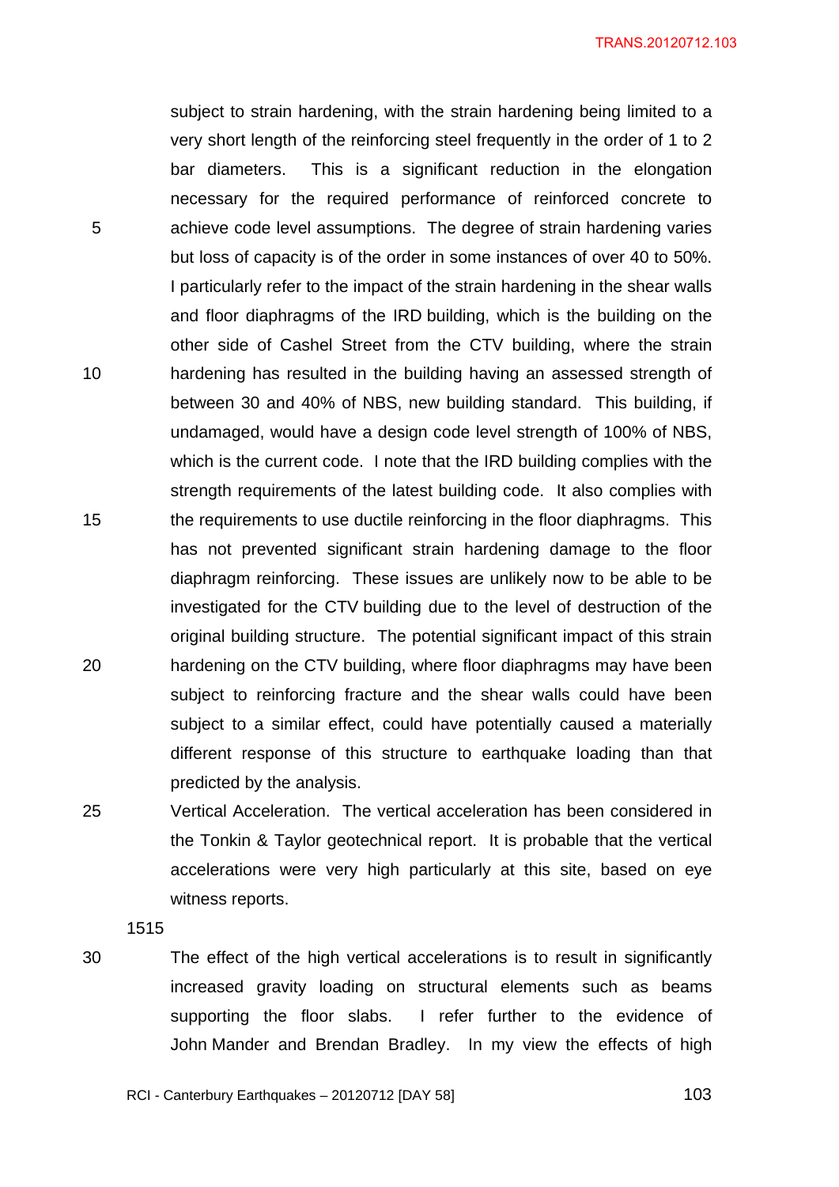subject to strain hardening, with the strain hardening being limited to a very short length of the reinforcing steel frequently in the order of 1 to 2 bar diameters. This is a significant reduction in the elongation necessary for the required performance of reinforced concrete to achieve code level assumptions. The degree of strain hardening varies but loss of capacity is of the order in some instances of over 40 to 50%. I particularly refer to the impact of the strain hardening in the shear walls and floor diaphragms of the IRD building, which is the building on the other side of Cashel Street from the CTV building, where the strain hardening has resulted in the building having an assessed strength of between 30 and 40% of NBS, new building standard. This building, if undamaged, would have a design code level strength of 100% of NBS, which is the current code. I note that the IRD building complies with the strength requirements of the latest building code. It also complies with the requirements to use ductile reinforcing in the floor diaphragms. This has not prevented significant strain hardening damage to the floor diaphragm reinforcing. These issues are unlikely now to be able to be investigated for the CTV building due to the level of destruction of the original building structure. The potential significant impact of this strain hardening on the CTV building, where floor diaphragms may have been subject to reinforcing fracture and the shear walls could have been subject to a similar effect, could have potentially caused a materially different response of this structure to earthquake loading than that predicted by the analysis.

Vertical Acceleration. The vertical acceleration has been considered in the Tonkin & Taylor geotechnical report. It is probable that the vertical accelerations were very high particularly at this site, based on eye witness reports.

1515

The effect of the high vertical accelerations is to result in significantly increased gravity loading on structural elements such as beams supporting the floor slabs. I refer further to the evidence of John Mander and Brendan Bradley. In my view the effects of high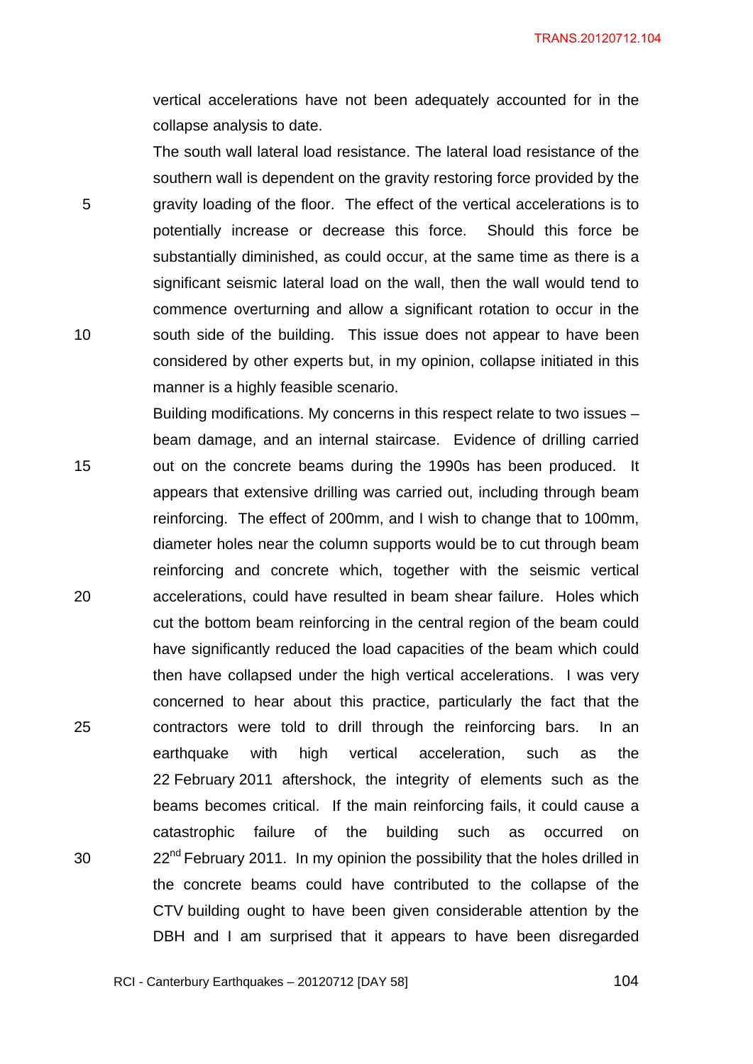vertical accelerations have not been adequately accounted for in the collapse analysis to date.

The south wall lateral load resistance. The lateral load resistance of the southern wall is dependent on the gravity restoring force provided by the gravity loading of the floor. The effect of the vertical accelerations is to potentially increase or decrease this force. Should this force be substantially diminished, as could occur, at the same time as there is a significant seismic lateral load on the wall, then the wall would tend to commence overturning and allow a significant rotation to occur in the south side of the building. This issue does not appear to have been considered by other experts but, in my opinion, collapse initiated in this manner is a highly feasible scenario.

Building modifications. My concerns in this respect relate to two issues – beam damage, and an internal staircase. Evidence of drilling carried out on the concrete beams during the 1990s has been produced. It appears that extensive drilling was carried out, including through beam reinforcing. The effect of 200mm, and I wish to change that to 100mm, diameter holes near the column supports would be to cut through beam reinforcing and concrete which, together with the seismic vertical accelerations, could have resulted in beam shear failure. Holes which cut the bottom beam reinforcing in the central region of the beam could have significantly reduced the load capacities of the beam which could then have collapsed under the high vertical accelerations. I was very concerned to hear about this practice, particularly the fact that the contractors were told to drill through the reinforcing bars. In an earthquake with high vertical acceleration, such as the 22 February 2011 aftershock, the integrity of elements such as the beams becomes critical. If the main reinforcing fails, it could cause a catastrophic failure of the building such as occurred on 22nd February 2011. In my opinion the possibility that the holes drilled in the concrete beams could have contributed to the collapse of the CTV building ought to have been given considerable attention by the DBH and I am surprised that it appears to have been disregarded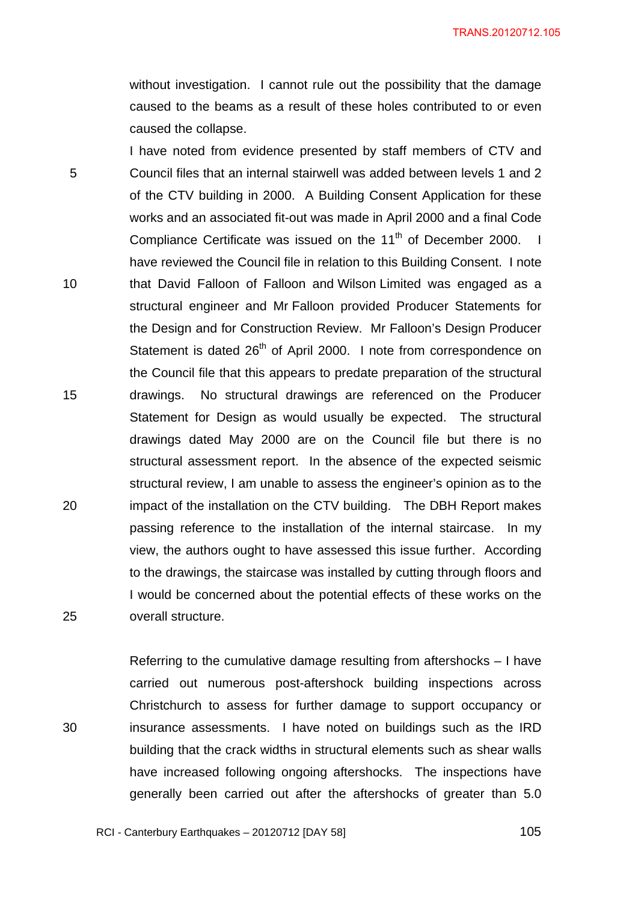without investigation. I cannot rule out the possibility that the damage caused to the beams as a result of these holes contributed to or even caused the collapse.

I have noted from evidence presented by staff members of CTV and Council files that an internal stairwell was added between levels 1 and 2 of the CTV building in 2000. A Building Consent Application for these works and an associated fit-out was made in April 2000 and a final Code Compliance Certificate was issued on the 11th of December 2000. I have reviewed the Council file in relation to this Building Consent. I note that David Falloon of Falloon and Wilson Limited was engaged as a structural engineer and Mr Falloon provided Producer Statements for the Design and for Construction Review. Mr Falloon's Design Producer Statement is dated 26th of April 2000. I note from correspondence on the Council file that this appears to predate preparation of the structural drawings. No structural drawings are referenced on the Producer Statement for Design as would usually be expected. The structural drawings dated May 2000 are on the Council file but there is no structural assessment report. In the absence of the expected seismic structural review, I am unable to assess the engineer's opinion as to the impact of the installation on the CTV building. The DBH Report makes passing reference to the installation of the internal staircase. In my view, the authors ought to have assessed this issue further. According to the drawings, the staircase was installed by cutting through floors and I would be concerned about the potential effects of these works on the overall structure.

Referring to the cumulative damage resulting from aftershocks – I have carried out numerous post-aftershock building inspections across Christchurch to assess for further damage to support occupancy or insurance assessments. I have noted on buildings such as the IRD building that the crack widths in structural elements such as shear walls have increased following ongoing aftershocks. The inspections have generally been carried out after the aftershocks of greater than 5.0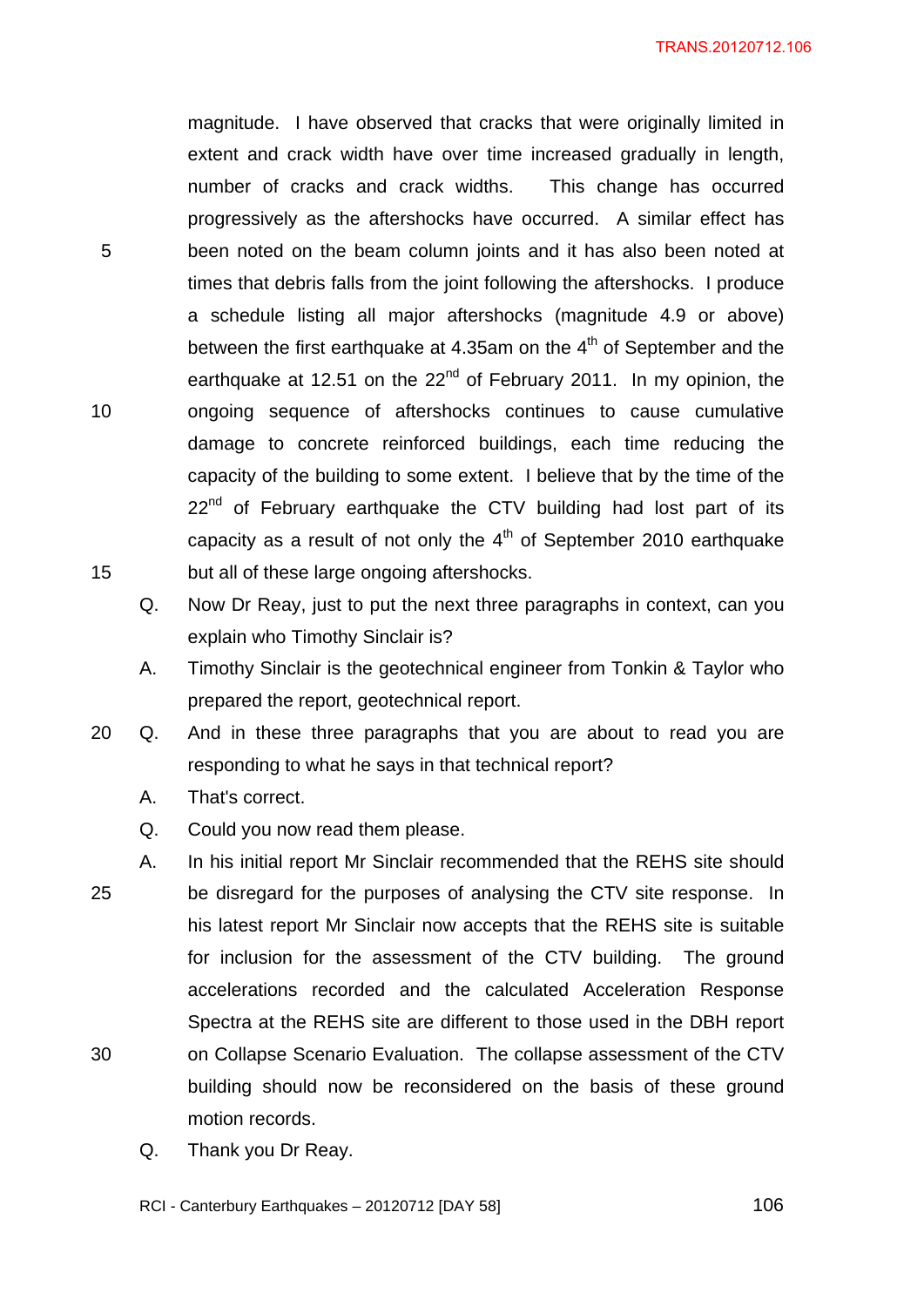magnitude. I have observed that cracks that were originally limited in extent and crack width have over time increased gradually in length, number of cracks and crack widths. This change has occurred progressively as the aftershocks have occurred. A similar effect has been noted on the beam column joints and it has also been noted at times that debris falls from the joint following the aftershocks. I produce a schedule listing all major aftershocks (magnitude 4.9 or above) between the first earthquake at 4.35am on the 4th of September and the earthquake at 12.51 on the 22nd of February 2011. In my opinion, the ongoing sequence of aftershocks continues to cause cumulative damage to concrete reinforced buildings, each time reducing the capacity of the building to some extent. I believe that by the time of the 22nd of February earthquake the CTV building had lost part of its capacity as a result of not only the 4th of September 2010 earthquake but all of these large ongoing aftershocks.

Q. Now Dr Reay, just to put the next three paragraphs in context, can you explain who Timothy Sinclair is?

A. Timothy Sinclair is the geotechnical engineer from Tonkin & Taylor who prepared the report, geotechnical report.

Q. And in these three paragraphs that you are about to read you are responding to what he says in that technical report?

A. That's correct.

Q. Could you now read them please.

A. In his initial report Mr Sinclair recommended that the REHS site should be disregard for the purposes of analysing the CTV site response. In his latest report Mr Sinclair now accepts that the REHS site is suitable for inclusion for the assessment of the CTV building. The ground accelerations recorded and the calculated Acceleration Response Spectra at the REHS site are different to those used in the DBH report on Collapse Scenario Evaluation. The collapse assessment of the CTV building should now be reconsidered on the basis of these ground motion records.

Q. Thank you Dr Reay.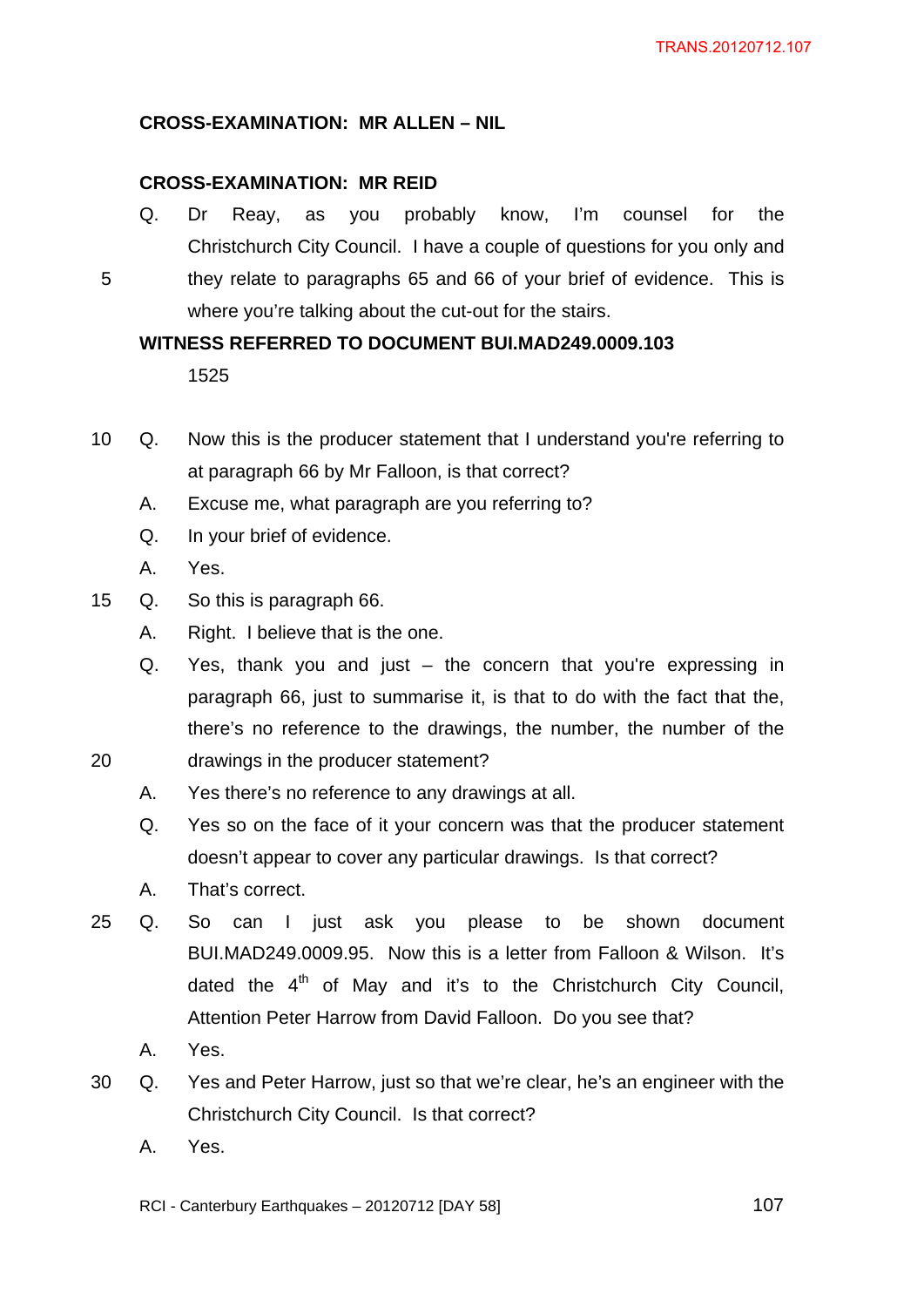**CROSS-EXAMINATION: MR ALLEN – NIL**

**CROSS-EXAMINATION: MR REID**

Q. Dr Reay, as you probably know, I'm counsel for the Christchurch City Council. I have a couple of questions for you only and they relate to paragraphs 65 and 66 of your brief of evidence. This is where you're talking about the cut-out for the stairs.

**WITNESS REFERRED TO DOCUMENT BUI.MAD249.0009.103**

1525

Q. Now this is the producer statement that I understand you're referring to at paragraph 66 by Mr Falloon, is that correct?

A. Excuse me, what paragraph are you referring to?

Q. In your brief of evidence.

A. Yes.

Q. So this is paragraph 66.

A. Right. I believe that is the one.

Q. Yes, thank you and just – the concern that you're expressing in paragraph 66, just to summarise it, is that to do with the fact that the, there's no reference to the drawings, the number, the number of the drawings in the producer statement?

A. Yes there's no reference to any drawings at all.

Q. Yes so on the face of it your concern was that the producer statement doesn't appear to cover any particular drawings. Is that correct?

A. That's correct.

Q. So can I just ask you please to be shown document BUI.MAD249.0009.95. Now this is a letter from Falloon & Wilson. It's dated the 4th of May and it's to the Christchurch City Council, Attention Peter Harrow from David Falloon. Do you see that?

A. Yes.

Q. Yes and Peter Harrow, just so that we're clear, he's an engineer with the Christchurch City Council. Is that correct?

A. Yes.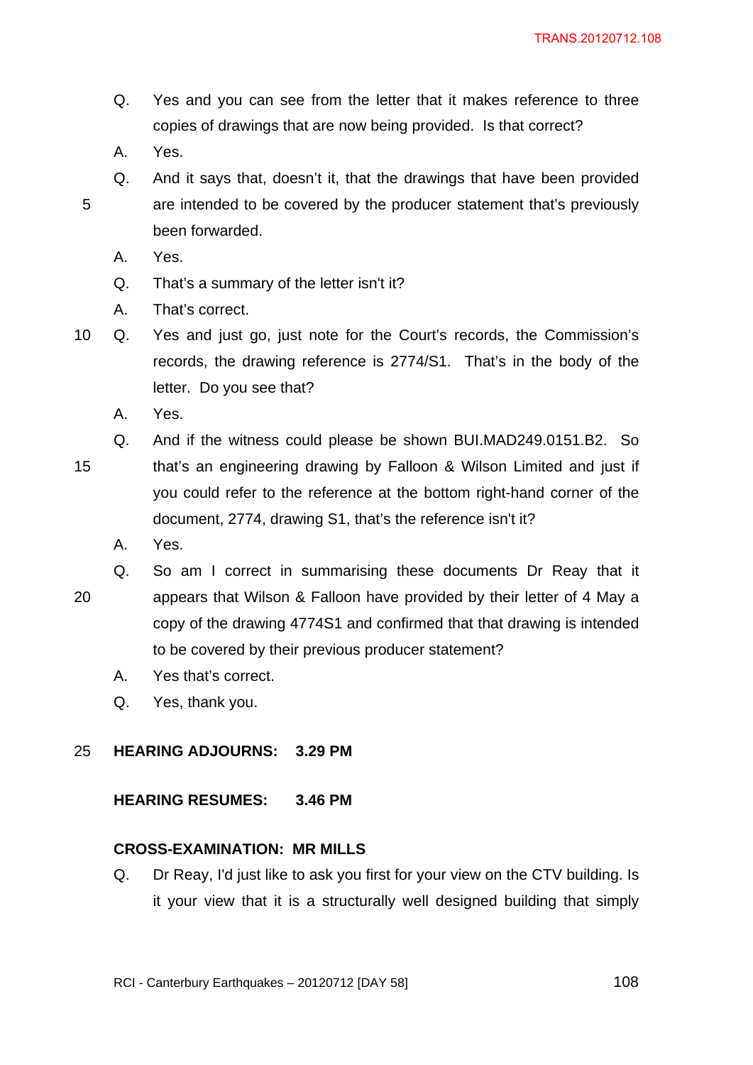Q. Yes and you can see from the letter that it makes reference to three copies of drawings that are now being provided. Is that correct?

A. Yes.

Q. And it says that, doesn't it, that the drawings that have been provided are intended to be covered by the producer statement that's previously been forwarded.

A. Yes.

Q. That's a summary of the letter isn't it?

A. That's correct.

Q. Yes and just go, just note for the Court's records, the Commission's records, the drawing reference is 2774/S1. That's in the body of the letter. Do you see that?

A. Yes.

Q. And if the witness could please be shown BUI.MAD249.0151.B2. So that's an engineering drawing by Falloon & Wilson Limited and just if you could refer to the reference at the bottom right-hand corner of the document, 2774, drawing S1, that's the reference isn't it?

A. Yes.

Q. So am I correct in summarising these documents Dr Reay that it appears that Wilson & Falloon have provided by their letter of 4 May a copy of the drawing 4774S1 and confirmed that that drawing is intended to be covered by their previous producer statement?

A. Yes that's correct.

Q. Yes, thank you.

**HEARING ADJOURNS: 3.29 PM**

**HEARING RESUMES: 3.46 PM**

**CROSS-EXAMINATION: MR MILLS**

Q. Dr Reay, I'd just like to ask you first for your view on the CTV building. Is it your view that it is a structurally well designed building that simply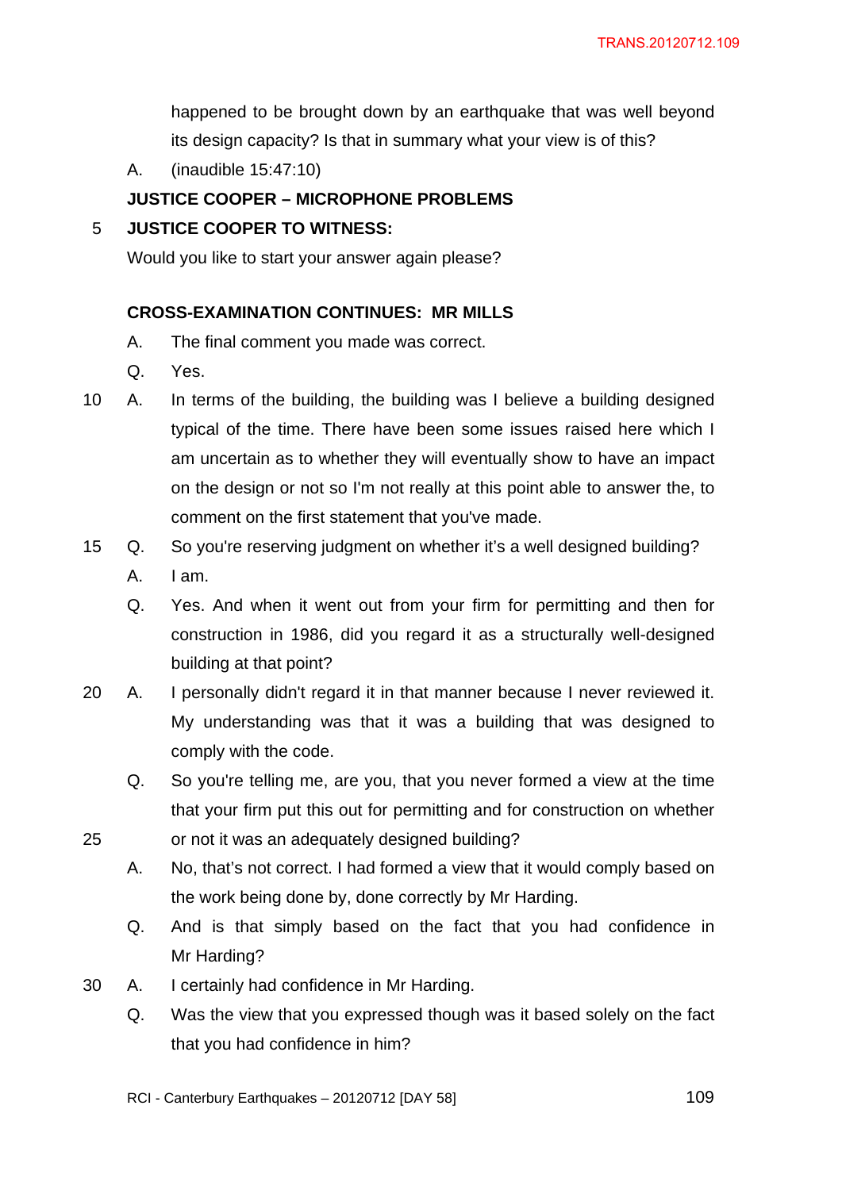happened to be brought down by an earthquake that was well beyond its design capacity? Is that in summary what your view is of this?

A. (inaudible 15:47:10)

**JUSTICE COOPER – MICROPHONE PROBLEMS**

**JUSTICE COOPER TO WITNESS:**

Would you like to start your answer again please?

**CROSS-EXAMINATION CONTINUES: MR MILLS**

A. The final comment you made was correct.

Q. Yes.

A. In terms of the building, the building was I believe a building designed typical of the time. There have been some issues raised here which I am uncertain as to whether they will eventually show to have an impact on the design or not so I'm not really at this point able to answer the, to comment on the first statement that you've made.

Q. So you're reserving judgment on whether it's a well designed building?

A. I am.

Q. Yes. And when it went out from your firm for permitting and then for construction in 1986, did you regard it as a structurally well-designed building at that point?

A. I personally didn't regard it in that manner because I never reviewed it. My understanding was that it was a building that was designed to comply with the code.

Q. So you're telling me, are you, that you never formed a view at the time that your firm put this out for permitting and for construction on whether or not it was an adequately designed building?

A. No, that's not correct. I had formed a view that it would comply based on the work being done by, done correctly by Mr Harding.

Q. And is that simply based on the fact that you had confidence in Mr Harding?

A. I certainly had confidence in Mr Harding.

Q. Was the view that you expressed though was it based solely on the fact that you had confidence in him?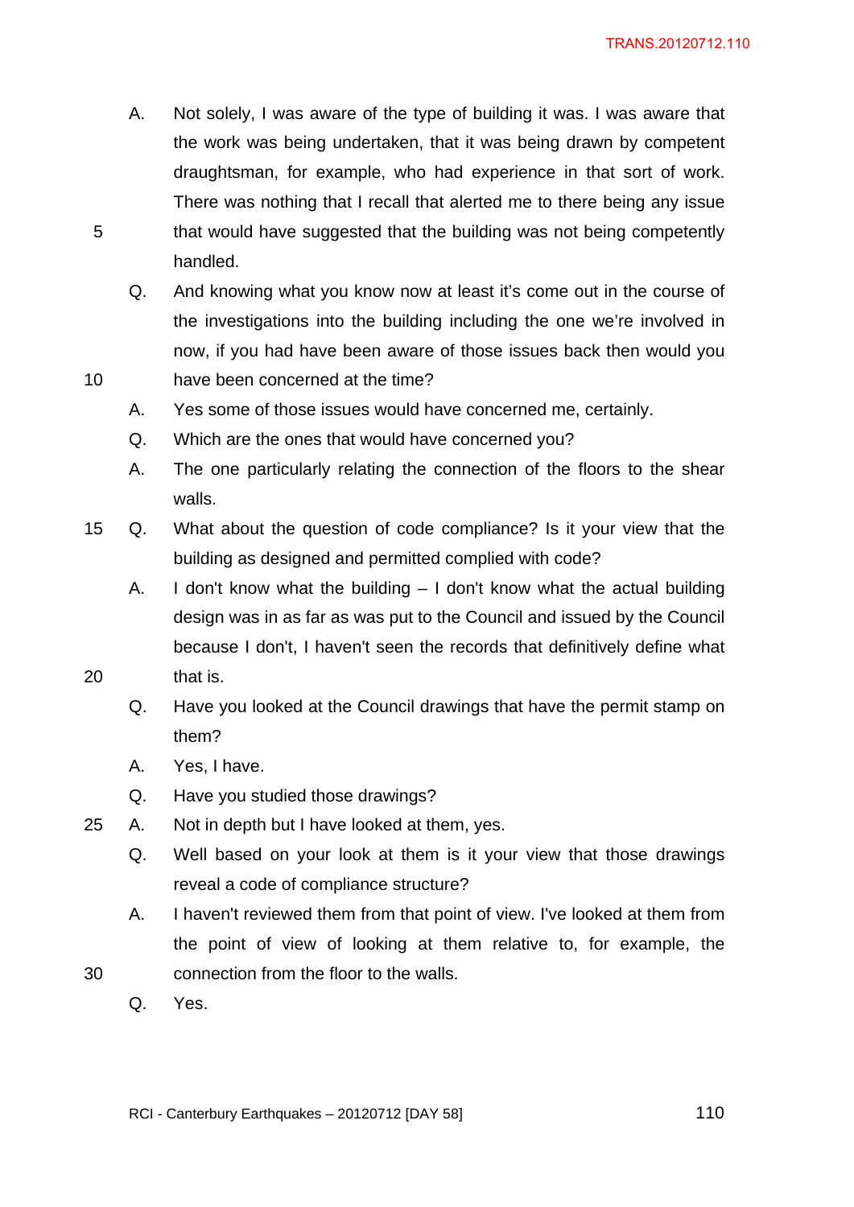A. Not solely, I was aware of the type of building it was. I was aware that the work was being undertaken, that it was being drawn by competent draughtsman, for example, who had experience in that sort of work. There was nothing that I recall that alerted me to there being any issue that would have suggested that the building was not being competently handled.

Q. And knowing what you know now at least it's come out in the course of the investigations into the building including the one we're involved in now, if you had have been aware of those issues back then would you have been concerned at the time?

A. Yes some of those issues would have concerned me, certainly.

Q. Which are the ones that would have concerned you?

A. The one particularly relating the connection of the floors to the shear walls.

Q. What about the question of code compliance? Is it your view that the building as designed and permitted complied with code?

A. I don't know what the building – I don't know what the actual building design was in as far as was put to the Council and issued by the Council because I don't, I haven't seen the records that definitively define what that is.

Q. Have you looked at the Council drawings that have the permit stamp on them?

A. Yes, I have.

Q. Have you studied those drawings?

A. Not in depth but I have looked at them, yes.

Q. Well based on your look at them is it your view that those drawings reveal a code of compliance structure?

A. I haven't reviewed them from that point of view. I've looked at them from the point of view of looking at them relative to, for example, the connection from the floor to the walls.

Q. Yes.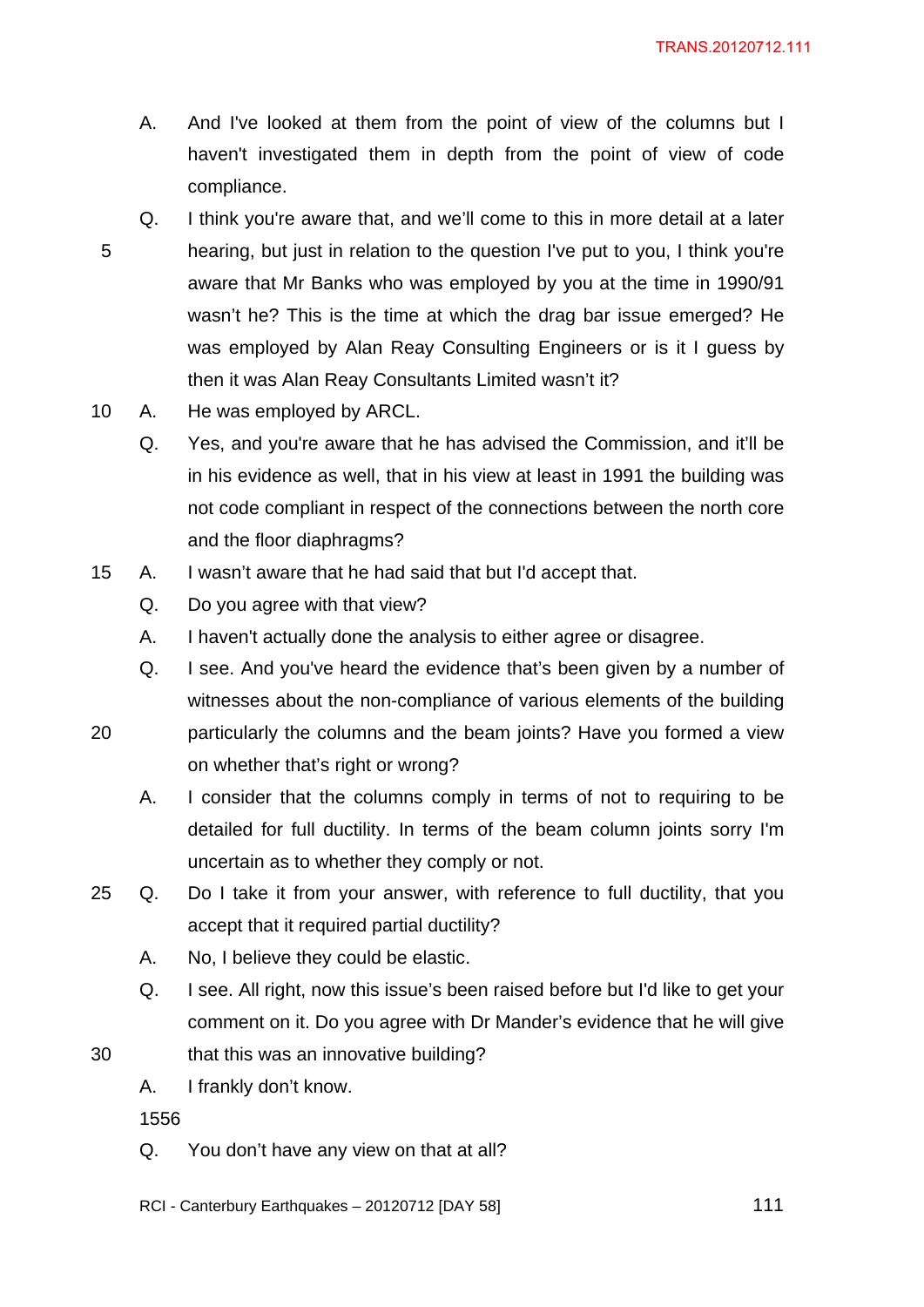A. And I've looked at them from the point of view of the columns but I haven't investigated them in depth from the point of view of code compliance.

Q. I think you're aware that, and we'll come to this in more detail at a later hearing, but just in relation to the question I've put to you, I think you're aware that Mr Banks who was employed by you at the time in 1990/91 wasn't he? This is the time at which the drag bar issue emerged? He was employed by Alan Reay Consulting Engineers or is it I guess by then it was Alan Reay Consultants Limited wasn't it?

A. He was employed by ARCL.

Q. Yes, and you're aware that he has advised the Commission, and it'll be in his evidence as well, that in his view at least in 1991 the building was not code compliant in respect of the connections between the north core and the floor diaphragms?

A. I wasn't aware that he had said that but I'd accept that.

Q. Do you agree with that view?

A. I haven't actually done the analysis to either agree or disagree.

Q. I see. And you've heard the evidence that's been given by a number of witnesses about the non-compliance of various elements of the building particularly the columns and the beam joints? Have you formed a view on whether that's right or wrong?

A. I consider that the columns comply in terms of not to requiring to be detailed for full ductility. In terms of the beam column joints sorry I'm uncertain as to whether they comply or not.

Q. Do I take it from your answer, with reference to full ductility, that you accept that it required partial ductility?

A. No, I believe they could be elastic.

Q. I see. All right, now this issue's been raised before but I'd like to get your comment on it. Do you agree with Dr Mander's evidence that he will give that this was an innovative building?

A. I frankly don't know.

1556

Q. You don't have any view on that at all?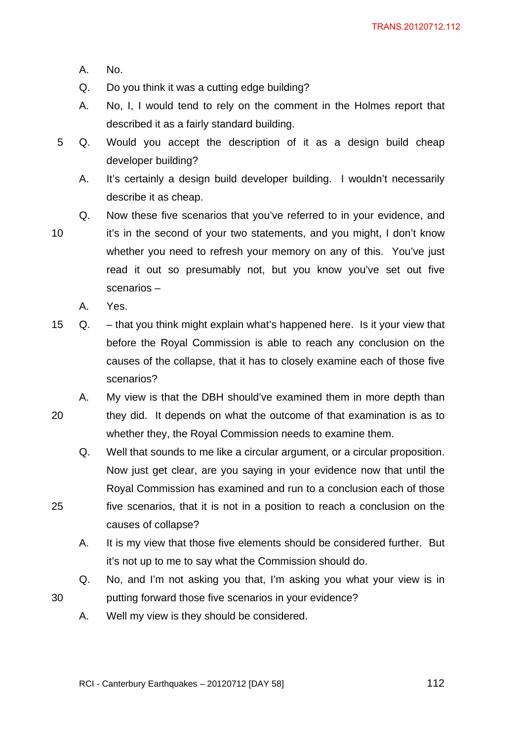A. No.

Q. Do you think it was a cutting edge building?

A. No, I, I would tend to rely on the comment in the Holmes report that described it as a fairly standard building.

Q. Would you accept the description of it as a design build cheap developer building?

A. It's certainly a design build developer building. I wouldn't necessarily describe it as cheap.

Q. Now these five scenarios that you've referred to in your evidence, and it's in the second of your two statements, and you might, I don't know whether you need to refresh your memory on any of this. You've just read it out so presumably not, but you know you've set out five scenarios –

A. Yes.

Q. – that you think might explain what's happened here. Is it your view that before the Royal Commission is able to reach any conclusion on the causes of the collapse, that it has to closely examine each of those five scenarios?

A. My view is that the DBH should've examined them in more depth than they did. It depends on what the outcome of that examination is as to whether they, the Royal Commission needs to examine them.

Q. Well that sounds to me like a circular argument, or a circular proposition. Now just get clear, are you saying in your evidence now that until the Royal Commission has examined and run to a conclusion each of those five scenarios, that it is not in a position to reach a conclusion on the causes of collapse?

A. It is my view that those five elements should be considered further. But it's not up to me to say what the Commission should do.

Q. No, and I'm not asking you that, I'm asking you what your view is in putting forward those five scenarios in your evidence?

A. Well my view is they should be considered.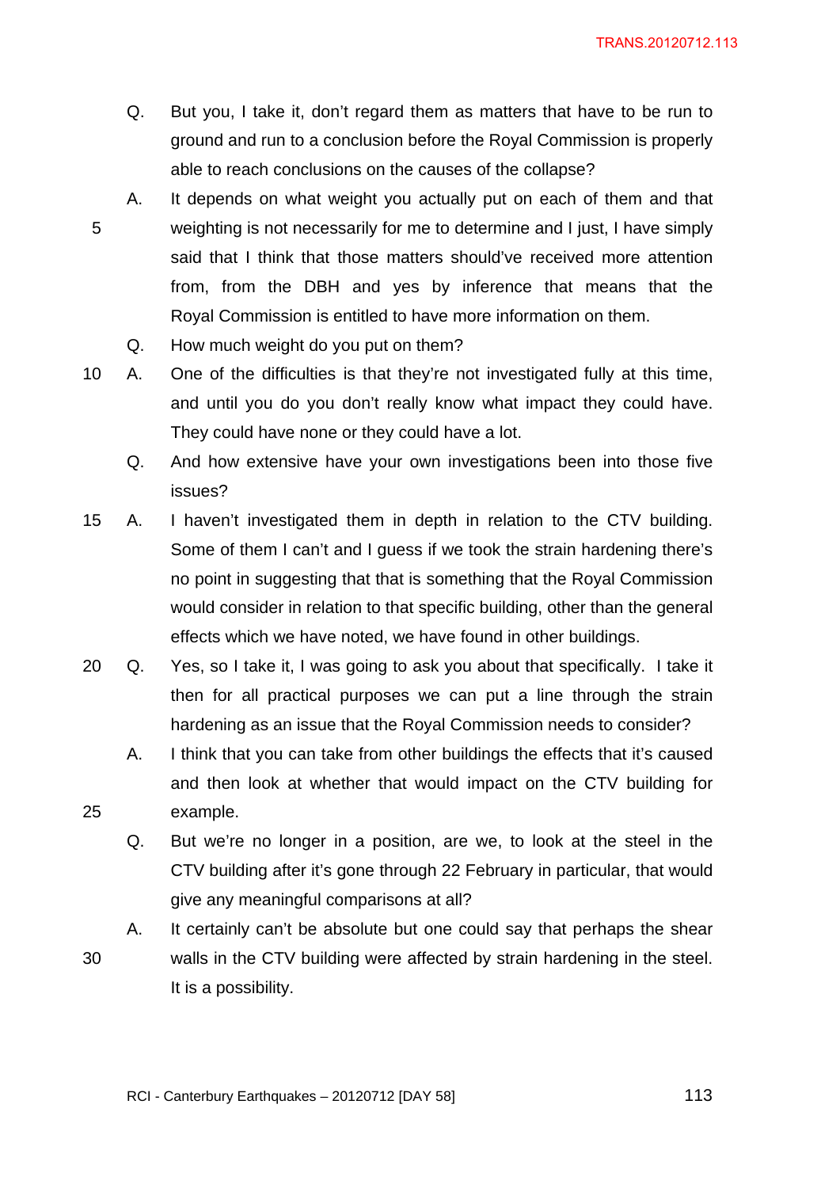Q. But you, I take it, don't regard them as matters that have to be run to ground and run to a conclusion before the Royal Commission is properly able to reach conclusions on the causes of the collapse?

A. It depends on what weight you actually put on each of them and that weighting is not necessarily for me to determine and I just, I have simply said that I think that those matters should've received more attention from, from the DBH and yes by inference that means that the Royal Commission is entitled to have more information on them.

Q. How much weight do you put on them?

A. One of the difficulties is that they're not investigated fully at this time, and until you do you don't really know what impact they could have. They could have none or they could have a lot.

Q. And how extensive have your own investigations been into those five issues?

A. I haven't investigated them in depth in relation to the CTV building. Some of them I can't and I guess if we took the strain hardening there's no point in suggesting that that is something that the Royal Commission would consider in relation to that specific building, other than the general effects which we have noted, we have found in other buildings.

Q. Yes, so I take it, I was going to ask you about that specifically. I take it then for all practical purposes we can put a line through the strain hardening as an issue that the Royal Commission needs to consider?

A. I think that you can take from other buildings the effects that it's caused and then look at whether that would impact on the CTV building for example.

Q. But we're no longer in a position, are we, to look at the steel in the CTV building after it's gone through 22 February in particular, that would give any meaningful comparisons at all?

A. It certainly can't be absolute but one could say that perhaps the shear walls in the CTV building were affected by strain hardening in the steel. It is a possibility.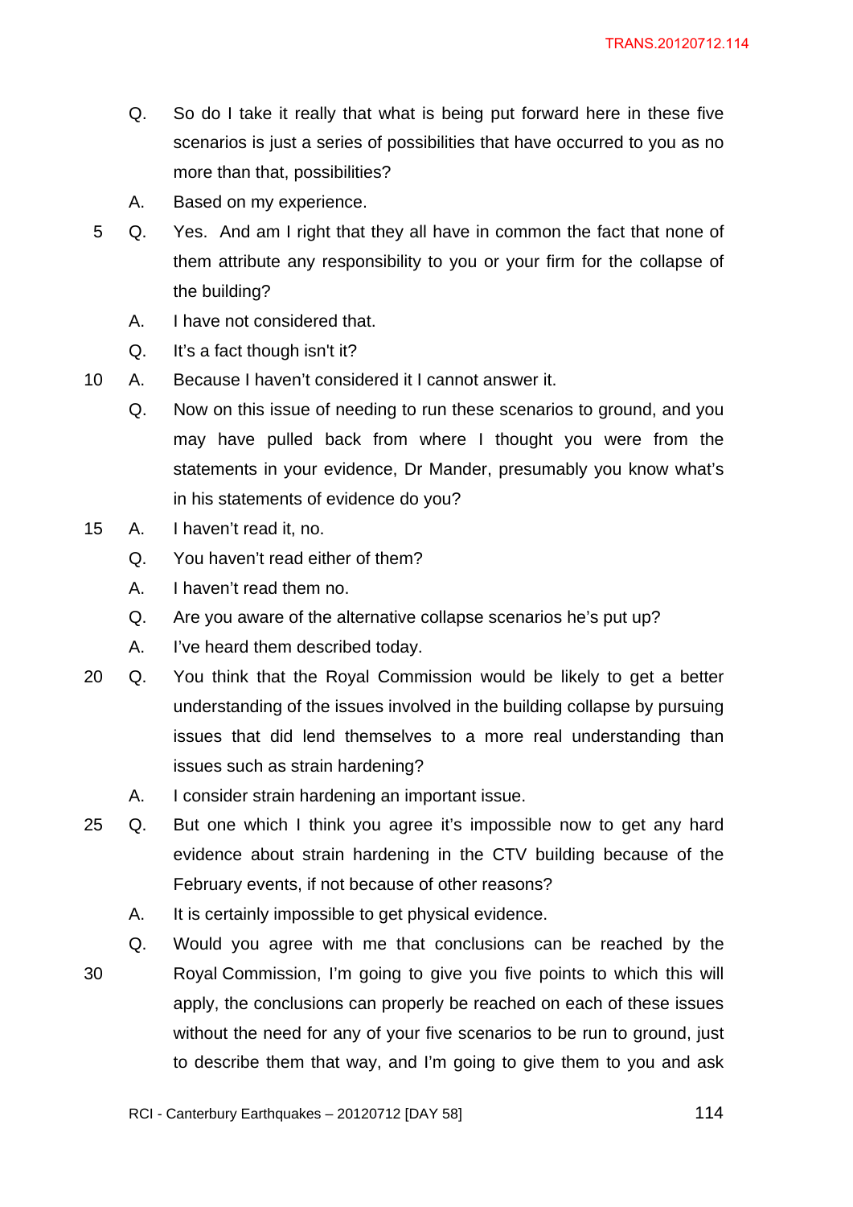Q. So do I take it really that what is being put forward here in these five scenarios is just a series of possibilities that have occurred to you as no more than that, possibilities?

A. Based on my experience.

Q. Yes. And am I right that they all have in common the fact that none of them attribute any responsibility to you or your firm for the collapse of the building?

A. I have not considered that.

Q. It's a fact though isn't it?

A. Because I haven't considered it I cannot answer it.

Q. Now on this issue of needing to run these scenarios to ground, and you may have pulled back from where I thought you were from the statements in your evidence, Dr Mander, presumably you know what's in his statements of evidence do you?

A. I haven't read it, no.

Q. You haven't read either of them?

A. I haven't read them no.

Q. Are you aware of the alternative collapse scenarios he's put up?

A. I've heard them described today.

Q. You think that the Royal Commission would be likely to get a better understanding of the issues involved in the building collapse by pursuing issues that did lend themselves to a more real understanding than issues such as strain hardening?

A. I consider strain hardening an important issue.

Q. But one which I think you agree it's impossible now to get any hard evidence about strain hardening in the CTV building because of the February events, if not because of other reasons?

A. It is certainly impossible to get physical evidence.

Q. Would you agree with me that conclusions can be reached by the Royal Commission, I'm going to give you five points to which this will apply, the conclusions can properly be reached on each of these issues without the need for any of your five scenarios to be run to ground, just to describe them that way, and I'm going to give them to you and ask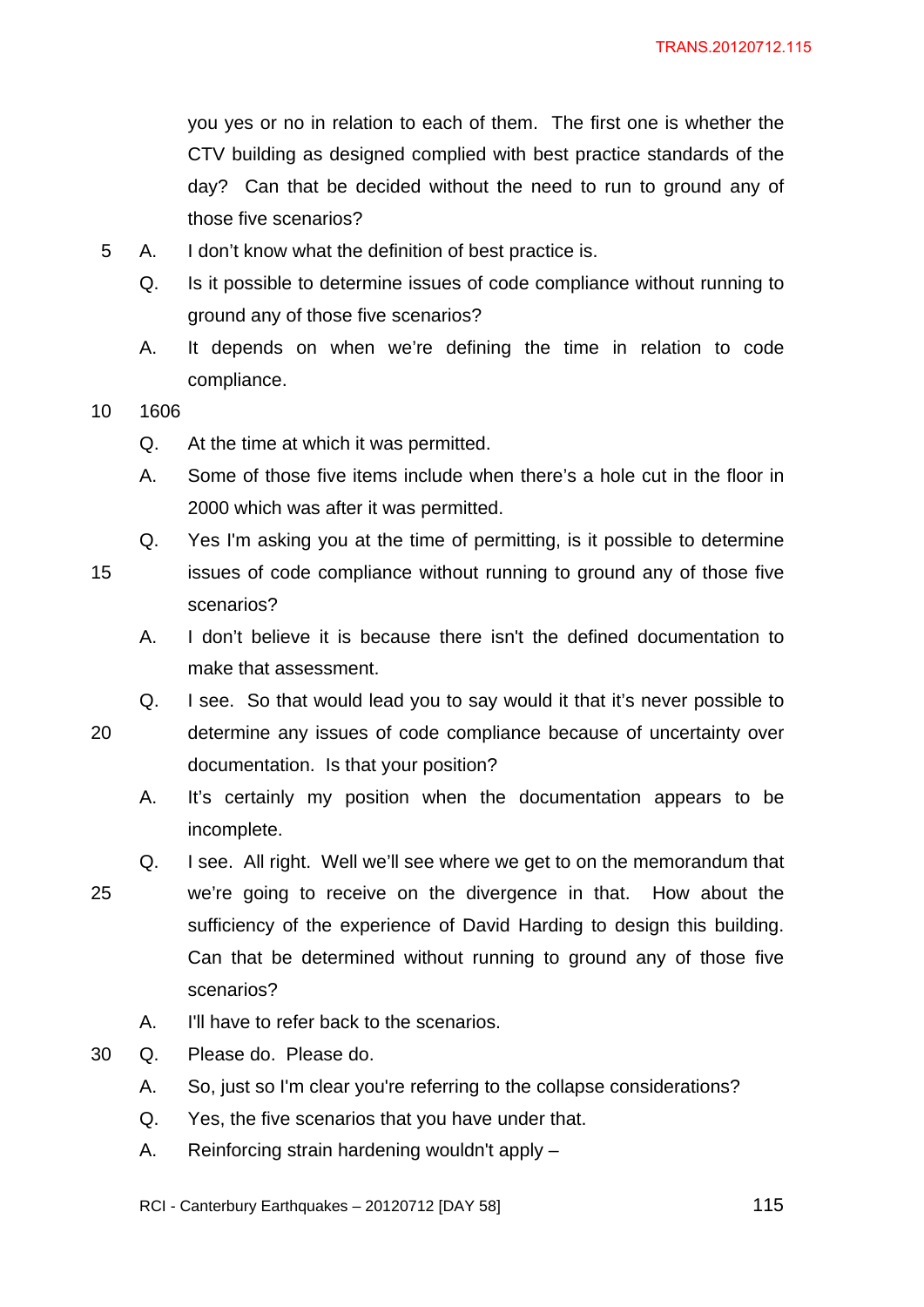you yes or no in relation to each of them. The first one is whether the CTV building as designed complied with best practice standards of the day? Can that be decided without the need to run to ground any of those five scenarios?

A. I don't know what the definition of best practice is.

Q. Is it possible to determine issues of code compliance without running to ground any of those five scenarios?

A. It depends on when we're defining the time in relation to code compliance.

1606

Q. At the time at which it was permitted.

A. Some of those five items include when there's a hole cut in the floor in 2000 which was after it was permitted.

Q. Yes I'm asking you at the time of permitting, is it possible to determine issues of code compliance without running to ground any of those five scenarios?

A. I don't believe it is because there isn't the defined documentation to make that assessment.

Q. I see. So that would lead you to say would it that it's never possible to determine any issues of code compliance because of uncertainty over documentation. Is that your position?

A. It's certainly my position when the documentation appears to be incomplete.

Q. I see. All right. Well we'll see where we get to on the memorandum that we're going to receive on the divergence in that. How about the sufficiency of the experience of David Harding to design this building. Can that be determined without running to ground any of those five scenarios?

A. I'll have to refer back to the scenarios.

Q. Please do. Please do.

A. So, just so I'm clear you're referring to the collapse considerations?

Q. Yes, the five scenarios that you have under that.

A. Reinforcing strain hardening wouldn't apply –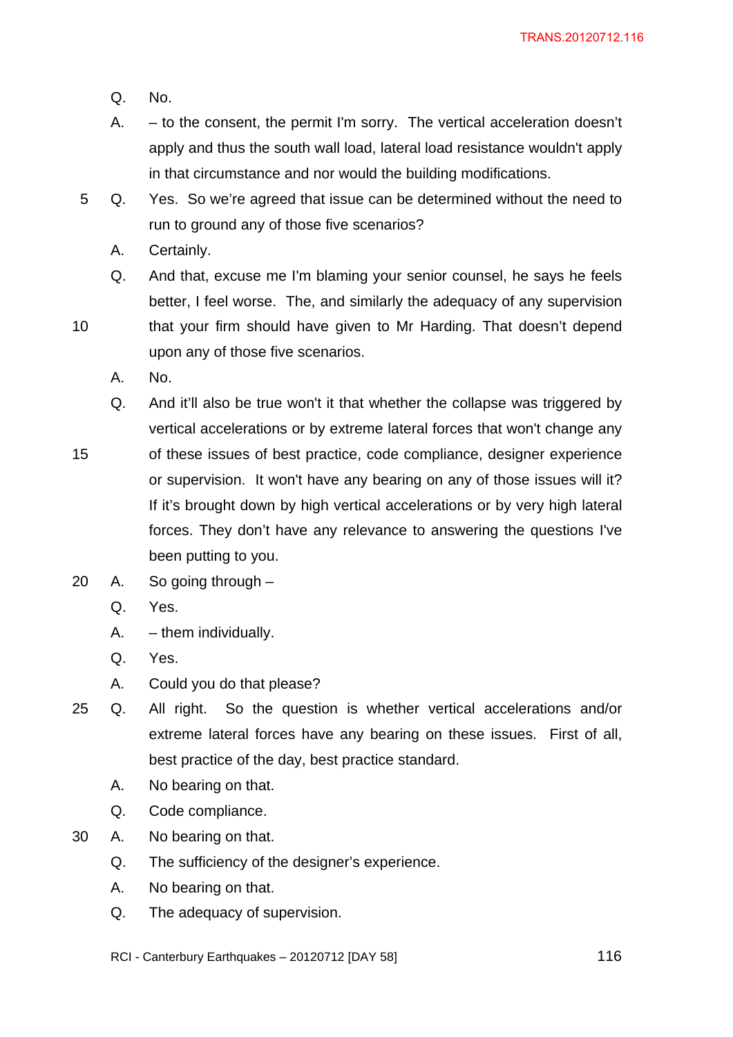Q. No.

A. – to the consent, the permit I'm sorry. The vertical acceleration doesn't apply and thus the south wall load, lateral load resistance wouldn't apply in that circumstance and nor would the building modifications.

Q. Yes. So we're agreed that issue can be determined without the need to run to ground any of those five scenarios?

A. Certainly.

Q. And that, excuse me I'm blaming your senior counsel, he says he feels better, I feel worse. The, and similarly the adequacy of any supervision that your firm should have given to Mr Harding. That doesn't depend upon any of those five scenarios.

A. No.

Q. And it'll also be true won't it that whether the collapse was triggered by vertical accelerations or by extreme lateral forces that won't change any of these issues of best practice, code compliance, designer experience or supervision. It won't have any bearing on any of those issues will it? If it's brought down by high vertical accelerations or by very high lateral forces. They don't have any relevance to answering the questions I've been putting to you.

A. So going through –

Q. Yes.

A. – them individually.

Q. Yes.

A. Could you do that please?

Q. All right. So the question is whether vertical accelerations and/or extreme lateral forces have any bearing on these issues. First of all, best practice of the day, best practice standard.

A. No bearing on that.

Q. Code compliance.

A. No bearing on that.

Q. The sufficiency of the designer's experience.

A. No bearing on that.

Q. The adequacy of supervision.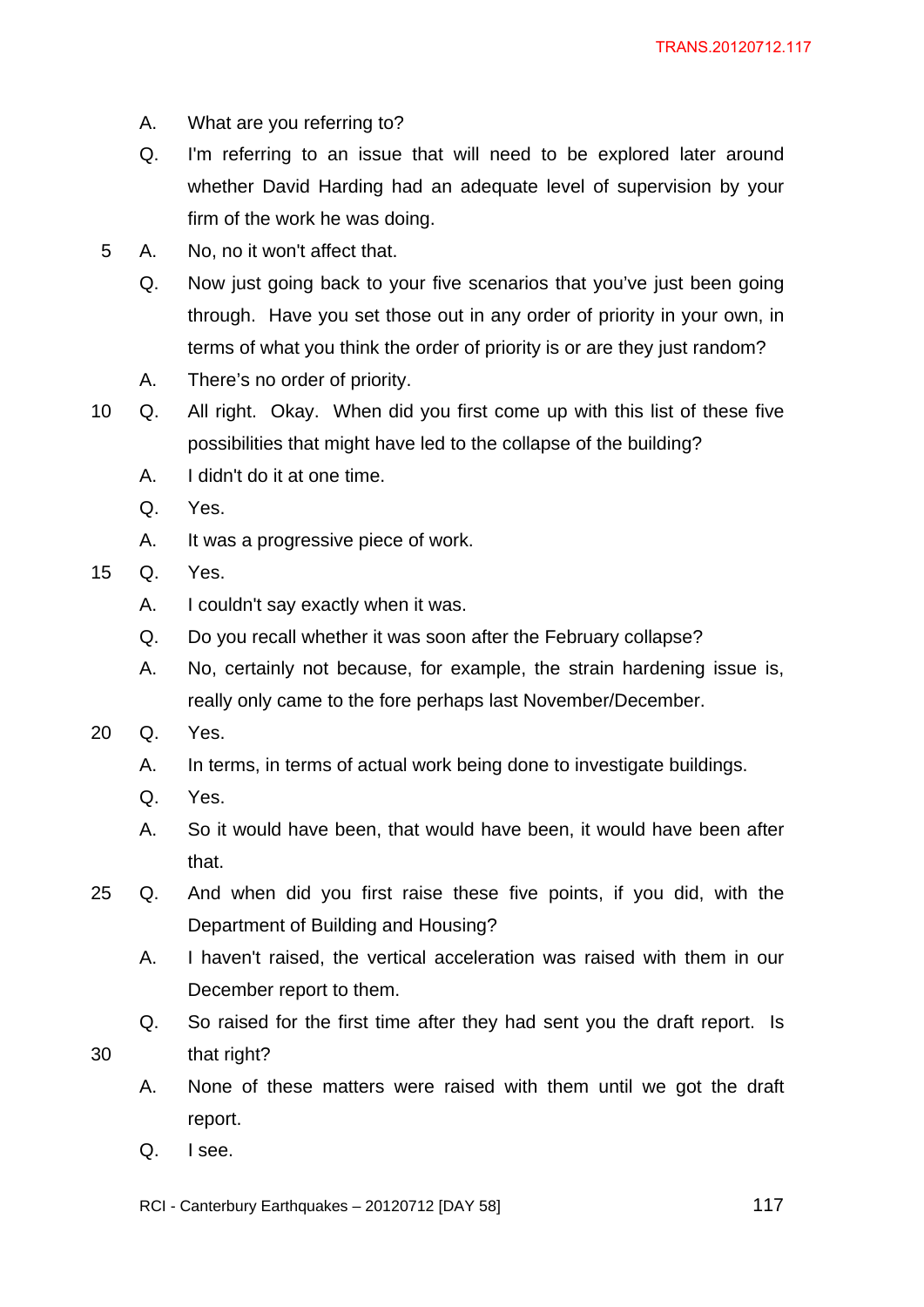A. What are you referring to?

Q. I'm referring to an issue that will need to be explored later around whether David Harding had an adequate level of supervision by your firm of the work he was doing.

A. No, no it won't affect that.

Q. Now just going back to your five scenarios that you've just been going through. Have you set those out in any order of priority in your own, in terms of what you think the order of priority is or are they just random?

A. There's no order of priority.

Q. All right. Okay. When did you first come up with this list of these five possibilities that might have led to the collapse of the building?

A. I didn't do it at one time.

Q. Yes.

A. It was a progressive piece of work.

Q. Yes.

A. I couldn't say exactly when it was.

Q. Do you recall whether it was soon after the February collapse?

A. No, certainly not because, for example, the strain hardening issue is, really only came to the fore perhaps last November/December.

Q. Yes.

A. In terms, in terms of actual work being done to investigate buildings.

Q. Yes.

A. So it would have been, that would have been, it would have been after that.

Q. And when did you first raise these five points, if you did, with the Department of Building and Housing?

A. I haven't raised, the vertical acceleration was raised with them in our December report to them.

Q. So raised for the first time after they had sent you the draft report. Is that right?

A. None of these matters were raised with them until we got the draft report.

Q. I see.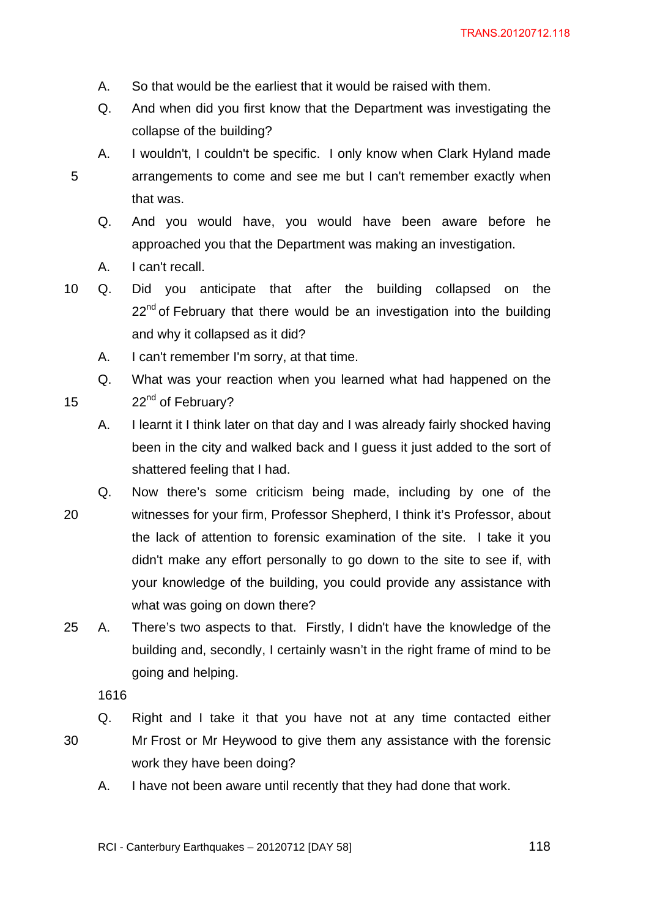A. So that would be the earliest that it would be raised with them.

Q. And when did you first know that the Department was investigating the collapse of the building?

A. I wouldn't, I couldn't be specific. I only know when Clark Hyland made arrangements to come and see me but I can't remember exactly when that was.

Q. And you would have, you would have been aware before he approached you that the Department was making an investigation.

A. I can't recall.

Q. Did you anticipate that after the building collapsed on the 22nd of February that there would be an investigation into the building and why it collapsed as it did?

A. I can't remember I'm sorry, at that time.

Q. What was your reaction when you learned what had happened on the 22nd of February?

A. I learnt it I think later on that day and I was already fairly shocked having been in the city and walked back and I guess it just added to the sort of shattered feeling that I had.

Q. Now there's some criticism being made, including by one of the witnesses for your firm, Professor Shepherd, I think it's Professor, about the lack of attention to forensic examination of the site. I take it you didn't make any effort personally to go down to the site to see if, with your knowledge of the building, you could provide any assistance with what was going on down there?

A. There's two aspects to that. Firstly, I didn't have the knowledge of the building and, secondly, I certainly wasn't in the right frame of mind to be going and helping.

1616

Q. Right and I take it that you have not at any time contacted either Mr Frost or Mr Heywood to give them any assistance with the forensic work they have been doing?

A. I have not been aware until recently that they had done that work.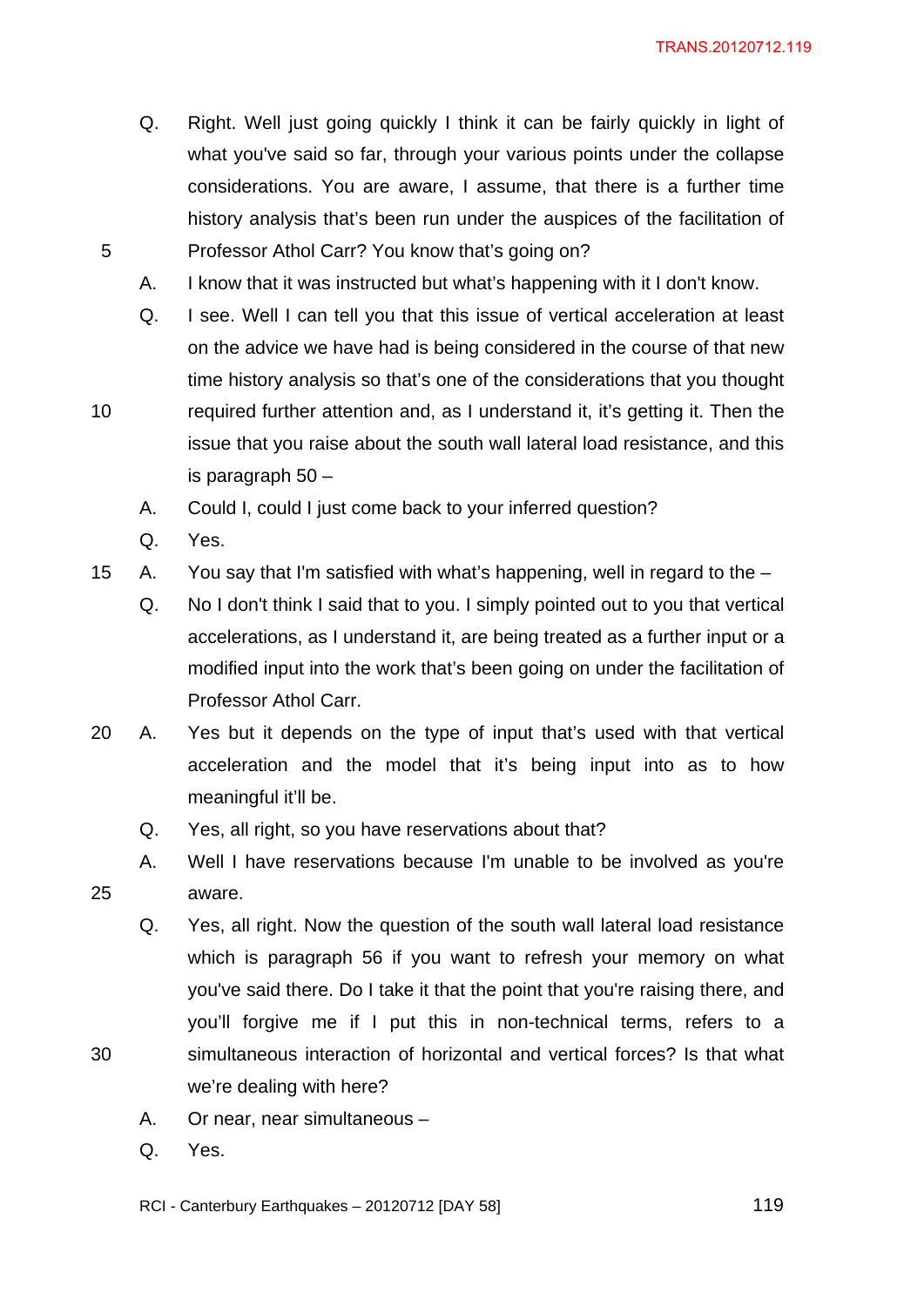Q. Right. Well just going quickly I think it can be fairly quickly in light of what you've said so far, through your various points under the collapse considerations. You are aware, I assume, that there is a further time history analysis that's been run under the auspices of the facilitation of Professor Athol Carr? You know that's going on?

A. I know that it was instructed but what's happening with it I don't know.

Q. I see. Well I can tell you that this issue of vertical acceleration at least on the advice we have had is being considered in the course of that new time history analysis so that's one of the considerations that you thought required further attention and, as I understand it, it's getting it. Then the issue that you raise about the south wall lateral load resistance, and this is paragraph 50 –

A. Could I, could I just come back to your inferred question?

Q. Yes.

A. You say that I'm satisfied with what's happening, well in regard to the –

Q. No I don't think I said that to you. I simply pointed out to you that vertical accelerations, as I understand it, are being treated as a further input or a modified input into the work that's been going on under the facilitation of Professor Athol Carr.

A. Yes but it depends on the type of input that's used with that vertical acceleration and the model that it's being input into as to how meaningful it'll be.

Q. Yes, all right, so you have reservations about that?

A. Well I have reservations because I'm unable to be involved as you're aware.

Q. Yes, all right. Now the question of the south wall lateral load resistance which is paragraph 56 if you want to refresh your memory on what you've said there. Do I take it that the point that you're raising there, and you'll forgive me if I put this in non-technical terms, refers to a simultaneous interaction of horizontal and vertical forces? Is that what we're dealing with here?

A. Or near, near simultaneous –

Q. Yes.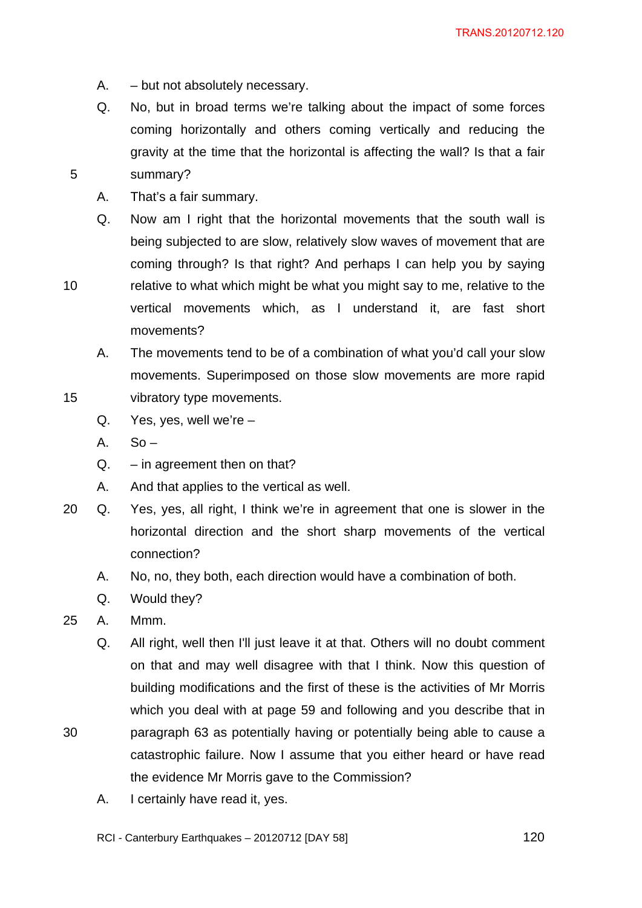A. – but not absolutely necessary.

Q. No, but in broad terms we're talking about the impact of some forces coming horizontally and others coming vertically and reducing the gravity at the time that the horizontal is affecting the wall? Is that a fair summary?

A. That's a fair summary.

Q. Now am I right that the horizontal movements that the south wall is being subjected to are slow, relatively slow waves of movement that are coming through? Is that right? And perhaps I can help you by saying relative to what which might be what you might say to me, relative to the vertical movements which, as I understand it, are fast short movements?

A. The movements tend to be of a combination of what you'd call your slow movements. Superimposed on those slow movements are more rapid vibratory type movements.

Q. Yes, yes, well we're –

A. So –

Q. – in agreement then on that?

A. And that applies to the vertical as well.

Q. Yes, yes, all right, I think we're in agreement that one is slower in the horizontal direction and the short sharp movements of the vertical connection?

A. No, no, they both, each direction would have a combination of both.

Q. Would they?

A. Mmm.

Q. All right, well then I'll just leave it at that. Others will no doubt comment on that and may well disagree with that I think. Now this question of building modifications and the first of these is the activities of Mr Morris which you deal with at page 59 and following and you describe that in paragraph 63 as potentially having or potentially being able to cause a catastrophic failure. Now I assume that you either heard or have read the evidence Mr Morris gave to the Commission?

A. I certainly have read it, yes.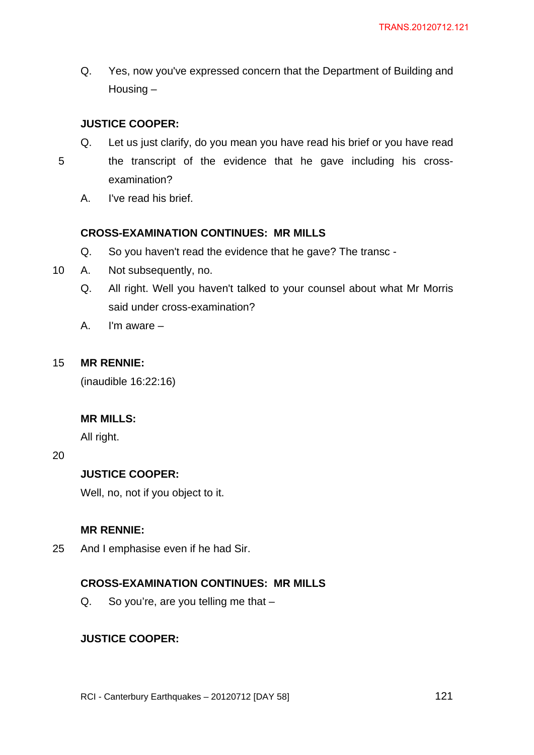Q. Yes, now you've expressed concern that the Department of Building and Housing –

**JUSTICE COOPER:**

Q. Let us just clarify, do you mean you have read his brief or you have read the transcript of the evidence that he gave including his cross-examination?

A. I've read his brief.

**CROSS-EXAMINATION CONTINUES: MR MILLS**

Q. So you haven't read the evidence that he gave? The transc -

A. Not subsequently, no.

Q. All right. Well you haven't talked to your counsel about what Mr Morris said under cross-examination?

A. I'm aware –

**MR RENNIE:**

(inaudible 16:22:16)

**MR MILLS:**

All right.

**JUSTICE COOPER:**

Well, no, not if you object to it.

**MR RENNIE:**

And I emphasise even if he had Sir.

**CROSS-EXAMINATION CONTINUES: MR MILLS**

Q. So you're, are you telling me that –

**JUSTICE COOPER:**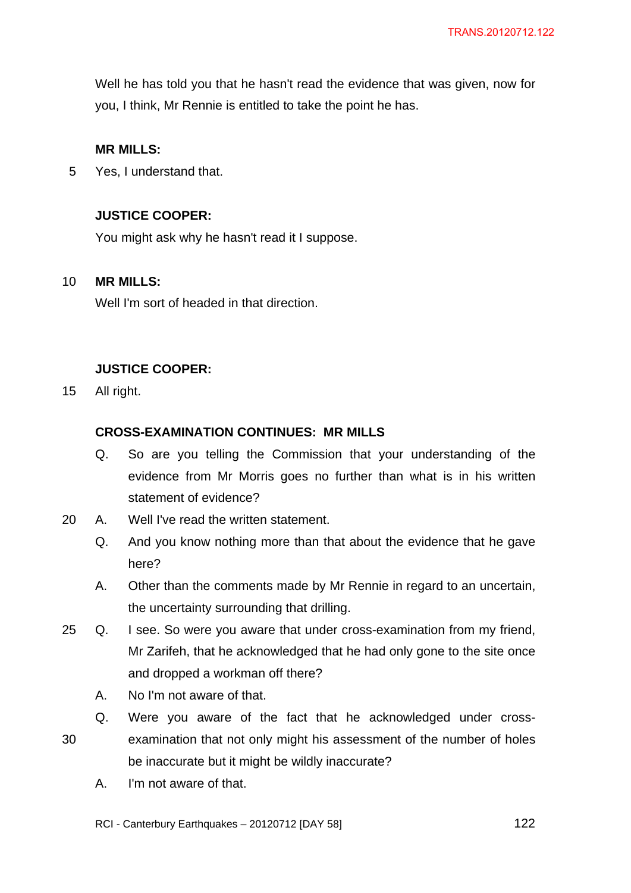Well he has told you that he hasn't read the evidence that was given, now for you, I think, Mr Rennie is entitled to take the point he has.

**MR MILLS:**

Yes, I understand that.

**JUSTICE COOPER:**

You might ask why he hasn't read it I suppose.

**MR MILLS:**

Well I'm sort of headed in that direction.

**JUSTICE COOPER:**

All right.

**CROSS-EXAMINATION CONTINUES: MR MILLS**

Q. So are you telling the Commission that your understanding of the evidence from Mr Morris goes no further than what is in his written statement of evidence?

A. Well I've read the written statement.

Q. And you know nothing more than that about the evidence that he gave here?

A. Other than the comments made by Mr Rennie in regard to an uncertain, the uncertainty surrounding that drilling.

Q. I see. So were you aware that under cross-examination from my friend, Mr Zarifeh, that he acknowledged that he had only gone to the site once and dropped a workman off there?

A. No I'm not aware of that.

Q. Were you aware of the fact that he acknowledged under cross-examination that not only might his assessment of the number of holes be inaccurate but it might be wildly inaccurate?

A. I'm not aware of that.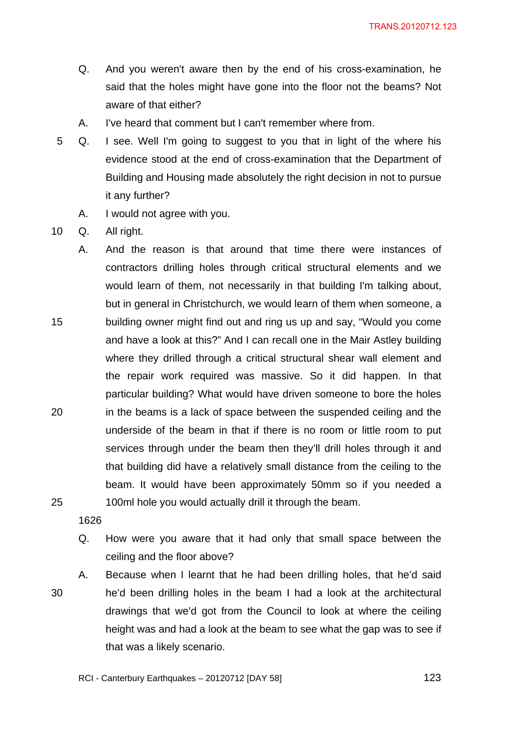Q. And you weren't aware then by the end of his cross-examination, he said that the holes might have gone into the floor not the beams? Not aware of that either?

A. I've heard that comment but I can't remember where from.

Q. I see. Well I'm going to suggest to you that in light of the where his evidence stood at the end of cross-examination that the Department of Building and Housing made absolutely the right decision in not to pursue it any further?

A. I would not agree with you.

Q. All right.

A. And the reason is that around that time there were instances of contractors drilling holes through critical structural elements and we would learn of them, not necessarily in that building I'm talking about, but in general in Christchurch, we would learn of them when someone, a building owner might find out and ring us up and say, "Would you come and have a look at this?" And I can recall one in the Mair Astley building where they drilled through a critical structural shear wall element and the repair work required was massive. So it did happen. In that particular building? What would have driven someone to bore the holes in the beams is a lack of space between the suspended ceiling and the underside of the beam in that if there is no room or little room to put services through under the beam then they'll drill holes through it and that building did have a relatively small distance from the ceiling to the beam. It would have been approximately 50mm so if you needed a 100ml hole you would actually drill it through the beam.

1626

Q. How were you aware that it had only that small space between the ceiling and the floor above?

A. Because when I learnt that he had been drilling holes, that he'd said he'd been drilling holes in the beam I had a look at the architectural drawings that we'd got from the Council to look at where the ceiling height was and had a look at the beam to see what the gap was to see if that was a likely scenario.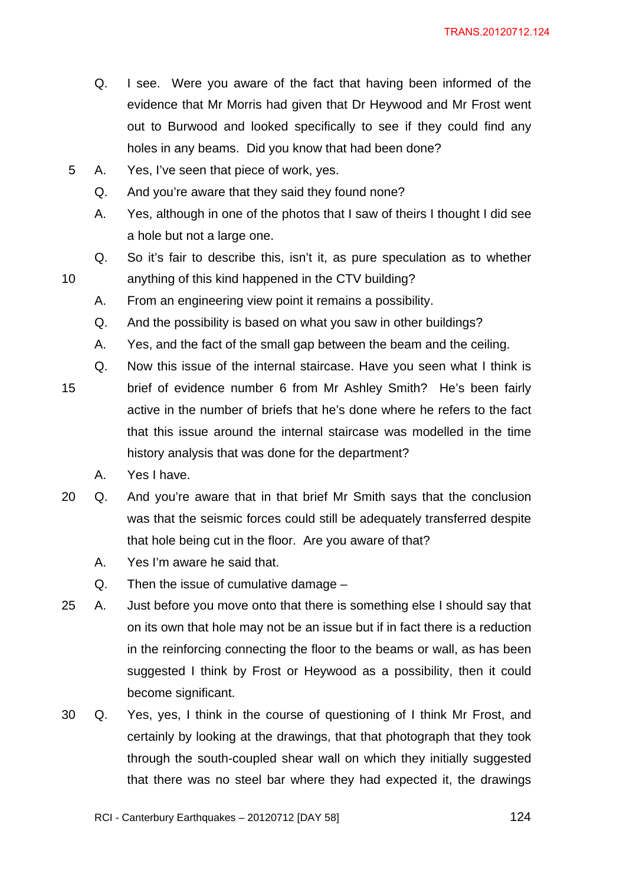Q. I see. Were you aware of the fact that having been informed of the evidence that Mr Morris had given that Dr Heywood and Mr Frost went out to Burwood and looked specifically to see if they could find any holes in any beams. Did you know that had been done?

A. Yes, I've seen that piece of work, yes.

Q. And you're aware that they said they found none?

A. Yes, although in one of the photos that I saw of theirs I thought I did see a hole but not a large one.

Q. So it's fair to describe this, isn't it, as pure speculation as to whether anything of this kind happened in the CTV building?

A. From an engineering view point it remains a possibility.

Q. And the possibility is based on what you saw in other buildings?

A. Yes, and the fact of the small gap between the beam and the ceiling.

Q. Now this issue of the internal staircase. Have you seen what I think is brief of evidence number 6 from Mr Ashley Smith? He's been fairly active in the number of briefs that he's done where he refers to the fact that this issue around the internal staircase was modelled in the time history analysis that was done for the department?

A. Yes I have.

Q. And you're aware that in that brief Mr Smith says that the conclusion was that the seismic forces could still be adequately transferred despite that hole being cut in the floor. Are you aware of that?

A. Yes I'm aware he said that.

Q. Then the issue of cumulative damage –

A. Just before you move onto that there is something else I should say that on its own that hole may not be an issue but if in fact there is a reduction in the reinforcing connecting the floor to the beams or wall, as has been suggested I think by Frost or Heywood as a possibility, then it could become significant.

Q. Yes, yes, I think in the course of questioning of I think Mr Frost, and certainly by looking at the drawings, that that photograph that they took through the south-coupled shear wall on which they initially suggested that there was no steel bar where they had expected it, the drawings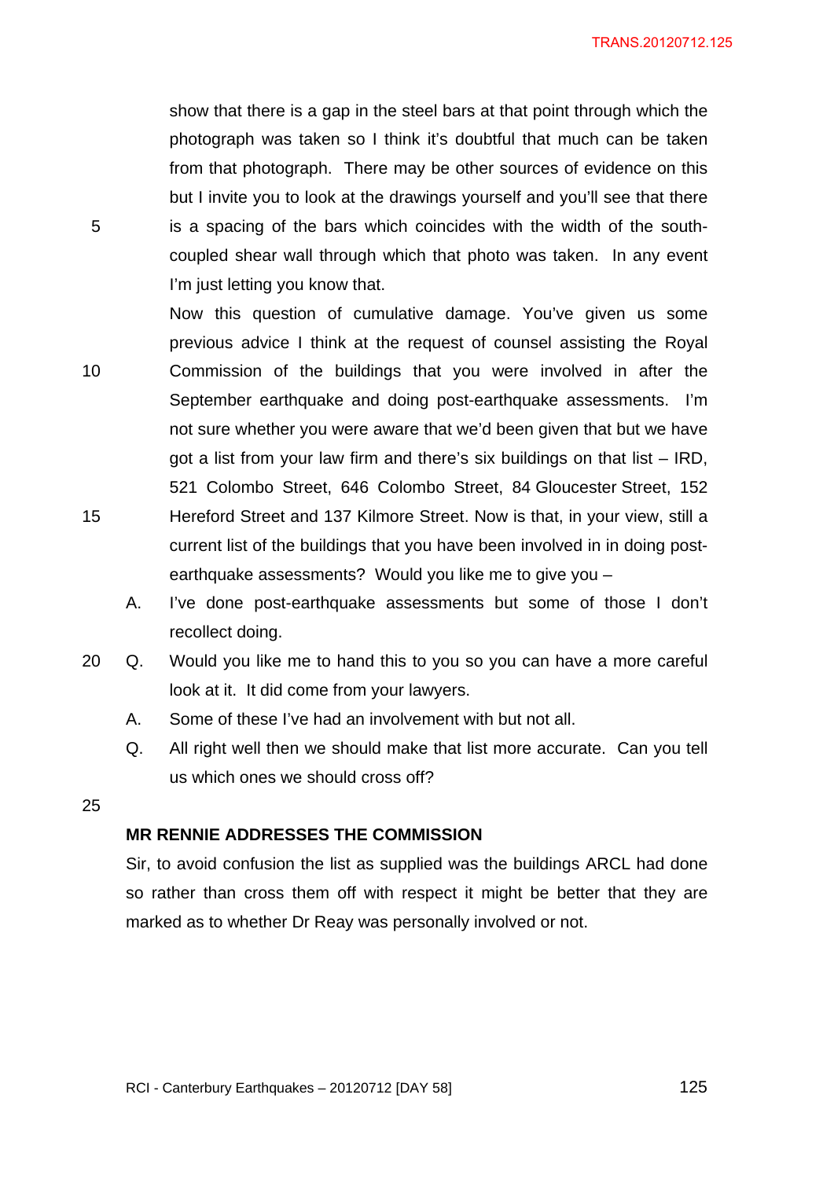show that there is a gap in the steel bars at that point through which the photograph was taken so I think it's doubtful that much can be taken from that photograph. There may be other sources of evidence on this but I invite you to look at the drawings yourself and you'll see that there is a spacing of the bars which coincides with the width of the south-coupled shear wall through which that photo was taken. In any event I'm just letting you know that.

Now this question of cumulative damage. You've given us some previous advice I think at the request of counsel assisting the Royal Commission of the buildings that you were involved in after the September earthquake and doing post-earthquake assessments. I'm not sure whether you were aware that we'd been given that but we have got a list from your law firm and there's six buildings on that list – IRD, 521 Colombo Street, 646 Colombo Street, 84 Gloucester Street, 152 Hereford Street and 137 Kilmore Street. Now is that, in your view, still a current list of the buildings that you have been involved in in doing post-earthquake assessments? Would you like me to give you –

A. I've done post-earthquake assessments but some of those I don't recollect doing.

Q. Would you like me to hand this to you so you can have a more careful look at it. It did come from your lawyers.

A. Some of these I've had an involvement with but not all.

Q. All right well then we should make that list more accurate. Can you tell us which ones we should cross off?

**MR RENNIE ADDRESSES THE COMMISSION**

Sir, to avoid confusion the list as supplied was the buildings ARCL had done so rather than cross them off with respect it might be better that they are marked as to whether Dr Reay was personally involved or not.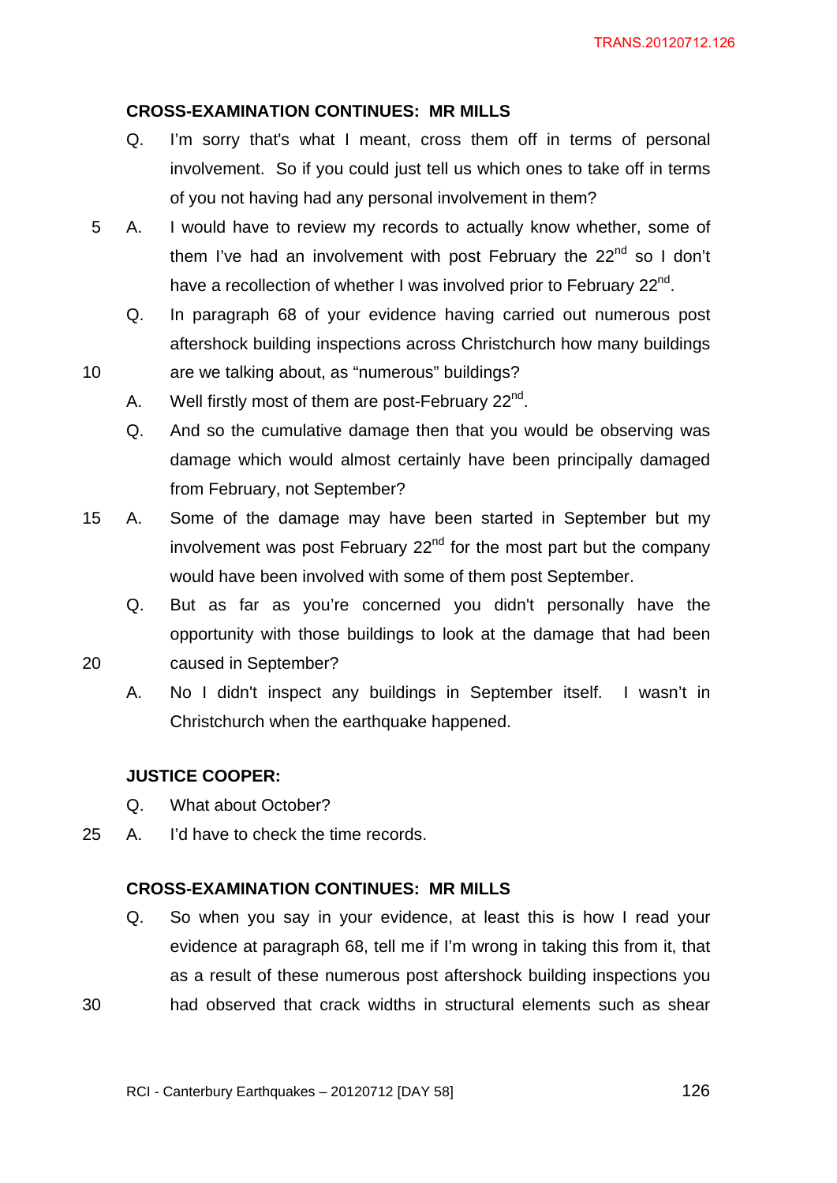**CROSS-EXAMINATION CONTINUES: MR MILLS**

Q. I'm sorry that's what I meant, cross them off in terms of personal involvement. So if you could just tell us which ones to take off in terms of you not having had any personal involvement in them?

A. I would have to review my records to actually know whether, some of them I've had an involvement with post February the 22nd so I don't have a recollection of whether I was involved prior to February 22nd.

Q. In paragraph 68 of your evidence having carried out numerous post aftershock building inspections across Christchurch how many buildings are we talking about, as "numerous" buildings?

A. Well firstly most of them are post-February 22nd.

Q. And so the cumulative damage then that you would be observing was damage which would almost certainly have been principally damaged from February, not September?

A. Some of the damage may have been started in September but my involvement was post February 22nd for the most part but the company would have been involved with some of them post September.

Q. But as far as you're concerned you didn't personally have the opportunity with those buildings to look at the damage that had been caused in September?

A. No I didn't inspect any buildings in September itself. I wasn't in Christchurch when the earthquake happened.

**JUSTICE COOPER:**

Q. What about October?

A. I'd have to check the time records.

**CROSS-EXAMINATION CONTINUES: MR MILLS**

Q. So when you say in your evidence, at least this is how I read your evidence at paragraph 68, tell me if I'm wrong in taking this from it, that as a result of these numerous post aftershock building inspections you had observed that crack widths in structural elements such as shear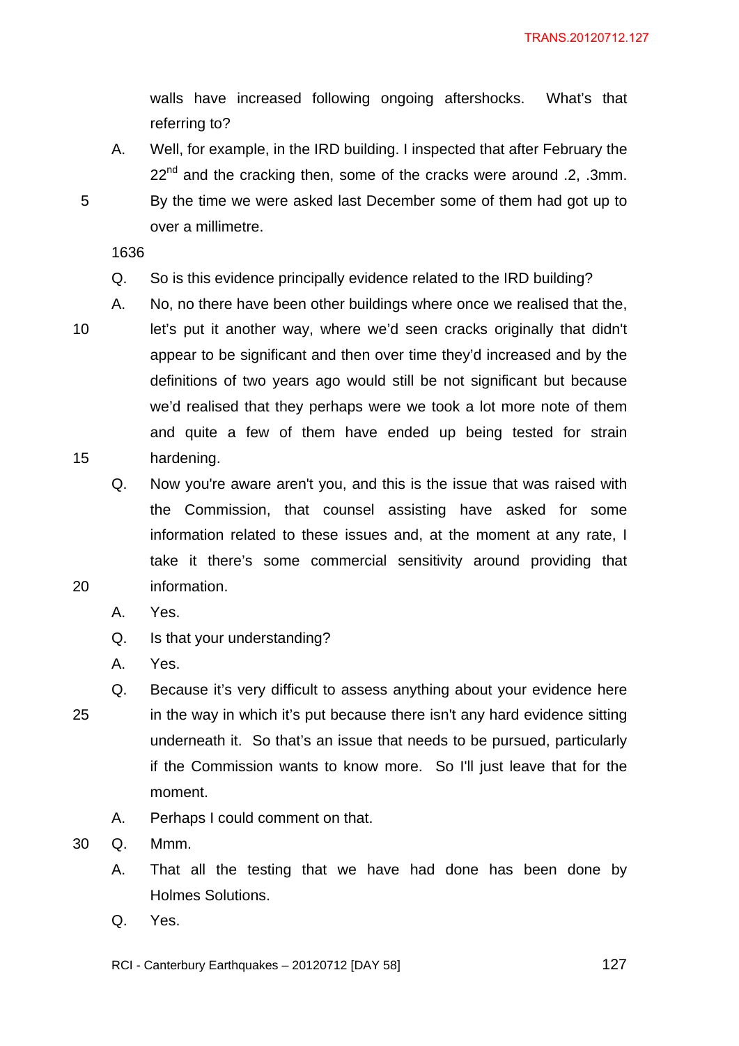walls have increased following ongoing aftershocks. What's that referring to?

A. Well, for example, in the IRD building. I inspected that after February the 22nd and the cracking then, some of the cracks were around .2, .3mm. By the time we were asked last December some of them had got up to over a millimetre.

1636

Q. So is this evidence principally evidence related to the IRD building?

A. No, no there have been other buildings where once we realised that the, let's put it another way, where we'd seen cracks originally that didn't appear to be significant and then over time they'd increased and by the definitions of two years ago would still be not significant but because we'd realised that they perhaps were we took a lot more note of them and quite a few of them have ended up being tested for strain hardening.

Q. Now you're aware aren't you, and this is the issue that was raised with the Commission, that counsel assisting have asked for some information related to these issues and, at the moment at any rate, I take it there's some commercial sensitivity around providing that information.

A. Yes.

Q. Is that your understanding?

A. Yes.

Q. Because it's very difficult to assess anything about your evidence here in the way in which it's put because there isn't any hard evidence sitting underneath it. So that's an issue that needs to be pursued, particularly if the Commission wants to know more. So I'll just leave that for the moment.

A. Perhaps I could comment on that.

Q. Mmm.

A. That all the testing that we have had done has been done by Holmes Solutions.

Q. Yes.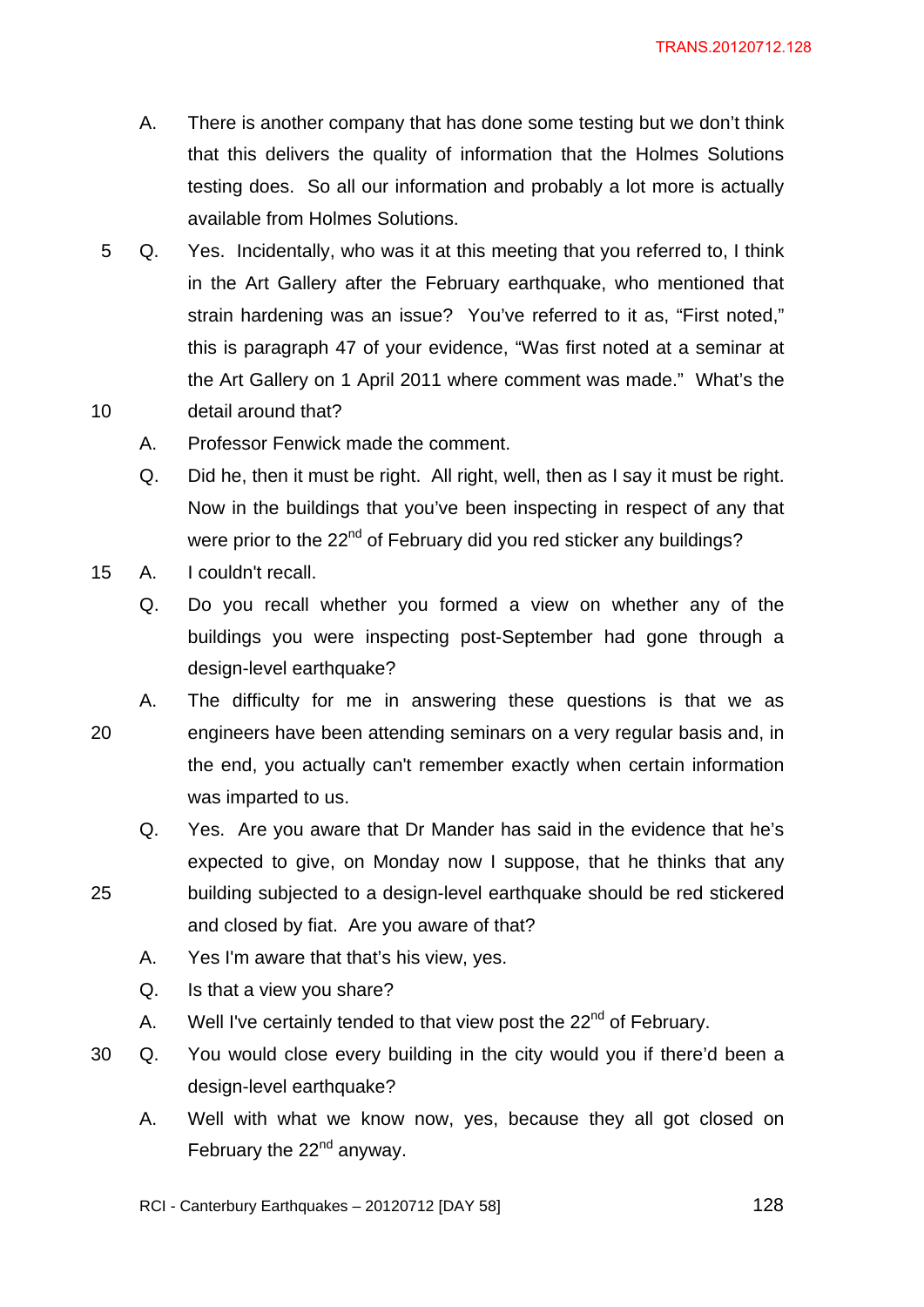A. There is another company that has done some testing but we don't think that this delivers the quality of information that the Holmes Solutions testing does. So all our information and probably a lot more is actually available from Holmes Solutions.

Q. Yes. Incidentally, who was it at this meeting that you referred to, I think in the Art Gallery after the February earthquake, who mentioned that strain hardening was an issue? You've referred to it as, "First noted," this is paragraph 47 of your evidence, "Was first noted at a seminar at the Art Gallery on 1 April 2011 where comment was made." What's the detail around that?

A. Professor Fenwick made the comment.

Q. Did he, then it must be right. All right, well, then as I say it must be right. Now in the buildings that you've been inspecting in respect of any that were prior to the 22nd of February did you red sticker any buildings?

A. I couldn't recall.

Q. Do you recall whether you formed a view on whether any of the buildings you were inspecting post-September had gone through a design-level earthquake?

A. The difficulty for me in answering these questions is that we as engineers have been attending seminars on a very regular basis and, in the end, you actually can't remember exactly when certain information was imparted to us.

Q. Yes. Are you aware that Dr Mander has said in the evidence that he's expected to give, on Monday now I suppose, that he thinks that any building subjected to a design-level earthquake should be red stickered and closed by fiat. Are you aware of that?

A. Yes I'm aware that that's his view, yes.

Q. Is that a view you share?

A. Well I've certainly tended to that view post the 22nd of February.

Q. You would close every building in the city would you if there'd been a design-level earthquake?

A. Well with what we know now, yes, because they all got closed on February the 22nd anyway.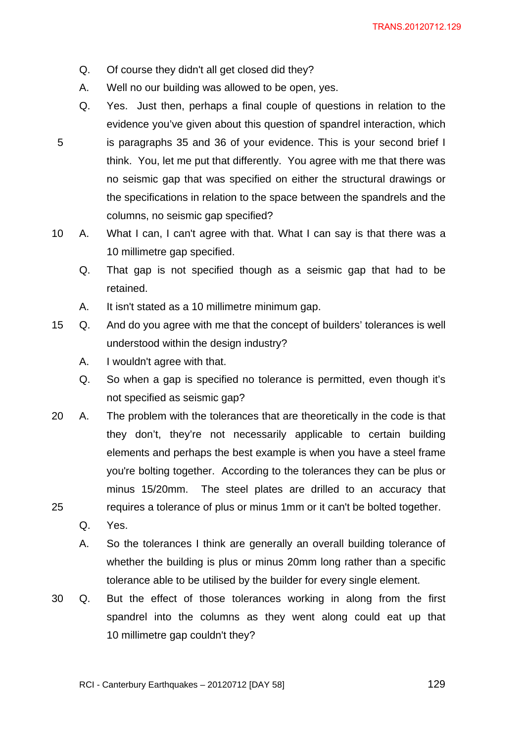Q. Of course they didn't all get closed did they?

A. Well no our building was allowed to be open, yes.

Q. Yes. Just then, perhaps a final couple of questions in relation to the evidence you've given about this question of spandrel interaction, which is paragraphs 35 and 36 of your evidence. This is your second brief I think. You, let me put that differently. You agree with me that there was no seismic gap that was specified on either the structural drawings or the specifications in relation to the space between the spandrels and the columns, no seismic gap specified?

A. What I can, I can't agree with that. What I can say is that there was a 10 millimetre gap specified.

Q. That gap is not specified though as a seismic gap that had to be retained.

A. It isn't stated as a 10 millimetre minimum gap.

Q. And do you agree with me that the concept of builders' tolerances is well understood within the design industry?

A. I wouldn't agree with that.

Q. So when a gap is specified no tolerance is permitted, even though it's not specified as seismic gap?

A. The problem with the tolerances that are theoretically in the code is that they don't, they're not necessarily applicable to certain building elements and perhaps the best example is when you have a steel frame you're bolting together. According to the tolerances they can be plus or minus 15/20mm. The steel plates are drilled to an accuracy that requires a tolerance of plus or minus 1mm or it can't be bolted together.

Q. Yes.

A. So the tolerances I think are generally an overall building tolerance of whether the building is plus or minus 20mm long rather than a specific tolerance able to be utilised by the builder for every single element.

Q. But the effect of those tolerances working in along from the first spandrel into the columns as they went along could eat up that 10 millimetre gap couldn't they?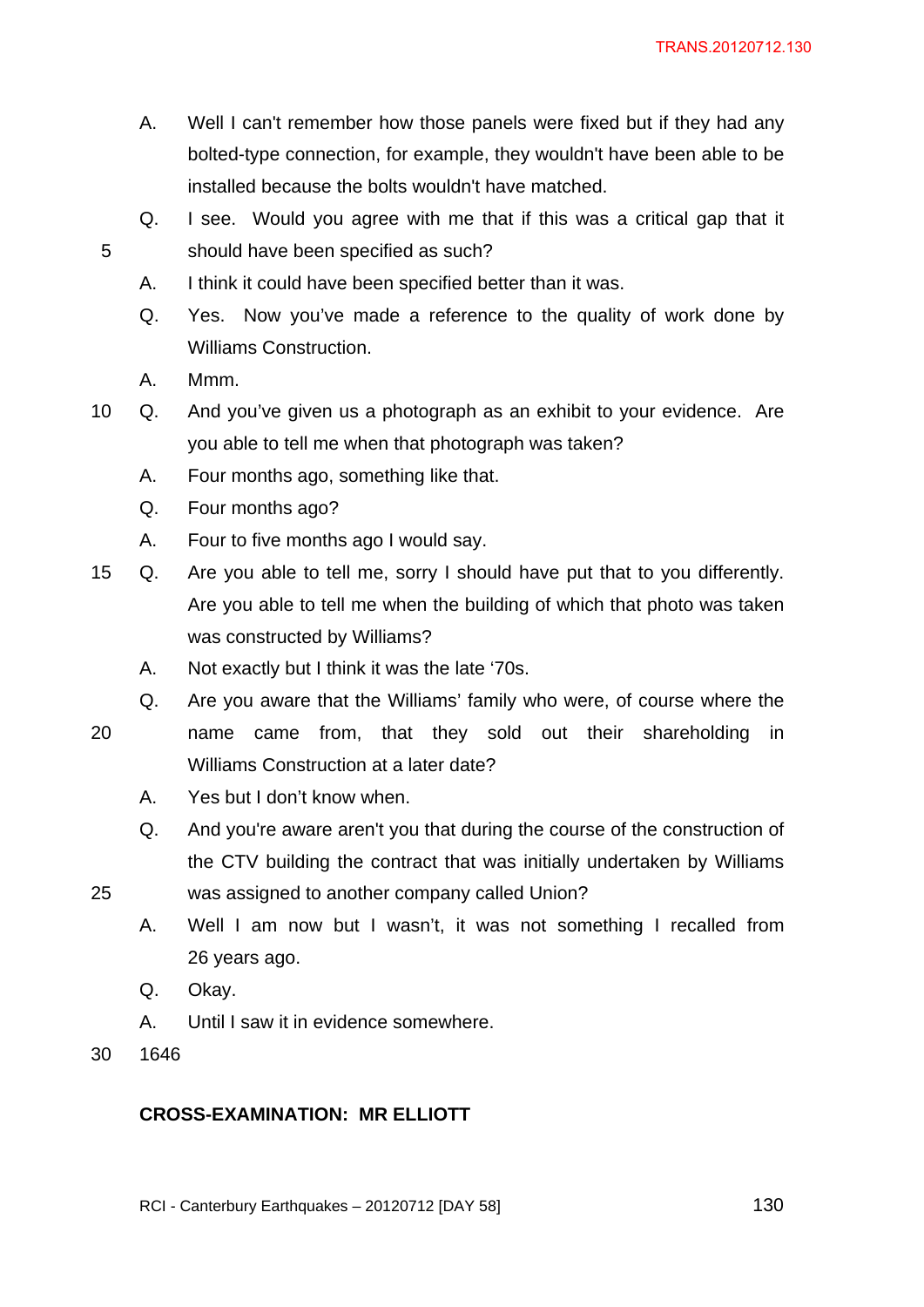A. Well I can't remember how those panels were fixed but if they had any bolted-type connection, for example, they wouldn't have been able to be installed because the bolts wouldn't have matched.

Q. I see. Would you agree with me that if this was a critical gap that it should have been specified as such?

A. I think it could have been specified better than it was.

Q. Yes. Now you've made a reference to the quality of work done by Williams Construction.

A. Mmm.

Q. And you've given us a photograph as an exhibit to your evidence. Are you able to tell me when that photograph was taken?

A. Four months ago, something like that.

Q. Four months ago?

A. Four to five months ago I would say.

Q. Are you able to tell me, sorry I should have put that to you differently. Are you able to tell me when the building of which that photo was taken was constructed by Williams?

A. Not exactly but I think it was the late '70s.

Q. Are you aware that the Williams' family who were, of course where the name came from, that they sold out their shareholding in Williams Construction at a later date?

A. Yes but I don't know when.

Q. And you're aware aren't you that during the course of the construction of the CTV building the contract that was initially undertaken by Williams was assigned to another company called Union?

A. Well I am now but I wasn't, it was not something I recalled from 26 years ago.

Q. Okay.

A. Until I saw it in evidence somewhere.

1646

**CROSS-EXAMINATION: MR ELLIOTT**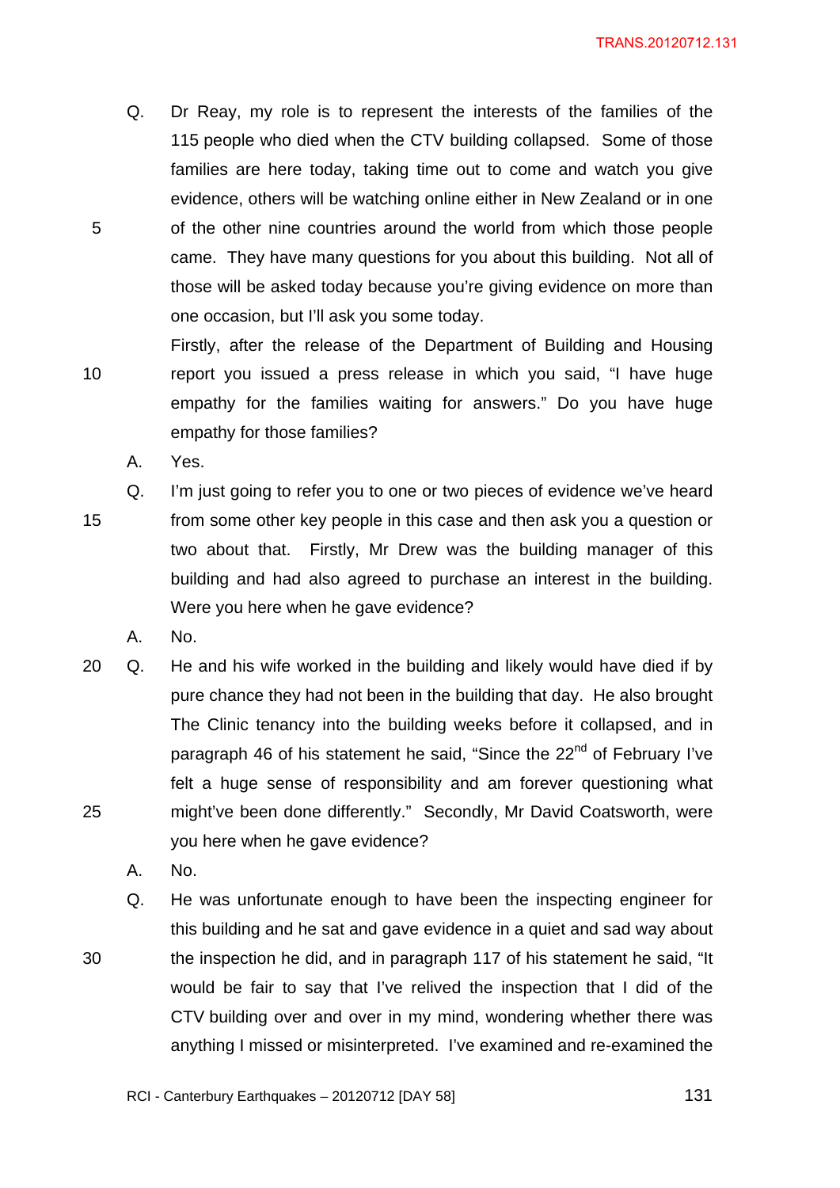Q. Dr Reay, my role is to represent the interests of the families of the 115 people who died when the CTV building collapsed. Some of those families are here today, taking time out to come and watch you give evidence, others will be watching online either in New Zealand or in one of the other nine countries around the world from which those people came. They have many questions for you about this building. Not all of those will be asked today because you're giving evidence on more than one occasion, but I'll ask you some today.

Firstly, after the release of the Department of Building and Housing report you issued a press release in which you said, "I have huge empathy for the families waiting for answers." Do you have huge empathy for those families?

A. Yes.

Q. I'm just going to refer you to one or two pieces of evidence we've heard from some other key people in this case and then ask you a question or two about that. Firstly, Mr Drew was the building manager of this building and had also agreed to purchase an interest in the building. Were you here when he gave evidence?

A. No.

Q. He and his wife worked in the building and likely would have died if by pure chance they had not been in the building that day. He also brought The Clinic tenancy into the building weeks before it collapsed, and in paragraph 46 of his statement he said, "Since the 22nd of February I've felt a huge sense of responsibility and am forever questioning what might've been done differently." Secondly, Mr David Coatsworth, were you here when he gave evidence?

A. No.

Q. He was unfortunate enough to have been the inspecting engineer for this building and he sat and gave evidence in a quiet and sad way about the inspection he did, and in paragraph 117 of his statement he said, "It would be fair to say that I've relived the inspection that I did of the CTV building over and over in my mind, wondering whether there was anything I missed or misinterpreted. I've examined and re-examined the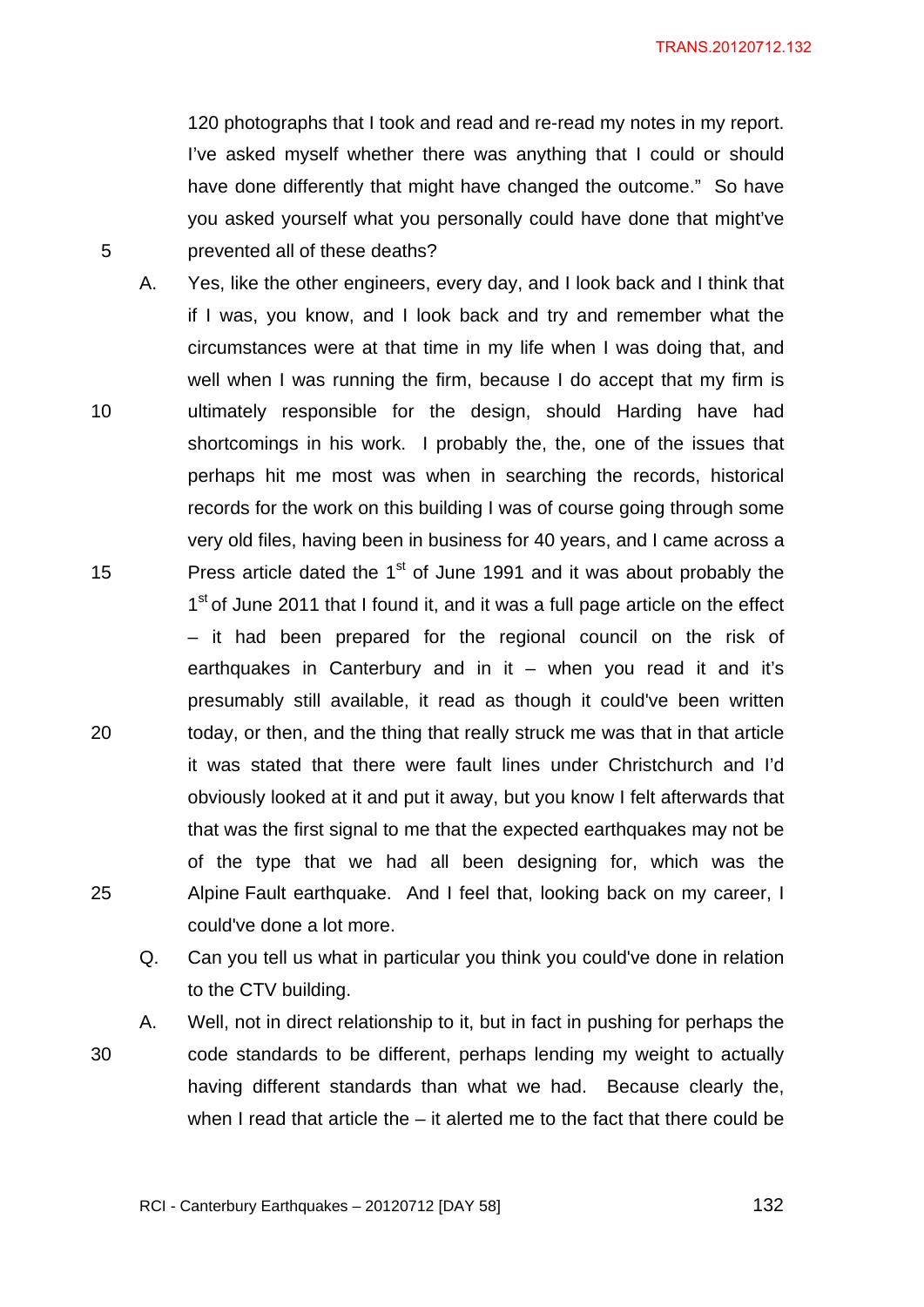120 photographs that I took and read and re-read my notes in my report. I've asked myself whether there was anything that I could or should have done differently that might have changed the outcome." So have you asked yourself what you personally could have done that might've prevented all of these deaths?

A. Yes, like the other engineers, every day, and I look back and I think that if I was, you know, and I look back and try and remember what the circumstances were at that time in my life when I was doing that, and well when I was running the firm, because I do accept that my firm is ultimately responsible for the design, should Harding have had shortcomings in his work. I probably the, the, one of the issues that perhaps hit me most was when in searching the records, historical records for the work on this building I was of course going through some very old files, having been in business for 40 years, and I came across a Press article dated the 1st of June 1991 and it was about probably the 1st of June 2011 that I found it, and it was a full page article on the effect – it had been prepared for the regional council on the risk of earthquakes in Canterbury and in it – when you read it and it's presumably still available, it read as though it could've been written today, or then, and the thing that really struck me was that in that article it was stated that there were fault lines under Christchurch and I'd obviously looked at it and put it away, but you know I felt afterwards that that was the first signal to me that the expected earthquakes may not be of the type that we had all been designing for, which was the Alpine Fault earthquake. And I feel that, looking back on my career, I could've done a lot more.

Q. Can you tell us what in particular you think you could've done in relation to the CTV building.

A. Well, not in direct relationship to it, but in fact in pushing for perhaps the code standards to be different, perhaps lending my weight to actually having different standards than what we had. Because clearly the, when I read that article the – it alerted me to the fact that there could be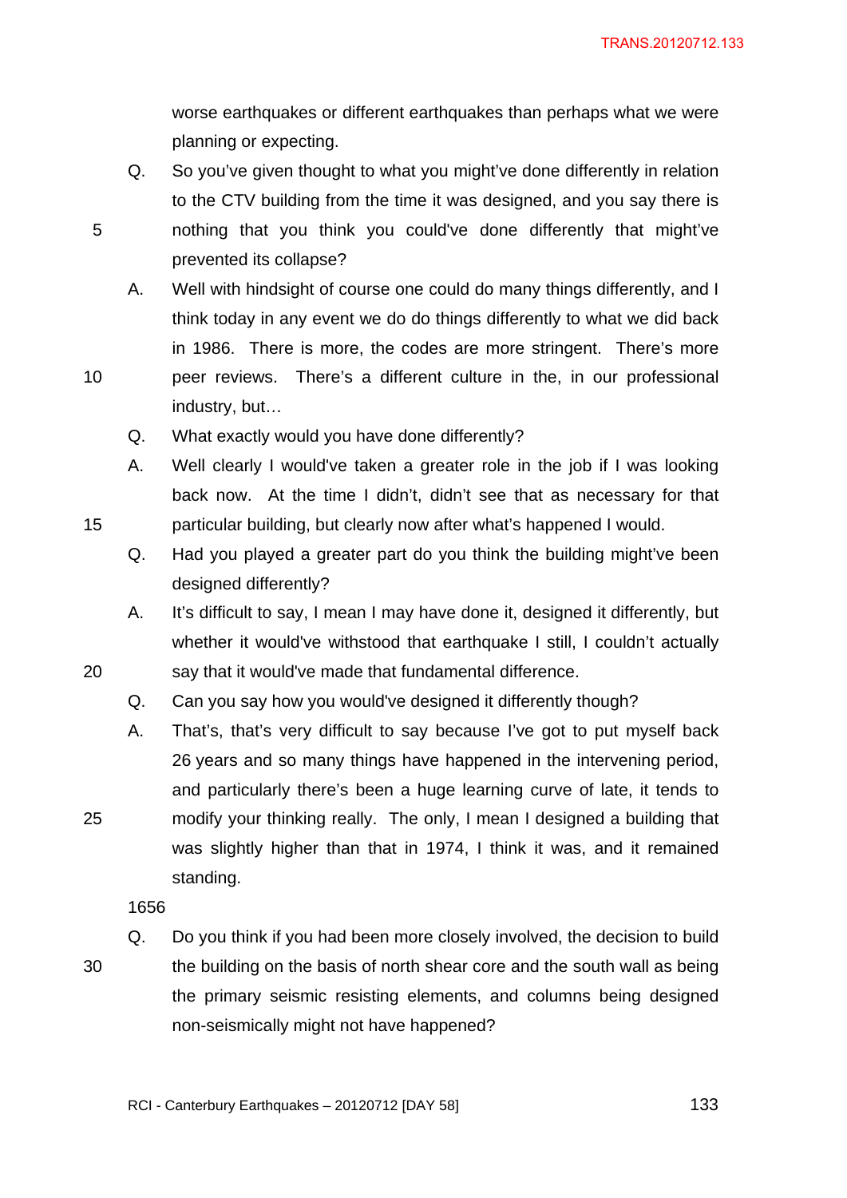worse earthquakes or different earthquakes than perhaps what we were planning or expecting.

Q. So you've given thought to what you might've done differently in relation to the CTV building from the time it was designed, and you say there is nothing that you think you could've done differently that might've prevented its collapse?

A. Well with hindsight of course one could do many things differently, and I think today in any event we do do things differently to what we did back in 1986. There is more, the codes are more stringent. There's more peer reviews. There's a different culture in the, in our professional industry, but…

Q. What exactly would you have done differently?

A. Well clearly I would've taken a greater role in the job if I was looking back now. At the time I didn't, didn't see that as necessary for that particular building, but clearly now after what's happened I would.

Q. Had you played a greater part do you think the building might've been designed differently?

A. It's difficult to say, I mean I may have done it, designed it differently, but whether it would've withstood that earthquake I still, I couldn't actually say that it would've made that fundamental difference.

Q. Can you say how you would've designed it differently though?

A. That's, that's very difficult to say because I've got to put myself back 26 years and so many things have happened in the intervening period, and particularly there's been a huge learning curve of late, it tends to modify your thinking really. The only, I mean I designed a building that was slightly higher than that in 1974, I think it was, and it remained standing.

1656

Q. Do you think if you had been more closely involved, the decision to build the building on the basis of north shear core and the south wall as being the primary seismic resisting elements, and columns being designed non-seismically might not have happened?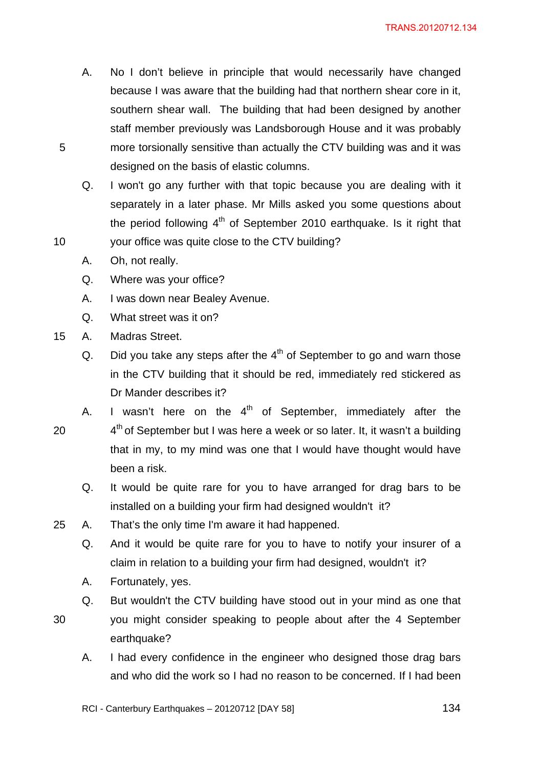A. No I don't believe in principle that would necessarily have changed because I was aware that the building had that northern shear core in it, southern shear wall. The building that had been designed by another staff member previously was Landsborough House and it was probably more torsionally sensitive than actually the CTV building was and it was designed on the basis of elastic columns.

Q. I won't go any further with that topic because you are dealing with it separately in a later phase. Mr Mills asked you some questions about the period following 4th of September 2010 earthquake. Is it right that your office was quite close to the CTV building?

A. Oh, not really.

Q. Where was your office?

A. I was down near Bealey Avenue.

Q. What street was it on?

A. Madras Street.

Q. Did you take any steps after the 4th of September to go and warn those in the CTV building that it should be red, immediately red stickered as Dr Mander describes it?

A. I wasn't here on the 4th of September, immediately after the 4th of September but I was here a week or so later. It, it wasn't a building that in my, to my mind was one that I would have thought would have been a risk.

Q. It would be quite rare for you to have arranged for drag bars to be installed on a building your firm had designed wouldn't it?

A. That's the only time I'm aware it had happened.

Q. And it would be quite rare for you to have to notify your insurer of a claim in relation to a building your firm had designed, wouldn't it?

A. Fortunately, yes.

Q. But wouldn't the CTV building have stood out in your mind as one that you might consider speaking to people about after the 4 September earthquake?

A. I had every confidence in the engineer who designed those drag bars and who did the work so I had no reason to be concerned. If I had been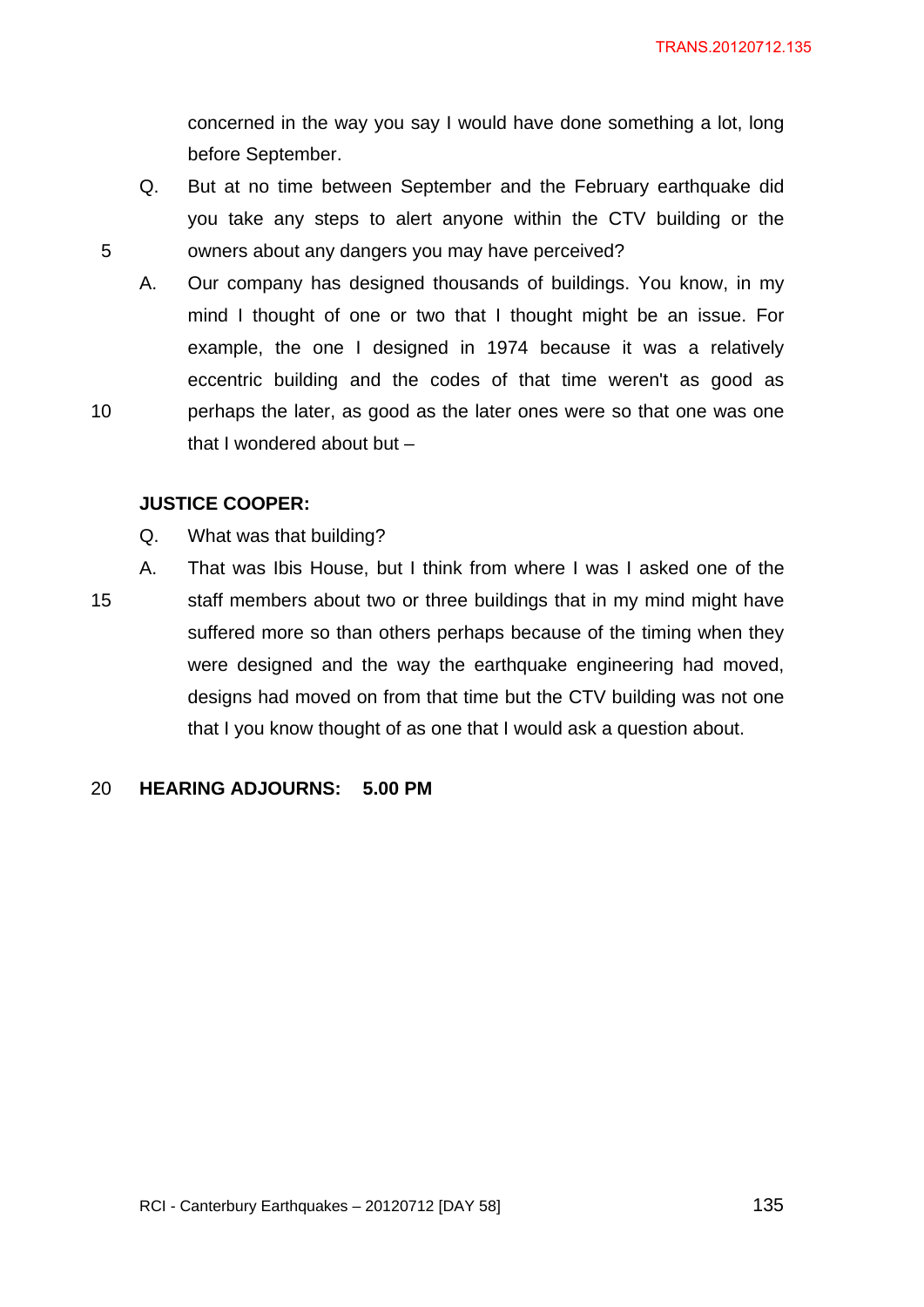concerned in the way you say I would have done something a lot, long before September.

Q. But at no time between September and the February earthquake did you take any steps to alert anyone within the CTV building or the owners about any dangers you may have perceived?

A. Our company has designed thousands of buildings. You know, in my mind I thought of one or two that I thought might be an issue. For example, the one I designed in 1974 because it was a relatively eccentric building and the codes of that time weren't as good as perhaps the later, as good as the later ones were so that one was one that I wondered about but –

**JUSTICE COOPER:**

Q. What was that building?

A. That was Ibis House, but I think from where I was I asked one of the staff members about two or three buildings that in my mind might have suffered more so than others perhaps because of the timing when they were designed and the way the earthquake engineering had moved, designs had moved on from that time but the CTV building was not one that I you know thought of as one that I would ask a question about.

**HEARING ADJOURNS: 5.00 PM**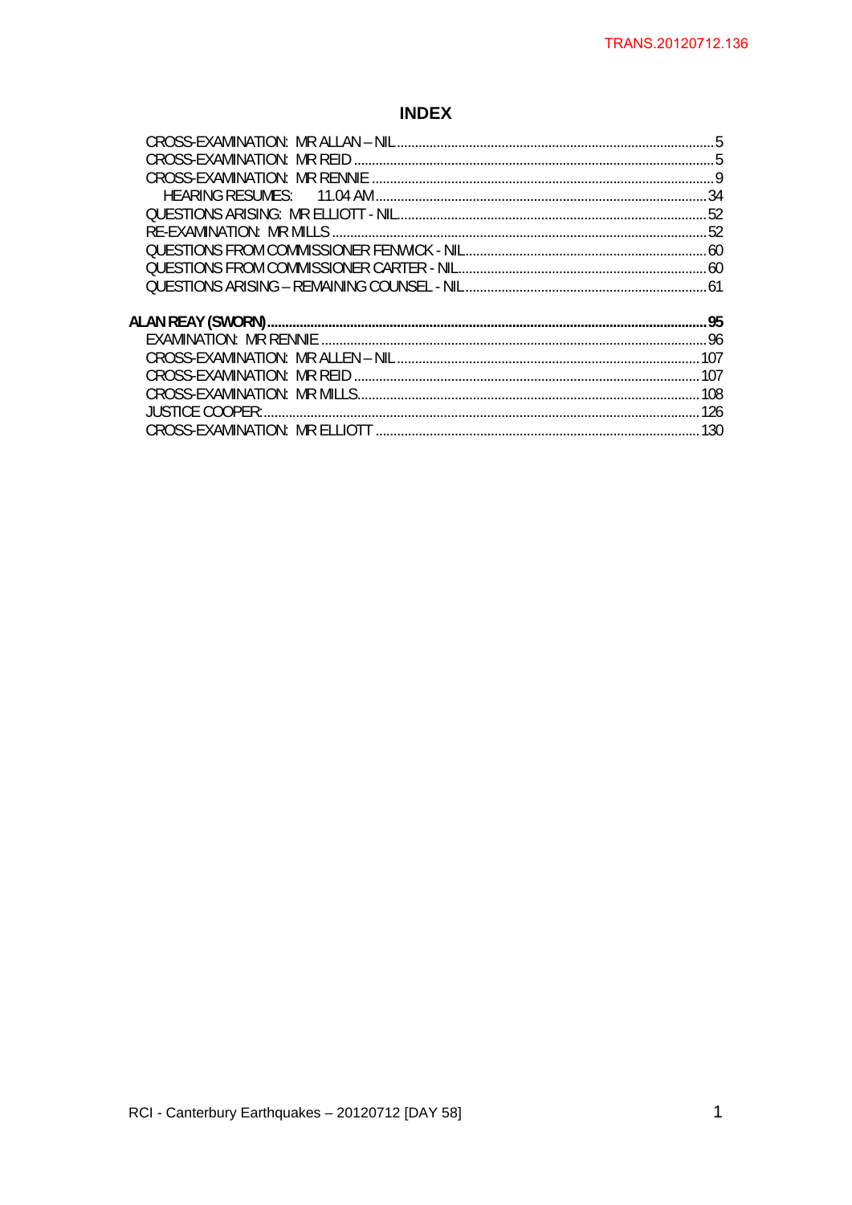## INDEX

CROSS-EXAMINATION: MR ALLAN – NIL ........................................................................................ 5
CROSS-EXAMINATION: MR REID ................................................................................................. 5
CROSS-EXAMINATION: MR RENNIE ............................................................................................. 9
HEARING RESUMES: 11.04 AM ................................................................................................ 34
QUESTIONS ARISING: MR ELLIOTT - NIL ..................................................................................... 52
RE-EXAMINATION: MR MILLS ..................................................................................................... 52
QUESTIONS FROM COMMISSIONER FENWICK - NIL ....................................................................... 60
QUESTIONS FROM COMMISSIONER CARTER - NIL ......................................................................... 60
QUESTIONS ARISING – REMAINING COUNSEL - NIL ........................................................................ 61

**ALAN REAY (SWORN) ................................................................................................................... 95**
EXAMINATION: MR RENNIE ........................................................................................................ 96
CROSS-EXAMINATION: MR ALLEN – NIL ...................................................................................... 107
CROSS-EXAMINATION: MR REID ................................................................................................ 107
CROSS-EXAMINATION: MR MILLS ............................................................................................... 108
JUSTICE COOPER: ..................................................................................................................... 126
CROSS-EXAMINATION: MR ELLIOTT .......................................................................................... 130